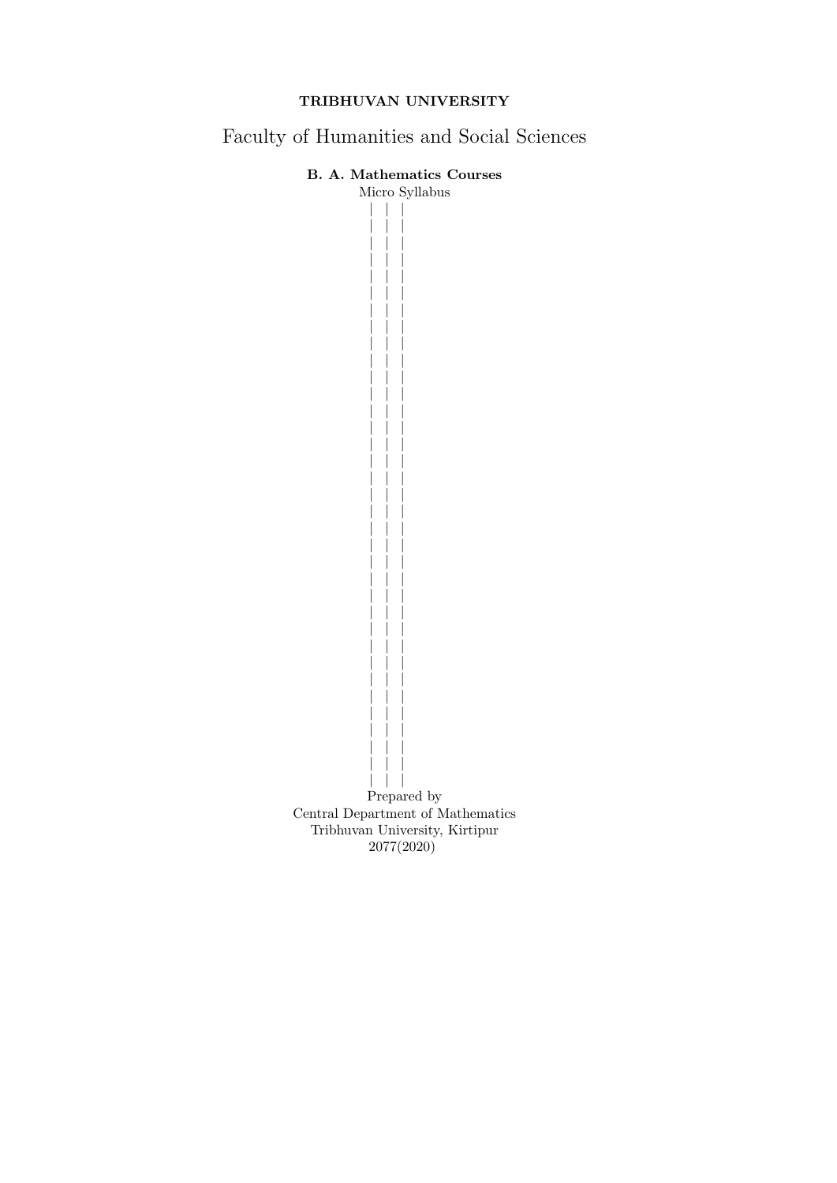**TRIBHUVAN UNIVERSITY**

# Faculty of Humanities and Social Sciences

**B. A. Mathematics Courses**

Micro Syllabus

Prepared by
Central Department of Mathematics
Tribhuvan University, Kirtipur
2077(2020)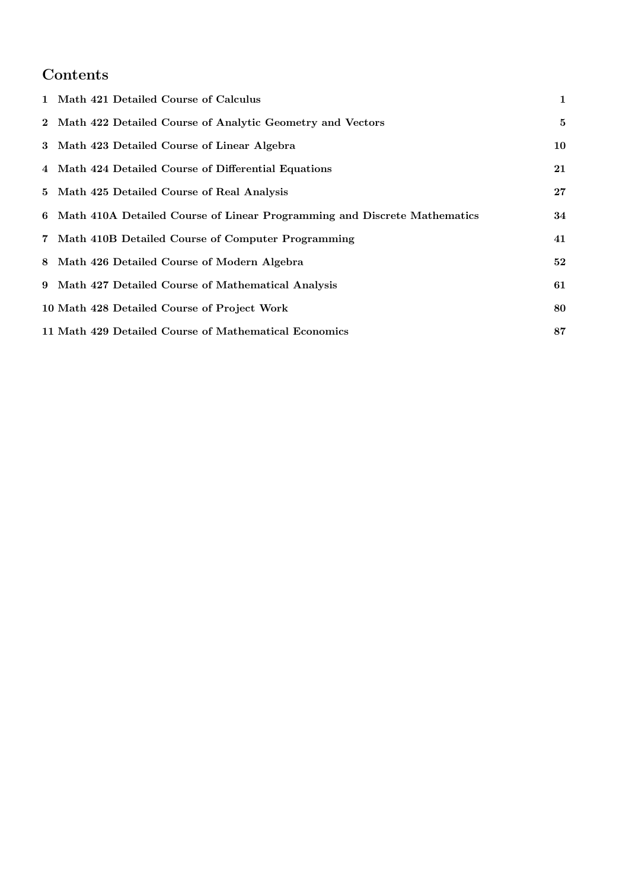# Contents

| | | |
|---|---|---|
| 1 | **Math 421 Detailed Course of Calculus** | **1** |
| 2 | **Math 422 Detailed Course of Analytic Geometry and Vectors** | **5** |
| 3 | **Math 423 Detailed Course of Linear Algebra** | **10** |
| 4 | **Math 424 Detailed Course of Differential Equations** | **21** |
| 5 | **Math 425 Detailed Course of Real Analysis** | **27** |
| 6 | **Math 410A Detailed Course of Linear Programming and Discrete Mathematics** | **34** |
| 7 | **Math 410B Detailed Course of Computer Programming** | **41** |
| 8 | **Math 426 Detailed Course of Modern Algebra** | **52** |
| 9 | **Math 427 Detailed Course of Mathematical Analysis** | **61** |
| 10 | **Math 428 Detailed Course of Project Work** | **80** |
| 11 | **Math 429 Detailed Course of Mathematical Economics** | **87** |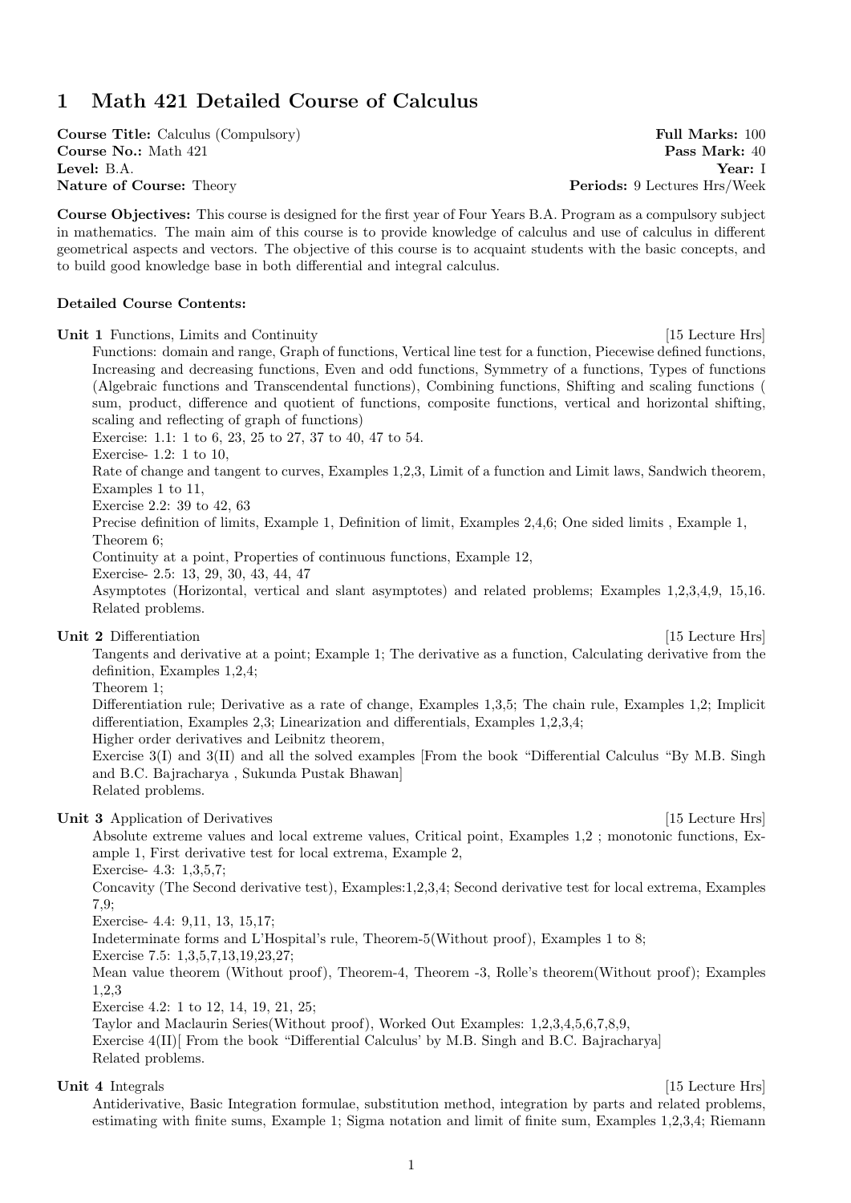# 1 Math 421 Detailed Course of Calculus

**Course Title:** Calculus (Compulsory) **Full Marks:** 100
**Course No.:** Math 421 **Pass Mark:** 40
**Level:** B.A. **Year:** I
**Nature of Course:** Theory **Periods:** 9 Lectures Hrs/Week

**Course Objectives:** This course is designed for the first year of Four Years B.A. Program as a compulsory subject in mathematics. The main aim of this course is to provide knowledge of calculus and use of calculus in different geometrical aspects and vectors. The objective of this course is to acquaint students with the basic concepts, and to build good knowledge base in both differential and integral calculus.

**Detailed Course Contents:**

**Unit 1** Functions, Limits and Continuity [15 Lecture Hrs]

Functions: domain and range, Graph of functions, Vertical line test for a function, Piecewise defined functions, Increasing and decreasing functions, Even and odd functions, Symmetry of a functions, Types of functions (Algebraic functions and Transcendental functions), Combining functions, Shifting and scaling functions ( sum, product, difference and quotient of functions, composite functions, vertical and horizontal shifting, scaling and reflecting of graph of functions)

Exercise: 1.1: 1 to 6, 23, 25 to 27, 37 to 40, 47 to 54.

Exercise- 1.2: 1 to 10,

Rate of change and tangent to curves, Examples 1,2,3, Limit of a function and Limit laws, Sandwich theorem, Examples 1 to 11,

Exercise 2.2: 39 to 42, 63

Precise definition of limits, Example 1, Definition of limit, Examples 2,4,6; One sided limits , Example 1, Theorem 6;

Continuity at a point, Properties of continuous functions, Example 12,

Exercise- 2.5: 13, 29, 30, 43, 44, 47

Asymptotes (Horizontal, vertical and slant asymptotes) and related problems; Examples 1,2,3,4,9, 15,16. Related problems.

**Unit 2** Differentiation [15 Lecture Hrs]

Tangents and derivative at a point; Example 1; The derivative as a function, Calculating derivative from the definition, Examples 1,2,4;

Theorem 1;

Differentiation rule; Derivative as a rate of change, Examples 1,3,5; The chain rule, Examples 1,2; Implicit differentiation, Examples 2,3; Linearization and differentials, Examples 1,2,3,4;

Higher order derivatives and Leibnitz theorem,

Exercise 3(I) and 3(II) and all the solved examples [From the book "Differential Calculus "By M.B. Singh and B.C. Bajracharya , Sukunda Pustak Bhawan]

Related problems.

**Unit 3** Application of Derivatives [15 Lecture Hrs]

Absolute extreme values and local extreme values, Critical point, Examples 1,2 ; monotonic functions, Example 1, First derivative test for local extrema, Example 2,

Exercise- 4.3: 1,3,5,7;

Concavity (The Second derivative test), Examples:1,2,3,4; Second derivative test for local extrema, Examples 7,9;

Exercise- 4.4: 9,11, 13, 15,17;

Indeterminate forms and L'Hospital's rule, Theorem-5(Without proof), Examples 1 to 8;

Exercise 7.5: 1,3,5,7,13,19,23,27;

Mean value theorem (Without proof), Theorem-4, Theorem -3, Rolle's theorem(Without proof); Examples 1,2,3

Exercise 4.2: 1 to 12, 14, 19, 21, 25;

Taylor and Maclaurin Series(Without proof), Worked Out Examples: 1,2,3,4,5,6,7,8,9,

Exercise 4(II)[ From the book "Differential Calculus' by M.B. Singh and B.C. Bajracharya]

Related problems.

**Unit 4** Integrals [15 Lecture Hrs]

Antiderivative, Basic Integration formulae, substitution method, integration by parts and related problems, estimating with finite sums, Example 1; Sigma notation and limit of finite sum, Examples 1,2,3,4; Riemann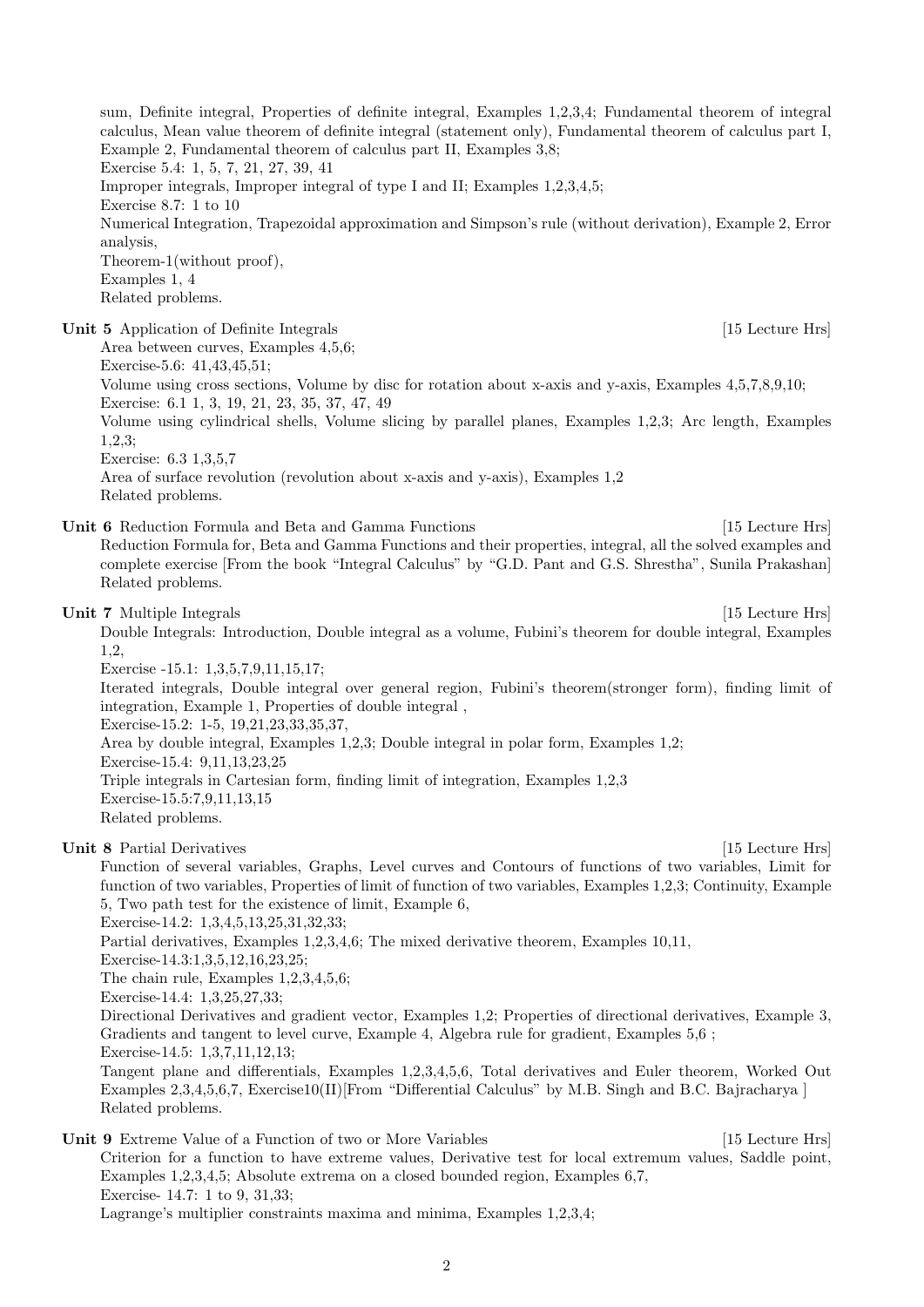sum, Definite integral, Properties of definite integral, Examples 1,2,3,4; Fundamental theorem of integral calculus, Mean value theorem of definite integral (statement only), Fundamental theorem of calculus part I, Example 2, Fundamental theorem of calculus part II, Examples 3,8;
Exercise 5.4: 1, 5, 7, 21, 27, 39, 41
Improper integrals, Improper integral of type I and II; Examples 1,2,3,4,5;
Exercise 8.7: 1 to 10
Numerical Integration, Trapezoidal approximation and Simpson's rule (without derivation), Example 2, Error analysis,
Theorem-1(without proof),
Examples 1, 4
Related problems.

**Unit 5** Application of Definite Integrals [15 Lecture Hrs]
Area between curves, Examples 4,5,6;
Exercise-5.6: 41,43,45,51;
Volume using cross sections, Volume by disc for rotation about x-axis and y-axis, Examples 4,5,7,8,9,10;
Exercise: 6.1 1, 3, 19, 21, 23, 35, 37, 47, 49
Volume using cylindrical shells, Volume slicing by parallel planes, Examples 1,2,3; Arc length, Examples 1,2,3;
Exercise: 6.3 1,3,5,7
Area of surface revolution (revolution about x-axis and y-axis), Examples 1,2
Related problems.

**Unit 6** Reduction Formula and Beta and Gamma Functions [15 Lecture Hrs]
Reduction Formula for, Beta and Gamma Functions and their properties, integral, all the solved examples and complete exercise [From the book "Integral Calculus" by "G.D. Pant and G.S. Shrestha", Sunila Prakashan]
Related problems.

**Unit 7** Multiple Integrals [15 Lecture Hrs]
Double Integrals: Introduction, Double integral as a volume, Fubini's theorem for double integral, Examples 1,2,
Exercise -15.1: 1,3,5,7,9,11,15,17;
Iterated integrals, Double integral over general region, Fubini's theorem(stronger form), finding limit of integration, Example 1, Properties of double integral ,
Exercise-15.2: 1-5, 19,21,23,33,35,37,
Area by double integral, Examples 1,2,3; Double integral in polar form, Examples 1,2;
Exercise-15.4: 9,11,13,23,25
Triple integrals in Cartesian form, finding limit of integration, Examples 1,2,3
Exercise-15.5:7,9,11,13,15
Related problems.

**Unit 8** Partial Derivatives [15 Lecture Hrs]
Function of several variables, Graphs, Level curves and Contours of functions of two variables, Limit for function of two variables, Properties of limit of function of two variables, Examples 1,2,3; Continuity, Example 5, Two path test for the existence of limit, Example 6,
Exercise-14.2: 1,3,4,5,13,25,31,32,33;
Partial derivatives, Examples 1,2,3,4,6; The mixed derivative theorem, Examples 10,11,
Exercise-14.3:1,3,5,12,16,23,25;
The chain rule, Examples 1,2,3,4,5,6;
Exercise-14.4: 1,3,25,27,33;
Directional Derivatives and gradient vector, Examples 1,2; Properties of directional derivatives, Example 3, Gradients and tangent to level curve, Example 4, Algebra rule for gradient, Examples 5,6 ;
Exercise-14.5: 1,3,7,11,12,13;
Tangent plane and differentials, Examples 1,2,3,4,5,6, Total derivatives and Euler theorem, Worked Out Examples 2,3,4,5,6,7, Exercise10(II)[From "Differential Calculus" by M.B. Singh and B.C. Bajracharya ]
Related problems.

**Unit 9** Extreme Value of a Function of two or More Variables [15 Lecture Hrs]
Criterion for a function to have extreme values, Derivative test for local extremum values, Saddle point, Examples 1,2,3,4,5; Absolute extrema on a closed bounded region, Examples 6,7,
Exercise- 14.7: 1 to 9, 31,33;
Lagrange's multiplier constraints maxima and minima, Examples 1,2,3,4;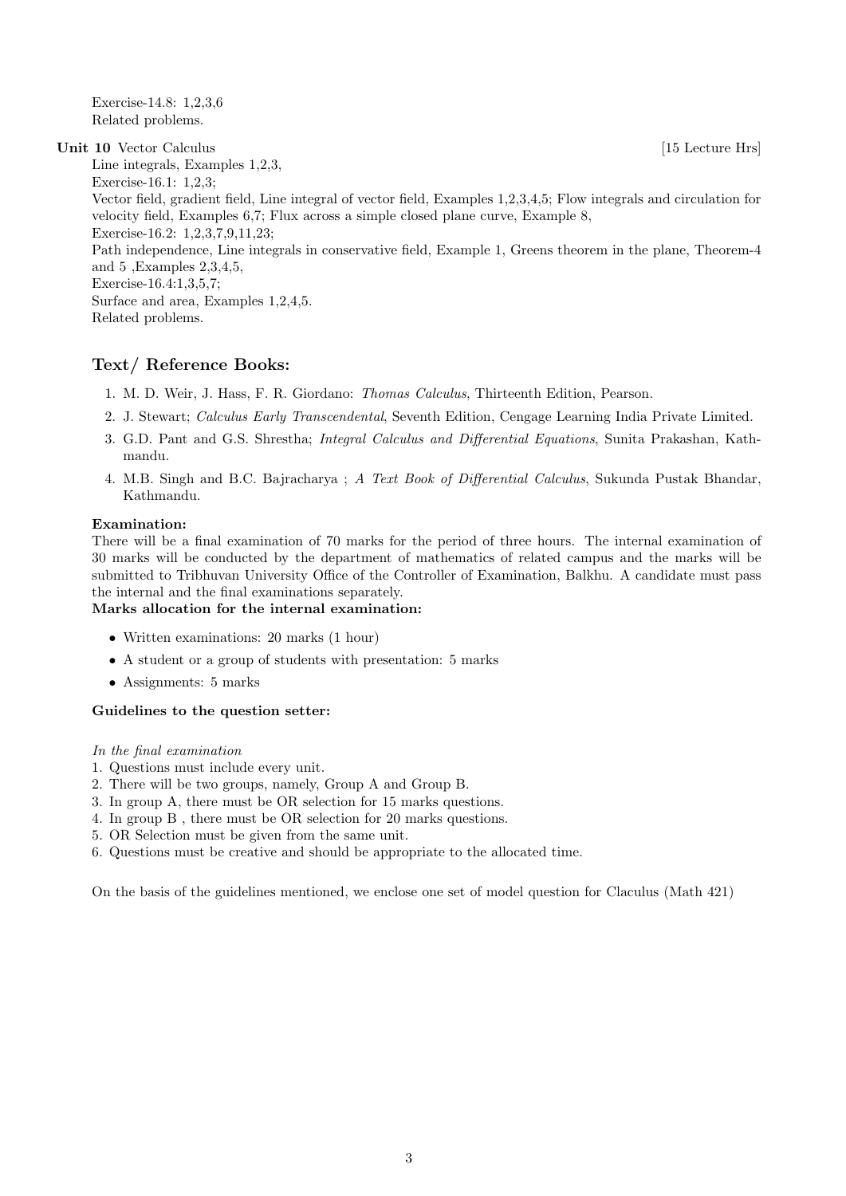Exercise-14.8: 1,2,3,6
Related problems.

**Unit 10** Vector Calculus [15 Lecture Hrs]

Line integrals, Examples 1,2,3,
Exercise-16.1: 1,2,3;
Vector field, gradient field, Line integral of vector field, Examples 1,2,3,4,5; Flow integrals and circulation for velocity field, Examples 6,7; Flux across a simple closed plane curve, Example 8,
Exercise-16.2: 1,2,3,7,9,11,23;
Path independence, Line integrals in conservative field, Example 1, Greens theorem in the plane, Theorem-4 and 5 ,Examples 2,3,4,5,
Exercise-16.4:1,3,5,7;
Surface and area, Examples 1,2,4,5.
Related problems.

## Text/ Reference Books:

1. M. D. Weir, J. Hass, F. R. Giordano: *Thomas Calculus*, Thirteenth Edition, Pearson.
2. J. Stewart; *Calculus Early Transcendental*, Seventh Edition, Cengage Learning India Private Limited.
3. G.D. Pant and G.S. Shrestha; *Integral Calculus and Differential Equations*, Sunita Prakashan, Kathmandu.
4. M.B. Singh and B.C. Bajracharya ; *A Text Book of Differential Calculus*, Sukunda Pustak Bhandar, Kathmandu.

**Examination:**

There will be a final examination of 70 marks for the period of three hours. The internal examination of 30 marks will be conducted by the department of mathematics of related campus and the marks will be submitted to Tribhuvan University Office of the Controller of Examination, Balkhu. A candidate must pass the internal and the final examinations separately.

**Marks allocation for the internal examination:**

- Written examinations: 20 marks (1 hour)
- A student or a group of students with presentation: 5 marks
- Assignments: 5 marks

**Guidelines to the question setter:**

*In the final examination*

1. Questions must include every unit.
2. There will be two groups, namely, Group A and Group B.
3. In group A, there must be OR selection for 15 marks questions.
4. In group B , there must be OR selection for 20 marks questions.
5. OR Selection must be given from the same unit.
6. Questions must be creative and should be appropriate to the allocated time.

On the basis of the guidelines mentioned, we enclose one set of model question for Claculus (Math 421)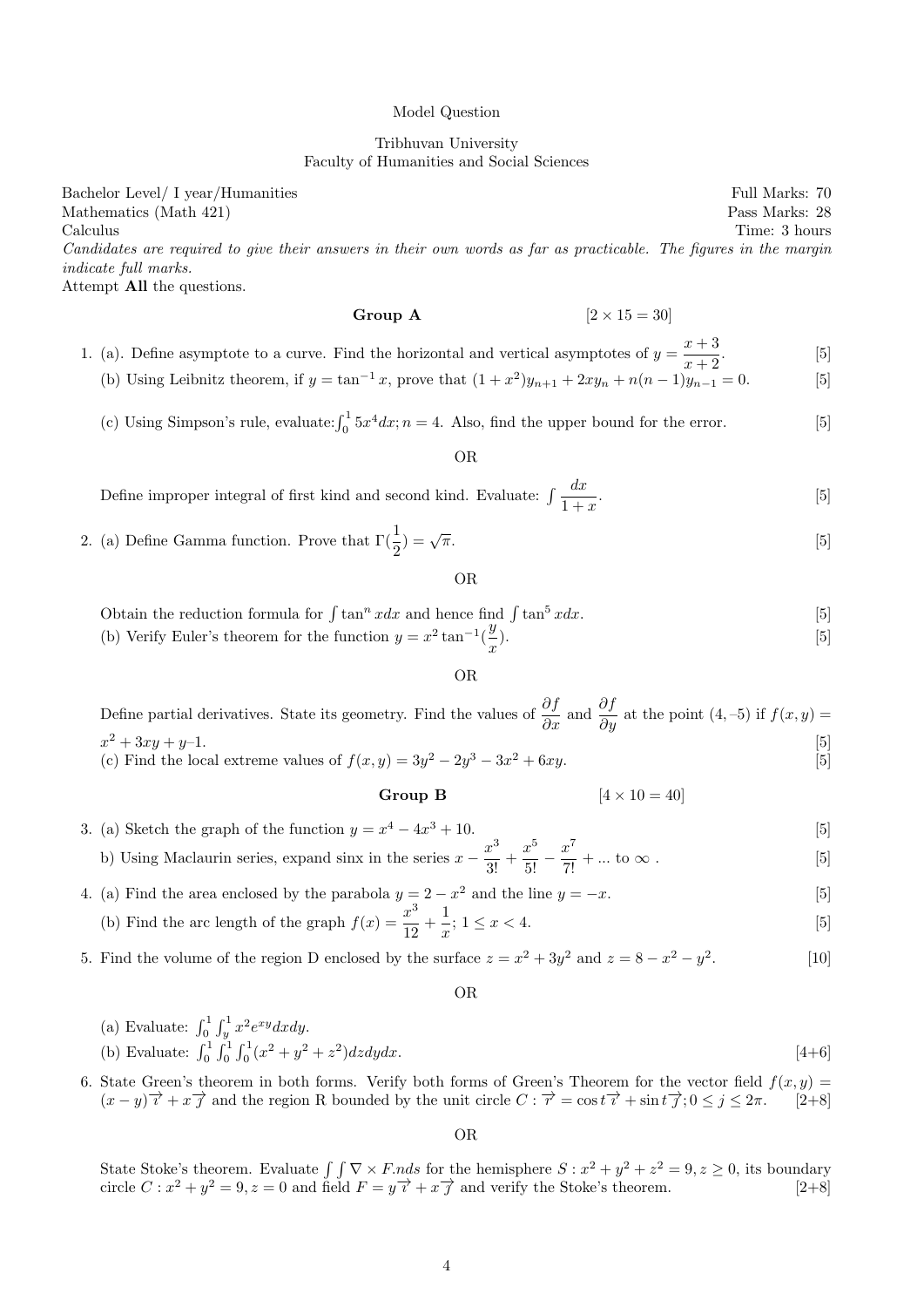Model Question

Tribhuvan University
Faculty of Humanities and Social Sciences

Bachelor Level/ I year/Humanities — Full Marks: 70
Mathematics (Math 421) — Pass Marks: 28
Calculus — Time: 3 hours

*Candidates are required to give their answers in their own words as far as practicable. The figures in the margin indicate full marks.*

Attempt **All** the questions.

### Group A [2 × 15 = 30]

1. (a). Define asymptote to a curve. Find the horizontal and vertical asymptotes of $y = \dfrac{x+3}{x+2}$. [5]

   (b) Using Leibnitz theorem, if $y = \tan^{-1} x$, prove that $(1 + x^2)y_{n+1} + 2xy_n + n(n-1)y_{n-1} = 0$. [5]

   (c) Using Simpson's rule, evaluate: $\int_0^1 5x^4 dx; n = 4$. Also, find the upper bound for the error. [5]

   OR

   Define improper integral of first kind and second kind. Evaluate: $\int \dfrac{dx}{1+x}$. [5]

2. (a) Define Gamma function. Prove that $\Gamma(\frac{1}{2}) = \sqrt{\pi}$. [5]

   OR

   Obtain the reduction formula for $\int \tan^n x dx$ and hence find $\int \tan^5 x dx$. [5]

   (b) Verify Euler's theorem for the function $y = x^2 \tan^{-1}(\frac{y}{x})$. [5]

   OR

   Define partial derivatives. State its geometry. Find the values of $\dfrac{\partial f}{\partial x}$ and $\dfrac{\partial f}{\partial y}$ at the point (4, –5) if $f(x, y) = x^2 + 3xy + y–1$. [5]

   (c) Find the local extreme values of $f(x, y) = 3y^2 - 2y^3 - 3x^2 + 6xy$. [5]

### Group B [4 × 10 = 40]

3. (a) Sketch the graph of the function $y = x^4 - 4x^3 + 10$. [5]

   b) Using Maclaurin series, expand sinx in the series $x - \dfrac{x^3}{3!} + \dfrac{x^5}{5!} - \dfrac{x^7}{7!} + ...$ to $\infty$ . [5]

4. (a) Find the area enclosed by the parabola $y = 2 - x^2$ and the line $y = -x$. [5]

   (b) Find the arc length of the graph $f(x) = \dfrac{x^3}{12} + \dfrac{1}{x}; 1 \le x < 4$. [5]

5. Find the volume of the region D enclosed by the surface $z = x^2 + 3y^2$ and $z = 8 - x^2 - y^2$. [10]

   OR

   (a) Evaluate: $\int_0^1 \int_y^1 x^2 e^{xy} dxdy$.

   (b) Evaluate: $\int_0^1 \int_0^1 \int_0^1 (x^2 + y^2 + z^2) dzdydx$. [4+6]

6. State Green's theorem in both forms. Verify both forms of Green's Theorem for the vector field $f(x, y) = (x - y)\overrightarrow{i} + x\overrightarrow{j}$ and the region R bounded by the unit circle $C : \overrightarrow{r} = \cos t\overrightarrow{i} + \sin t\overrightarrow{j}; 0 \le j \le 2\pi$. [2+8]

   OR

   State Stoke's theorem. Evaluate $\int\int \nabla \times F.nds$ for the hemisphere $S : x^2 + y^2 + z^2 = 9, z \ge 0$, its boundary circle $C : x^2 + y^2 = 9, z = 0$ and field $F = y\overrightarrow{i} + x\overrightarrow{j}$ and verify the Stoke's theorem. [2+8]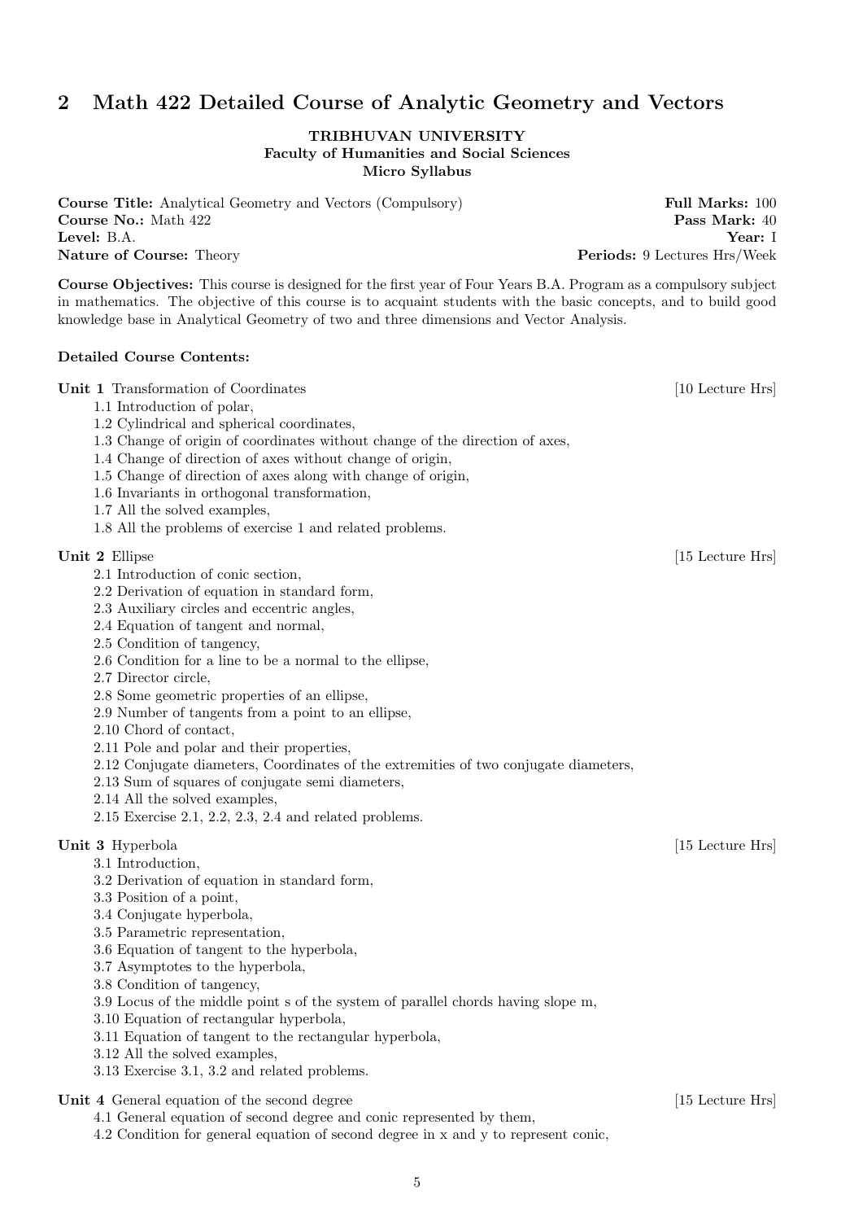## 2 Math 422 Detailed Course of Analytic Geometry and Vectors

**TRIBHUVAN UNIVERSITY**
**Faculty of Humanities and Social Sciences**
**Micro Syllabus**

**Course Title:** Analytical Geometry and Vectors (Compulsory) — **Full Marks:** 100
**Course No.:** Math 422 — **Pass Mark:** 40
**Level:** B.A. — **Year:** I
**Nature of Course:** Theory — **Periods:** 9 Lectures Hrs/Week

**Course Objectives:** This course is designed for the first year of Four Years B.A. Program as a compulsory subject in mathematics. The objective of this course is to acquaint students with the basic concepts, and to build good knowledge base in Analytical Geometry of two and three dimensions and Vector Analysis.

**Detailed Course Contents:**

**Unit 1** Transformation of Coordinates [10 Lecture Hrs]

1.1 Introduction of polar,
1.2 Cylindrical and spherical coordinates,
1.3 Change of origin of coordinates without change of the direction of axes,
1.4 Change of direction of axes without change of origin,
1.5 Change of direction of axes along with change of origin,
1.6 Invariants in orthogonal transformation,
1.7 All the solved examples,
1.8 All the problems of exercise 1 and related problems.

**Unit 2** Ellipse [15 Lecture Hrs]

2.1 Introduction of conic section,
2.2 Derivation of equation in standard form,
2.3 Auxiliary circles and eccentric angles,
2.4 Equation of tangent and normal,
2.5 Condition of tangency,
2.6 Condition for a line to be a normal to the ellipse,
2.7 Director circle,
2.8 Some geometric properties of an ellipse,
2.9 Number of tangents from a point to an ellipse,
2.10 Chord of contact,
2.11 Pole and polar and their properties,
2.12 Conjugate diameters, Coordinates of the extremities of two conjugate diameters,
2.13 Sum of squares of conjugate semi diameters,
2.14 All the solved examples,
2.15 Exercise 2.1, 2.2, 2.3, 2.4 and related problems.

**Unit 3** Hyperbola [15 Lecture Hrs]

3.1 Introduction,
3.2 Derivation of equation in standard form,
3.3 Position of a point,
3.4 Conjugate hyperbola,
3.5 Parametric representation,
3.6 Equation of tangent to the hyperbola,
3.7 Asymptotes to the hyperbola,
3.8 Condition of tangency,
3.9 Locus of the middle point s of the system of parallel chords having slope m,
3.10 Equation of rectangular hyperbola,
3.11 Equation of tangent to the rectangular hyperbola,
3.12 All the solved examples,
3.13 Exercise 3.1, 3.2 and related problems.

**Unit 4** General equation of the second degree [15 Lecture Hrs]

4.1 General equation of second degree and conic represented by them,
4.2 Condition for general equation of second degree in x and y to represent conic,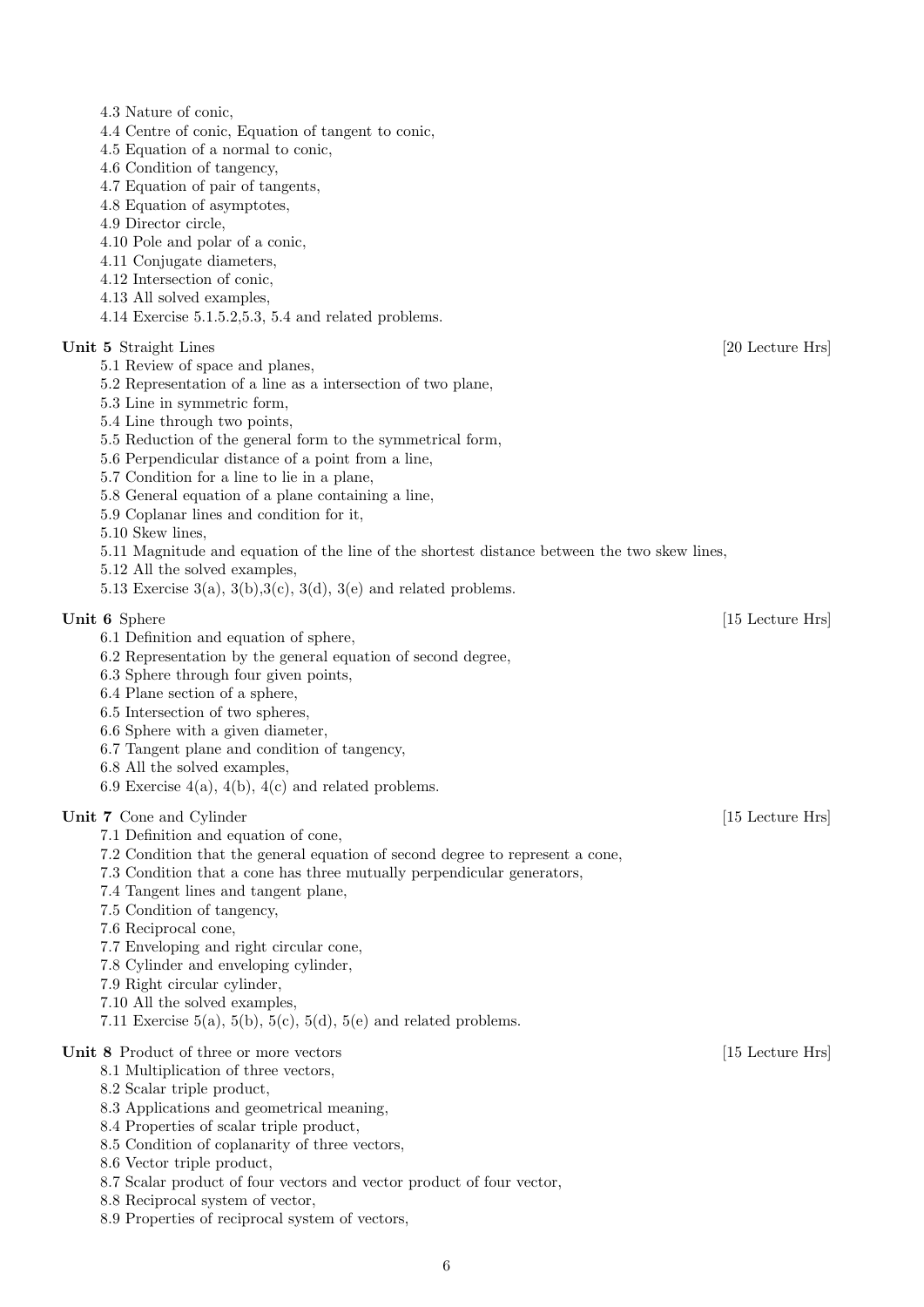4.3 Nature of conic,
4.4 Centre of conic, Equation of tangent to conic,
4.5 Equation of a normal to conic,
4.6 Condition of tangency,
4.7 Equation of pair of tangents,
4.8 Equation of asymptotes,
4.9 Director circle,
4.10 Pole and polar of a conic,
4.11 Conjugate diameters,
4.12 Intersection of conic,
4.13 All solved examples,
4.14 Exercise 5.1.5.2,5.3, 5.4 and related problems.

**Unit 5** Straight Lines [20 Lecture Hrs]

5.1 Review of space and planes,
5.2 Representation of a line as a intersection of two plane,
5.3 Line in symmetric form,
5.4 Line through two points,
5.5 Reduction of the general form to the symmetrical form,
5.6 Perpendicular distance of a point from a line,
5.7 Condition for a line to lie in a plane,
5.8 General equation of a plane containing a line,
5.9 Coplanar lines and condition for it,
5.10 Skew lines,
5.11 Magnitude and equation of the line of the shortest distance between the two skew lines,
5.12 All the solved examples,
5.13 Exercise 3(a), 3(b),3(c), 3(d), 3(e) and related problems.

**Unit 6** Sphere [15 Lecture Hrs]

6.1 Definition and equation of sphere,
6.2 Representation by the general equation of second degree,
6.3 Sphere through four given points,
6.4 Plane section of a sphere,
6.5 Intersection of two spheres,
6.6 Sphere with a given diameter,
6.7 Tangent plane and condition of tangency,
6.8 All the solved examples,
6.9 Exercise 4(a), 4(b), 4(c) and related problems.

**Unit 7** Cone and Cylinder [15 Lecture Hrs]

7.1 Definition and equation of cone,
7.2 Condition that the general equation of second degree to represent a cone,
7.3 Condition that a cone has three mutually perpendicular generators,
7.4 Tangent lines and tangent plane,
7.5 Condition of tangency,
7.6 Reciprocal cone,
7.7 Enveloping and right circular cone,
7.8 Cylinder and enveloping cylinder,
7.9 Right circular cylinder,
7.10 All the solved examples,
7.11 Exercise 5(a), 5(b), 5(c), 5(d), 5(e) and related problems.

**Unit 8** Product of three or more vectors [15 Lecture Hrs]

8.1 Multiplication of three vectors,
8.2 Scalar triple product,
8.3 Applications and geometrical meaning,
8.4 Properties of scalar triple product,
8.5 Condition of coplanarity of three vectors,
8.6 Vector triple product,
8.7 Scalar product of four vectors and vector product of four vector,
8.8 Reciprocal system of vector,
8.9 Properties of reciprocal system of vectors,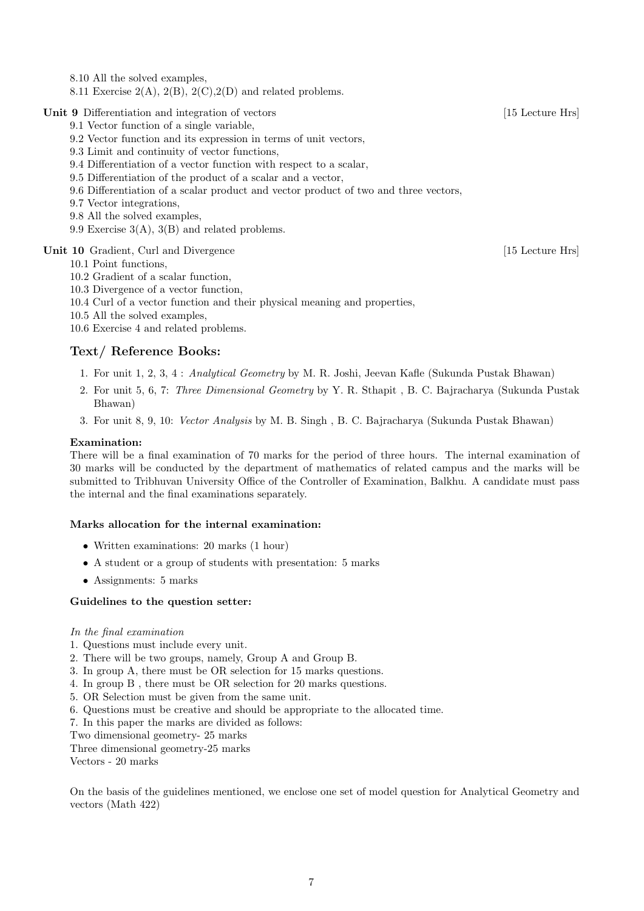8.10 All the solved examples,
8.11 Exercise 2(A), 2(B), 2(C),2(D) and related problems.

**Unit 9** Differentiation and integration of vectors [15 Lecture Hrs]

9.1 Vector function of a single variable,
9.2 Vector function and its expression in terms of unit vectors,
9.3 Limit and continuity of vector functions,
9.4 Differentiation of a vector function with respect to a scalar,
9.5 Differentiation of the product of a scalar and a vector,
9.6 Differentiation of a scalar product and vector product of two and three vectors,
9.7 Vector integrations,
9.8 All the solved examples,
9.9 Exercise 3(A), 3(B) and related problems.

**Unit 10** Gradient, Curl and Divergence [15 Lecture Hrs]

10.1 Point functions,
10.2 Gradient of a scalar function,
10.3 Divergence of a vector function,
10.4 Curl of a vector function and their physical meaning and properties,
10.5 All the solved examples,
10.6 Exercise 4 and related problems.

## Text/ Reference Books:

1. For unit 1, 2, 3, 4 : *Analytical Geometry* by M. R. Joshi, Jeevan Kafle (Sukunda Pustak Bhawan)
2. For unit 5, 6, 7: *Three Dimensional Geometry* by Y. R. Sthapit , B. C. Bajracharya (Sukunda Pustak Bhawan)
3. For unit 8, 9, 10: *Vector Analysis* by M. B. Singh , B. C. Bajracharya (Sukunda Pustak Bhawan)

**Examination:**

There will be a final examination of 70 marks for the period of three hours. The internal examination of 30 marks will be conducted by the department of mathematics of related campus and the marks will be submitted to Tribhuvan University Office of the Controller of Examination, Balkhu. A candidate must pass the internal and the final examinations separately.

**Marks allocation for the internal examination:**

- Written examinations: 20 marks (1 hour)
- A student or a group of students with presentation: 5 marks
- Assignments: 5 marks

**Guidelines to the question setter:**

*In the final examination*

1. Questions must include every unit.
2. There will be two groups, namely, Group A and Group B.
3. In group A, there must be OR selection for 15 marks questions.
4. In group B , there must be OR selection for 20 marks questions.
5. OR Selection must be given from the same unit.
6. Questions must be creative and should be appropriate to the allocated time.
7. In this paper the marks are divided as follows:

Two dimensional geometry- 25 marks
Three dimensional geometry-25 marks
Vectors - 20 marks

On the basis of the guidelines mentioned, we enclose one set of model question for Analytical Geometry and vectors (Math 422)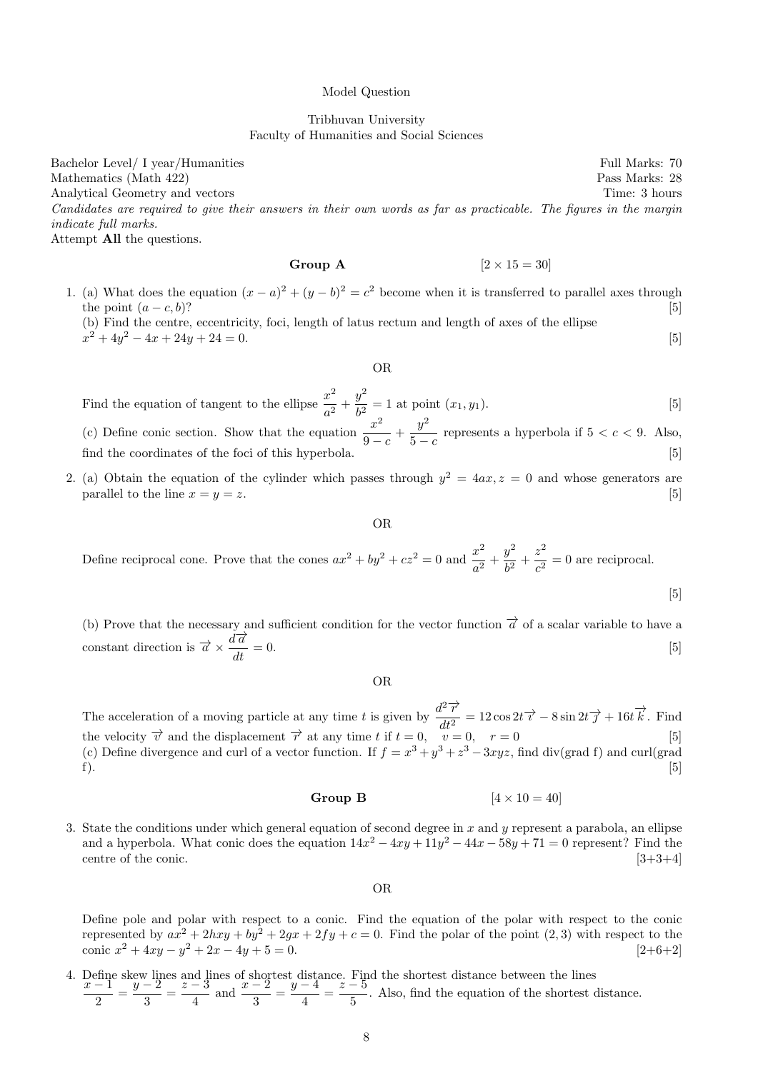Model Question

Tribhuvan University
Faculty of Humanities and Social Sciences

Bachelor Level/ I year/Humanities — Full Marks: 70
Mathematics (Math 422) — Pass Marks: 28
Analytical Geometry and vectors — Time: 3 hours

*Candidates are required to give their answers in their own words as far as practicable. The figures in the margin indicate full marks.*

Attempt **All** the questions.

## Group A [2 × 15 = 30]

1. (a) What does the equation $(x-a)^2+(y-b)^2=c^2$ become when it is transferred to parallel axes through the point $(a-c, b)$? [5]

   (b) Find the centre, eccentricity, foci, length of latus rectum and length of axes of the ellipse $x^2+4y^2-4x+24y+24=0$. [5]

   OR

   Find the equation of tangent to the ellipse $\dfrac{x^2}{a^2}+\dfrac{y^2}{b^2}=1$ at point $(x_1, y_1)$. [5]

   (c) Define conic section. Show that the equation $\dfrac{x^2}{9-c}+\dfrac{y^2}{5-c}$ represents a hyperbola if $5<c<9$. Also, find the coordinates of the foci of this hyperbola. [5]

2. (a) Obtain the equation of the cylinder which passes through $y^2=4ax, z=0$ and whose generators are parallel to the line $x=y=z$. [5]

   OR

   Define reciprocal cone. Prove that the cones $ax^2+by^2+cz^2=0$ and $\dfrac{x^2}{a^2}+\dfrac{y^2}{b^2}+\dfrac{z^2}{c^2}=0$ are reciprocal. [5]

   (b) Prove that the necessary and sufficient condition for the vector function $\vec{a}$ of a scalar variable to have a constant direction is $\vec{a}\times\dfrac{d\vec{a}}{dt}=0$. [5]

   OR

   The acceleration of a moving particle at any time $t$ is given by $\dfrac{d^2\vec{r}}{dt^2}=12\cos 2t\vec{i}-8\sin 2t\vec{j}+16t\vec{k}$. Find the velocity $\vec{v}$ and the displacement $\vec{r}$ at any time $t$ if $t=0, \quad v=0, \quad r=0$ [5]

   (c) Define divergence and curl of a vector function. If $f=x^3+y^3+z^3-3xyz$, find div(grad f) and curl(grad f). [5]

## Group B [4 × 10 = 40]

3. State the conditions under which general equation of second degree in $x$ and $y$ represent a parabola, an ellipse and a hyperbola. What conic does the equation $14x^2-4xy+11y^2-44x-58y+71=0$ represent? Find the centre of the conic. [3+3+4]

   OR

   Define pole and polar with respect to a conic. Find the equation of the polar with respect to the conic represented by $ax^2+2hxy+by^2+2gx+2fy+c=0$. Find the polar of the point $(2,3)$ with respect to the conic $x^2+4xy-y^2+2x-4y+5=0$. [2+6+2]

4. Define skew lines and lines of shortest distance. Find the shortest distance between the lines $\dfrac{x-1}{2}=\dfrac{y-2}{3}=\dfrac{z-3}{4}$ and $\dfrac{x-2}{3}=\dfrac{y-4}{4}=\dfrac{z-5}{5}$. Also, find the equation of the shortest distance.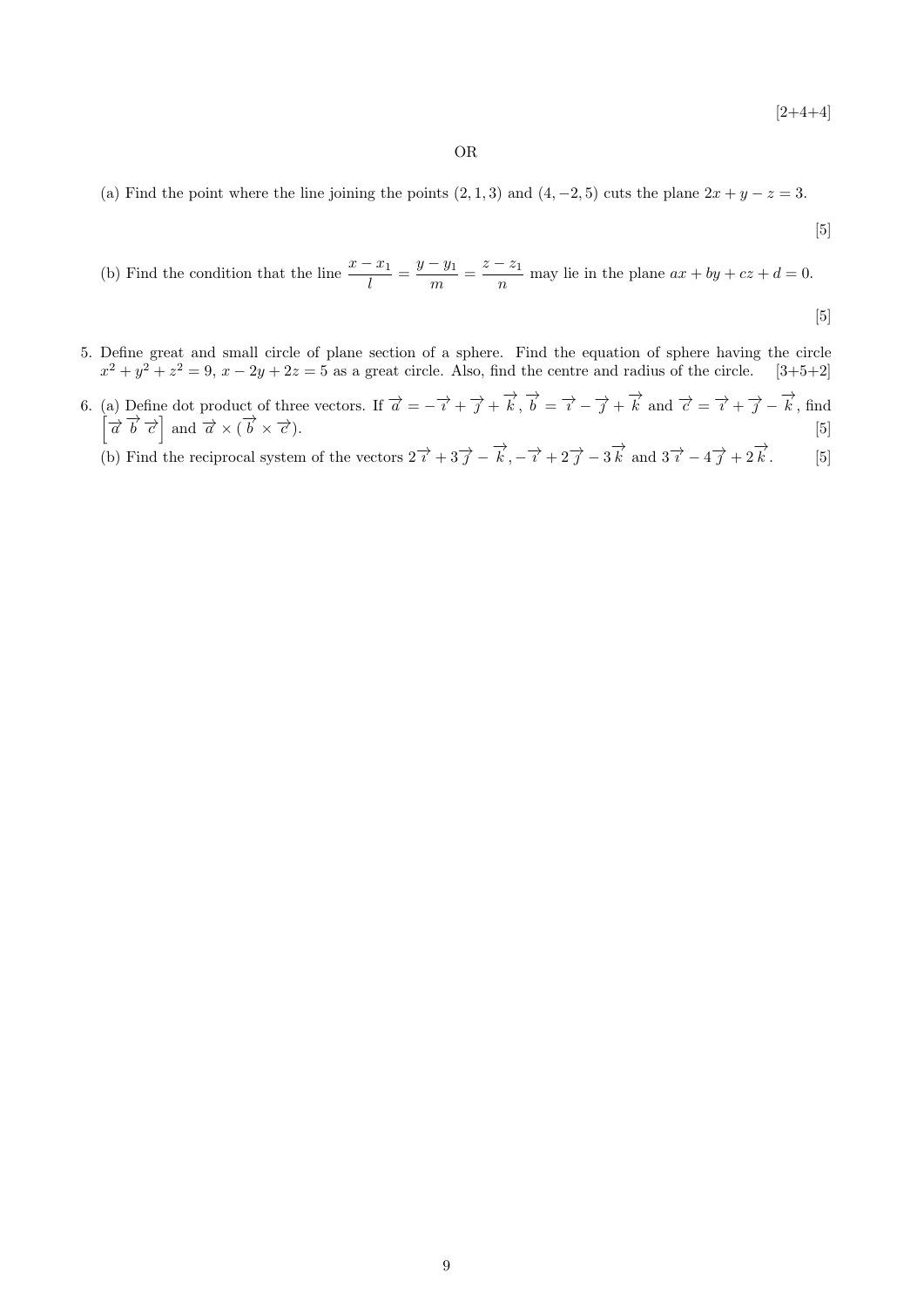[2+4+4]

OR

(a) Find the point where the line joining the points $(2, 1, 3)$ and $(4, -2, 5)$ cuts the plane $2x + y - z = 3$.

[5]

(b) Find the condition that the line $\dfrac{x - x_1}{l} = \dfrac{y - y_1}{m} = \dfrac{z - z_1}{n}$ may lie in the plane $ax + by + cz + d = 0$.

[5]

5. Define great and small circle of plane section of a sphere. Find the equation of sphere having the circle $x^2 + y^2 + z^2 = 9$, $x - 2y + 2z = 5$ as a great circle. Also, find the centre and radius of the circle. [3+5+2]

6. (a) Define dot product of three vectors. If $\vec{a} = -\vec{i} + \vec{j} + \vec{k}$, $\vec{b} = \vec{i} - \vec{j} + \vec{k}$ and $\vec{c} = \vec{i} + \vec{j} - \vec{k}$, find $\left[\vec{a}\ \vec{b}\ \vec{c}\right]$ and $\vec{a} \times (\vec{b} \times \vec{c})$. [5]

   (b) Find the reciprocal system of the vectors $2\vec{i} + 3\vec{j} - \vec{k}$, $-\vec{i} + 2\vec{j} - 3\vec{k}$ and $3\vec{i} - 4\vec{j} + 2\vec{k}$. [5]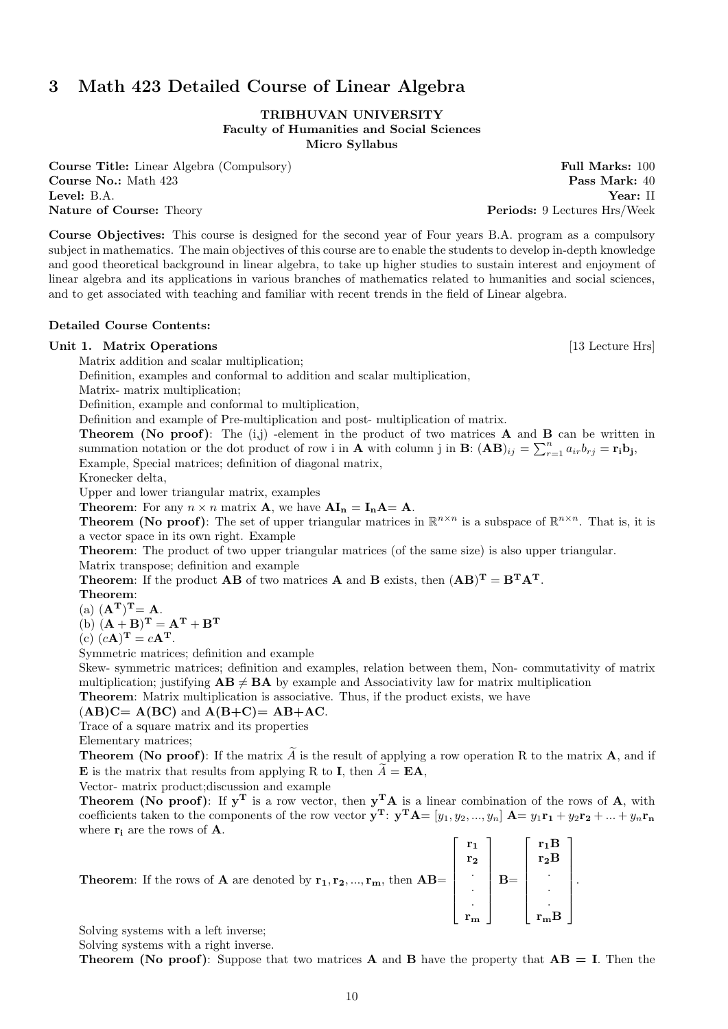# 3 Math 423 Detailed Course of Linear Algebra

**TRIBHUVAN UNIVERSITY**
**Faculty of Humanities and Social Sciences**
**Micro Syllabus**

**Course Title:** Linear Algebra (Compulsory) **Full Marks:** 100
**Course No.:** Math 423 **Pass Mark:** 40
**Level:** B.A. **Year:** II
**Nature of Course:** Theory **Periods:** 9 Lectures Hrs/Week

**Course Objectives:** This course is designed for the second year of Four years B.A. program as a compulsory subject in mathematics. The main objectives of this course are to enable the students to develop in-depth knowledge and good theoretical background in linear algebra, to take up higher studies to sustain interest and enjoyment of linear algebra and its applications in various branches of mathematics related to humanities and social sciences, and to get associated with teaching and familiar with recent trends in the field of Linear algebra.

**Detailed Course Contents:**

**Unit 1. Matrix Operations** [13 Lecture Hrs]

Matrix addition and scalar multiplication;
Definition, examples and conformal to addition and scalar multiplication,
Matrix- matrix multiplication;
Definition, example and conformal to multiplication,
Definition and example of Pre-multiplication and post- multiplication of matrix.
**Theorem (No proof)**: The (i,j) -element in the product of two matrices **A** and **B** can be written in summation notation or the dot product of row i in **A** with column j in **B**: $(\mathbf{AB})_{ij} = \sum_{r=1}^{n} a_{ir}b_{rj} = \mathbf{r_i b_j}$,
Example, Special matrices; definition of diagonal matrix,
Kronecker delta,
Upper and lower triangular matrix, examples
**Theorem**: For any $n \times n$ matrix **A**, we have $\mathbf{AI_n} = \mathbf{I_n A} = \mathbf{A}$.
**Theorem (No proof)**: The set of upper triangular matrices in $\mathbb{R}^{n\times n}$ is a subspace of $\mathbb{R}^{n\times n}$. That is, it is a vector space in its own right. Example
**Theorem**: The product of two upper triangular matrices (of the same size) is also upper triangular.
Matrix transpose; definition and example
**Theorem**: If the product **AB** of two matrices **A** and **B** exists, then $(\mathbf{AB})^{\mathbf{T}} = \mathbf{B^T A^T}$.
**Theorem**:
(a) $(\mathbf{A^T})^{\mathbf{T}} = \mathbf{A}$.
(b) $(\mathbf{A}+\mathbf{B})^{\mathbf{T}} = \mathbf{A^T} + \mathbf{B^T}$
(c) $(c\mathbf{A})^{\mathbf{T}} = c\mathbf{A^T}$.
Symmetric matrices; definition and example
Skew- symmetric matrices; definition and examples, relation between them, Non- commutativity of matrix multiplication; justifying $\mathbf{AB} \neq \mathbf{BA}$ by example and Associativity law for matrix multiplication
**Theorem**: Matrix multiplication is associative. Thus, if the product exists, we have
**(AB)C= A(BC)** and **A(B+C)= AB+AC**.
Trace of a square matrix and its properties
Elementary matrices;
**Theorem (No proof)**: If the matrix $\widetilde{A}$ is the result of applying a row operation R to the matrix **A**, and if **E** is the matrix that results from applying R to **I**, then $\widetilde{A} = \mathbf{EA}$,
Vector- matrix product;discussion and example
**Theorem (No proof)**: If $\mathbf{y^T}$ is a row vector, then $\mathbf{y^T A}$ is a linear combination of the rows of **A**, with coefficients taken to the components of the row vector $\mathbf{y^T}$: $\mathbf{y^T A} = [y_1, y_2, ..., y_n]\ \mathbf{A} = y_1\mathbf{r_1} + y_2\mathbf{r_2} + ... + y_n\mathbf{r_n}$ where $\mathbf{r_i}$ are the rows of **A**.

**Theorem**: If the rows of **A** are denoted by $\mathbf{r_1}, \mathbf{r_2}, ..., \mathbf{r_m}$, then $\mathbf{AB} = \begin{bmatrix} \mathbf{r_1} \\ \mathbf{r_2} \\ . \\ . \\ . \\ \mathbf{r_m} \end{bmatrix} \mathbf{B} = \begin{bmatrix} \mathbf{r_1 B} \\ \mathbf{r_2 B} \\ . \\ . \\ . \\ \mathbf{r_m B} \end{bmatrix}$.

Solving systems with a left inverse;
Solving systems with a right inverse.
**Theorem (No proof)**: Suppose that two matrices **A** and **B** have the property that **AB = I**. Then the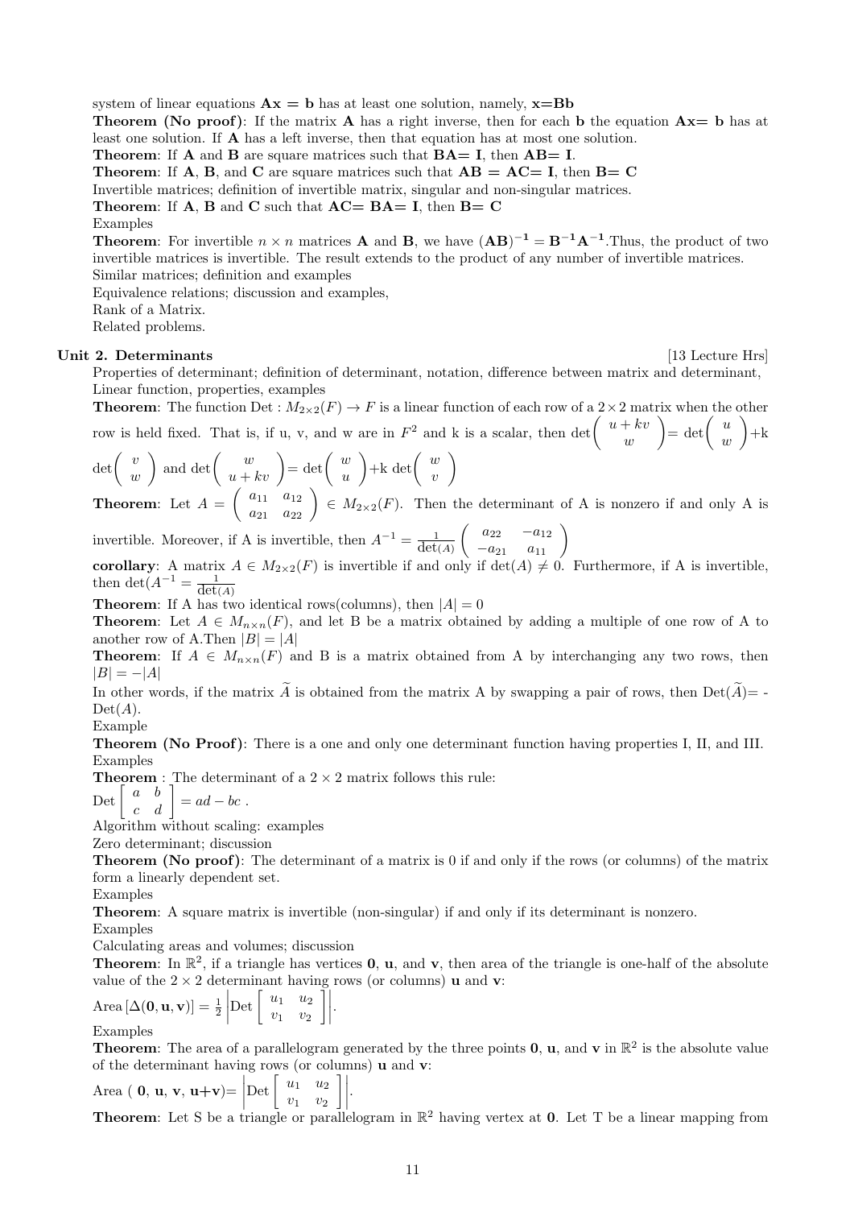system of linear equations $\mathbf{Ax = b}$ has at least one solution, namely, $\mathbf{x=Bb}$

**Theorem (No proof)**: If the matrix $\mathbf{A}$ has a right inverse, then for each $\mathbf{b}$ the equation $\mathbf{Ax= b}$ has at least one solution. If $\mathbf{A}$ has a left inverse, then that equation has at most one solution.

**Theorem**: If $\mathbf{A}$ and $\mathbf{B}$ are square matrices such that $\mathbf{BA= I}$, then $\mathbf{AB= I}$.

**Theorem**: If $\mathbf{A}$, $\mathbf{B}$, and $\mathbf{C}$ are square matrices such that $\mathbf{AB = AC= I}$, then $\mathbf{B= C}$

Invertible matrices; definition of invertible matrix, singular and non-singular matrices.

**Theorem**: If $\mathbf{A}$, $\mathbf{B}$ and $\mathbf{C}$ such that $\mathbf{AC= BA= I}$, then $\mathbf{B= C}$

Examples

**Theorem**: For invertible $n \times n$ matrices $\mathbf{A}$ and $\mathbf{B}$, we have $\mathbf{(AB)^{-1} = B^{-1}A^{-1}}$.Thus, the product of two invertible matrices is invertible. The result extends to the product of any number of invertible matrices.

Similar matrices; definition and examples

Equivalence relations; discussion and examples,

Rank of a Matrix.

Related problems.

## Unit 2. Determinants [13 Lecture Hrs]

Properties of determinant; definition of determinant, notation, difference between matrix and determinant, Linear function, properties, examples

**Theorem**: The function Det : $M_{2\times 2}(F) \to F$ is a linear function of each row of a $2\times 2$ matrix when the other row is held fixed. That is, if u, v, and w are in $F^2$ and k is a scalar, then $\det\begin{pmatrix} u+kv \\ w \end{pmatrix} = \det\begin{pmatrix} u \\ w \end{pmatrix} + k \det\begin{pmatrix} v \\ w \end{pmatrix}$ and $\det\begin{pmatrix} w \\ u+kv \end{pmatrix} = \det\begin{pmatrix} w \\ u \end{pmatrix} + k \det\begin{pmatrix} w \\ v \end{pmatrix}$

**Theorem**: Let $A = \begin{pmatrix} a_{11} & a_{12} \\ a_{21} & a_{22} \end{pmatrix} \in M_{2\times 2}(F)$. Then the determinant of A is nonzero if and only is A is invertible. Moreover, if A is invertible, then $A^{-1} = \frac{1}{\det(A)}\begin{pmatrix} a_{22} & -a_{12} \\ -a_{21} & a_{11} \end{pmatrix}$

**corollary**: A matrix $A \in M_{2\times 2}(F)$ is invertible if and only if $\det(A) \neq 0$. Furthermore, if A is invertible, then $\det(A^{-1} = \frac{1}{\det(A)}$

**Theorem**: If A has two identical rows(columns), then $|A| = 0$

**Theorem**: Let $A \in M_{n\times n}(F)$, and let B be a matrix obtained by adding a multiple of one row of A to another row of A.Then $|B| = |A|$

**Theorem**: If $A \in M_{n\times n}(F)$ and B is a matrix obtained from A by interchanging any two rows, then $|B| = -|A|$

In other words, if the matrix $\widetilde{A}$ is obtained from the matrix A by swapping a pair of rows, then Det($\widetilde{A}$)= -Det($A$).

Example

**Theorem (No Proof)**: There is a one and only one determinant function having properties I, II, and III.

Examples

**Theorem** : The determinant of a $2 \times 2$ matrix follows this rule:

$\text{Det}\begin{bmatrix} a & b \\ c & d \end{bmatrix} = ad - bc$ .

Algorithm without scaling: examples

Zero determinant; discussion

**Theorem (No proof)**: The determinant of a matrix is 0 if and only if the rows (or columns) of the matrix form a linearly dependent set.

Examples

**Theorem**: A square matrix is invertible (non-singular) if and only if its determinant is nonzero.

Examples

Calculating areas and volumes; discussion

**Theorem**: In $\mathbb{R}^2$, if a triangle has vertices $\mathbf{0}$, $\mathbf{u}$, and $\mathbf{v}$, then area of the triangle is one-half of the absolute value of the $2 \times 2$ determinant having rows (or columns) $\mathbf{u}$ and $\mathbf{v}$:

$\text{Area}\,[\Delta(\mathbf{0}, \mathbf{u}, \mathbf{v})] = \frac{1}{2}\left|\text{Det}\begin{bmatrix} u_1 & u_2 \\ v_1 & v_2 \end{bmatrix}\right|$.

Examples

**Theorem**: The area of a parallelogram generated by the three points $\mathbf{0}$, $\mathbf{u}$, and $\mathbf{v}$ in $\mathbb{R}^2$ is the absolute value of the determinant having rows (or columns) $\mathbf{u}$ and $\mathbf{v}$:

Area ( $\mathbf{0}$, $\mathbf{u}$, $\mathbf{v}$, $\mathbf{u+v}$)= $\left|\text{Det}\begin{bmatrix} u_1 & u_2 \\ v_1 & v_2 \end{bmatrix}\right|$.

**Theorem**: Let S be a triangle or parallelogram in $\mathbb{R}^2$ having vertex at $\mathbf{0}$. Let T be a linear mapping from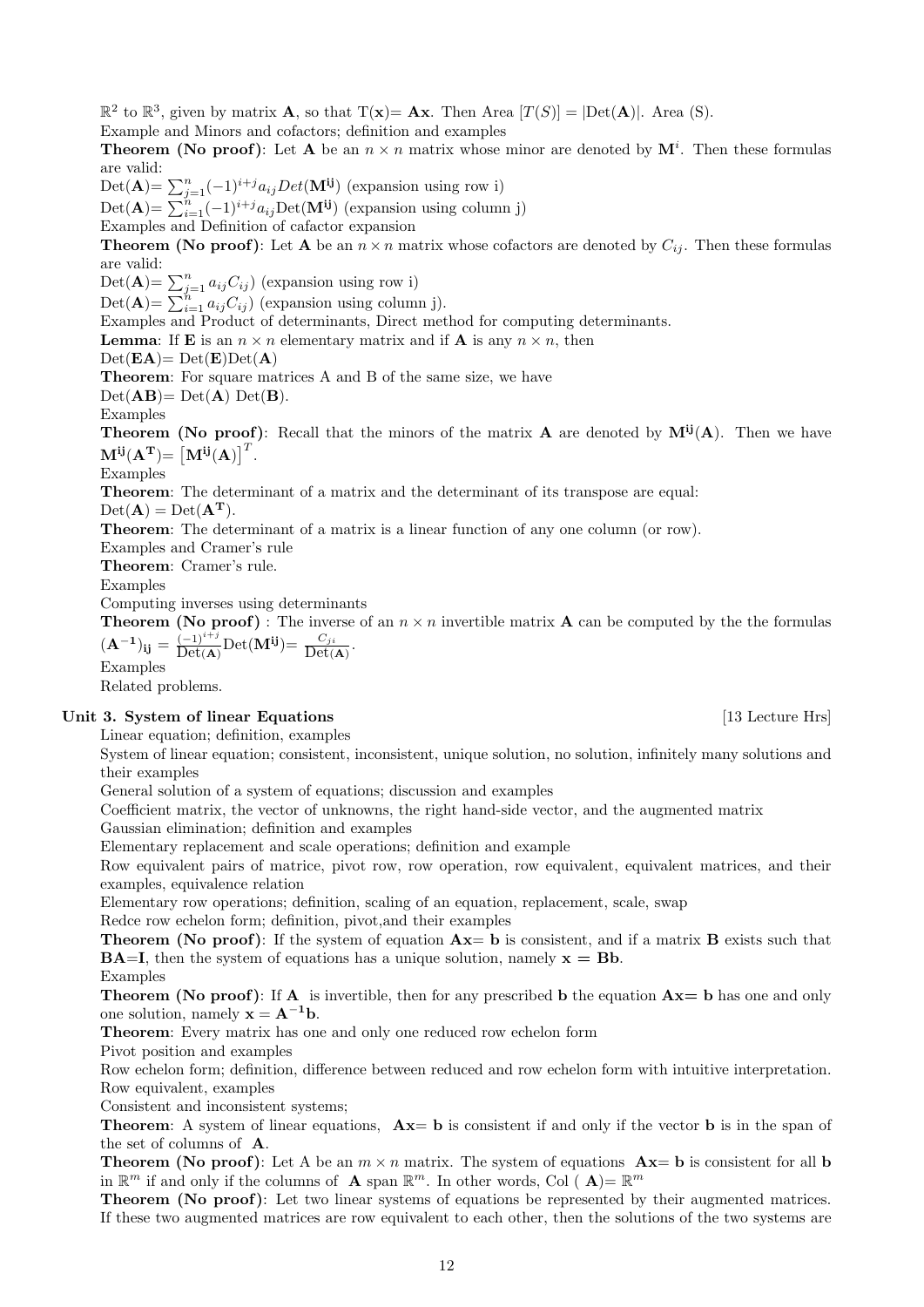$\mathbb{R}^2$ to $\mathbb{R}^3$, given by matrix $\mathbf{A}$, so that $\mathrm{T}(\mathbf{x}) = \mathbf{A}\mathbf{x}$. Then Area $[T(S)] = |\mathrm{Det}(\mathbf{A})|$. Area (S).

Example and Minors and cofactors; definition and examples

**Theorem (No proof)**: Let $\mathbf{A}$ be an $n \times n$ matrix whose minor are denoted by $\mathbf{M}^i$. Then these formulas are valid:

$\mathrm{Det}(\mathbf{A}) = \sum_{j=1}^{n} (-1)^{i+j} a_{ij} Det(\mathbf{M^{ij}})$ (expansion using row i)

$\mathrm{Det}(\mathbf{A}) = \sum_{i=1}^{n} (-1)^{i+j} a_{ij} \mathrm{Det}(\mathbf{M^{ij}})$ (expansion using column j)

Examples and Definition of cafactor expansion

**Theorem (No proof)**: Let $\mathbf{A}$ be an $n \times n$ matrix whose cofactors are denoted by $C_{ij}$. Then these formulas are valid:

$\mathrm{Det}(\mathbf{A}) = \sum_{j=1}^{n} a_{ij} C_{ij})$ (expansion using row i)

$\mathrm{Det}(\mathbf{A}) = \sum_{i=1}^{n} a_{ij} C_{ij})$ (expansion using column j).

Examples and Product of determinants, Direct method for computing determinants.

**Lemma**: If $\mathbf{E}$ is an $n \times n$ elementary matrix and if $\mathbf{A}$ is any $n \times n$, then

$\mathrm{Det}(\mathbf{EA}) = \mathrm{Det}(\mathbf{E})\mathrm{Det}(\mathbf{A})$

**Theorem**: For square matrices A and B of the same size, we have

$\mathrm{Det}(\mathbf{AB}) = \mathrm{Det}(\mathbf{A})\ \mathrm{Det}(\mathbf{B})$.

Examples

**Theorem (No proof)**: Recall that the minors of the matrix $\mathbf{A}$ are denoted by $\mathbf{M^{ij}}(\mathbf{A})$. Then we have $\mathbf{M^{ij}}(\mathbf{A^T}) = \left[\mathbf{M^{ij}}(\mathbf{A})\right]^T$.

Examples

**Theorem**: The determinant of a matrix and the determinant of its transpose are equal:

$\mathrm{Det}(\mathbf{A}) = \mathrm{Det}(\mathbf{A^T})$.

**Theorem**: The determinant of a matrix is a linear function of any one column (or row).

Examples and Cramer's rule

**Theorem**: Cramer's rule.

Examples

Computing inverses using determinants

**Theorem (No proof)** : The inverse of an $n \times n$ invertible matrix $\mathbf{A}$ can be computed by the the formulas $(\mathbf{A^{-1}})_{\mathbf{ij}} = \frac{(-1)^{i+j}}{\mathrm{Det}(\mathbf{A})} \mathrm{Det}(\mathbf{M^{ij}}) = \frac{C_{ji}}{\mathrm{Det}(\mathbf{A})}$.

Examples

Related problems.

### Unit 3. System of linear Equations [13 Lecture Hrs]

Linear equation; definition, examples

System of linear equation; consistent, inconsistent, unique solution, no solution, infinitely many solutions and their examples

General solution of a system of equations; discussion and examples

Coefficient matrix, the vector of unknowns, the right hand-side vector, and the augmented matrix

Gaussian elimination; definition and examples

Elementary replacement and scale operations; definition and example

Row equivalent pairs of matrice, pivot row, row operation, row equivalent, equivalent matrices, and their examples, equivalence relation

Elementary row operations; definition, scaling of an equation, replacement, scale, swap

Redce row echelon form; definition, pivot,and their examples

**Theorem (No proof)**: If the system of equation $\mathbf{Ax} = \mathbf{b}$ is consistent, and if a matrix $\mathbf{B}$ exists such that $\mathbf{BA} = \mathbf{I}$, then the system of equations has a unique solution, namely $\mathbf{x} = \mathbf{Bb}$.

Examples

**Theorem (No proof)**: If $\mathbf{A}$ is invertible, then for any prescribed $\mathbf{b}$ the equation $\mathbf{Ax} = \mathbf{b}$ has one and only one solution, namely $\mathbf{x} = \mathbf{A^{-1}b}$.

**Theorem**: Every matrix has one and only one reduced row echelon form

Pivot position and examples

Row echelon form; definition, difference between reduced and row echelon form with intuitive interpretation.

Row equivalent, examples

Consistent and inconsistent systems;

**Theorem**: A system of linear equations, $\mathbf{Ax} = \mathbf{b}$ is consistent if and only if the vector $\mathbf{b}$ is in the span of the set of columns of $\mathbf{A}$.

**Theorem (No proof)**: Let A be an $m \times n$ matrix. The system of equations $\mathbf{Ax} = \mathbf{b}$ is consistent for all $\mathbf{b}$ in $\mathbb{R}^m$ if and only if the columns of $\mathbf{A}$ span $\mathbb{R}^m$. In other words, Col ( $\mathbf{A}$) $= \mathbb{R}^m$

**Theorem (No proof)**: Let two linear systems of equations be represented by their augmented matrices. If these two augmented matrices are row equivalent to each other, then the solutions of the two systems are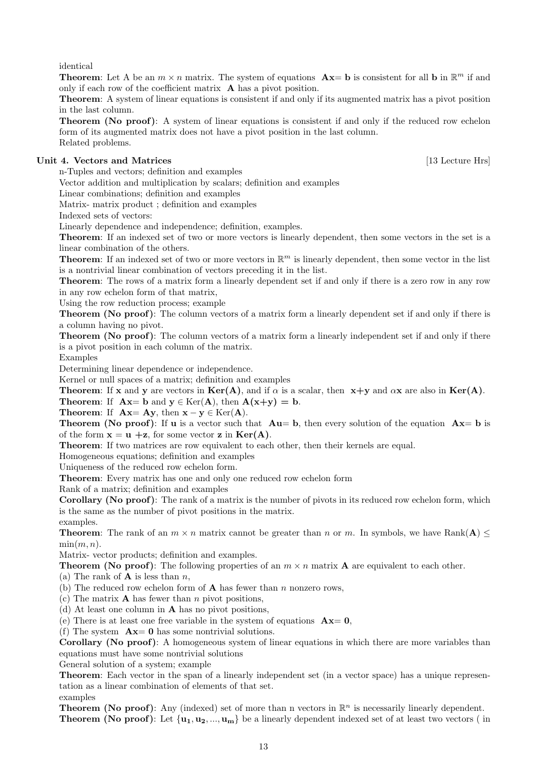identical

**Theorem**: Let A be an $m \times n$ matrix. The system of equations **A**x= **b** is consistent for all **b** in $\mathbb{R}^m$ if and only if each row of the coefficient matrix **A** has a pivot position.

**Theorem**: A system of linear equations is consistent if and only if its augmented matrix has a pivot position in the last column.

**Theorem (No proof)**: A system of linear equations is consistent if and only if the reduced row echelon form of its augmented matrix does not have a pivot position in the last column.

Related problems.

**Unit 4. Vectors and Matrices** [13 Lecture Hrs]

n-Tuples and vectors; definition and examples

Vector addition and multiplication by scalars; definition and examples

Linear combinations; definition and examples

Matrix- matrix product ; definition and examples

Indexed sets of vectors:

Linearly dependence and independence; definition, examples.

**Theorem**: If an indexed set of two or more vectors is linearly dependent, then some vectors in the set is a linear combination of the others.

**Theorem**: If an indexed set of two or more vectors in $\mathbb{R}^m$ is linearly dependent, then some vector in the list is a nontrivial linear combination of vectors preceding it in the list.

**Theorem**: The rows of a matrix form a linearly dependent set if and only if there is a zero row in any row in any row echelon form of that matrix,

Using the row reduction process; example

**Theorem (No proof)**: The column vectors of a matrix form a linearly dependent set if and only if there is a column having no pivot.

**Theorem (No proof)**: The column vectors of a matrix form a linearly independent set if and only if there is a pivot position in each column of the matrix.

Examples

Determining linear dependence or independence.

Kernel or null spaces of a matrix; definition and examples

**Theorem**: If **x** and **y** are vectors in **Ker(A)**, and if $\alpha$ is a scalar, then **x+y** and $\alpha$**x** are also in **Ker(A)**.

**Theorem**: If **Ax**= **b** and **y** $\in$ Ker(**A**), then **A(x+y) = b**.

**Theorem**: If **Ax**= **Ay**, then **x** $-$ **y** $\in$ Ker(**A**).

**Theorem (No proof)**: If **u** is a vector such that **Au**= **b**, then every solution of the equation **Ax**= **b** is of the form **x** = **u** +**z**, for some vector **z** in **Ker(A)**.

**Theorem**: If two matrices are row equivalent to each other, then their kernels are equal.

Homogeneous equations; definition and examples

Uniqueness of the reduced row echelon form.

**Theorem**: Every matrix has one and only one reduced row echelon form

Rank of a matrix; definition and examples

**Corollary (No proof)**: The rank of a matrix is the number of pivots in its reduced row echelon form, which is the same as the number of pivot positions in the matrix.

examples.

**Theorem**: The rank of an $m \times n$ matrix cannot be greater than $n$ or $m$. In symbols, we have Rank(**A**) $\leq$ $\min(m, n)$.

Matrix- vector products; definition and examples.

**Theorem (No proof)**: The following properties of an $m \times n$ matrix **A** are equivalent to each other.

(a) The rank of **A** is less than $n$,

(b) The reduced row echelon form of **A** has fewer than $n$ nonzero rows,

(c) The matrix **A** has fewer than $n$ pivot positions,

(d) At least one column in **A** has no pivot positions,

(e) There is at least one free variable in the system of equations **Ax**= **0**,

(f) The system **Ax**= **0** has some nontrivial solutions.

**Corollary (No proof)**: A homogeneous system of linear equations in which there are more variables than equations must have some nontrivial solutions

General solution of a system; example

**Theorem**: Each vector in the span of a linearly independent set (in a vector space) has a unique representation as a linear combination of elements of that set.

examples

**Theorem (No proof)**: Any (indexed) set of more than n vectors in $\mathbb{R}^n$ is necessarily linearly dependent.

**Theorem (No proof)**: Let $\{\mathbf{u_1}, \mathbf{u_2}, ..., \mathbf{u_m}\}$ be a linearly dependent indexed set of at least two vectors ( in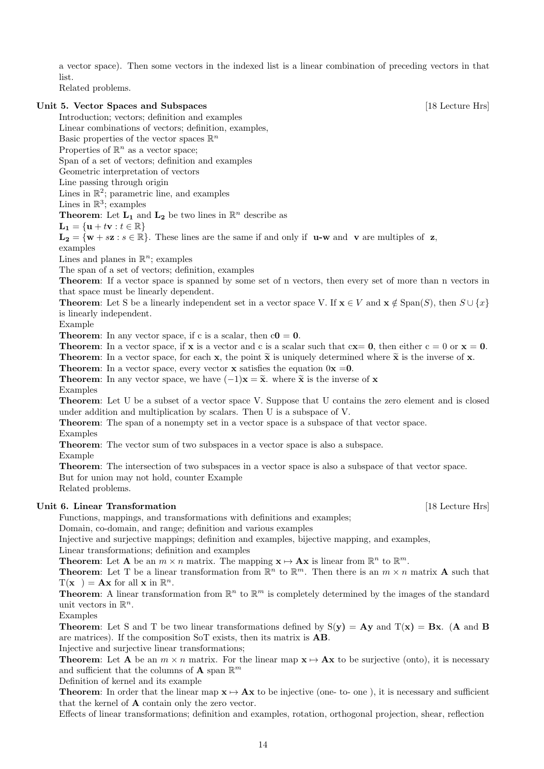a vector space). Then some vectors in the indexed list is a linear combination of preceding vectors in that list.

Related problems.

### Unit 5. Vector Spaces and Subspaces [18 Lecture Hrs]

Introduction; vectors; definition and examples

Linear combinations of vectors; definition, examples,

Basic properties of the vector spaces $\mathbb{R}^n$

Properties of $\mathbb{R}^n$ as a vector space;

Span of a set of vectors; definition and examples

Geometric interpretation of vectors

Line passing through origin

Lines in $\mathbb{R}^2$; parametric line, and examples

Lines in $\mathbb{R}^3$; examples

**Theorem**: Let $\mathbf{L_1}$ and $\mathbf{L_2}$ be two lines in $\mathbb{R}^n$ describe as

$\mathbf{L_1} = \{\mathbf{u} + t\mathbf{v} : t \in \mathbb{R}\}$

$\mathbf{L_2} = \{\mathbf{w} + s\mathbf{z} : s \in \mathbb{R}\}$. These lines are the same if and only if **u-w** and **v** are multiples of **z**, examples

Lines and planes in $\mathbb{R}^n$; examples

The span of a set of vectors; definition, examples

**Theorem**: If a vector space is spanned by some set of n vectors, then every set of more than n vectors in that space must be linearly dependent.

**Theorem**: Let S be a linearly independent set in a vector space V. If $\mathbf{x} \in V$ and $\mathbf{x} \notin \text{Span}(S)$, then $S \cup \{x\}$ is linearly independent.

Example

**Theorem**: In any vector space, if c is a scalar, then $c\mathbf{0} = \mathbf{0}$.

**Theorem**: In a vector space, if $\mathbf{x}$ is a vector and c is a scalar such that $c\mathbf{x} = \mathbf{0}$, then either $c = 0$ or $\mathbf{x} = \mathbf{0}$.

**Theorem**: In a vector space, for each $\mathbf{x}$, the point $\widetilde{\mathbf{x}}$ is uniquely determined where $\widetilde{\mathbf{x}}$ is the inverse of $\mathbf{x}$.

**Theorem**: In a vector space, every vector $\mathbf{x}$ satisfies the equation $0\mathbf{x} = \mathbf{0}$.

**Theorem**: In any vector space, we have $(-1)\mathbf{x} = \widetilde{\mathbf{x}}$. where $\widetilde{\mathbf{x}}$ is the inverse of $\mathbf{x}$

Examples

**Theorem**: Let U be a subset of a vector space V. Suppose that U contains the zero element and is closed under addition and multiplication by scalars. Then U is a subspace of V.

**Theorem**: The span of a nonempty set in a vector space is a subspace of that vector space.

Examples

**Theorem**: The vector sum of two subspaces in a vector space is also a subspace.

Example

**Theorem**: The intersection of two subspaces in a vector space is also a subspace of that vector space.

But for union may not hold, counter Example

Related problems.

### Unit 6. Linear Transformation [18 Lecture Hrs]

Functions, mappings, and transformations with definitions and examples;

Domain, co-domain, and range; definition and various examples

Injective and surjective mappings; definition and examples, bijective mapping, and examples,

Linear transformations; definition and examples

**Theorem**: Let $\mathbf{A}$ be an $m \times n$ matrix. The mapping $\mathbf{x} \mapsto \mathbf{A}\mathbf{x}$ is linear from $\mathbb{R}^n$ to $\mathbb{R}^m$.

**Theorem**: Let T be a linear transformation from $\mathbb{R}^n$ to $\mathbb{R}^m$. Then there is an $m \times n$ matrix $\mathbf{A}$ such that $T(\mathbf{x}) = \mathbf{A}\mathbf{x}$ for all $\mathbf{x}$ in $\mathbb{R}^n$.

**Theorem**: A linear transformation from $\mathbb{R}^n$ to $\mathbb{R}^m$ is completely determined by the images of the standard unit vectors in $\mathbb{R}^n$.

Examples

**Theorem**: Let S and T be two linear transformations defined by $S(\mathbf{y}) = \mathbf{A}\mathbf{y}$ and $T(\mathbf{x}) = \mathbf{B}\mathbf{x}$. ($\mathbf{A}$ and $\mathbf{B}$ are matrices). If the composition SoT exists, then its matrix is $\mathbf{AB}$.

Injective and surjective linear transformations;

**Theorem**: Let $\mathbf{A}$ be an $m \times n$ matrix. For the linear map $\mathbf{x} \mapsto \mathbf{A}\mathbf{x}$ to be surjective (onto), it is necessary and sufficient that the columns of $\mathbf{A}$ span $\mathbb{R}^m$

Definition of kernel and its example

**Theorem**: In order that the linear map $\mathbf{x} \mapsto \mathbf{A}\mathbf{x}$ to be injective (one- to- one ), it is necessary and sufficient that the kernel of $\mathbf{A}$ contain only the zero vector.

Effects of linear transformations; definition and examples, rotation, orthogonal projection, shear, reflection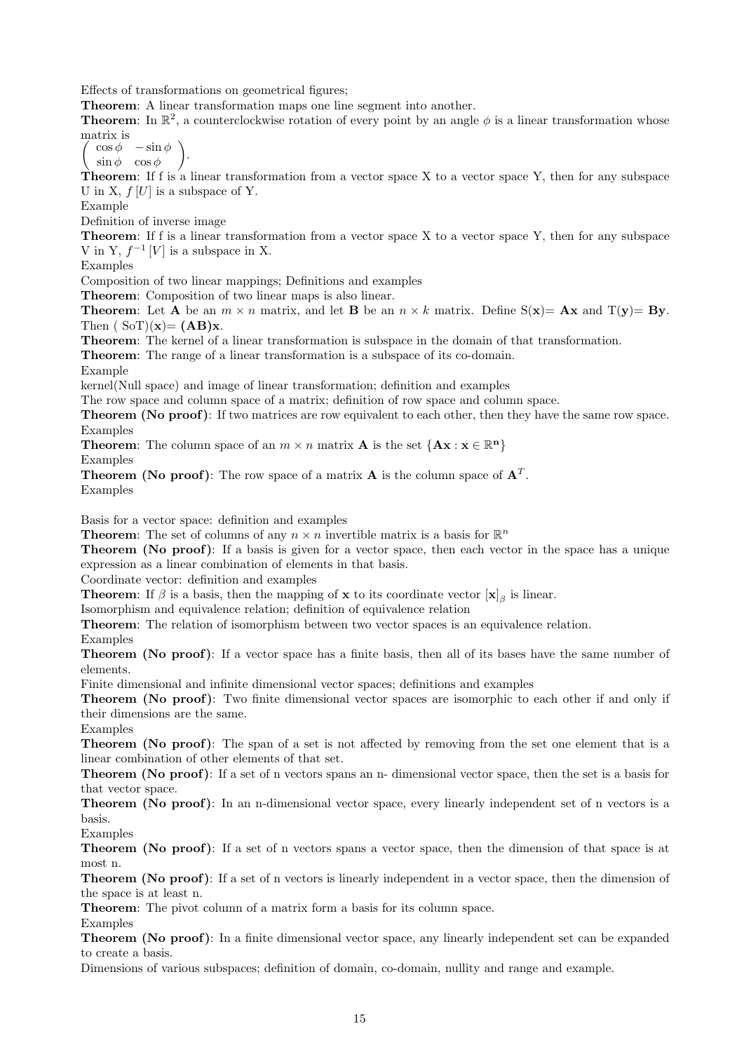Effects of transformations on geometrical figures;

**Theorem**: A linear transformation maps one line segment into another.

**Theorem**: In $\mathbb{R}^2$, a counterclockwise rotation of every point by an angle $\phi$ is a linear transformation whose matrix is
$\begin{pmatrix} \cos\phi & -\sin\phi \\ \sin\phi & \cos\phi \end{pmatrix}$.

**Theorem**: If f is a linear transformation from a vector space X to a vector space Y, then for any subspace U in X, $f\,[U]$ is a subspace of Y.

Example

Definition of inverse image

**Theorem**: If f is a linear transformation from a vector space X to a vector space Y, then for any subspace V in Y, $f^{-1}\,[V]$ is a subspace in X.

Examples

Composition of two linear mappings; Definitions and examples

**Theorem**: Composition of two linear maps is also linear.

**Theorem**: Let $\mathbf{A}$ be an $m \times n$ matrix, and let $\mathbf{B}$ be an $n \times k$ matrix. Define S($\mathbf{x}$)= $\mathbf{Ax}$ and T($\mathbf{y}$)= $\mathbf{By}$. Then ( SoT)($\mathbf{x}$)= $\mathbf{(AB)x}$.

**Theorem**: The kernel of a linear transformation is subspace in the domain of that transformation.

**Theorem**: The range of a linear transformation is a subspace of its co-domain.

Example

kernel(Null space) and image of linear transformation; definition and examples

The row space and column space of a matrix; definition of row space and column space.

**Theorem (No proof)**: If two matrices are row equivalent to each other, then they have the same row space.

Examples

**Theorem**: The column space of an $m \times n$ matrix $\mathbf{A}$ is the set $\{\mathbf{Ax} : \mathbf{x} \in \mathbb{R}^{\mathbf{n}}\}$

Examples

**Theorem (No proof)**: The row space of a matrix $\mathbf{A}$ is the column space of $\mathbf{A}^T$.

Examples

Basis for a vector space: definition and examples

**Theorem**: The set of columns of any $n \times n$ invertible matrix is a basis for $\mathbb{R}^n$

**Theorem (No proof)**: If a basis is given for a vector space, then each vector in the space has a unique expression as a linear combination of elements in that basis.

Coordinate vector: definition and examples

**Theorem**: If $\beta$ is a basis, then the mapping of $\mathbf{x}$ to its coordinate vector $[\mathbf{x}]_\beta$ is linear.

Isomorphism and equivalence relation; definition of equivalence relation

**Theorem**: The relation of isomorphism between two vector spaces is an equivalence relation.

Examples

**Theorem (No proof)**: If a vector space has a finite basis, then all of its bases have the same number of elements.

Finite dimensional and infinite dimensional vector spaces; definitions and examples

**Theorem (No proof)**: Two finite dimensional vector spaces are isomorphic to each other if and only if their dimensions are the same.

Examples

**Theorem (No proof)**: The span of a set is not affected by removing from the set one element that is a linear combination of other elements of that set.

**Theorem (No proof)**: If a set of n vectors spans an n- dimensional vector space, then the set is a basis for that vector space.

**Theorem (No proof)**: In an n-dimensional vector space, every linearly independent set of n vectors is a basis.

Examples

**Theorem (No proof)**: If a set of n vectors spans a vector space, then the dimension of that space is at most n.

**Theorem (No proof)**: If a set of n vectors is linearly independent in a vector space, then the dimension of the space is at least n.

**Theorem**: The pivot column of a matrix form a basis for its column space.

Examples

**Theorem (No proof)**: In a finite dimensional vector space, any linearly independent set can be expanded to create a basis.

Dimensions of various subspaces; definition of domain, co-domain, nullity and range and example.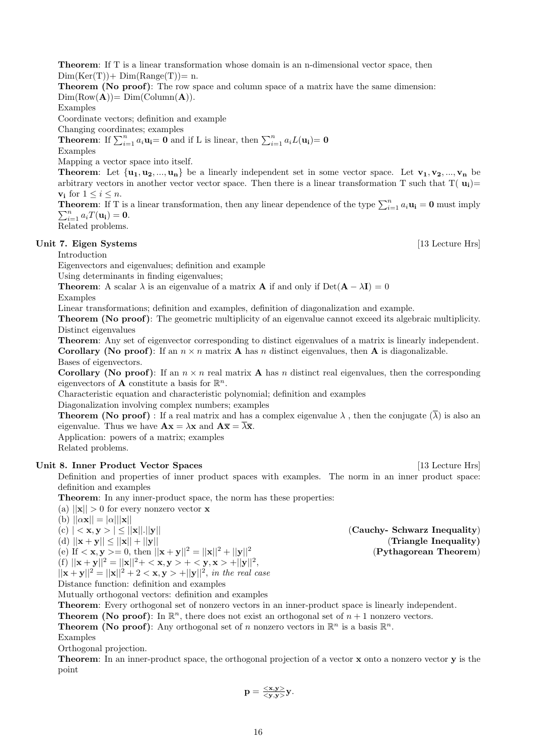**Theorem**: If T is a linear transformation whose domain is an n-dimensional vector space, then Dim(Ker(T))+ Dim(Range(T))= n.

**Theorem (No proof)**: The row space and column space of a matrix have the same dimension: Dim(Row($\mathbf{A}$))= Dim(Column($\mathbf{A}$)).

Examples

Coordinate vectors; definition and example

Changing coordinates; examples

**Theorem**: If $\sum_{i=1}^{n} a_i \mathbf{u_i} = \mathbf{0}$ and if L is linear, then $\sum_{i=1}^{n} a_i L(\mathbf{u_i}) = \mathbf{0}$

Examples

Mapping a vector space into itself.

**Theorem**: Let $\{\mathbf{u_1}, \mathbf{u_2}, ..., \mathbf{u_n}\}$ be a linearly independent set in some vector space. Let $\mathbf{v_1}, \mathbf{v_2}, ..., \mathbf{v_n}$ be arbitrary vectors in another vector vector space. Then there is a linear transformation T such that T( $\mathbf{u_i}$)= $\mathbf{v_i}$ for $1 \leq i \leq n$.

**Theorem**: If T is a linear transformation, then any linear dependence of the type $\sum_{i=1}^{n} a_i \mathbf{u_i} = \mathbf{0}$ must imply $\sum_{i=1}^{n} a_i T(\mathbf{u_i}) = \mathbf{0}$.

Related problems.

## Unit 7. Eigen Systems [13 Lecture Hrs]

Introduction

Eigenvectors and eigenvalues; definition and example

Using determinants in finding eigenvalues;

**Theorem**: A scalar $\lambda$ is an eigenvalue of a matrix $\mathbf{A}$ if and only if $\text{Det}(\mathbf{A} - \lambda \mathbf{I}) = 0$

Examples

Linear transformations; definition and examples, definition of diagonalization and example.

**Theorem (No proof)**: The geometric multiplicity of an eigenvalue cannot exceed its algebraic multiplicity.

Distinct eigenvalues

**Theorem**: Any set of eigenvector corresponding to distinct eigenvalues of a matrix is linearly independent.

**Corollary (No proof)**: If an $n \times n$ matrix $\mathbf{A}$ has $n$ distinct eigenvalues, then $\mathbf{A}$ is diagonalizable.

Bases of eigenvectors.

**Corollary (No proof)**: If an $n \times n$ real matrix $\mathbf{A}$ has $n$ distinct real eigenvalues, then the corresponding eigenvectors of $\mathbf{A}$ constitute a basis for $\mathbb{R}^n$.

Characteristic equation and characteristic polynomial; definition and examples

Diagonalization involving complex numbers; examples

**Theorem (No proof)** : If a real matrix and has a complex eigenvalue $\lambda$ , then the conjugate $(\overline{\lambda})$ is also an eigenvalue. Thus we have $\mathbf{Ax} = \lambda\mathbf{x}$ and $\mathbf{A\overline{x}} = \overline{\lambda}\overline{\mathbf{x}}$.

Application: powers of a matrix; examples

Related problems.

## Unit 8. Inner Product Vector Spaces [13 Lecture Hrs]

Definition and properties of inner product spaces with examples. The norm in an inner product space: definition and examples

**Theorem**: In any inner-product space, the norm has these properties:

(a) $||\mathbf{x}|| > 0$ for every nonzero vector $\mathbf{x}$

(b) $||\alpha\mathbf{x}|| = |\alpha|||\mathbf{x}||$

(c) $| < \mathbf{x}, \mathbf{y} > | \leq ||\mathbf{x}||.||\mathbf{y}||$ (**Cauchy- Schwarz Inequality**)

(d) $||\mathbf{x} + \mathbf{y}|| \leq ||\mathbf{x}|| + ||\mathbf{y}||$ (**Triangle Inequality)**

(e) If $< \mathbf{x}, \mathbf{y} >= 0$, then $||\mathbf{x} + \mathbf{y}||^2 = ||\mathbf{x}||^2 + ||\mathbf{y}||^2$ (**Pythagorean Theorem**)

(f) $||\mathbf{x} + \mathbf{y}||^2 = ||\mathbf{x}||^2 + < \mathbf{x}, \mathbf{y} > + < \mathbf{y}, \mathbf{x} > + ||\mathbf{y}||^2$,
$||\mathbf{x} + \mathbf{y}||^2 = ||\mathbf{x}||^2 + 2 < \mathbf{x}, \mathbf{y} > + ||\mathbf{y}||^2$, *in the real case*

Distance function: definition and examples

Mutually orthogonal vectors: definition and examples

**Theorem**: Every orthogonal set of nonzero vectors in an inner-product space is linearly independent.

**Theorem (No proof)**: In $\mathbb{R}^n$, there does not exist an orthogonal set of $n+1$ nonzero vectors.

**Theorem (No proof)**: Any orthogonal set of $n$ nonzero vectors in $\mathbb{R}^n$ is a basis $\mathbb{R}^n$.

Examples

Orthogonal projection.

**Theorem**: In an inner-product space, the orthogonal projection of a vector $\mathbf{x}$ onto a nonzero vector $\mathbf{y}$ is the point

$$\mathbf{p} = \frac{<\mathbf{x}, \mathbf{y}>}{<\mathbf{y}, \mathbf{y}>}\mathbf{y}.$$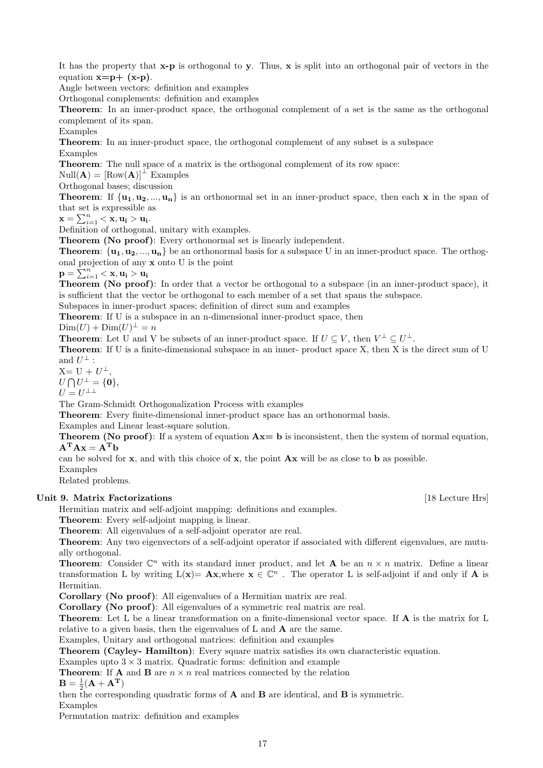It has the property that **x-p** is orthogonal to **y**. Thus, **x** is split into an orthogonal pair of vectors in the equation **x=p+ (x-p)**.

Angle between vectors: definition and examples

Orthogonal complements: definition and examples

**Theorem**: In an inner-product space, the orthogonal complement of a set is the same as the orthogonal complement of its span.

Examples

**Theorem**: In an inner-product space, the orthogonal complement of any subset is a subspace

Examples

**Theorem**: The null space of a matrix is the orthogonal complement of its row space:

$\text{Null}(\mathbf{A}) = [\text{Row}(\mathbf{A})]^{\perp}$ Examples

Orthogonal bases; discussion

**Theorem**: If $\{\mathbf{u_1}, \mathbf{u_2}, ..., \mathbf{u_n}\}$ is an orthonormal set in an inner-product space, then each **x** in the span of that set is expressible as

$\mathbf{x} = \sum_{i=1}^{n} < \mathbf{x}, \mathbf{u_i} > \mathbf{u_i}$.

Definition of orthogonal, unitary with examples.

**Theorem (No proof)**: Every orthonormal set is linearly independent.

**Theorem**: $\{\mathbf{u_1}, \mathbf{u_2}, ..., \mathbf{u_n}\}$ be an orthonormal basis for a subspace U in an inner-product space. The orthogonal projection of any **x** onto U is the point

$\mathbf{p} = \sum_{i=1}^{n} < \mathbf{x}, \mathbf{u_i} > \mathbf{u_i}$

**Theorem (No proof)**: In order that a vector be orthogonal to a subspace (in an inner-product space), it is sufficient that the vector be orthogonal to each member of a set that spans the subspace.

Subspaces in inner-product spaces; definition of direct sum and examples

**Theorem**: If U is a subspace in an n-dimensional inner-product space, then

$\text{Dim}(U) + \text{Dim}(U)^{\perp} = n$

**Theorem**: Let U and V be subsets of an inner-product space. If $U \subseteq V$, then $V^{\perp} \subseteq U^{\perp}$.

**Theorem**: If U is a finite-dimensional subspace in an inner- product space X, then X is the direct sum of U and $U^{\perp}$ :

$\text{X} = \text{U} + U^{\perp}$,

$U \bigcap U^{\perp} = \{\mathbf{0}\}$,

$U = U^{\perp\perp}$

The Gram-Schmidt Orthogonalization Process with examples

**Theorem**: Every finite-dimensional inner-product space has an orthonormal basis.

Examples and Linear least-square solution.

**Theorem (No proof)**: If a system of equation **Ax= b** is inconsistent, then the system of normal equation, $\mathbf{A^T A x} = \mathbf{A^T b}$

can be solved for **x**, and with this choice of **x**, the point **Ax** will be as close to **b** as possible.

Examples

Related problems.

## Unit 9. Matrix Factorizations [18 Lecture Hrs]

Hermitian matrix and self-adjoint mapping: definitions and examples.

**Theorem**: Every self-adjoint mapping is linear.

**Theorem**: All eigenvalues of a self-adjoint operator are real.

**Theorem**: Any two eigenvectors of a self-adjoint operator if associated with different eigenvalues, are mutually orthogonal.

**Theorem**: Consider $\mathbb{C}^n$ with its standard inner product, and let **A** be an $n \times n$ matrix. Define a linear transformation L by writing L(**x**)= **Ax**,where $\mathbf{x} \in \mathbb{C}^n$ . The operator L is self-adjoint if and only if **A** is Hermitian.

**Corollary (No proof)**: All eigenvalues of a Hermitian matrix are real.

**Corollary (No proof)**: All eigenvalues of a symmetric real matrix are real.

**Theorem**: Let L be a linear transformation on a finite-dimensional vector space. If **A** is the matrix for L relative to a given basis, then the eigenvalues of L and **A** are the same.

Examples, Unitary and orthogonal matrices: definition and examples

**Theorem (Cayley- Hamilton)**: Every square matrix satisfies its own characteristic equation.

Examples upto $3 \times 3$ matrix. Quadratic forms: definition and example

**Theorem**: If **A** and **B** are $n \times n$ real matrices connected by the relation

$\mathbf{B} = \frac{1}{2}(\mathbf{A} + \mathbf{A^T})$

then the corresponding quadratic forms of **A** and **B** are identical, and **B** is symmetric.

Examples

Permutation matrix: definition and examples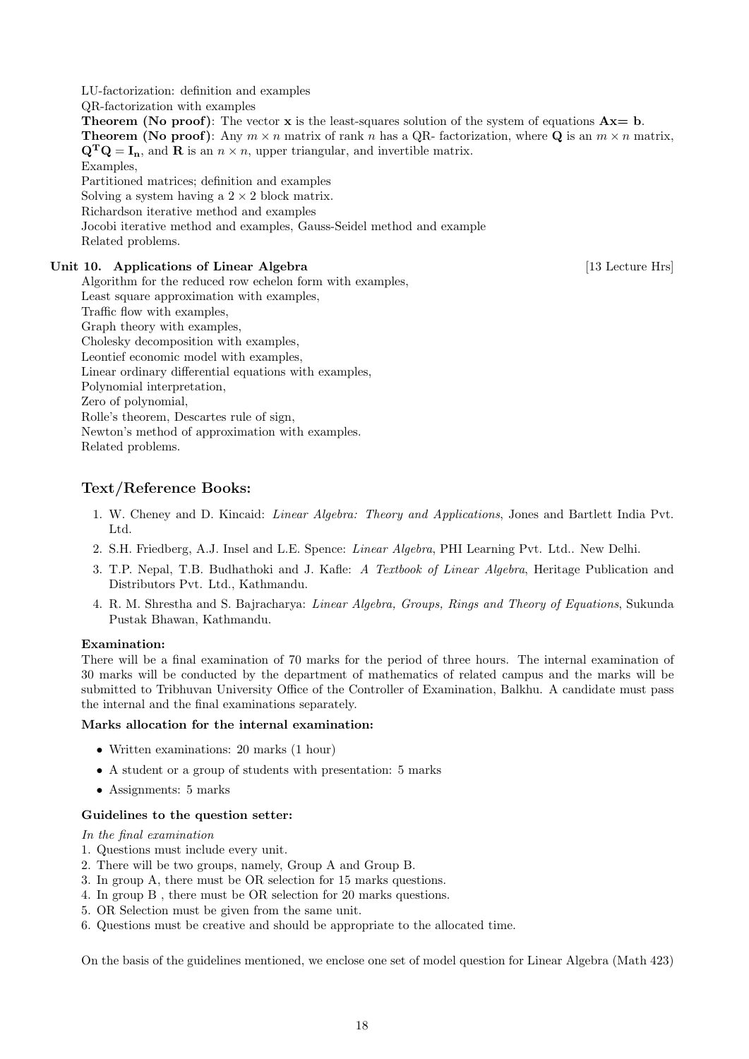LU-factorization: definition and examples
QR-factorization with examples
**Theorem (No proof)**: The vector $\mathbf{x}$ is the least-squares solution of the system of equations $\mathbf{Ax} = \mathbf{b}$.
**Theorem (No proof)**: Any $m \times n$ matrix of rank $n$ has a QR- factorization, where $\mathbf{Q}$ is an $m \times n$ matrix, $\mathbf{Q^T Q} = \mathbf{I_n}$, and $\mathbf{R}$ is an $n \times n$, upper triangular, and invertible matrix.
Examples,
Partitioned matrices; definition and examples
Solving a system having a $2 \times 2$ block matrix.
Richardson iterative method and examples
Jocobi iterative method and examples, Gauss-Seidel method and example
Related problems.

**Unit 10. Applications of Linear Algebra** [13 Lecture Hrs]

Algorithm for the reduced row echelon form with examples,
Least square approximation with examples,
Traffic flow with examples,
Graph theory with examples,
Cholesky decomposition with examples,
Leontief economic model with examples,
Linear ordinary differential equations with examples,
Polynomial interpretation,
Zero of polynomial,
Rolle's theorem, Descartes rule of sign,
Newton's method of approximation with examples.
Related problems.

## Text/Reference Books:

1. W. Cheney and D. Kincaid: *Linear Algebra: Theory and Applications*, Jones and Bartlett India Pvt. Ltd.
2. S.H. Friedberg, A.J. Insel and L.E. Spence: *Linear Algebra*, PHI Learning Pvt. Ltd.. New Delhi.
3. T.P. Nepal, T.B. Budhathoki and J. Kafle: *A Textbook of Linear Algebra*, Heritage Publication and Distributors Pvt. Ltd., Kathmandu.
4. R. M. Shrestha and S. Bajracharya: *Linear Algebra, Groups, Rings and Theory of Equations*, Sukunda Pustak Bhawan, Kathmandu.

### Examination:

There will be a final examination of 70 marks for the period of three hours. The internal examination of 30 marks will be conducted by the department of mathematics of related campus and the marks will be submitted to Tribhuvan University Office of the Controller of Examination, Balkhu. A candidate must pass the internal and the final examinations separately.

### Marks allocation for the internal examination:

- Written examinations: 20 marks (1 hour)
- A student or a group of students with presentation: 5 marks
- Assignments: 5 marks

### Guidelines to the question setter:

*In the final examination*

1. Questions must include every unit.
2. There will be two groups, namely, Group A and Group B.
3. In group A, there must be OR selection for 15 marks questions.
4. In group B , there must be OR selection for 20 marks questions.
5. OR Selection must be given from the same unit.
6. Questions must be creative and should be appropriate to the allocated time.

On the basis of the guidelines mentioned, we enclose one set of model question for Linear Algebra (Math 423)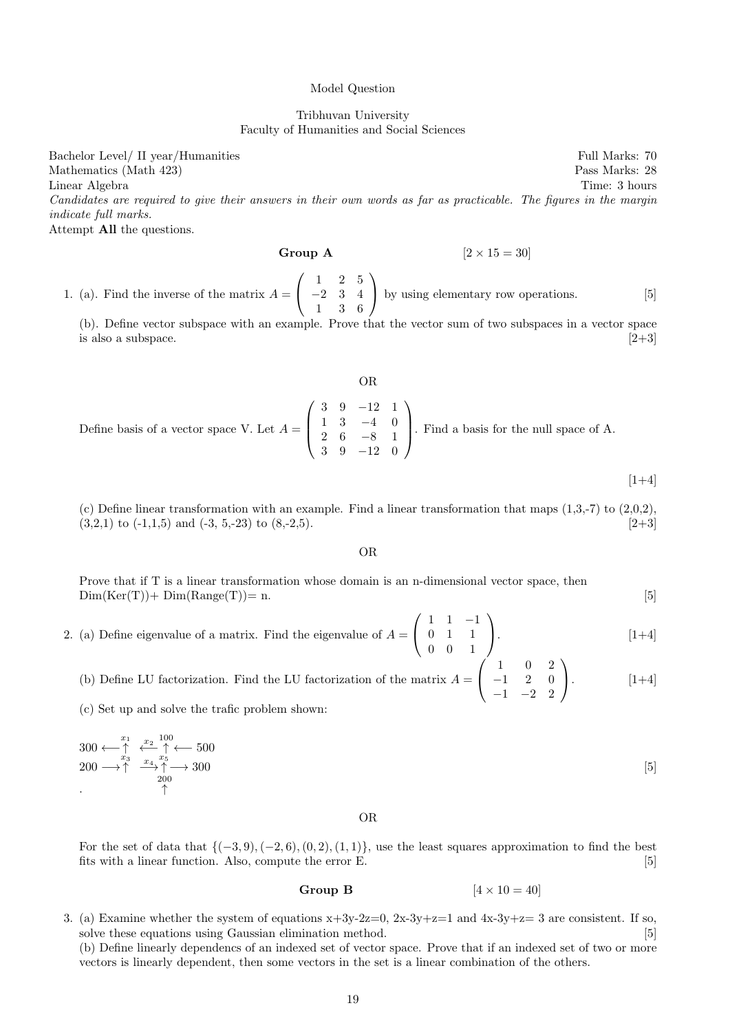Model Question

Tribhuvan University
Faculty of Humanities and Social Sciences

Bachelor Level/ II year/Humanities — Full Marks: 70
Mathematics (Math 423) — Pass Marks: 28
Linear Algebra — Time: 3 hours

*Candidates are required to give their answers in their own words as far as practicable. The figures in the margin indicate full marks.*

Attempt **All** the questions.

**Group A** [$2 \times 15 = 30$]

1. (a). Find the inverse of the matrix $A = \begin{pmatrix} 1 & 2 & 5 \\ -2 & 3 & 4 \\ 1 & 3 & 6 \end{pmatrix}$ by using elementary row operations. [5]

   (b). Define vector subspace with an example. Prove that the vector sum of two subspaces in a vector space is also a subspace. [2+3]

   OR

   Define basis of a vector space V. Let $A = \begin{pmatrix} 3 & 9 & -12 & 1 \\ 1 & 3 & -4 & 0 \\ 2 & 6 & -8 & 1 \\ 3 & 9 & -12 & 0 \end{pmatrix}$. Find a basis for the null space of A. [1+4]

   (c) Define linear transformation with an example. Find a linear transformation that maps (1,3,-7) to (2,0,2), (3,2,1) to (-1,1,5) and (-3, 5,-23) to (8,-2,5). [2+3]

   OR

   Prove that if T is a linear transformation whose domain is an n-dimensional vector space, then Dim(Ker(T))+ Dim(Range(T))= n. [5]

2. (a) Define eigenvalue of a matrix. Find the eigenvalue of $A = \begin{pmatrix} 1 & 1 & -1 \\ 0 & 1 & 1 \\ 0 & 0 & 1 \end{pmatrix}$. [1+4]

   (b) Define LU factorization. Find the LU factorization of the matrix $A = \begin{pmatrix} 1 & 0 & 2 \\ -1 & 2 & 0 \\ -1 & -2 & 2 \end{pmatrix}$. [1+4]

   (c) Set up and solve the trafic problem shown: [5]

   $$\begin{array}{l} 300 \longleftarrow \overset{x_1}{\uparrow} \overset{x_2}{\longleftarrow} \overset{100}{\uparrow} \longleftarrow 500 \\ 200 \longrightarrow \overset{x_3}{\uparrow} \overset{x_4}{\longrightarrow} \overset{x_5}{\uparrow} \longrightarrow 300 \\ \qquad\qquad\quad \underset{\uparrow}{200} \end{array}$$

   OR

   For the set of data that $\{(-3, 9), (-2, 6), (0, 2), (1, 1)\}$, use the least squares approximation to find the best fits with a linear function. Also, compute the error E. [5]

**Group B** [$4 \times 10 = 40$]

3. (a) Examine whether the system of equations x+3y-2z=0, 2x-3y+z=1 and 4x-3y+z= 3 are consistent. If so, solve these equations using Gaussian elimination method. [5]

   (b) Define linearly dependencs of an indexed set of vector space. Prove that if an indexed set of two or more vectors is linearly dependent, then some vectors in the set is a linear combination of the others.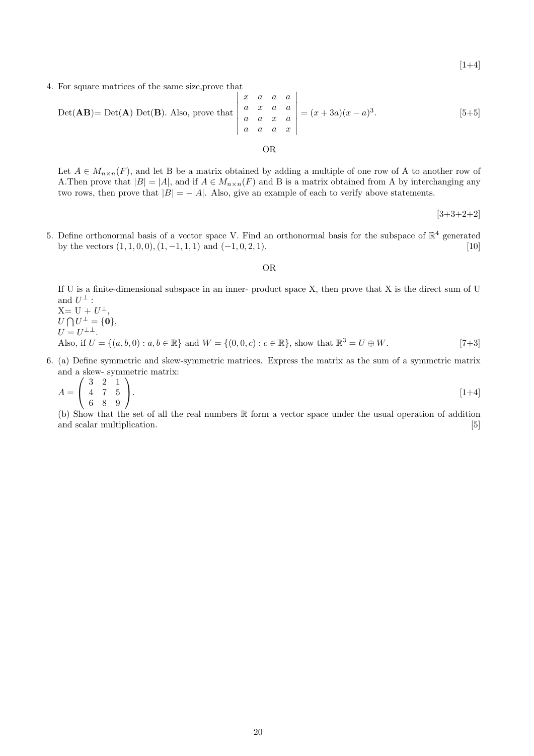[1+4]

4. For square matrices of the same size,prove that

   Det($\mathbf{AB}$)= Det($\mathbf{A}$) Det($\mathbf{B}$). Also, prove that $\begin{vmatrix} x & a & a & a \\ a & x & a & a \\ a & a & x & a \\ a & a & a & x \end{vmatrix} = (x+3a)(x-a)^3.$ [5+5]

   OR

   Let $A \in M_{n\times n}(F)$, and let B be a matrix obtained by adding a multiple of one row of A to another row of A.Then prove that $|B| = |A|$, and if $A \in M_{n\times n}(F)$ and B is a matrix obtained from A by interchanging any two rows, then prove that $|B| = -|A|$. Also, give an example of each to verify above statements.

   [3+3+2+2]

5. Define orthonormal basis of a vector space V. Find an orthonormal basis for the subspace of $\mathbb{R}^4$ generated by the vectors $(1, 1, 0, 0), (1, -1, 1, 1)$ and $(-1, 0, 2, 1)$. [10]

   OR

   If U is a finite-dimensional subspace in an inner- product space X, then prove that X is the direct sum of U and $U^\perp$ :
   X= U + $U^\perp$,
   $U \bigcap U^\perp = \{\mathbf{0}\}$,
   $U = U^{\perp\perp}$.
   Also, if $U = \{(a, b, 0) : a, b \in \mathbb{R}\}$ and $W = \{(0, 0, c) : c \in \mathbb{R}\}$, show that $\mathbb{R}^3 = U \oplus W$. [7+3]

6. (a) Define symmetric and skew-symmetric matrices. Express the matrix as the sum of a symmetric matrix and a skew- symmetric matrix:
   $A = \begin{pmatrix} 3 & 2 & 1 \\ 4 & 7 & 5 \\ 6 & 8 & 9 \end{pmatrix}.$ [1+4]

   (b) Show that the set of all the real numbers $\mathbb{R}$ form a vector space under the usual operation of addition and scalar multiplication. [5]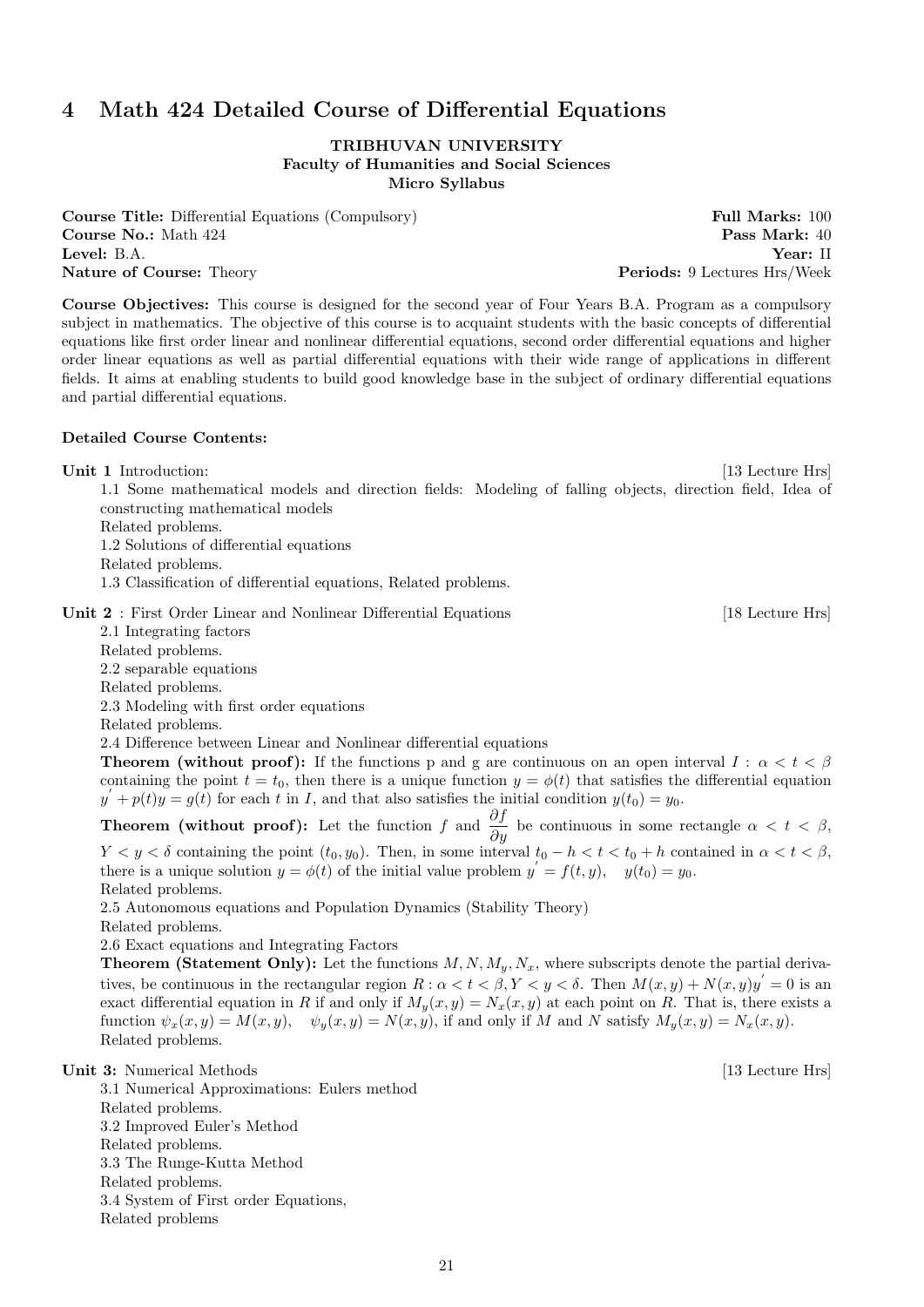## 4 Math 424 Detailed Course of Differential Equations

**TRIBHUVAN UNIVERSITY**
**Faculty of Humanities and Social Sciences**
**Micro Syllabus**

**Course Title:** Differential Equations (Compulsory) **Full Marks:** 100
**Course No.:** Math 424 **Pass Mark:** 40
**Level:** B.A. **Year:** II
**Nature of Course:** Theory **Periods:** 9 Lectures Hrs/Week

**Course Objectives:** This course is designed for the second year of Four Years B.A. Program as a compulsory subject in mathematics. The objective of this course is to acquaint students with the basic concepts of differential equations like first order linear and nonlinear differential equations, second order differential equations and higher order linear equations as well as partial differential equations with their wide range of applications in different fields. It aims at enabling students to build good knowledge base in the subject of ordinary differential equations and partial differential equations.

**Detailed Course Contents:**

**Unit 1** Introduction: [13 Lecture Hrs]

1.1 Some mathematical models and direction fields: Modeling of falling objects, direction field, Idea of constructing mathematical models
Related problems.
1.2 Solutions of differential equations
Related problems.
1.3 Classification of differential equations, Related problems.

**Unit 2** : First Order Linear and Nonlinear Differential Equations [18 Lecture Hrs]

2.1 Integrating factors
Related problems.
2.2 separable equations
Related problems.
2.3 Modeling with first order equations
Related problems.
2.4 Difference between Linear and Nonlinear differential equations
**Theorem (without proof):** If the functions p and g are continuous on an open interval $I : \alpha < t < \beta$ containing the point $t = t_0$, then there is a unique function $y = \phi(t)$ that satisfies the differential equation $y' + p(t)y = g(t)$ for each $t$ in $I$, and that also satisfies the initial condition $y(t_0) = y_0$.
**Theorem (without proof):** Let the function $f$ and $\dfrac{\partial f}{\partial y}$ be continuous in some rectangle $\alpha < t < \beta$, $Y < y < \delta$ containing the point $(t_0, y_0)$. Then, in some interval $t_0 - h < t < t_0 + h$ contained in $\alpha < t < \beta$, there is a unique solution $y = \phi(t)$ of the initial value problem $y' = f(t, y), \quad y(t_0) = y_0$.
Related problems.
2.5 Autonomous equations and Population Dynamics (Stability Theory)
Related problems.
2.6 Exact equations and Integrating Factors
**Theorem (Statement Only):** Let the functions $M, N, M_y, N_x$, where subscripts denote the partial derivatives, be continuous in the rectangular region $R : \alpha < t < \beta, Y < y < \delta$. Then $M(x, y) + N(x, y)y' = 0$ is an exact differential equation in $R$ if and only if $M_y(x, y) = N_x(x, y)$ at each point on $R$. That is, there exists a function $\psi_x(x, y) = M(x, y), \quad \psi_y(x, y) = N(x, y)$, if and only if $M$ and $N$ satisfy $M_y(x, y) = N_x(x, y)$.
Related problems.

**Unit 3:** Numerical Methods [13 Lecture Hrs]

3.1 Numerical Approximations: Eulers method
Related problems.
3.2 Improved Euler's Method
Related problems.
3.3 The Runge-Kutta Method
Related problems.
3.4 System of First order Equations,
Related problems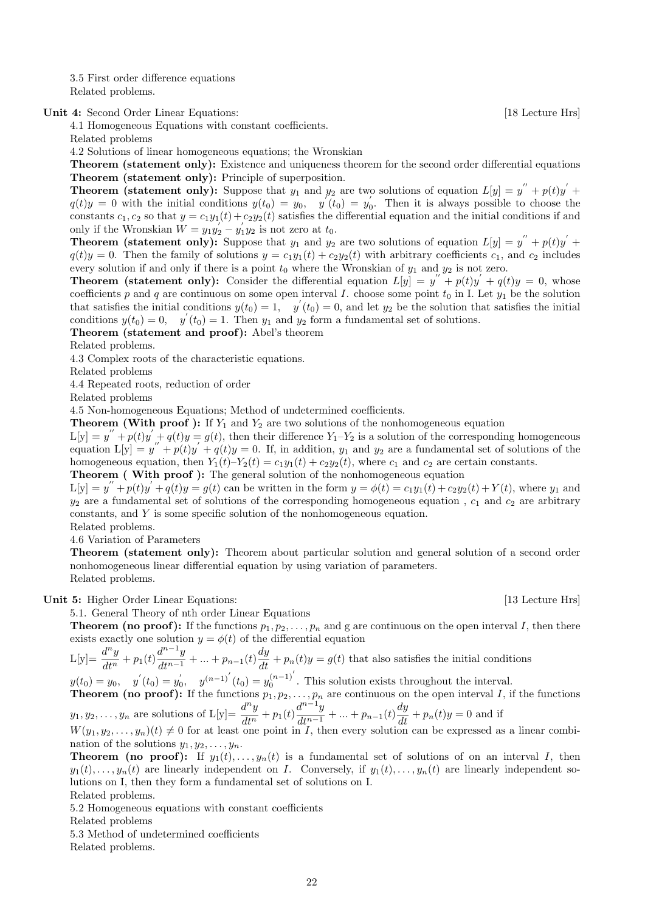3.5 First order difference equations
Related problems.

**Unit 4:** Second Order Linear Equations: [18 Lecture Hrs]

4.1 Homogeneous Equations with constant coefficients.
Related problems

4.2 Solutions of linear homogeneous equations; the Wronskian

**Theorem (statement only):** Existence and uniqueness theorem for the second order differential equations

**Theorem (statement only):** Principle of superposition.

**Theorem (statement only):** Suppose that $y_1$ and $y_2$ are two solutions of equation $L[y] = y'' + p(t)y' + q(t)y = 0$ with the initial conditions $y(t_0) = y_0, \quad y'(t_0) = y_0'$. Then it is always possible to choose the constants $c_1, c_2$ so that $y = c_1y_1(t) + c_2y_2(t)$ satisfies the differential equation and the initial conditions if and only if the Wronskian $W = y_1y_2' - y_1'y_2$ is not zero at $t_0$.

**Theorem (statement only):** Suppose that $y_1$ and $y_2$ are two solutions of equation $L[y] = y'' + p(t)y' + q(t)y = 0$. Then the family of solutions $y = c_1y_1(t) + c_2y_2(t)$ with arbitrary coefficients $c_1$, and $c_2$ includes every solution if and only if there is a point $t_0$ where the Wronskian of $y_1$ and $y_2$ is not zero.

**Theorem (statement only):** Consider the differential equation $L[y] = y'' + p(t)y' + q(t)y = 0$, whose coefficients $p$ and $q$ are continuous on some open interval $I$. choose some point $t_0$ in I. Let $y_1$ be the solution that satisfies the initial conditions $y(t_0) = 1, \quad y'(t_0) = 0$, and let $y_2$ be the solution that satisfies the initial conditions $y(t_0) = 0, \quad y'(t_0) = 1$. Then $y_1$ and $y_2$ form a fundamental set of solutions.

**Theorem (statement and proof):** Abel's theorem
Related problems.

4.3 Complex roots of the characteristic equations.
Related problems

4.4 Repeated roots, reduction of order
Related problems

4.5 Non-homogeneous Equations; Method of undetermined coefficients.

**Theorem (With proof ):** If $Y_1$ and $Y_2$ are two solutions of the nonhomogeneous equation
L[y] = $y'' + p(t)y' + q(t)y = g(t)$, then their difference $Y_1$–$Y_2$ is a solution of the corresponding homogeneous equation L[y] = $y'' + p(t)y' + q(t)y = 0$. If, in addition, $y_1$ and $y_2$ are a fundamental set of solutions of the homogeneous equation, then $Y_1(t)$–$Y_2(t) = c_1y_1(t) + c_2y_2(t)$, where $c_1$ and $c_2$ are certain constants.

**Theorem ( With proof ):** The general solution of the nonhomogeneous equation
L[y] = $y'' + p(t)y' + q(t)y = g(t)$ can be written in the form $y = \phi(t) = c_1y_1(t) + c_2y_2(t) + Y(t)$, where $y_1$ and $y_2$ are a fundamental set of solutions of the corresponding homogeneous equation , $c_1$ and $c_2$ are arbitrary constants, and $Y$ is some specific solution of the nonhomogeneous equation.
Related problems.

4.6 Variation of Parameters

**Theorem (statement only):** Theorem about particular solution and general solution of a second order nonhomogeneous linear differential equation by using variation of parameters.
Related problems.

**Unit 5:** Higher Order Linear Equations: [13 Lecture Hrs]

5.1. General Theory of nth order Linear Equations

**Theorem (no proof):** If the functions $p_1, p_2, \ldots, p_n$ and g are continuous on the open interval $I$, then there exists exactly one solution $y = \phi(t)$ of the differential equation

L[y]= $\dfrac{d^ny}{dt^n} + p_1(t)\dfrac{d^{n-1}y}{dt^{n-1}} + ... + p_{n-1}(t)\dfrac{dy}{dt} + p_n(t)y = g(t)$ that also satisfies the initial conditions

$y(t_0) = y_0, \quad y'(t_0) = y_0', \quad y^{(n-1)'}(t_0) = y_0^{(n-1)'}$. This solution exists throughout the interval.

**Theorem (no proof):** If the functions $p_1, p_2, \ldots, p_n$ are continuous on the open interval $I$, if the functions $y_1, y_2, \ldots, y_n$ are solutions of L[y]= $\dfrac{d^ny}{dt^n} + p_1(t)\dfrac{d^{n-1}y}{dt^{n-1}} + ... + p_{n-1}(t)\dfrac{dy}{dt} + p_n(t)y = 0$ and if $W(y_1, y_2, \ldots, y_n)(t) \neq 0$ for at least one point in $I$, then every solution can be expressed as a linear combination of the solutions $y_1, y_2, \ldots, y_n$.

**Theorem (no proof):** If $y_1(t), \ldots, y_n(t)$ is a fundamental set of solutions of on an interval $I$, then $y_1(t), \ldots, y_n(t)$ are linearly independent on $I$. Conversely, if $y_1(t), \ldots, y_n(t)$ are linearly independent solutions on I, then they form a fundamental set of solutions on I.
Related problems.

5.2 Homogeneous equations with constant coefficients
Related problems

5.3 Method of undetermined coefficients
Related problems.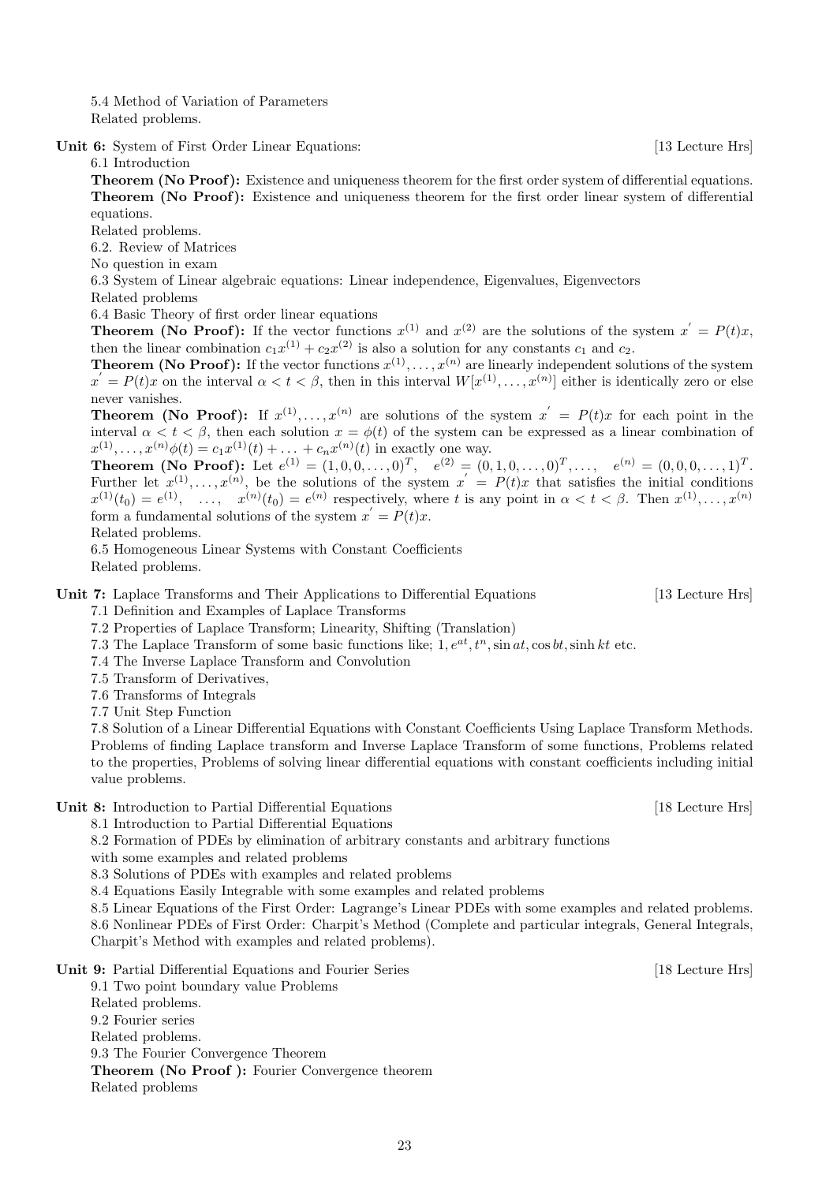5.4 Method of Variation of Parameters
Related problems.

**Unit 6:** System of First Order Linear Equations: [13 Lecture Hrs]

6.1 Introduction

**Theorem (No Proof):** Existence and uniqueness theorem for the first order system of differential equations.

**Theorem (No Proof):** Existence and uniqueness theorem for the first order linear system of differential equations.

Related problems.

6.2. Review of Matrices

No question in exam

6.3 System of Linear algebraic equations: Linear independence, Eigenvalues, Eigenvectors

Related problems

6.4 Basic Theory of first order linear equations

**Theorem (No Proof):** If the vector functions $x^{(1)}$ and $x^{(2)}$ are the solutions of the system $x^{'} = P(t)x$, then the linear combination $c_1x^{(1)} + c_2x^{(2)}$ is also a solution for any constants $c_1$ and $c_2$.

**Theorem (No Proof):** If the vector functions $x^{(1)}, \ldots, x^{(n)}$ are linearly independent solutions of the system $x^{'} = P(t)x$ on the interval $\alpha < t < \beta$, then in this interval $W[x^{(1)}, \ldots, x^{(n)}]$ either is identically zero or else never vanishes.

**Theorem (No Proof):** If $x^{(1)}, \ldots, x^{(n)}$ are solutions of the system $x^{'} = P(t)x$ for each point in the interval $\alpha < t < \beta$, then each solution $x = \phi(t)$ of the system can be expressed as a linear combination of $x^{(1)}, \ldots, x^{(n)}\phi(t) = c_1x^{(1)}(t) + \ldots + c_nx^{(n)}(t)$ in exactly one way.

**Theorem (No Proof):** Let $e^{(1)} = (1, 0, 0, \ldots, 0)^T, \quad e^{(2)} = (0, 1, 0, \ldots, 0)^T, \ldots, \quad e^{(n)} = (0, 0, 0, \ldots, 1)^T$. Further let $x^{(1)}, \ldots, x^{(n)}$, be the solutions of the system $x^{'} = P(t)x$ that satisfies the initial conditions $x^{(1)}(t_0) = e^{(1)}, \quad \ldots, \quad x^{(n)}(t_0) = e^{(n)}$ respectively, where $t$ is any point in $\alpha < t < \beta$. Then $x^{(1)}, \ldots, x^{(n)}$ form a fundamental solutions of the system $x^{'} = P(t)x$.

Related problems.

6.5 Homogeneous Linear Systems with Constant Coefficients

Related problems.

**Unit 7:** Laplace Transforms and Their Applications to Differential Equations [13 Lecture Hrs]

7.1 Definition and Examples of Laplace Transforms

7.2 Properties of Laplace Transform; Linearity, Shifting (Translation)

7.3 The Laplace Transform of some basic functions like; $1, e^{at}, t^n, \sin at, \cos bt, \sinh kt$ etc.

7.4 The Inverse Laplace Transform and Convolution

7.5 Transform of Derivatives,

7.6 Transforms of Integrals

7.7 Unit Step Function

7.8 Solution of a Linear Differential Equations with Constant Coefficients Using Laplace Transform Methods. Problems of finding Laplace transform and Inverse Laplace Transform of some functions, Problems related to the properties, Problems of solving linear differential equations with constant coefficients including initial value problems.

**Unit 8:** Introduction to Partial Differential Equations [18 Lecture Hrs]

8.1 Introduction to Partial Differential Equations

8.2 Formation of PDEs by elimination of arbitrary constants and arbitrary functions
with some examples and related problems

8.3 Solutions of PDEs with examples and related problems

8.4 Equations Easily Integrable with some examples and related problems

8.5 Linear Equations of the First Order: Lagrange's Linear PDEs with some examples and related problems.

8.6 Nonlinear PDEs of First Order: Charpit's Method (Complete and particular integrals, General Integrals, Charpit's Method with examples and related problems).

**Unit 9:** Partial Differential Equations and Fourier Series [18 Lecture Hrs]

9.1 Two point boundary value Problems

Related problems.

9.2 Fourier series

Related problems.

9.3 The Fourier Convergence Theorem

**Theorem (No Proof ):** Fourier Convergence theorem

Related problems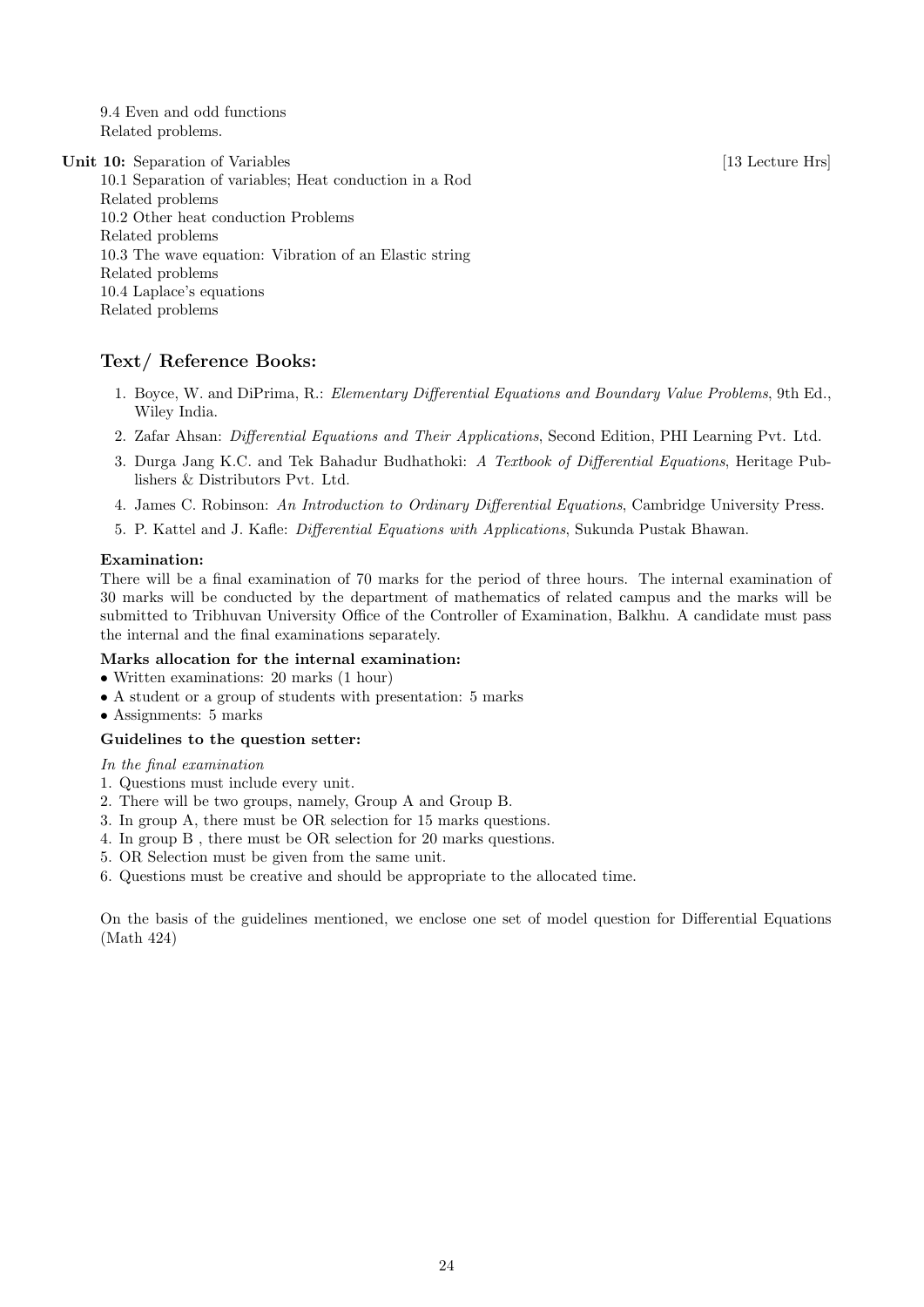9.4 Even and odd functions
Related problems.

**Unit 10:** Separation of Variables [13 Lecture Hrs]

10.1 Separation of variables; Heat conduction in a Rod
Related problems
10.2 Other heat conduction Problems
Related problems
10.3 The wave equation: Vibration of an Elastic string
Related problems
10.4 Laplace's equations
Related problems

## Text/ Reference Books:

1. Boyce, W. and DiPrima, R.: *Elementary Differential Equations and Boundary Value Problems*, 9th Ed., Wiley India.
2. Zafar Ahsan: *Differential Equations and Their Applications*, Second Edition, PHI Learning Pvt. Ltd.
3. Durga Jang K.C. and Tek Bahadur Budhathoki: *A Textbook of Differential Equations*, Heritage Publishers & Distributors Pvt. Ltd.
4. James C. Robinson: *An Introduction to Ordinary Differential Equations*, Cambridge University Press.
5. P. Kattel and J. Kafle: *Differential Equations with Applications*, Sukunda Pustak Bhawan.

### Examination:

There will be a final examination of 70 marks for the period of three hours. The internal examination of 30 marks will be conducted by the department of mathematics of related campus and the marks will be submitted to Tribhuvan University Office of the Controller of Examination, Balkhu. A candidate must pass the internal and the final examinations separately.

### Marks allocation for the internal examination:

- Written examinations: 20 marks (1 hour)
- A student or a group of students with presentation: 5 marks
- Assignments: 5 marks

### Guidelines to the question setter:

*In the final examination*

1. Questions must include every unit.
2. There will be two groups, namely, Group A and Group B.
3. In group A, there must be OR selection for 15 marks questions.
4. In group B , there must be OR selection for 20 marks questions.
5. OR Selection must be given from the same unit.
6. Questions must be creative and should be appropriate to the allocated time.

On the basis of the guidelines mentioned, we enclose one set of model question for Differential Equations (Math 424)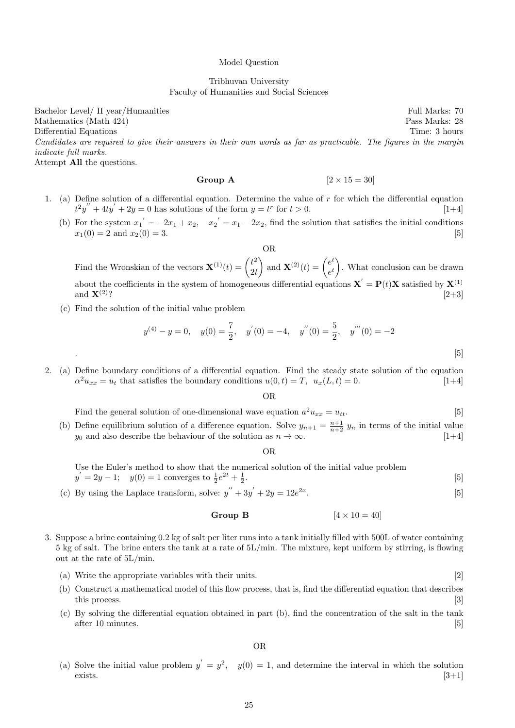Model Question

Tribhuvan University
Faculty of Humanities and Social Sciences

Bachelor Level/ II year/Humanities — Full Marks: 70
Mathematics (Math 424) — Pass Marks: 28
Differential Equations — Time: 3 hours

*Candidates are required to give their answers in their own words as far as practicable. The figures in the margin indicate full marks.*

Attempt **All** the questions.

### Group A  [2 × 15 = 30]

1. (a) Define solution of a differential equation. Determine the value of $r$ for which the differential equation $t^2y^{''} + 4ty^{'} + 2y = 0$ has solutions of the form $y = t^r$ for $t > 0$. [1+4]

   (b) For the system $x_1{}' = -2x_1 + x_2, \quad x_2{}' = x_1 - 2x_2$, find the solution that satisfies the initial conditions $x_1(0) = 2$ and $x_2(0) = 3$. [5]

   OR

   Find the Wronskian of the vectors $\mathbf{X}^{(1)}(t) = \begin{pmatrix} t^2 \\ 2t \end{pmatrix}$ and $\mathbf{X}^{(2)}(t) = \begin{pmatrix} e^t \\ e^t \end{pmatrix}$. What conclusion can be drawn about the coefficients in the system of homogeneous differential equations $\mathbf{X}^{'} = \mathbf{P}(t)\mathbf{X}$ satisfied by $\mathbf{X}^{(1)}$ and $\mathbf{X}^{(2)}$? [2+3]

   (c) Find the solution of the initial value problem

$$y^{(4)} - y = 0, \quad y(0) = \frac{7}{2}, \quad y^{'}(0) = -4, \quad y^{''}(0) = \frac{5}{2}, \quad y^{'''}(0) = -2$$

   . [5]

2. (a) Define boundary conditions of a differential equation. Find the steady state solution of the equation $\alpha^2 u_{xx} = u_t$ that satisfies the boundary conditions $u(0, t) = T, \; u_x(L, t) = 0$. [1+4]

   OR

   Find the general solution of one-dimensional wave equation $a^2 u_{xx} = u_{tt}$. [5]

   (b) Define equilibrium solution of a difference equation. Solve $y_{n+1} = \frac{n+1}{n+2}\, y_n$ in terms of the initial value $y_0$ and also describe the behaviour of the solution as $n \to \infty$. [1+4]

   OR

   Use the Euler's method to show that the numerical solution of the initial value problem $y^{'} = 2y - 1; \quad y(0) = 1$ converges to $\frac{1}{2}e^{2t} + \frac{1}{2}$. [5]

   (c) By using the Laplace transform, solve: $y^{''} + 3y^{'} + 2y = 12e^{2x}$. [5]

### Group B  [4 × 10 = 40]

3. Suppose a brine containing 0.2 kg of salt per liter runs into a tank initially filled with 500L of water containing 5 kg of salt. The brine enters the tank at a rate of 5L/min. The mixture, kept uniform by stirring, is flowing out at the rate of 5L/min.

   (a) Write the appropriate variables with their units. [2]

   (b) Construct a mathematical model of this flow process, that is, find the differential equation that describes this process. [3]

   (c) By solving the differential equation obtained in part (b), find the concentration of the salt in the tank after 10 minutes. [5]

   OR

   (a) Solve the initial value problem $y^{'} = y^2, \quad y(0) = 1$, and determine the interval in which the solution exists. [3+1]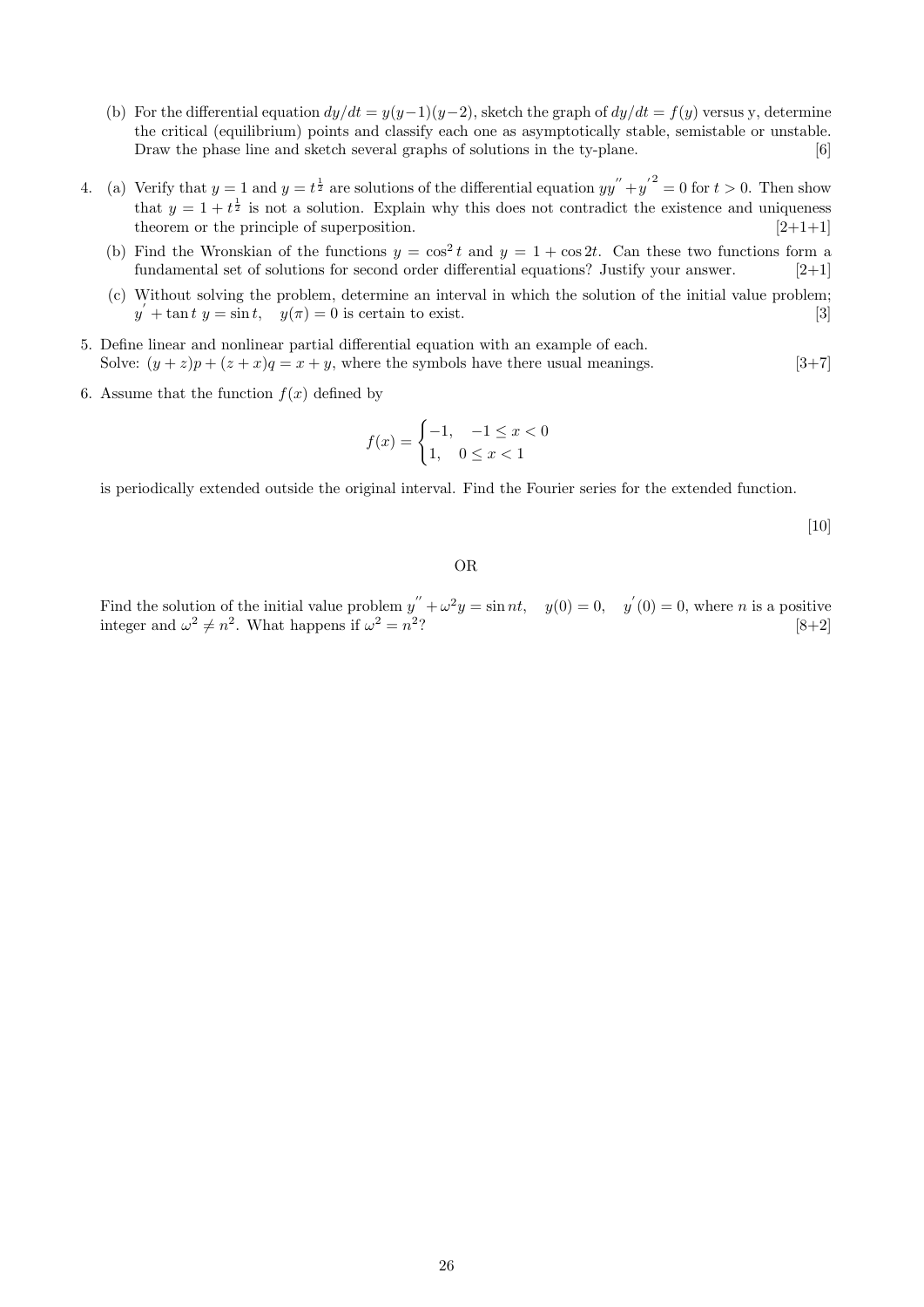(b) For the differential equation $dy/dt = y(y-1)(y-2)$, sketch the graph of $dy/dt = f(y)$ versus y, determine the critical (equilibrium) points and classify each one as asymptotically stable, semistable or unstable. Draw the phase line and sketch several graphs of solutions in the ty-plane. [6]

4. (a) Verify that $y = 1$ and $y = t^{\frac{1}{2}}$ are solutions of the differential equation $yy'' + y'^2 = 0$ for $t > 0$. Then show that $y = 1 + t^{\frac{1}{2}}$ is not a solution. Explain why this does not contradict the existence and uniqueness theorem or the principle of superposition. [2+1+1]

   (b) Find the Wronskian of the functions $y = \cos^2 t$ and $y = 1 + \cos 2t$. Can these two functions form a fundamental set of solutions for second order differential equations? Justify your answer. [2+1]

   (c) Without solving the problem, determine an interval in which the solution of the initial value problem; $y' + \tan t \; y = \sin t, \quad y(\pi) = 0$ is certain to exist. [3]

5. Define linear and nonlinear partial differential equation with an example of each.
   Solve: $(y + z)p + (z + x)q = x + y$, where the symbols have there usual meanings. [3+7]

6. Assume that the function $f(x)$ defined by

$$f(x) = \begin{cases} -1, & -1 \le x < 0 \\ 1, & 0 \le x < 1 \end{cases}$$

is periodically extended outside the original interval. Find the Fourier series for the extended function.

[10]

OR

Find the solution of the initial value problem $y'' + \omega^2 y = \sin nt, \quad y(0) = 0, \quad y'(0) = 0$, where $n$ is a positive integer and $\omega^2 \neq n^2$. What happens if $\omega^2 = n^2$? [8+2]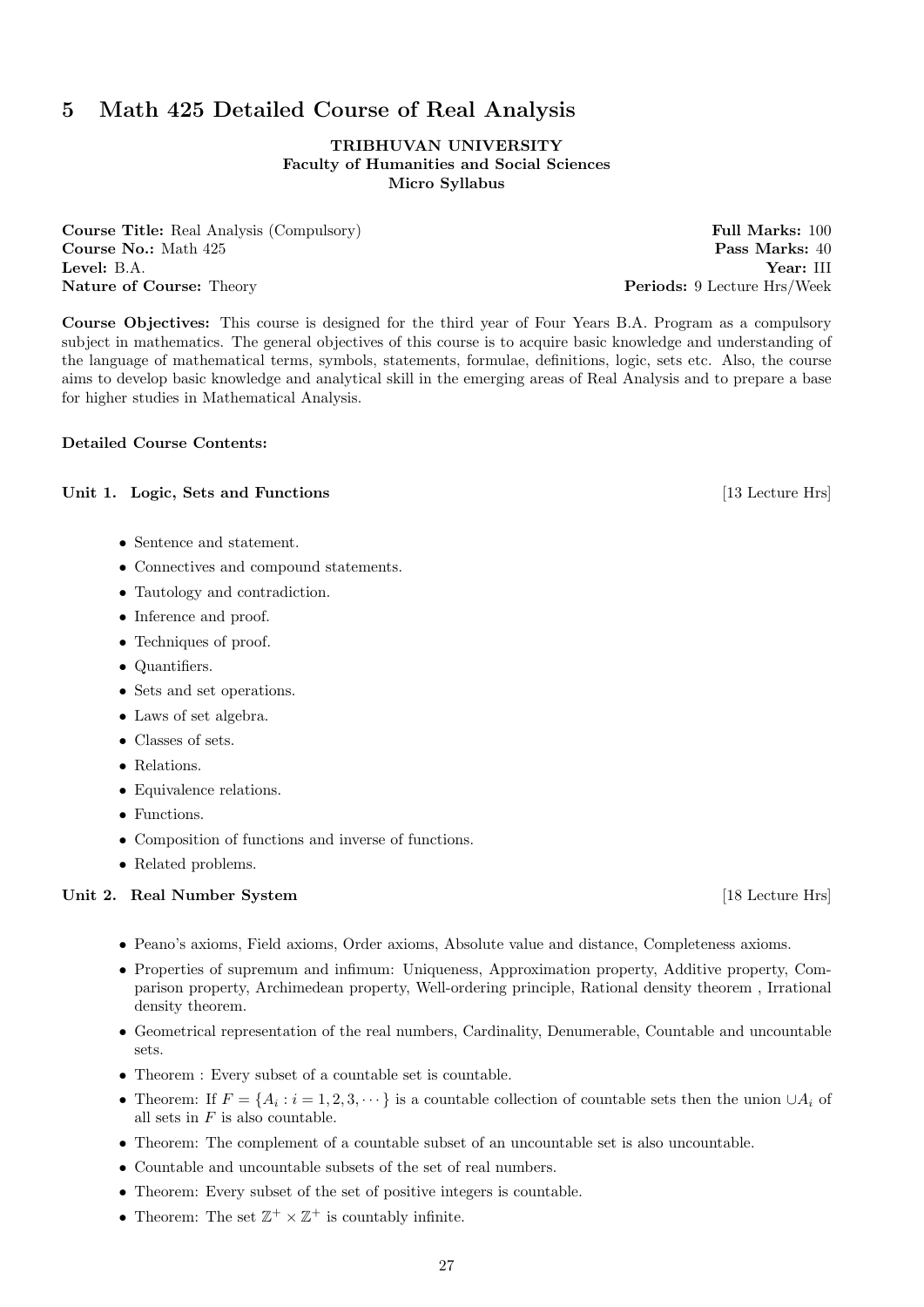## 5 Math 425 Detailed Course of Real Analysis

**TRIBHUVAN UNIVERSITY**
**Faculty of Humanities and Social Sciences**
**Micro Syllabus**

**Course Title:** Real Analysis (Compulsory) — **Full Marks:** 100
**Course No.:** Math 425 — **Pass Marks:** 40
**Level:** B.A. — **Year:** III
**Nature of Course:** Theory — **Periods:** 9 Lecture Hrs/Week

**Course Objectives:** This course is designed for the third year of Four Years B.A. Program as a compulsory subject in mathematics. The general objectives of this course is to acquire basic knowledge and understanding of the language of mathematical terms, symbols, statements, formulae, definitions, logic, sets etc. Also, the course aims to develop basic knowledge and analytical skill in the emerging areas of Real Analysis and to prepare a base for higher studies in Mathematical Analysis.

**Detailed Course Contents:**

**Unit 1. Logic, Sets and Functions** [13 Lecture Hrs]

- Sentence and statement.
- Connectives and compound statements.
- Tautology and contradiction.
- Inference and proof.
- Techniques of proof.
- Quantifiers.
- Sets and set operations.
- Laws of set algebra.
- Classes of sets.
- Relations.
- Equivalence relations.
- Functions.
- Composition of functions and inverse of functions.
- Related problems.

**Unit 2. Real Number System** [18 Lecture Hrs]

- Peano's axioms, Field axioms, Order axioms, Absolute value and distance, Completeness axioms.
- Properties of supremum and infimum: Uniqueness, Approximation property, Additive property, Comparison property, Archimedean property, Well-ordering principle, Rational density theorem , Irrational density theorem.
- Geometrical representation of the real numbers, Cardinality, Denumerable, Countable and uncountable sets.
- Theorem : Every subset of a countable set is countable.
- Theorem: If $F = \{A_i : i = 1, 2, 3, \cdots\}$ is a countable collection of countable sets then the union $\cup A_i$ of all sets in $F$ is also countable.
- Theorem: The complement of a countable subset of an uncountable set is also uncountable.
- Countable and uncountable subsets of the set of real numbers.
- Theorem: Every subset of the set of positive integers is countable.
- Theorem: The set $\mathbb{Z}^+ \times \mathbb{Z}^+$ is countably infinite.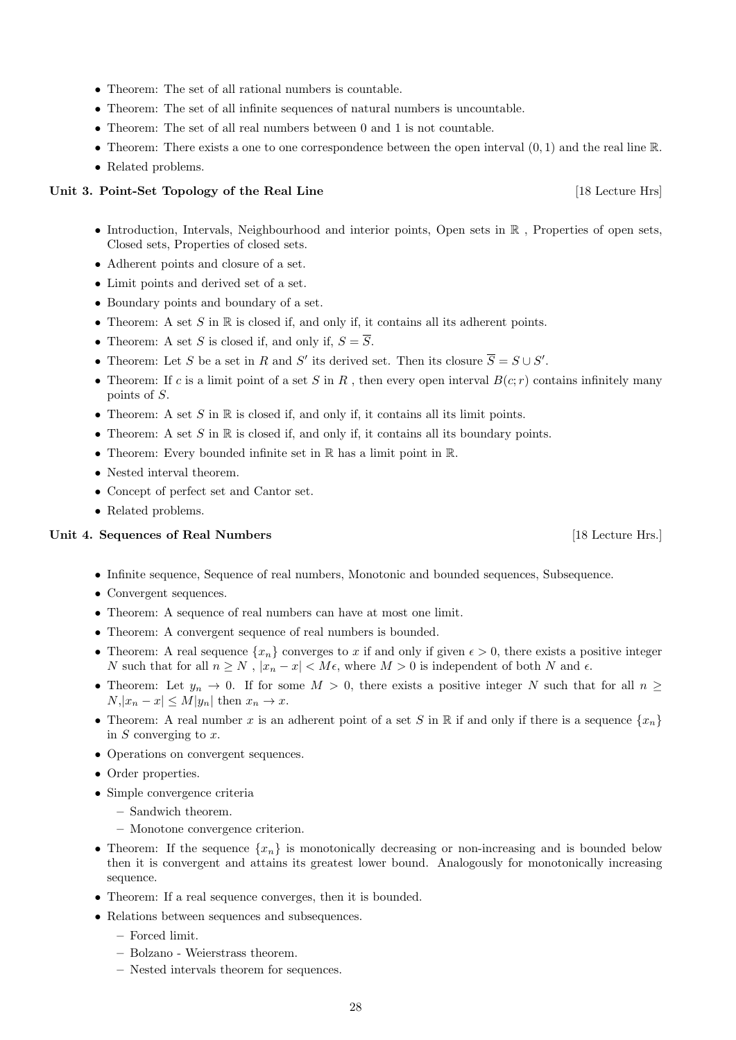- Theorem: The set of all rational numbers is countable.
- Theorem: The set of all infinite sequences of natural numbers is uncountable.
- Theorem: The set of all real numbers between 0 and 1 is not countable.
- Theorem: There exists a one to one correspondence between the open interval $(0, 1)$ and the real line $\mathbb{R}$.
- Related problems.

**Unit 3. Point-Set Topology of the Real Line** [18 Lecture Hrs]

- Introduction, Intervals, Neighbourhood and interior points, Open sets in $\mathbb{R}$ , Properties of open sets, Closed sets, Properties of closed sets.
- Adherent points and closure of a set.
- Limit points and derived set of a set.
- Boundary points and boundary of a set.
- Theorem: A set $S$ in $\mathbb{R}$ is closed if, and only if, it contains all its adherent points.
- Theorem: A set $S$ is closed if, and only if, $S = \overline{S}$.
- Theorem: Let $S$ be a set in $R$ and $S'$ its derived set. Then its closure $\overline{S} = S \cup S'$.
- Theorem: If $c$ is a limit point of a set $S$ in $R$ , then every open interval $B(c; r)$ contains infinitely many points of $S$.
- Theorem: A set $S$ in $\mathbb{R}$ is closed if, and only if, it contains all its limit points.
- Theorem: A set $S$ in $\mathbb{R}$ is closed if, and only if, it contains all its boundary points.
- Theorem: Every bounded infinite set in $\mathbb{R}$ has a limit point in $\mathbb{R}$.
- Nested interval theorem.
- Concept of perfect set and Cantor set.
- Related problems.

**Unit 4. Sequences of Real Numbers** [18 Lecture Hrs.]

- Infinite sequence, Sequence of real numbers, Monotonic and bounded sequences, Subsequence.
- Convergent sequences.
- Theorem: A sequence of real numbers can have at most one limit.
- Theorem: A convergent sequence of real numbers is bounded.
- Theorem: A real sequence $\{x_n\}$ converges to $x$ if and only if given $\epsilon > 0$, there exists a positive integer $N$ such that for all $n \geq N$ , $|x_n - x| < M\epsilon$, where $M > 0$ is independent of both $N$ and $\epsilon$.
- Theorem: Let $y_n \to 0$. If for some $M > 0$, there exists a positive integer $N$ such that for all $n \geq N$,$|x_n - x| \leq M|y_n|$ then $x_n \to x$.
- Theorem: A real number $x$ is an adherent point of a set $S$ in $\mathbb{R}$ if and only if there is a sequence $\{x_n\}$ in $S$ converging to $x$.
- Operations on convergent sequences.
- Order properties.
- Simple convergence criteria
  - Sandwich theorem.
  - Monotone convergence criterion.
- Theorem: If the sequence $\{x_n\}$ is monotonically decreasing or non-increasing and is bounded below then it is convergent and attains its greatest lower bound. Analogously for monotonically increasing sequence.
- Theorem: If a real sequence converges, then it is bounded.
- Relations between sequences and subsequences.
  - Forced limit.
  - Bolzano - Weierstrass theorem.
  - Nested intervals theorem for sequences.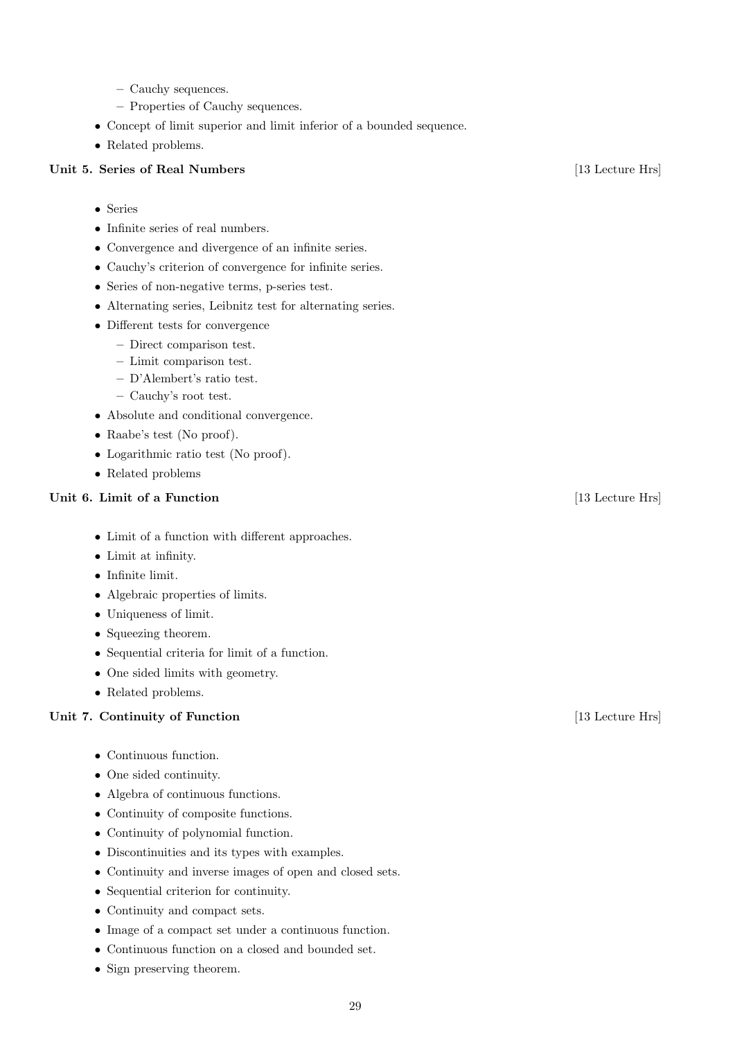- Cauchy sequences.
  - Properties of Cauchy sequences.
- Concept of limit superior and limit inferior of a bounded sequence.
- Related problems.

**Unit 5. Series of Real Numbers** [13 Lecture Hrs]

- Series
- Infinite series of real numbers.
- Convergence and divergence of an infinite series.
- Cauchy's criterion of convergence for infinite series.
- Series of non-negative terms, p-series test.
- Alternating series, Leibnitz test for alternating series.
- Different tests for convergence
  - Direct comparison test.
  - Limit comparison test.
  - D'Alembert's ratio test.
  - Cauchy's root test.
- Absolute and conditional convergence.
- Raabe's test (No proof).
- Logarithmic ratio test (No proof).
- Related problems

**Unit 6. Limit of a Function** [13 Lecture Hrs]

- Limit of a function with different approaches.
- Limit at infinity.
- Infinite limit.
- Algebraic properties of limits.
- Uniqueness of limit.
- Squeezing theorem.
- Sequential criteria for limit of a function.
- One sided limits with geometry.
- Related problems.

**Unit 7. Continuity of Function** [13 Lecture Hrs]

- Continuous function.
- One sided continuity.
- Algebra of continuous functions.
- Continuity of composite functions.
- Continuity of polynomial function.
- Discontinuities and its types with examples.
- Continuity and inverse images of open and closed sets.
- Sequential criterion for continuity.
- Continuity and compact sets.
- Image of a compact set under a continuous function.
- Continuous function on a closed and bounded set.
- Sign preserving theorem.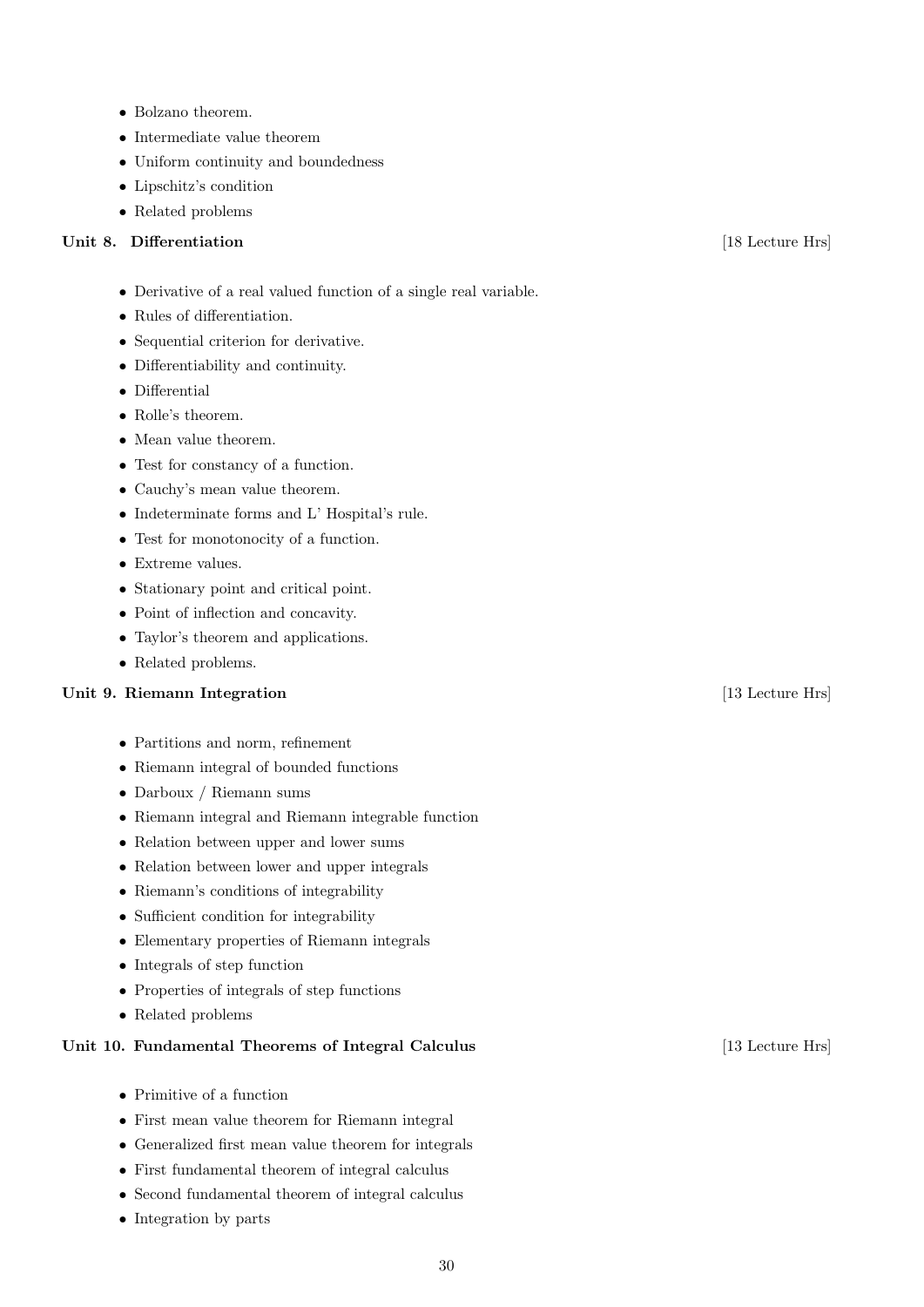- Bolzano theorem.
- Intermediate value theorem
- Uniform continuity and boundedness
- Lipschitz's condition
- Related problems

**Unit 8. Differentiation** [18 Lecture Hrs]

- Derivative of a real valued function of a single real variable.
- Rules of differentiation.
- Sequential criterion for derivative.
- Differentiability and continuity.
- Differential
- Rolle's theorem.
- Mean value theorem.
- Test for constancy of a function.
- Cauchy's mean value theorem.
- Indeterminate forms and L' Hospital's rule.
- Test for monotonocity of a function.
- Extreme values.
- Stationary point and critical point.
- Point of inflection and concavity.
- Taylor's theorem and applications.
- Related problems.

**Unit 9. Riemann Integration** [13 Lecture Hrs]

- Partitions and norm, refinement
- Riemann integral of bounded functions
- Darboux / Riemann sums
- Riemann integral and Riemann integrable function
- Relation between upper and lower sums
- Relation between lower and upper integrals
- Riemann's conditions of integrability
- Sufficient condition for integrability
- Elementary properties of Riemann integrals
- Integrals of step function
- Properties of integrals of step functions
- Related problems

**Unit 10. Fundamental Theorems of Integral Calculus** [13 Lecture Hrs]

- Primitive of a function
- First mean value theorem for Riemann integral
- Generalized first mean value theorem for integrals
- First fundamental theorem of integral calculus
- Second fundamental theorem of integral calculus
- Integration by parts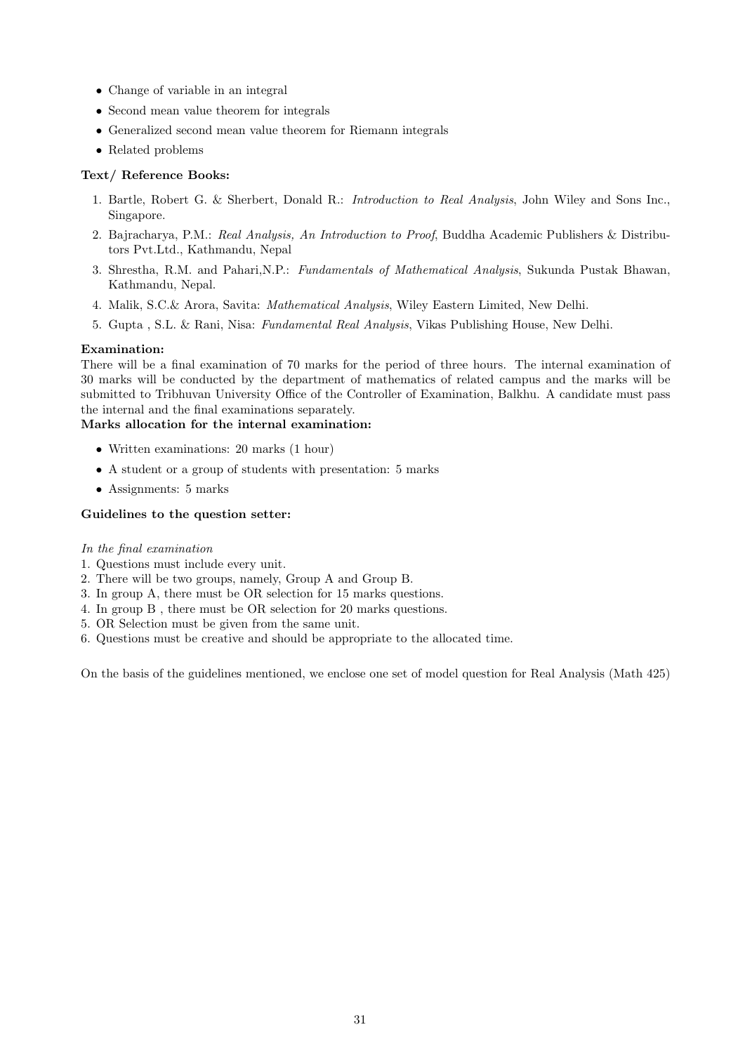- Change of variable in an integral
- Second mean value theorem for integrals
- Generalized second mean value theorem for Riemann integrals
- Related problems

### Text/ Reference Books:

1. Bartle, Robert G. & Sherbert, Donald R.: *Introduction to Real Analysis*, John Wiley and Sons Inc., Singapore.
2. Bajracharya, P.M.: *Real Analysis, An Introduction to Proof*, Buddha Academic Publishers & Distributors Pvt.Ltd., Kathmandu, Nepal
3. Shrestha, R.M. and Pahari,N.P.: *Fundamentals of Mathematical Analysis*, Sukunda Pustak Bhawan, Kathmandu, Nepal.
4. Malik, S.C.& Arora, Savita: *Mathematical Analysis*, Wiley Eastern Limited, New Delhi.
5. Gupta , S.L. & Rani, Nisa: *Fundamental Real Analysis*, Vikas Publishing House, New Delhi.

**Examination:**
There will be a final examination of 70 marks for the period of three hours. The internal examination of 30 marks will be conducted by the department of mathematics of related campus and the marks will be submitted to Tribhuvan University Office of the Controller of Examination, Balkhu. A candidate must pass the internal and the final examinations separately.

**Marks allocation for the internal examination:**

- Written examinations: 20 marks (1 hour)
- A student or a group of students with presentation: 5 marks
- Assignments: 5 marks

**Guidelines to the question setter:**

*In the final examination*
1. Questions must include every unit.
2. There will be two groups, namely, Group A and Group B.
3. In group A, there must be OR selection for 15 marks questions.
4. In group B , there must be OR selection for 20 marks questions.
5. OR Selection must be given from the same unit.
6. Questions must be creative and should be appropriate to the allocated time.

On the basis of the guidelines mentioned, we enclose one set of model question for Real Analysis (Math 425)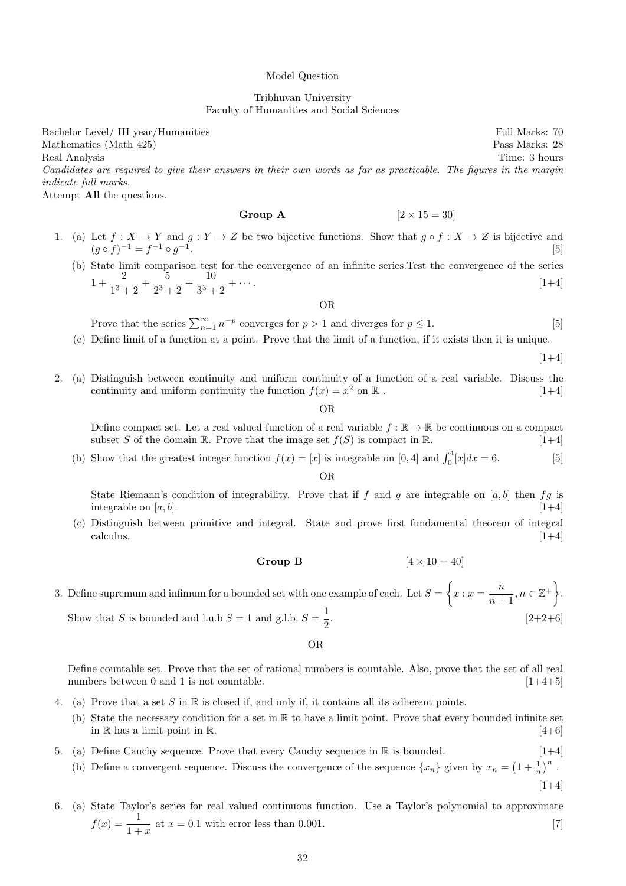Model Question

Tribhuvan University
Faculty of Humanities and Social Sciences

Bachelor Level/ III year/Humanities — Full Marks: 70
Mathematics (Math 425) — Pass Marks: 28
Real Analysis — Time: 3 hours

*Candidates are required to give their answers in their own words as far as practicable. The figures in the margin indicate full marks.*

Attempt **All** the questions.

## Group A [2 × 15 = 30]

1. (a) Let $f : X \to Y$ and $g : Y \to Z$ be two bijective functions. Show that $g \circ f : X \to Z$ is bijective and $(g \circ f)^{-1} = f^{-1} \circ g^{-1}$. [5]

   (b) State limit comparison test for the convergence of an infinite series.Test the convergence of the series $1 + \dfrac{2}{1^3+2} + \dfrac{5}{2^3+2} + \dfrac{10}{3^3+2} + \cdots$. [1+4]

   OR

   Prove that the series $\sum_{n=1}^{\infty} n^{-p}$ converges for $p > 1$ and diverges for $p \leq 1$. [5]

   (c) Define limit of a function at a point. Prove that the limit of a function, if it exists then it is unique. [1+4]

2. (a) Distinguish between continuity and uniform continuity of a function of a real variable. Discuss the continuity and uniform continuity the function $f(x) = x^2$ on $\mathbb{R}$ . [1+4]

   OR

   Define compact set. Let a real valued function of a real variable $f : \mathbb{R} \to \mathbb{R}$ be continuous on a compact subset $S$ of the domain $\mathbb{R}$. Prove that the image set $f(S)$ is compact in $\mathbb{R}$. [1+4]

   (b) Show that the greatest integer function $f(x) = [x]$ is integrable on $[0, 4]$ and $\int_0^4 [x]dx = 6$. [5]

   OR

   State Riemann's condition of integrability. Prove that if $f$ and $g$ are integrable on $[a, b]$ then $fg$ is integrable on $[a, b]$. [1+4]

   (c) Distinguish between primitive and integral. State and prove first fundamental theorem of integral calculus. [1+4]

## Group B [4 × 10 = 40]

3. Define supremum and infimum for a bounded set with one example of each. Let $S = \left\{ x : x = \dfrac{n}{n+1}, n \in \mathbb{Z}^+ \right\}$. Show that $S$ is bounded and l.u.b $S = 1$ and g.l.b. $S = \dfrac{1}{2}$. [2+2+6]

   OR

   Define countable set. Prove that the set of rational numbers is countable. Also, prove that the set of all real numbers between 0 and 1 is not countable. [1+4+5]

4. (a) Prove that a set $S$ in $\mathbb{R}$ is closed if, and only if, it contains all its adherent points.

   (b) State the necessary condition for a set in $\mathbb{R}$ to have a limit point. Prove that every bounded infinite set in $\mathbb{R}$ has a limit point in $\mathbb{R}$. [4+6]

5. (a) Define Cauchy sequence. Prove that every Cauchy sequence in $\mathbb{R}$ is bounded. [1+4]

   (b) Define a convergent sequence. Discuss the convergence of the sequence $\{x_n\}$ given by $x_n = \left(1 + \frac{1}{n}\right)^n$ . [1+4]

6. (a) State Taylor's series for real valued continuous function. Use a Taylor's polynomial to approximate $f(x) = \dfrac{1}{1+x}$ at $x = 0.1$ with error less than 0.001. [7]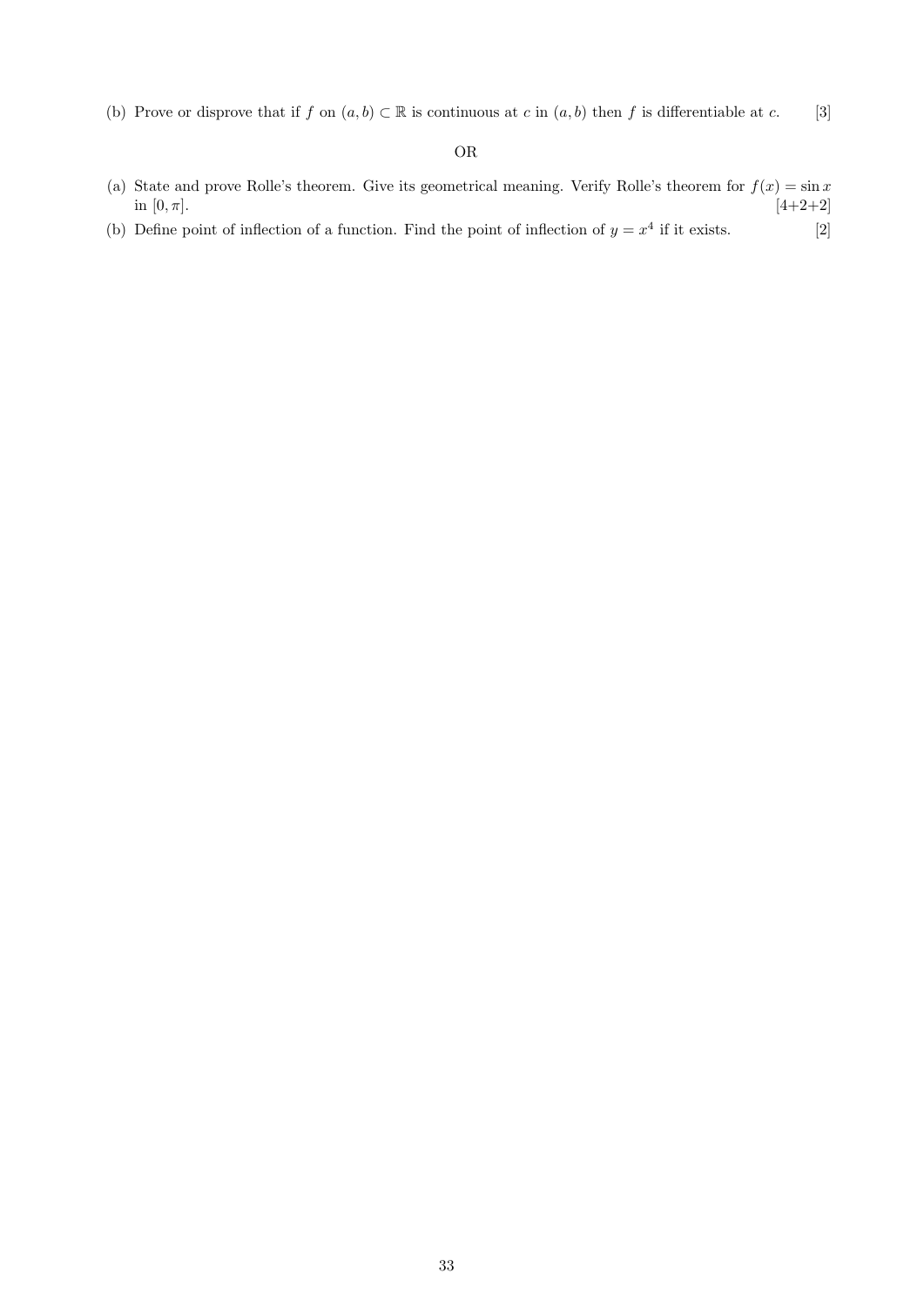(b) Prove or disprove that if $f$ on $(a, b) \subset \mathbb{R}$ is continuous at $c$ in $(a, b)$ then $f$ is differentiable at $c$. [3]

OR

(a) State and prove Rolle's theorem. Give its geometrical meaning. Verify Rolle's theorem for $f(x) = \sin x$ in $[0, \pi]$. [4+2+2]

(b) Define point of inflection of a function. Find the point of inflection of $y = x^4$ if it exists. [2]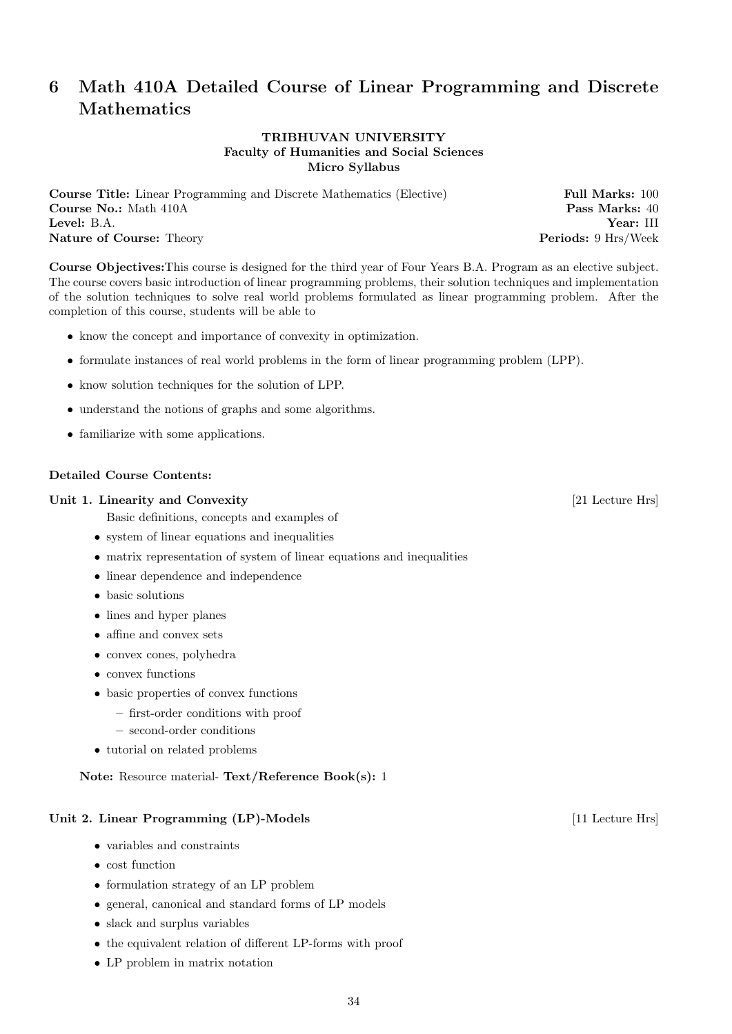# 6 Math 410A Detailed Course of Linear Programming and Discrete Mathematics

**TRIBHUVAN UNIVERSITY**
**Faculty of Humanities and Social Sciences**
**Micro Syllabus**

**Course Title:** Linear Programming and Discrete Mathematics (Elective) — **Full Marks:** 100
**Course No.:** Math 410A — **Pass Marks:** 40
**Level:** B.A. — **Year:** III
**Nature of Course:** Theory — **Periods:** 9 Hrs/Week

**Course Objectives:** This course is designed for the third year of Four Years B.A. Program as an elective subject. The course covers basic introduction of linear programming problems, their solution techniques and implementation of the solution techniques to solve real world problems formulated as linear programming problem. After the completion of this course, students will be able to

- know the concept and importance of convexity in optimization.
- formulate instances of real world problems in the form of linear programming problem (LPP).
- know solution techniques for the solution of LPP.
- understand the notions of graphs and some algorithms.
- familiarize with some applications.

**Detailed Course Contents:**

**Unit 1. Linearity and Convexity** [21 Lecture Hrs]

Basic definitions, concepts and examples of

- system of linear equations and inequalities
- matrix representation of system of linear equations and inequalities
- linear dependence and independence
- basic solutions
- lines and hyper planes
- affine and convex sets
- convex cones, polyhedra
- convex functions
- basic properties of convex functions
  - first-order conditions with proof
  - second-order conditions
- tutorial on related problems

**Note:** Resource material- **Text/Reference Book(s):** 1

**Unit 2. Linear Programming (LP)-Models** [11 Lecture Hrs]

- variables and constraints
- cost function
- formulation strategy of an LP problem
- general, canonical and standard forms of LP models
- slack and surplus variables
- the equivalent relation of different LP-forms with proof
- LP problem in matrix notation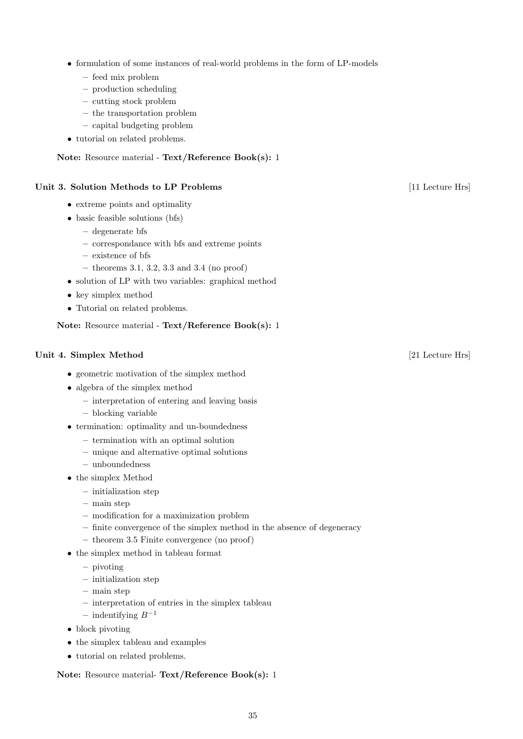- formulation of some instances of real-world problems in the form of LP-models
  - feed mix problem
  - production scheduling
  - cutting stock problem
  - the transportation problem
  - capital budgeting problem
- tutorial on related problems.

**Note:** Resource material - **Text/Reference Book(s):** 1

### Unit 3. Solution Methods to LP Problems [11 Lecture Hrs]

- extreme points and optimality
- basic feasible solutions (bfs)
  - degenerate bfs
  - correspondance with bfs and extreme points
  - existence of bfs
  - theorems 3.1, 3.2, 3.3 and 3.4 (no proof)
- solution of LP with two variables: graphical method
- key simplex method
- Tutorial on related problems.

**Note:** Resource material - **Text/Reference Book(s):** 1

### Unit 4. Simplex Method [21 Lecture Hrs]

- geometric motivation of the simplex method
- algebra of the simplex method
  - interpretation of entering and leaving basis
  - blocking variable
- termination: optimality and un-boundedness
  - termination with an optimal solution
  - unique and alternative optimal solutions
  - unboundedness
- the simplex Method
  - initialization step
  - main step
  - modification for a maximization problem
  - finite convergence of the simplex method in the absence of degeneracy
  - theorem 3.5 Finite convergence (no proof)
- the simplex method in tableau format
  - pivoting
  - initialization step
  - main step
  - interpretation of entries in the simplex tableau
  - indentifying $B^{-1}$
- block pivoting
- the simplex tableau and examples
- tutorial on related problems.

**Note:** Resource material- **Text/Reference Book(s):** 1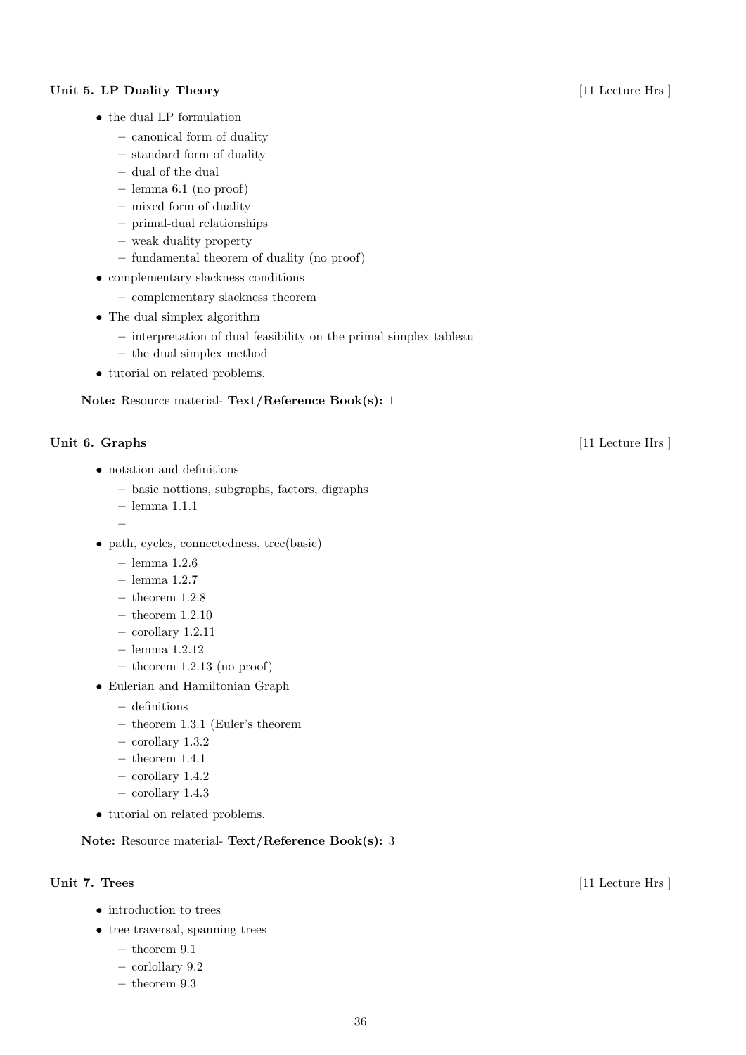**Unit 5. LP Duality Theory** [11 Lecture Hrs ]

- the dual LP formulation
  - canonical form of duality
  - standard form of duality
  - dual of the dual
  - lemma 6.1 (no proof)
  - mixed form of duality
  - primal-dual relationships
  - weak duality property
  - fundamental theorem of duality (no proof)
- complementary slackness conditions
  - complementary slackness theorem
- The dual simplex algorithm
  - interpretation of dual feasibility on the primal simplex tableau
  - the dual simplex method
- tutorial on related problems.

**Note:** Resource material- **Text/Reference Book(s):** 1

**Unit 6. Graphs** [11 Lecture Hrs ]

- notation and definitions
  - basic nottions, subgraphs, factors, digraphs
  - lemma 1.1.1
  -
- path, cycles, connectedness, tree(basic)
  - lemma 1.2.6
  - lemma 1.2.7
  - theorem 1.2.8
  - theorem 1.2.10
  - corollary 1.2.11
  - lemma 1.2.12
  - theorem 1.2.13 (no proof)
- Eulerian and Hamiltonian Graph
  - definitions
  - theorem 1.3.1 (Euler's theorem
  - corollary 1.3.2
  - theorem 1.4.1
  - corollary 1.4.2
  - corollary 1.4.3
- tutorial on related problems.

**Note:** Resource material- **Text/Reference Book(s):** 3

**Unit 7. Trees** [11 Lecture Hrs ]

- introduction to trees
- tree traversal, spanning trees
  - theorem 9.1
  - corlollary 9.2
  - theorem 9.3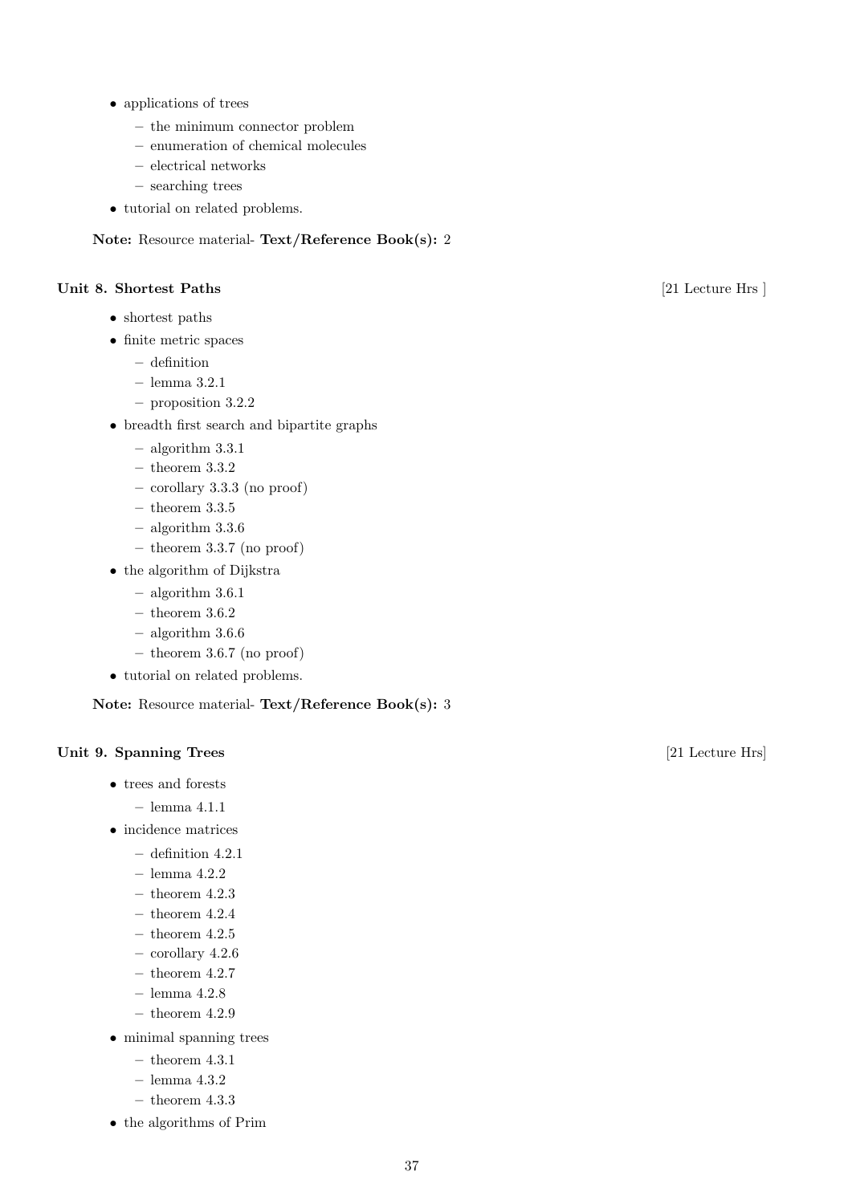- applications of trees
  - the minimum connector problem
  - enumeration of chemical molecules
  - electrical networks
  - searching trees
- tutorial on related problems.

**Note:** Resource material- **Text/Reference Book(s):** 2

### Unit 8. Shortest Paths [21 Lecture Hrs ]

- shortest paths
- finite metric spaces
  - definition
  - lemma 3.2.1
  - proposition 3.2.2
- breadth first search and bipartite graphs
  - algorithm 3.3.1
  - theorem 3.3.2
  - corollary 3.3.3 (no proof)
  - theorem 3.3.5
  - algorithm 3.3.6
  - theorem 3.3.7 (no proof)
- the algorithm of Dijkstra
  - algorithm 3.6.1
  - theorem 3.6.2
  - algorithm 3.6.6
  - theorem 3.6.7 (no proof)
- tutorial on related problems.

**Note:** Resource material- **Text/Reference Book(s):** 3

### Unit 9. Spanning Trees [21 Lecture Hrs]

- trees and forests
  - lemma 4.1.1
- incidence matrices
  - definition 4.2.1
  - lemma 4.2.2
  - theorem 4.2.3
  - theorem 4.2.4
  - theorem 4.2.5
  - corollary 4.2.6
  - theorem 4.2.7
  - lemma 4.2.8
  - theorem 4.2.9
- minimal spanning trees
  - theorem 4.3.1
  - lemma 4.3.2
  - theorem 4.3.3
- the algorithms of Prim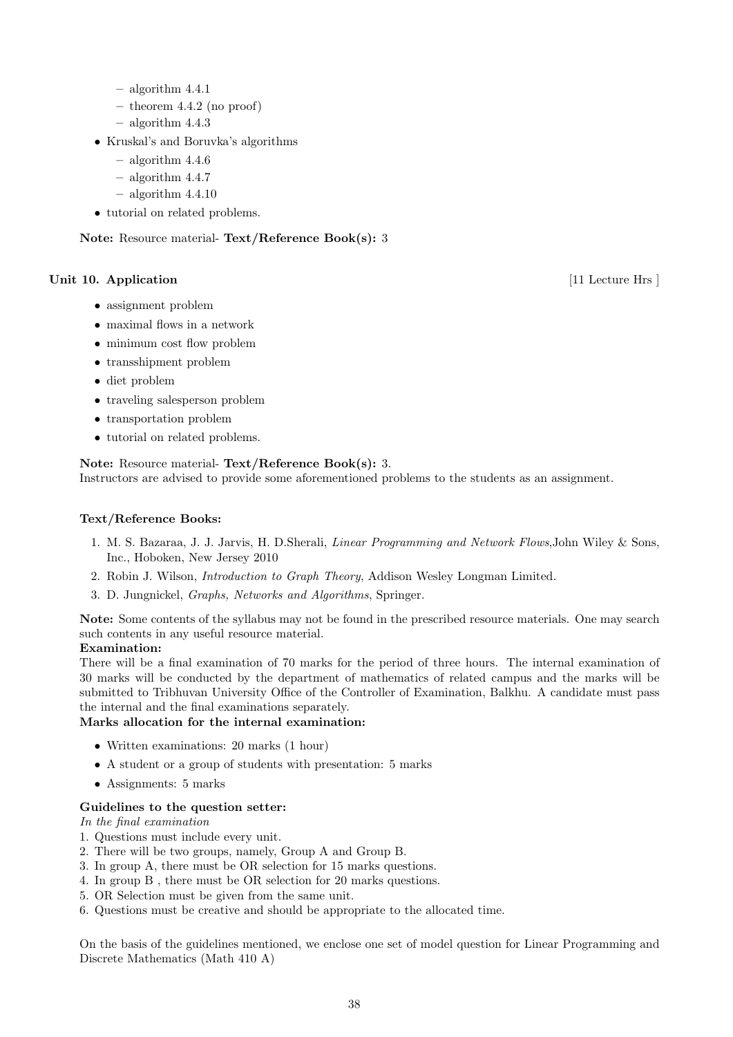- algorithm 4.4.1
  - theorem 4.4.2 (no proof)
  - algorithm 4.4.3
- Kruskal's and Boruvka's algorithms
  - algorithm 4.4.6
  - algorithm 4.4.7
  - algorithm 4.4.10
- tutorial on related problems.

**Note:** Resource material- **Text/Reference Book(s):** 3

### Unit 10. Application [11 Lecture Hrs ]

- assignment problem
- maximal flows in a network
- minimum cost flow problem
- transshipment problem
- diet problem
- traveling salesperson problem
- transportation problem
- tutorial on related problems.

**Note:** Resource material- **Text/Reference Book(s):** 3.
Instructors are advised to provide some aforementioned problems to the students as an assignment.

#### Text/Reference Books:

1. M. S. Bazaraa, J. J. Jarvis, H. D.Sherali, *Linear Programming and Network Flows*,John Wiley & Sons, Inc., Hoboken, New Jersey 2010
2. Robin J. Wilson, *Introduction to Graph Theory*, Addison Wesley Longman Limited.
3. D. Jungnickel, *Graphs, Networks and Algorithms*, Springer.

**Note:** Some contents of the syllabus may not be found in the prescribed resource materials. One may search such contents in any useful resource material.

**Examination:**
There will be a final examination of 70 marks for the period of three hours. The internal examination of 30 marks will be conducted by the department of mathematics of related campus and the marks will be submitted to Tribhuvan University Office of the Controller of Examination, Balkhu. A candidate must pass the internal and the final examinations separately.

**Marks allocation for the internal examination:**

- Written examinations: 20 marks (1 hour)
- A student or a group of students with presentation: 5 marks
- Assignments: 5 marks

**Guidelines to the question setter:**
*In the final examination*
1. Questions must include every unit.
2. There will be two groups, namely, Group A and Group B.
3. In group A, there must be OR selection for 15 marks questions.
4. In group B , there must be OR selection for 20 marks questions.
5. OR Selection must be given from the same unit.
6. Questions must be creative and should be appropriate to the allocated time.

On the basis of the guidelines mentioned, we enclose one set of model question for Linear Programming and Discrete Mathematics (Math 410 A)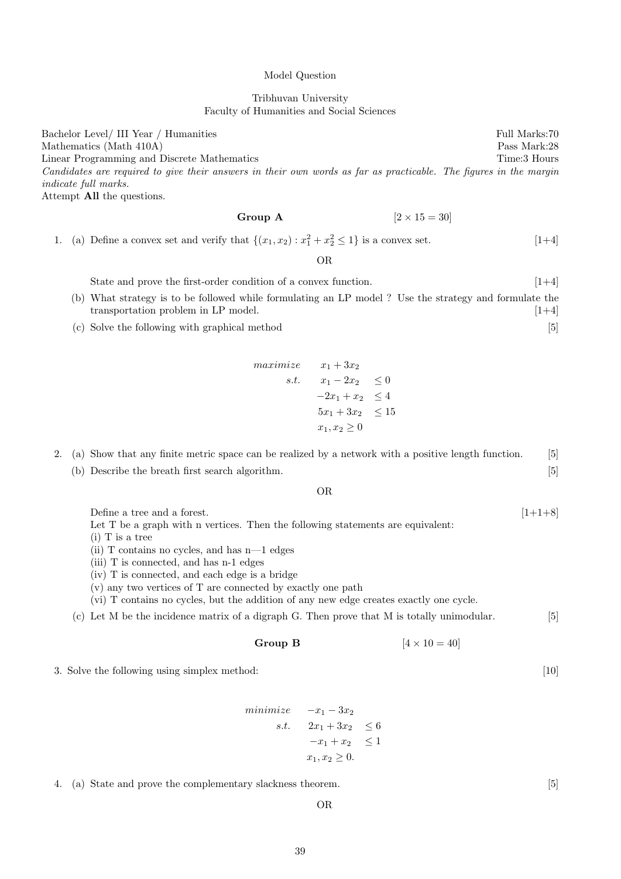Model Question

Tribhuvan University
Faculty of Humanities and Social Sciences

Bachelor Level/ III Year / Humanities — Full Marks:70
Mathematics (Math 410A) — Pass Mark:28
Linear Programming and Discrete Mathematics — Time:3 Hours

*Candidates are required to give their answers in their own words as far as practicable. The figures in the margin indicate full marks.*

Attempt **All** the questions.

## Group A [2 × 15 = 30]

1. (a) Define a convex set and verify that $\{(x_1, x_2) : x_1^2 + x_2^2 \leq 1\}$ is a convex set. [1+4]

   OR

   State and prove the first-order condition of a convex function. [1+4]

   (b) What strategy is to be followed while formulating an LP model ? Use the strategy and formulate the transportation problem in LP model. [1+4]

   (c) Solve the following with graphical method [5]

$$
\begin{aligned}
\textit{maximize} \quad & x_1 + 3x_2 \\
\textit{s.t.} \quad & x_1 - 2x_2 \leq 0 \\
& -2x_1 + x_2 \leq 4 \\
& 5x_1 + 3x_2 \leq 15 \\
& x_1, x_2 \geq 0
\end{aligned}
$$

2. (a) Show that any finite metric space can be realized by a network with a positive length function. [5]

   (b) Describe the breath first search algorithm. [5]

   OR

   Define a tree and a forest. [1+1+8]
   Let T be a graph with n vertices. Then the following statements are equivalent:
   (i) T is a tree
   (ii) T contains no cycles, and has n—1 edges
   (iii) T is connected, and has n-1 edges
   (iv) T is connected, and each edge is a bridge
   (v) any two vertices of T are connected by exactly one path
   (vi) T contains no cycles, but the addition of any new edge creates exactly one cycle.

   (c) Let M be the incidence matrix of a digraph G. Then prove that M is totally unimodular. [5]

## Group B [4 × 10 = 40]

3. Solve the following using simplex method: [10]

$$
\begin{aligned}
\textit{minimize} \quad & -x_1 - 3x_2 \\
\textit{s.t.} \quad & 2x_1 + 3x_2 \leq 6 \\
& -x_1 + x_2 \leq 1 \\
& x_1, x_2 \geq 0.
\end{aligned}
$$

4. (a) State and prove the complementary slackness theorem. [5]

   OR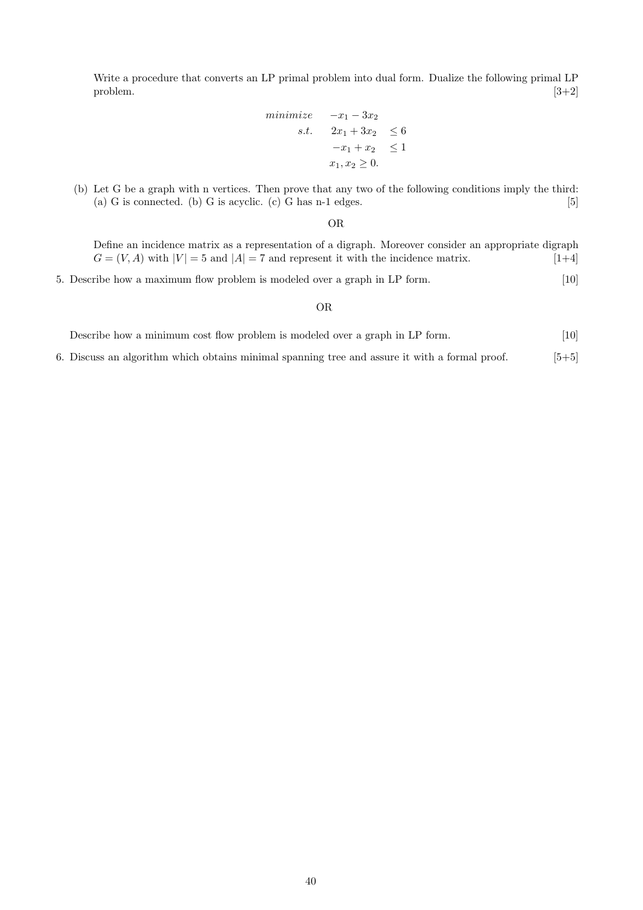Write a procedure that converts an LP primal problem into dual form. Dualize the following primal LP problem. [3+2]

$$
\begin{aligned}
minimize \quad & -x_1 - 3x_2 \\
s.t. \quad & 2x_1 + 3x_2 \leq 6 \\
& -x_1 + x_2 \leq 1 \\
& x_1, x_2 \geq 0.
\end{aligned}
$$

(b) Let G be a graph with n vertices. Then prove that any two of the following conditions imply the third: (a) G is connected. (b) G is acyclic. (c) G has n-1 edges. [5]

OR

Define an incidence matrix as a representation of a digraph. Moreover consider an appropriate digraph $G = (V, A)$ with $|V| = 5$ and $|A| = 7$ and represent it with the incidence matrix. [1+4]

5. Describe how a maximum flow problem is modeled over a graph in LP form. [10]

OR

Describe how a minimum cost flow problem is modeled over a graph in LP form. [10]

6. Discuss an algorithm which obtains minimal spanning tree and assure it with a formal proof. [5+5]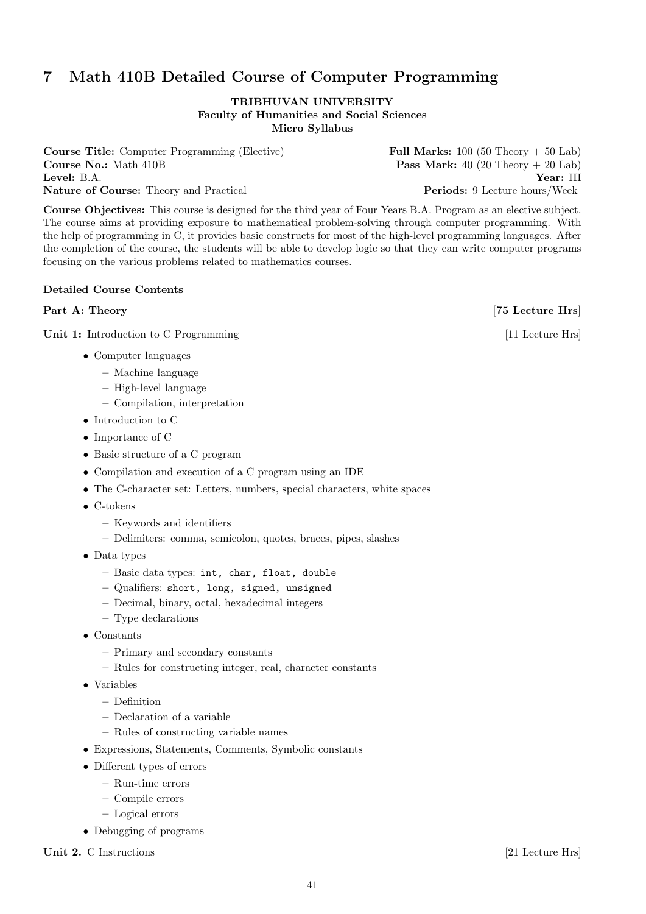# 7 Math 410B Detailed Course of Computer Programming

**TRIBHUVAN UNIVERSITY**
**Faculty of Humanities and Social Sciences**
**Micro Syllabus**

**Course Title:** Computer Programming (Elective)
**Full Marks:** 100 (50 Theory + 50 Lab)
**Course No.:** Math 410B
**Pass Mark:** 40 (20 Theory + 20 Lab)
**Level:** B.A.
**Year:** III
**Nature of Course:** Theory and Practical
**Periods:** 9 Lecture hours/Week

**Course Objectives:** This course is designed for the third year of Four Years B.A. Program as an elective subject. The course aims at providing exposure to mathematical problem-solving through computer programming. With the help of programming in C, it provides basic constructs for most of the high-level programming languages. After the completion of the course, the students will be able to develop logic so that they can write computer programs focusing on the various problems related to mathematics courses.

**Detailed Course Contents**

**Part A: Theory** **[75 Lecture Hrs]**

**Unit 1:** Introduction to C Programming [11 Lecture Hrs]

- Computer languages
  - Machine language
  - High-level language
  - Compilation, interpretation
- Introduction to C
- Importance of C
- Basic structure of a C program
- Compilation and execution of a C program using an IDE
- The C-character set: Letters, numbers, special characters, white spaces
- C-tokens
  - Keywords and identifiers
  - Delimiters: comma, semicolon, quotes, braces, pipes, slashes
- Data types
  - Basic data types: `int, char, float, double`
  - Qualifiers: `short, long, signed, unsigned`
  - Decimal, binary, octal, hexadecimal integers
  - Type declarations
- Constants
  - Primary and secondary constants
  - Rules for constructing integer, real, character constants
- Variables
  - Definition
  - Declaration of a variable
  - Rules of constructing variable names
- Expressions, Statements, Comments, Symbolic constants
- Different types of errors
  - Run-time errors
  - Compile errors
  - Logical errors
- Debugging of programs

**Unit 2.** C Instructions [21 Lecture Hrs]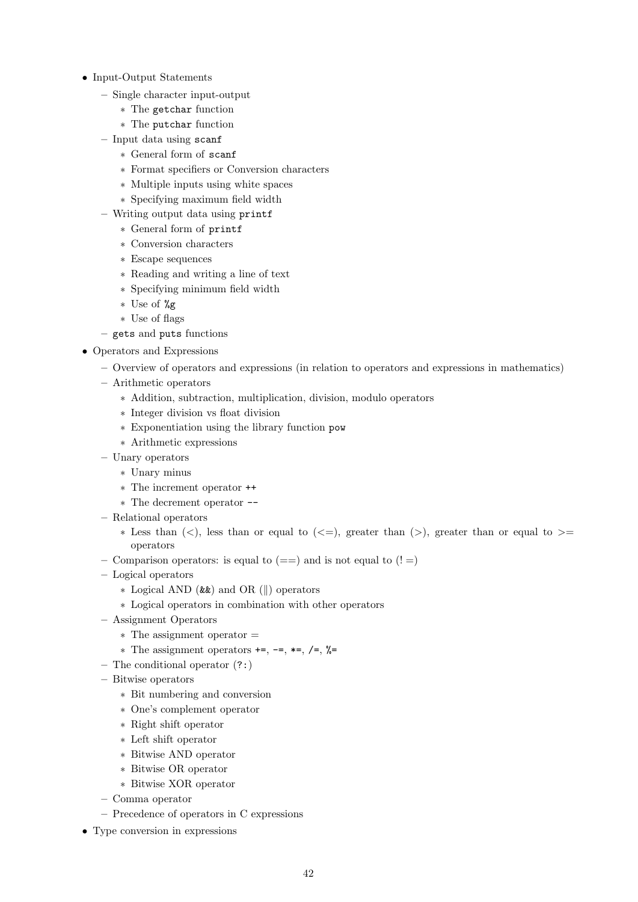- Input-Output Statements
  - Single character input-output
    - The `getchar` function
    - The `putchar` function
  - Input data using `scanf`
    - General form of `scanf`
    - Format specifiers or Conversion characters
    - Multiple inputs using white spaces
    - Specifying maximum field width
  - Writing output data using `printf`
    - General form of `printf`
    - Conversion characters
    - Escape sequences
    - Reading and writing a line of text
    - Specifying minimum field width
    - Use of `%g`
    - Use of flags
  - `gets` and `puts` functions
- Operators and Expressions
  - Overview of operators and expressions (in relation to operators and expressions in mathematics)
  - Arithmetic operators
    - Addition, subtraction, multiplication, division, modulo operators
    - Integer division vs float division
    - Exponentiation using the library function `pow`
    - Arithmetic expressions
  - Unary operators
    - Unary minus
    - The increment operator `++`
    - The decrement operator `--`
  - Relational operators
    - Less than (<), less than or equal to (<=), greater than (>), greater than or equal to >= operators
  - Comparison operators: is equal to (==) and is not equal to (!=)
  - Logical operators
    - Logical AND (`&&`) and OR (||) operators
    - Logical operators in combination with other operators
  - Assignment Operators
    - The assignment operator =
    - The assignment operators `+=`, `-=`, `*=`, `/=`, `%=`
  - The conditional operator (`?:`)
  - Bitwise operators
    - Bit numbering and conversion
    - One's complement operator
    - Right shift operator
    - Left shift operator
    - Bitwise AND operator
    - Bitwise OR operator
    - Bitwise XOR operator
  - Comma operator
  - Precedence of operators in C expressions
- Type conversion in expressions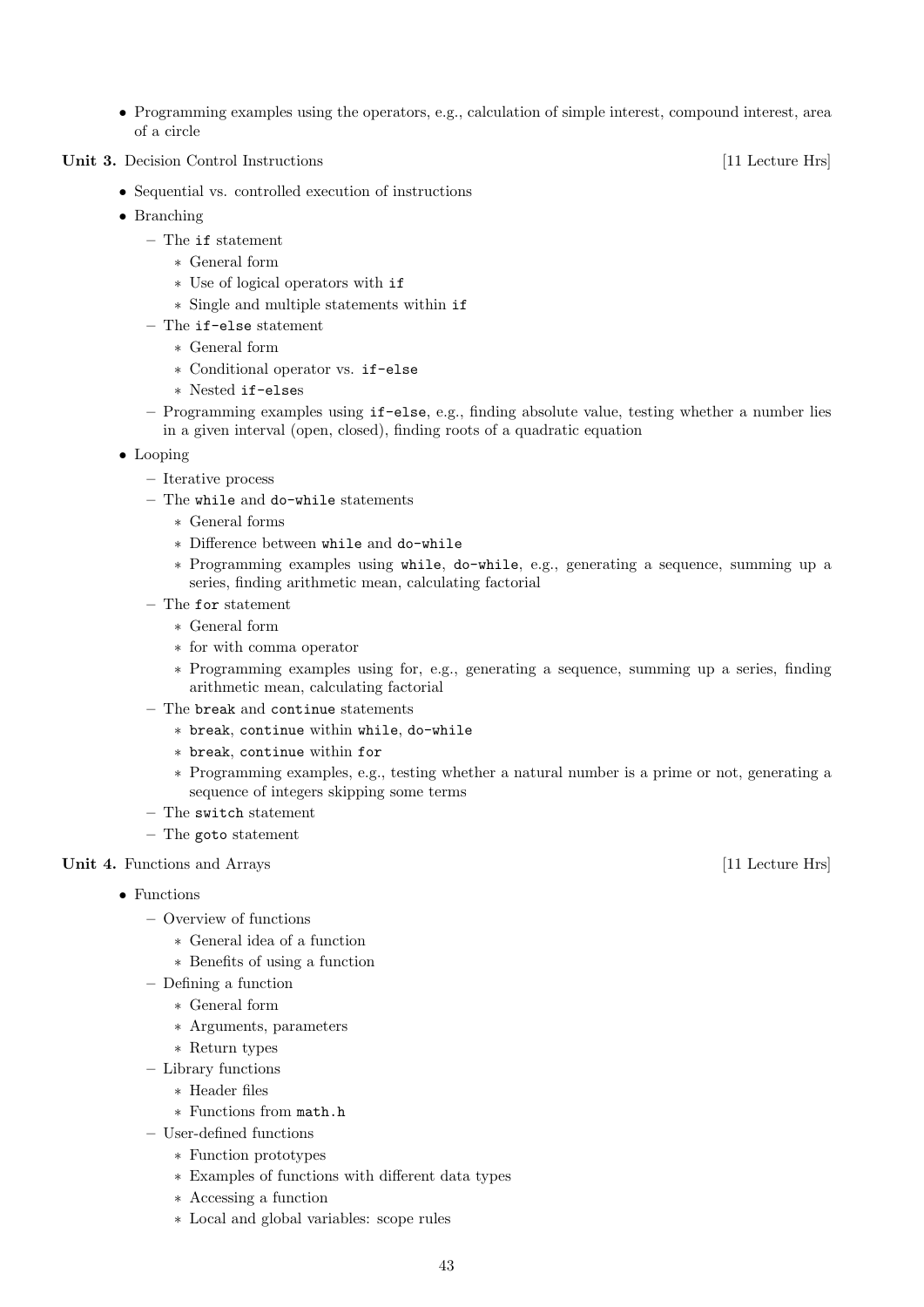- Programming examples using the operators, e.g., calculation of simple interest, compound interest, area of a circle

**Unit 3.** Decision Control Instructions [11 Lecture Hrs]

- Sequential vs. controlled execution of instructions
- Branching
  - The `if` statement
    - General form
    - Use of logical operators with `if`
    - Single and multiple statements within `if`
  - The `if-else` statement
    - General form
    - Conditional operator vs. `if-else`
    - Nested `if-else`s
  - Programming examples using `if-else`, e.g., finding absolute value, testing whether a number lies in a given interval (open, closed), finding roots of a quadratic equation
- Looping
  - Iterative process
  - The `while` and `do-while` statements
    - General forms
    - Difference between `while` and `do-while`
    - Programming examples using `while`, `do-while`, e.g., generating a sequence, summing up a series, finding arithmetic mean, calculating factorial
  - The `for` statement
    - General form
    - for with comma operator
    - Programming examples using for, e.g., generating a sequence, summing up a series, finding arithmetic mean, calculating factorial
  - The `break` and `continue` statements
    - `break`, `continue` within `while`, `do-while`
    - `break`, `continue` within `for`
    - Programming examples, e.g., testing whether a natural number is a prime or not, generating a sequence of integers skipping some terms
  - The `switch` statement
  - The `goto` statement

**Unit 4.** Functions and Arrays [11 Lecture Hrs]

- Functions
  - Overview of functions
    - General idea of a function
    - Benefits of using a function
  - Defining a function
    - General form
    - Arguments, parameters
    - Return types
  - Library functions
    - Header files
    - Functions from `math.h`
  - User-defined functions
    - Function prototypes
    - Examples of functions with different data types
    - Accessing a function
    - Local and global variables: scope rules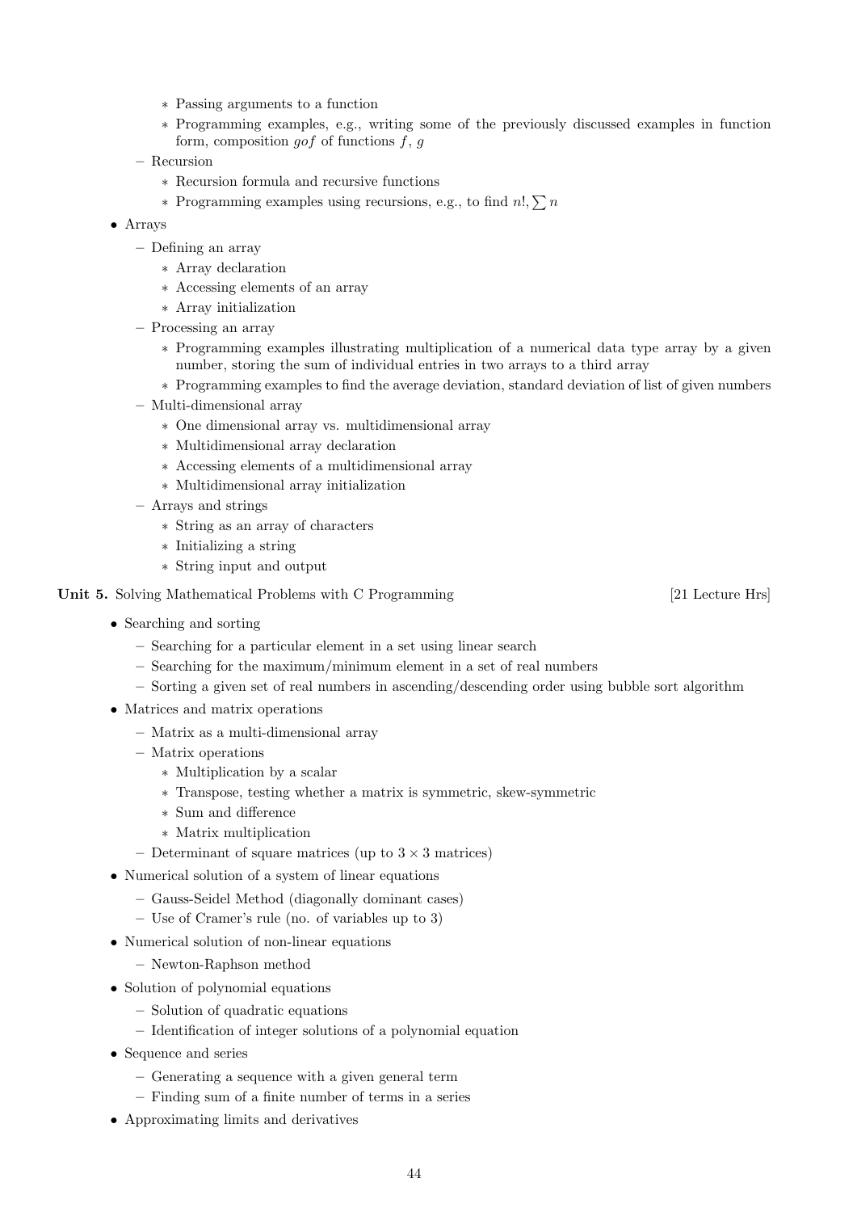- Passing arguments to a function
    - Programming examples, e.g., writing some of the previously discussed examples in function form, composition $gof$ of functions $f$, $g$
  - Recursion
    - Recursion formula and recursive functions
    - Programming examples using recursions, e.g., to find $n!, \sum n$
- Arrays
  - Defining an array
    - Array declaration
    - Accessing elements of an array
    - Array initialization
  - Processing an array
    - Programming examples illustrating multiplication of a numerical data type array by a given number, storing the sum of individual entries in two arrays to a third array
    - Programming examples to find the average deviation, standard deviation of list of given numbers
  - Multi-dimensional array
    - One dimensional array vs. multidimensional array
    - Multidimensional array declaration
    - Accessing elements of a multidimensional array
    - Multidimensional array initialization
  - Arrays and strings
    - String as an array of characters
    - Initializing a string
    - String input and output

**Unit 5.** Solving Mathematical Problems with C Programming [21 Lecture Hrs]

- Searching and sorting
  - Searching for a particular element in a set using linear search
  - Searching for the maximum/minimum element in a set of real numbers
  - Sorting a given set of real numbers in ascending/descending order using bubble sort algorithm
- Matrices and matrix operations
  - Matrix as a multi-dimensional array
  - Matrix operations
    - Multiplication by a scalar
    - Transpose, testing whether a matrix is symmetric, skew-symmetric
    - Sum and difference
    - Matrix multiplication
  - Determinant of square matrices (up to $3 \times 3$ matrices)
- Numerical solution of a system of linear equations
  - Gauss-Seidel Method (diagonally dominant cases)
  - Use of Cramer's rule (no. of variables up to 3)
- Numerical solution of non-linear equations
  - Newton-Raphson method
- Solution of polynomial equations
  - Solution of quadratic equations
  - Identification of integer solutions of a polynomial equation
- Sequence and series
  - Generating a sequence with a given general term
  - Finding sum of a finite number of terms in a series
- Approximating limits and derivatives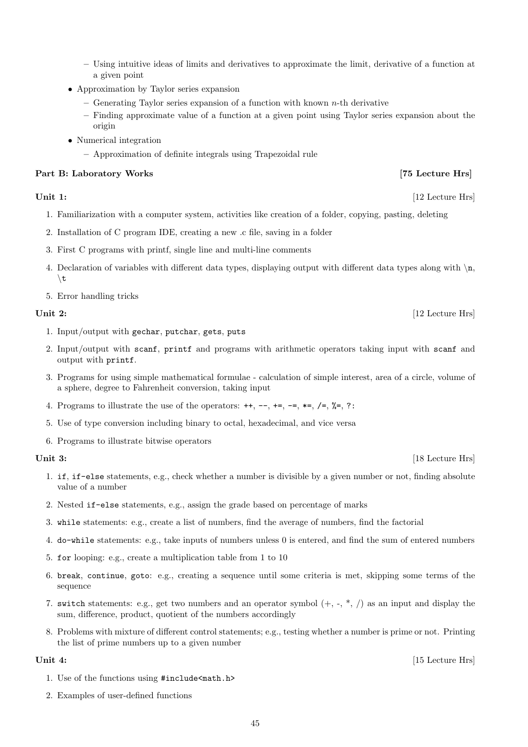- Using intuitive ideas of limits and derivatives to approximate the limit, derivative of a function at a given point
- Approximation by Taylor series expansion
  - Generating Taylor series expansion of a function with known $n$-th derivative
  - Finding approximate value of a function at a given point using Taylor series expansion about the origin
- Numerical integration
  - Approximation of definite integrals using Trapezoidal rule

**Part B: Laboratory Works** **[75 Lecture Hrs]**

**Unit 1:** [12 Lecture Hrs]

1. Familiarization with a computer system, activities like creation of a folder, copying, pasting, deleting
2. Installation of C program IDE, creating a new .c file, saving in a folder
3. First C programs with printf, single line and multi-line comments
4. Declaration of variables with different data types, displaying output with different data types along with `\n`, `\t`
5. Error handling tricks

**Unit 2:** [12 Lecture Hrs]

1. Input/output with `gechar`, `putchar`, `gets`, `puts`
2. Input/output with `scanf`, `printf` and programs with arithmetic operators taking input with `scanf` and output with `printf`.
3. Programs for using simple mathematical formulae - calculation of simple interest, area of a circle, volume of a sphere, degree to Fahrenheit conversion, taking input
4. Programs to illustrate the use of the operators: `++`, `--`, `+=`, `-=`, `*=`, `/=`, `%=`, `?:`
5. Use of type conversion including binary to octal, hexadecimal, and vice versa
6. Programs to illustrate bitwise operators

**Unit 3:** [18 Lecture Hrs]

1. `if`, `if-else` statements, e.g., check whether a number is divisible by a given number or not, finding absolute value of a number
2. Nested `if-else` statements, e.g., assign the grade based on percentage of marks
3. `while` statements: e.g., create a list of numbers, find the average of numbers, find the factorial
4. `do-while` statements: e.g., take inputs of numbers unless 0 is entered, and find the sum of entered numbers
5. `for` looping: e.g., create a multiplication table from 1 to 10
6. `break`, `continue`, `goto`: e.g., creating a sequence until some criteria is met, skipping some terms of the sequence
7. `switch` statements: e.g., get two numbers and an operator symbol (+, -, *, /) as an input and display the sum, difference, product, quotient of the numbers accordingly
8. Problems with mixture of different control statements; e.g., testing whether a number is prime or not. Printing the list of prime numbers up to a given number

**Unit 4:** [15 Lecture Hrs]

1. Use of the functions using `#include<math.h>`
2. Examples of user-defined functions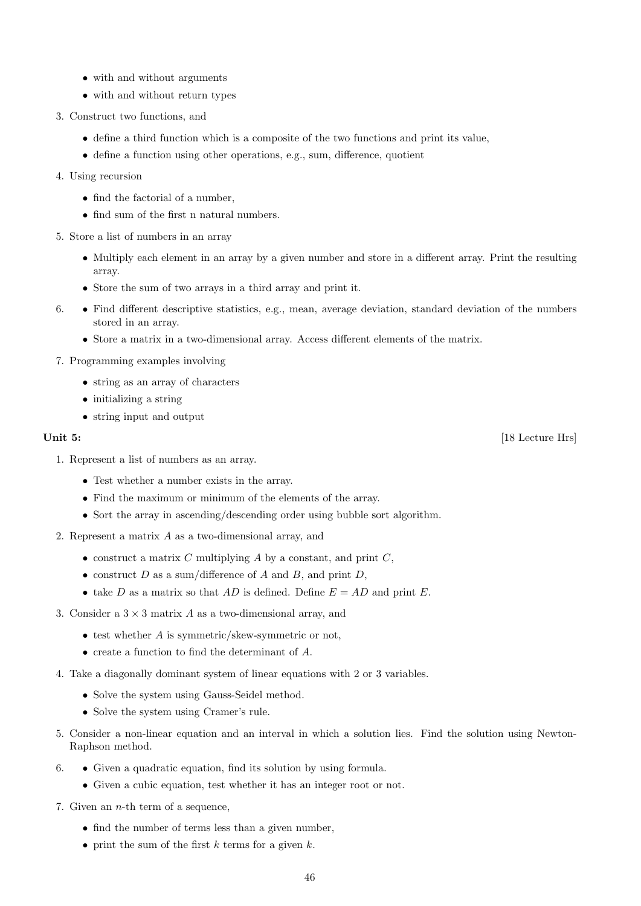- with and without arguments
- with and without return types

3. Construct two functions, and
   - define a third function which is a composite of the two functions and print its value,
   - define a function using other operations, e.g., sum, difference, quotient

4. Using recursion
   - find the factorial of a number,
   - find sum of the first n natural numbers.

5. Store a list of numbers in an array
   - Multiply each element in an array by a given number and store in a different array. Print the resulting array.
   - Store the sum of two arrays in a third array and print it.

6. 
   - Find different descriptive statistics, e.g., mean, average deviation, standard deviation of the numbers stored in an array.
   - Store a matrix in a two-dimensional array. Access different elements of the matrix.

7. Programming examples involving
   - string as an array of characters
   - initializing a string
   - string input and output

**Unit 5:** [18 Lecture Hrs]

1. Represent a list of numbers as an array.
   - Test whether a number exists in the array.
   - Find the maximum or minimum of the elements of the array.
   - Sort the array in ascending/descending order using bubble sort algorithm.

2. Represent a matrix $A$ as a two-dimensional array, and
   - construct a matrix $C$ multiplying $A$ by a constant, and print $C$,
   - construct $D$ as a sum/difference of $A$ and $B$, and print $D$,
   - take $D$ as a matrix so that $AD$ is defined. Define $E = AD$ and print $E$.

3. Consider a $3 \times 3$ matrix $A$ as a two-dimensional array, and
   - test whether $A$ is symmetric/skew-symmetric or not,
   - create a function to find the determinant of $A$.

4. Take a diagonally dominant system of linear equations with 2 or 3 variables.
   - Solve the system using Gauss-Seidel method.
   - Solve the system using Cramer's rule.

5. Consider a non-linear equation and an interval in which a solution lies. Find the solution using Newton-Raphson method.

6. 
   - Given a quadratic equation, find its solution by using formula.
   - Given a cubic equation, test whether it has an integer root or not.

7. Given an $n$-th term of a sequence,
   - find the number of terms less than a given number,
   - print the sum of the first $k$ terms for a given $k$.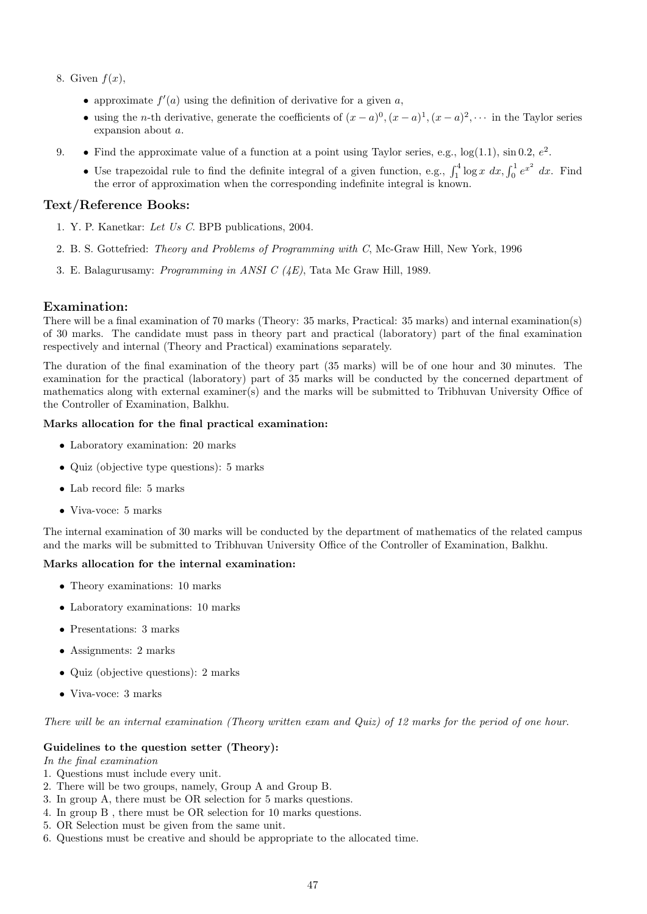8. Given $f(x)$,
   - approximate $f'(a)$ using the definition of derivative for a given $a$,
   - using the $n$-th derivative, generate the coefficients of $(x-a)^0, (x-a)^1, (x-a)^2, \cdots$ in the Taylor series expansion about $a$.

9. 
   - Find the approximate value of a function at a point using Taylor series, e.g., $\log(1.1)$, $\sin 0.2$, $e^2$.
   - Use trapezoidal rule to find the definite integral of a given function, e.g., $\int_1^4 \log x \, dx, \int_0^1 e^{x^2} \, dx$. Find the error of approximation when the corresponding indefinite integral is known.

## Text/Reference Books:

1. Y. P. Kanetkar: *Let Us C*. BPB publications, 2004.
2. B. S. Gottefried: *Theory and Problems of Programming with C*, Mc-Graw Hill, New York, 1996
3. E. Balagurusamy: *Programming in ANSI C (4E)*, Tata Mc Graw Hill, 1989.

## Examination:

There will be a final examination of 70 marks (Theory: 35 marks, Practical: 35 marks) and internal examination(s) of 30 marks. The candidate must pass in theory part and practical (laboratory) part of the final examination respectively and internal (Theory and Practical) examinations separately.

The duration of the final examination of the theory part (35 marks) will be of one hour and 30 minutes. The examination for the practical (laboratory) part of 35 marks will be conducted by the concerned department of mathematics along with external examiner(s) and the marks will be submitted to Tribhuvan University Office of the Controller of Examination, Balkhu.

**Marks allocation for the final practical examination:**

- Laboratory examination: 20 marks
- Quiz (objective type questions): 5 marks
- Lab record file: 5 marks
- Viva-voce: 5 marks

The internal examination of 30 marks will be conducted by the department of mathematics of the related campus and the marks will be submitted to Tribhuvan University Office of the Controller of Examination, Balkhu.

**Marks allocation for the internal examination:**

- Theory examinations: 10 marks
- Laboratory examinations: 10 marks
- Presentations: 3 marks
- Assignments: 2 marks
- Quiz (objective questions): 2 marks
- Viva-voce: 3 marks

*There will be an internal examination (Theory written exam and Quiz) of 12 marks for the period of one hour.*

**Guidelines to the question setter (Theory):**

*In the final examination*

1. Questions must include every unit.
2. There will be two groups, namely, Group A and Group B.
3. In group A, there must be OR selection for 5 marks questions.
4. In group B , there must be OR selection for 10 marks questions.
5. OR Selection must be given from the same unit.
6. Questions must be creative and should be appropriate to the allocated time.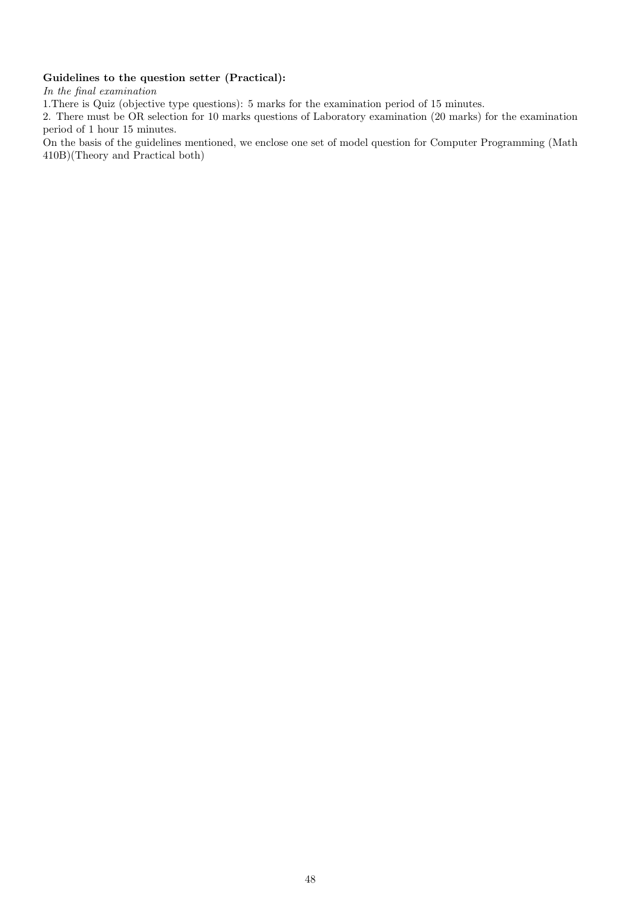**Guidelines to the question setter (Practical):**

*In the final examination*

1.There is Quiz (objective type questions): 5 marks for the examination period of 15 minutes.

2. There must be OR selection for 10 marks questions of Laboratory examination (20 marks) for the examination period of 1 hour 15 minutes.

On the basis of the guidelines mentioned, we enclose one set of model question for Computer Programming (Math 410B)(Theory and Practical both)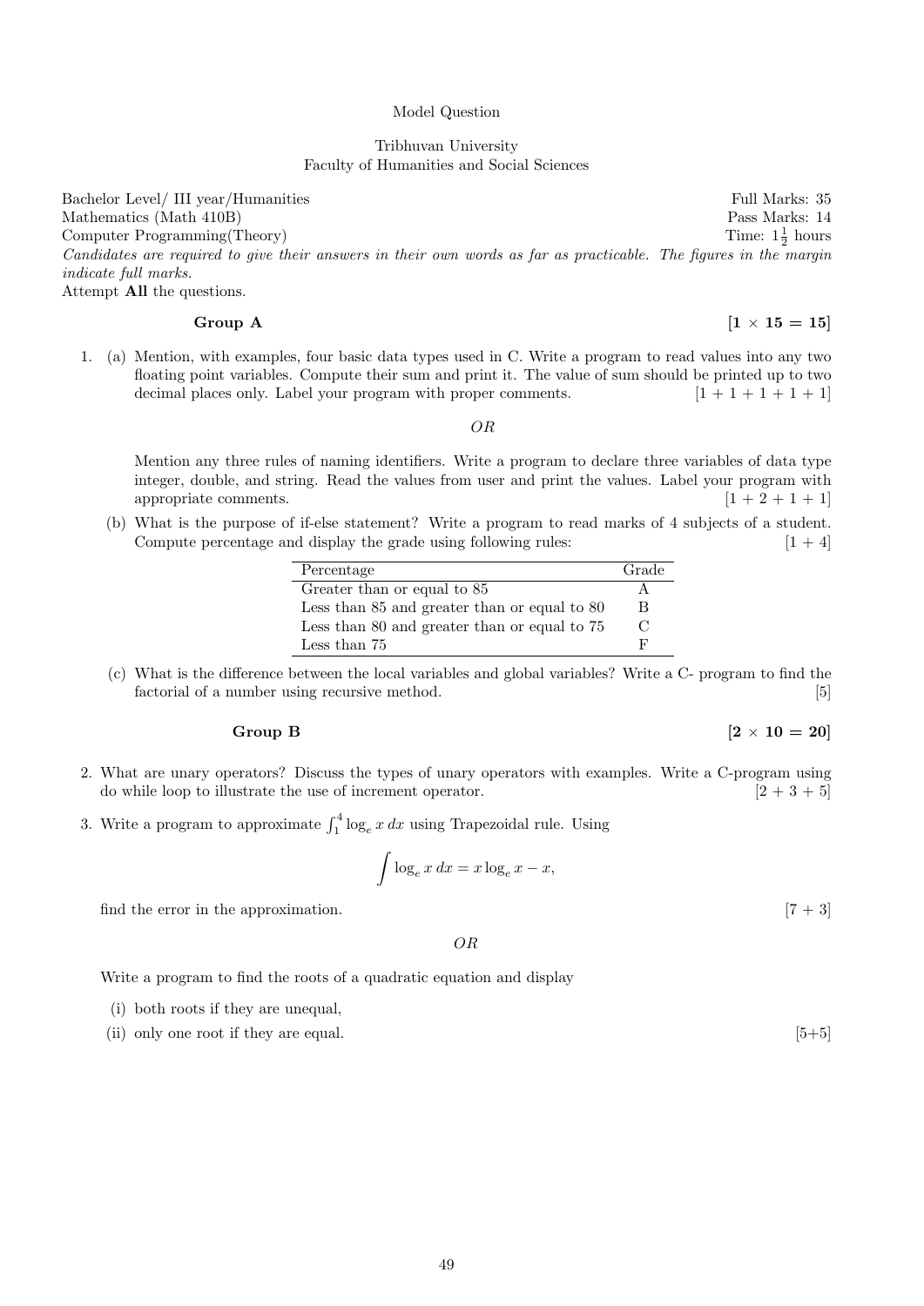Model Question

Tribhuvan University
Faculty of Humanities and Social Sciences

Bachelor Level/ III year/Humanities — Full Marks: 35
Mathematics (Math 410B) — Pass Marks: 14
Computer Programming(Theory) — Time: $1\frac{1}{2}$ hours

*Candidates are required to give their answers in their own words as far as practicable. The figures in the margin indicate full marks.*

Attempt **All** the questions.

**Group A** **[1 × 15 = 15]**

1. (a) Mention, with examples, four basic data types used in C. Write a program to read values into any two floating point variables. Compute their sum and print it. The value of sum should be printed up to two decimal places only. Label your program with proper comments. [1 + 1 + 1 + 1 + 1]

   *OR*

   Mention any three rules of naming identifiers. Write a program to declare three variables of data type integer, double, and string. Read the values from user and print the values. Label your program with appropriate comments. [1 + 2 + 1 + 1]

   (b) What is the purpose of if-else statement? Write a program to read marks of 4 subjects of a student. Compute percentage and display the grade using following rules: [1 + 4]

   | Percentage | Grade |
   |---|---|
   | Greater than or equal to 85 | A |
   | Less than 85 and greater than or equal to 80 | B |
   | Less than 80 and greater than or equal to 75 | C |
   | Less than 75 | F |

   (c) What is the difference between the local variables and global variables? Write a C- program to find the factorial of a number using recursive method. [5]

**Group B** **[2 × 10 = 20]**

2. What are unary operators? Discuss the types of unary operators with examples. Write a C-program using do while loop to illustrate the use of increment operator. [2 + 3 + 5]

3. Write a program to approximate $\int_1^4 \log_e x \, dx$ using Trapezoidal rule. Using

$$\int \log_e x \, dx = x \log_e x - x,$$

find the error in the approximation. [7 + 3]

*OR*

Write a program to find the roots of a quadratic equation and display

(i) both roots if they are unequal,

(ii) only one root if they are equal. [5+5]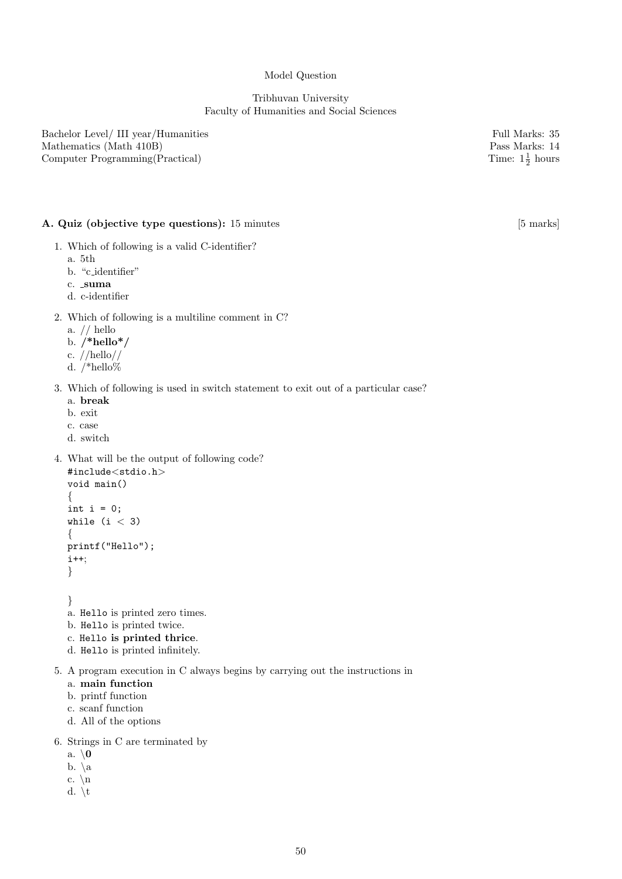Model Question

Tribhuvan University
Faculty of Humanities and Social Sciences

Bachelor Level/ III year/Humanities
Mathematics (Math 410B)
Computer Programming(Practical)

Full Marks: 35
Pass Marks: 14
Time: $1\frac{1}{2}$ hours

**A. Quiz (objective type questions):** 15 minutes [5 marks]

1. Which of following is a valid C-identifier?
   a. 5th
   b. "c_identifier"
   c. **_suma**
   d. c-identifier

2. Which of following is a multiline comment in C?
   a. // hello
   b. **/*hello*/**
   c. //hello//
   d. /*hello%

3. Which of following is used in switch statement to exit out of a particular case?
   a. **break**
   b. exit
   c. case
   d. switch

4. What will be the output of following code?
```
#include<stdio.h>
void main()
{
int i = 0;
while (i < 3)
{
printf("Hello");
i++;
}

}
```
   a. Hello is printed zero times.
   b. Hello is printed twice.
   c. Hello **is printed thrice**.
   d. Hello is printed infinitely.

5. A program execution in C always begins by carrying out the instructions in
   a. **main function**
   b. printf function
   c. scanf function
   d. All of the options

6. Strings in C are terminated by
   a. \\**0**
   b. \a
   c. \n
   d. \t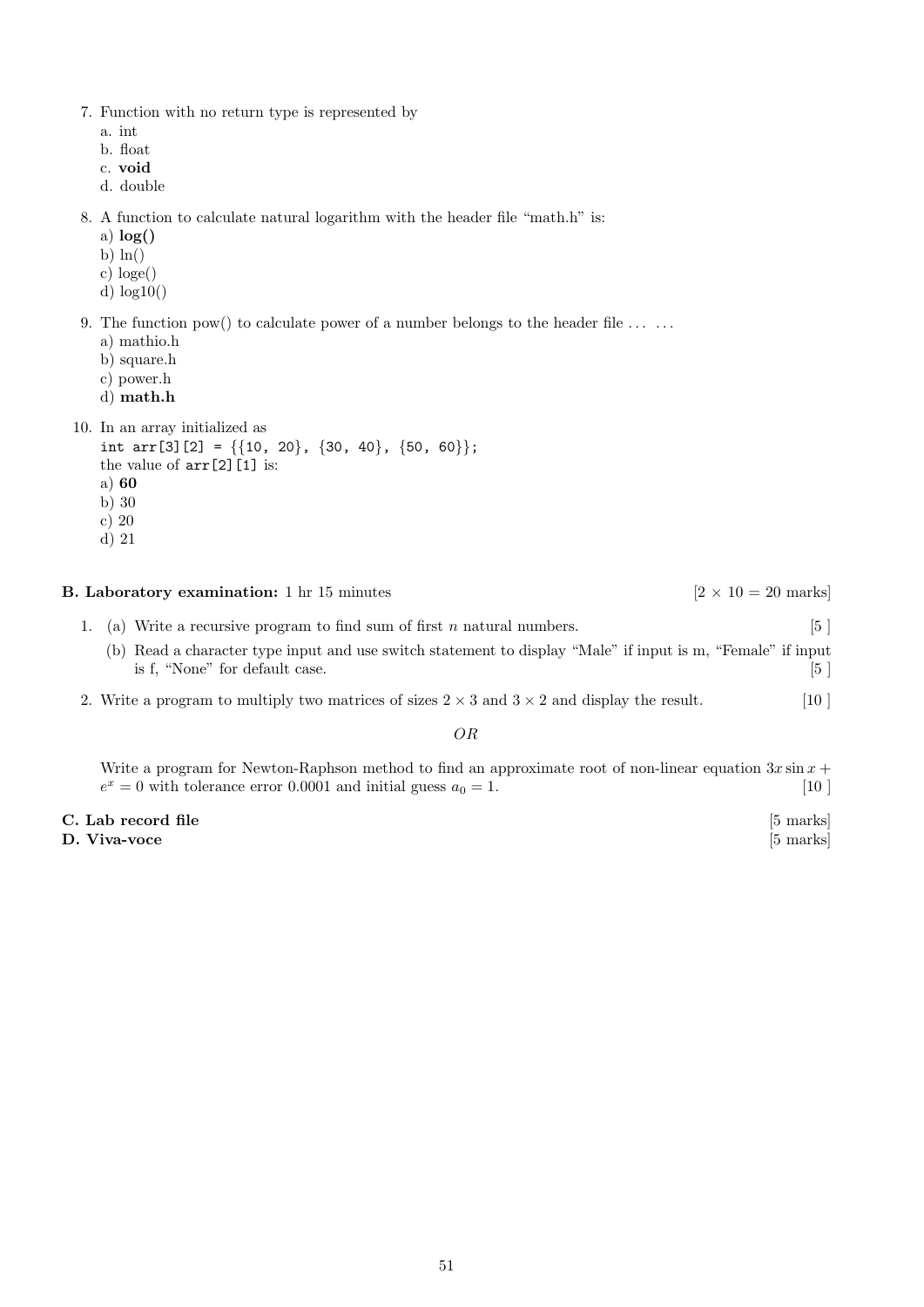7. Function with no return type is represented by
   a. int
   b. float
   c. **void**
   d. double

8. A function to calculate natural logarithm with the header file "math.h" is:
   a) **log()**
   b) ln()
   c) loge()
   d) log10()

9. The function pow() to calculate power of a number belongs to the header file ... ...
   a) mathio.h
   b) square.h
   c) power.h
   d) **math.h**

10. In an array initialized as
    `int arr[3][2] = {{10, 20}, {30, 40}, {50, 60}};`
    the value of `arr[2][1]` is:
    a) **60**
    b) 30
    c) 20
    d) 21

**B. Laboratory examination:** 1 hr 15 minutes [2 × 10 = 20 marks]

1. (a) Write a recursive program to find sum of first $n$ natural numbers. [5 ]

   (b) Read a character type input and use switch statement to display "Male" if input is m, "Female" if input is f, "None" for default case. [5 ]

2. Write a program to multiply two matrices of sizes $2 \times 3$ and $3 \times 2$ and display the result. [10 ]

*OR*

Write a program for Newton-Raphson method to find an approximate root of non-linear equation $3x \sin x + e^x = 0$ with tolerance error 0.0001 and initial guess $a_0 = 1$. [10 ]

**C. Lab record file** [5 marks]

**D. Viva-voce** [5 marks]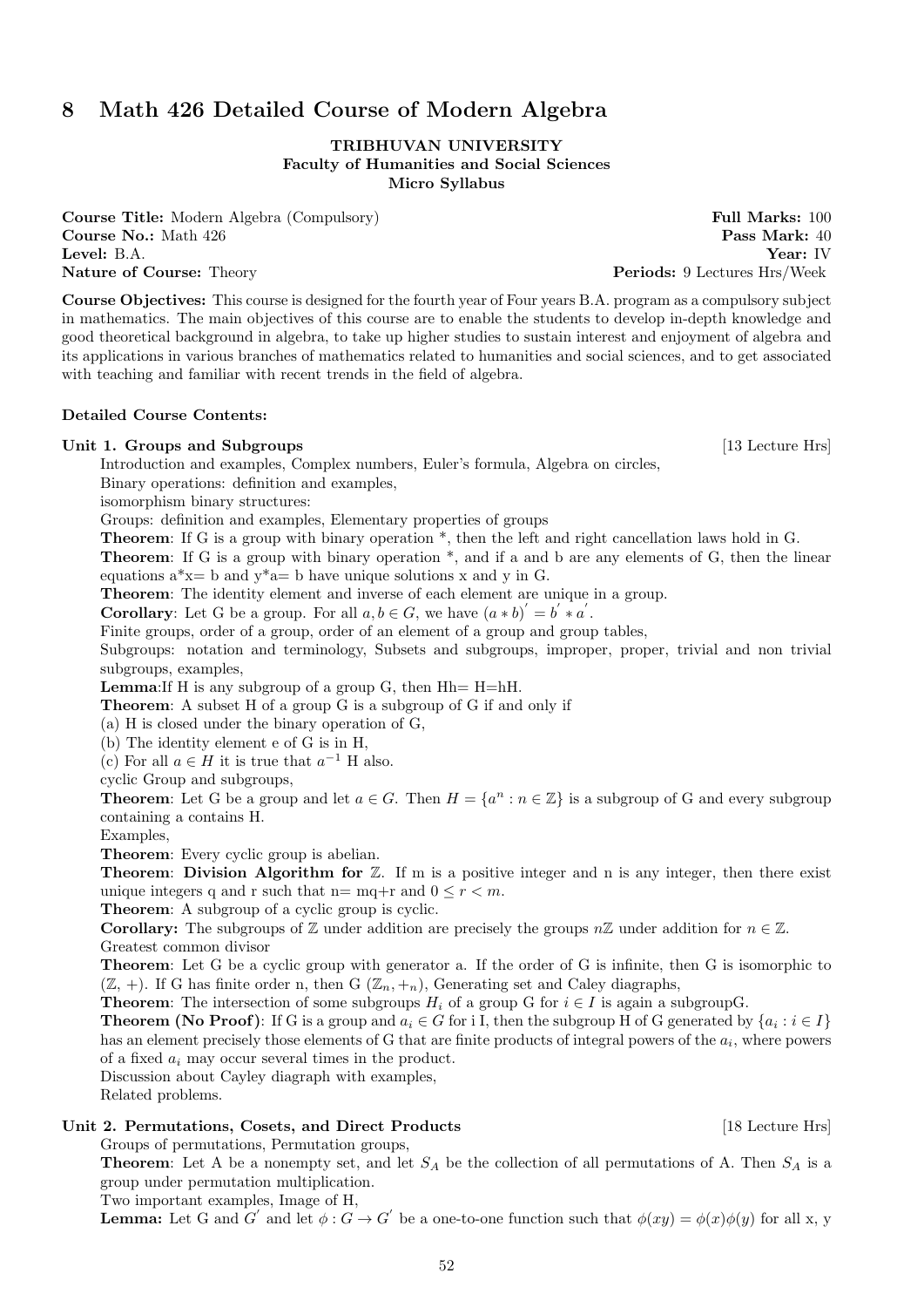## 8 Math 426 Detailed Course of Modern Algebra

**TRIBHUVAN UNIVERSITY**
**Faculty of Humanities and Social Sciences**
**Micro Syllabus**

**Course Title:** Modern Algebra (Compulsory) **Full Marks:** 100
**Course No.:** Math 426 **Pass Mark:** 40
**Level:** B.A. **Year:** IV
**Nature of Course:** Theory **Periods:** 9 Lectures Hrs/Week

**Course Objectives:** This course is designed for the fourth year of Four years B.A. program as a compulsory subject in mathematics. The main objectives of this course are to enable the students to develop in-depth knowledge and good theoretical background in algebra, to take up higher studies to sustain interest and enjoyment of algebra and its applications in various branches of mathematics related to humanities and social sciences, and to get associated with teaching and familiar with recent trends in the field of algebra.

**Detailed Course Contents:**

**Unit 1. Groups and Subgroups** [13 Lecture Hrs]

Introduction and examples, Complex numbers, Euler's formula, Algebra on circles,
Binary operations: definition and examples,
isomorphism binary structures:
Groups: definition and examples, Elementary properties of groups
**Theorem**: If G is a group with binary operation *, then the left and right cancellation laws hold in G.
**Theorem**: If G is a group with binary operation *, and if a and b are any elements of G, then the linear equations a*x= b and y*a= b have unique solutions x and y in G.
**Theorem**: The identity element and inverse of each element are unique in a group.
**Corollary**: Let G be a group. For all $a, b \in G$, we have $(a * b)^{'} = b^{'} * a^{'}$.
Finite groups, order of a group, order of an element of a group and group tables,
Subgroups: notation and terminology, Subsets and subgroups, improper, proper, trivial and non trivial subgroups, examples,
**Lemma**:If H is any subgroup of a group G, then Hh= H=hH.
**Theorem**: A subset H of a group G is a subgroup of G if and only if
(a) H is closed under the binary operation of G,
(b) The identity element e of G is in H,
(c) For all $a \in H$ it is true that $a^{-1}$ H also.
cyclic Group and subgroups,
**Theorem**: Let G be a group and let $a \in G$. Then $H = \{a^n : n \in \mathbb{Z}\}$ is a subgroup of G and every subgroup containing a contains H.
Examples,
**Theorem**: Every cyclic group is abelian.
**Theorem**: **Division Algorithm for** $\mathbb{Z}$. If m is a positive integer and n is any integer, then there exist unique integers q and r such that n= mq+r and $0 \leq r < m$.
**Theorem**: A subgroup of a cyclic group is cyclic.
**Corollary:** The subgroups of $\mathbb{Z}$ under addition are precisely the groups $n\mathbb{Z}$ under addition for $n \in \mathbb{Z}$.
Greatest common divisor
**Theorem**: Let G be a cyclic group with generator a. If the order of G is infinite, then G is isomorphic to $(\mathbb{Z}, +)$. If G has finite order n, then G $(\mathbb{Z}_n, +_n)$, Generating set and Caley diagraphs,
**Theorem**: The intersection of some subgroups $H_i$ of a group G for $i \in I$ is again a subgroupG.
**Theorem (No Proof)**: If G is a group and $a_i \in G$ for i I, then the subgroup H of G generated by $\{a_i : i \in I\}$ has an element precisely those elements of G that are finite products of integral powers of the $a_i$, where powers of a fixed $a_i$ may occur several times in the product.
Discussion about Cayley diagraph with examples,
Related problems.

**Unit 2. Permutations, Cosets, and Direct Products** [18 Lecture Hrs]

Groups of permutations, Permutation groups,
**Theorem**: Let A be a nonempty set, and let $S_A$ be the collection of all permutations of A. Then $S_A$ is a group under permutation multiplication.
Two important examples, Image of H,
**Lemma:** Let G and $G^{'}$ and let $\phi : G \to G^{'}$ be a one-to-one function such that $\phi(xy) = \phi(x)\phi(y)$ for all x, y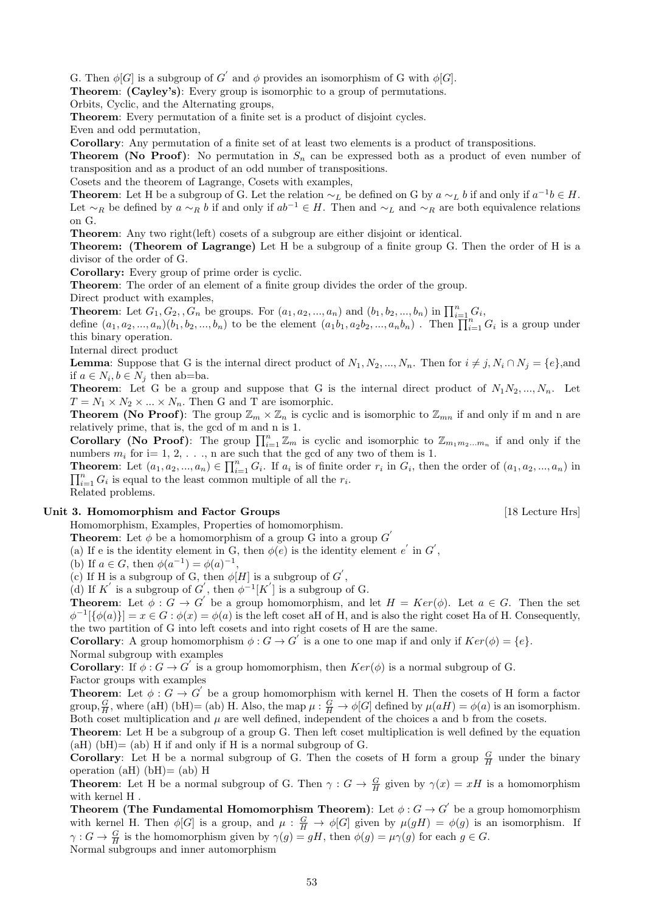G. Then $\phi[G]$ is a subgroup of $G^{'}$ and $\phi$ provides an isomorphism of G with $\phi[G]$.

**Theorem**: **(Cayley's)**: Every group is isomorphic to a group of permutations.

Orbits, Cyclic, and the Alternating groups,

**Theorem**: Every permutation of a finite set is a product of disjoint cycles.

Even and odd permutation,

**Corollary**: Any permutation of a finite set of at least two elements is a product of transpositions.

**Theorem (No Proof)**: No permutation in $S_n$ can be expressed both as a product of even number of transposition and as a product of an odd number of transpositions.

Cosets and the theorem of Lagrange, Cosets with examples,

**Theorem**: Let H be a subgroup of G. Let the relation $\sim_L$ be defined on G by $a \sim_L b$ if and only if $a^{-1}b \in H$. Let $\sim_R$ be defined by $a \sim_R b$ if and only if $ab^{-1} \in H$. Then and $\sim_L$ and $\sim_R$ are both equivalence relations on G.

**Theorem**: Any two right(left) cosets of a subgroup are either disjoint or identical.

**Theorem: (Theorem of Lagrange)** Let H be a subgroup of a finite group G. Then the order of H is a divisor of the order of G.

**Corollary:** Every group of prime order is cyclic.

**Theorem**: The order of an element of a finite group divides the order of the group.

Direct product with examples,

**Theorem**: Let $G_1, G_2, , G_n$ be groups. For $(a_1, a_2, ..., a_n)$ and $(b_1, b_2, ..., b_n)$ in $\prod_{i=1}^{n} G_i$, define $(a_1, a_2, ..., a_n)(b_1, b_2, ..., b_n)$ to be the element $(a_1b_1, a_2b_2, ..., a_nb_n)$ . Then $\prod_{i=1}^{n} G_i$ is a group under this binary operation.

Internal direct product

**Lemma**: Suppose that G is the internal direct product of $N_1, N_2, ..., N_n$. Then for $i \neq j, N_i \cap N_j = \{e\}$,and if $a \in N_i, b \in N_j$ then ab=ba.

**Theorem**: Let G be a group and suppose that G is the internal direct product of $N_1N_2, ..., N_n$. Let $T = N_1 \times N_2 \times ... \times N_n$. Then G and T are isomorphic.

**Theorem (No Proof)**: The group $\mathbb{Z}_m \times \mathbb{Z}_n$ is cyclic and is isomorphic to $\mathbb{Z}_{mn}$ if and only if m and n are relatively prime, that is, the gcd of m and n is 1.

**Corollary (No Proof)**: The group $\prod_{i=1}^{n} \mathbb{Z}_m$ is cyclic and isomorphic to $\mathbb{Z}_{m_1 m_2 ... m_n}$ if and only if the numbers $m_i$ for i= 1, 2, . . ., n are such that the gcd of any two of them is 1.

**Theorem**: Let $(a_1, a_2, ..., a_n) \in \prod_{i=1}^{n} G_i$. If $a_i$ is of finite order $r_i$ in $G_i$, then the order of $(a_1, a_2, ..., a_n)$ in $\prod_{i=1}^{n} G_i$ is equal to the least common multiple of all the $r_i$.

Related problems.

## Unit 3. Homomorphism and Factor Groups [18 Lecture Hrs]

Homomorphism, Examples, Properties of homomorphism.

**Theorem**: Let $\phi$ be a homomorphism of a group G into a group $G^{'}$

(a) If e is the identity element in G, then $\phi(e)$ is the identity element $e^{'}$ in $G^{'}$,

(b) If $a \in G$, then $\phi(a^{-1}) = \phi(a)^{-1}$,

(c) If H is a subgroup of G, then $\phi[H]$ is a subgroup of $G^{'}$,

(d) If $K^{'}$ is a subgroup of $G^{'}$, then $\phi^{-1}[K^{'}]$ is a subgroup of G.

**Theorem**: Let $\phi : G \to G^{'}$ be a group homomorphism, and let $H = Ker(\phi)$. Let $a \in G$. Then the set $\phi^{-1}[\{\phi(a)\}] = x \in G : \phi(x) = \phi(a)$ is the left coset aH of H, and is also the right coset Ha of H. Consequently, the two partition of G into left cosets and into right cosets of H are the same.

**Corollary**: A group homomorphism $\phi : G \to G^{'}$ is a one to one map if and only if $Ker(\phi) = \{e\}$.

Normal subgroup with examples

**Corollary**: If $\phi : G \to G^{'}$ is a group homomorphism, then $Ker(\phi)$ is a normal subgroup of G.

Factor groups with examples

**Theorem**: Let $\phi : G \to G^{'}$ be a group homomorphism with kernel H. Then the cosets of H form a factor group,$\frac{G}{H}$, where (aH) (bH)= (ab) H. Also, the map $\mu : \frac{G}{H} \to \phi[G]$ defined by $\mu(aH) = \phi(a)$ is an isomorphism. Both coset multiplication and $\mu$ are well defined, independent of the choices a and b from the cosets.

**Theorem**: Let H be a subgroup of a group G. Then left coset multiplication is well defined by the equation (aH) (bH)= (ab) H if and only if H is a normal subgroup of G.

**Corollary**: Let H be a normal subgroup of G. Then the cosets of H form a group $\frac{G}{H}$ under the binary operation (aH) (bH)= (ab) H

**Theorem**: Let H be a normal subgroup of G. Then $\gamma : G \to \frac{G}{H}$ given by $\gamma(x) = xH$ is a homomorphism with kernel H .

**Theorem (The Fundamental Homomorphism Theorem)**: Let $\phi : G \to G^{'}$ be a group homomorphism with kernel H. Then $\phi[G]$ is a group, and $\mu : \frac{G}{H} \to \phi[G]$ given by $\mu(gH) = \phi(g)$ is an isomorphism. If $\gamma : G \to \frac{G}{H}$ is the homomorphism given by $\gamma(g) = gH$, then $\phi(g) = \mu\gamma(g)$ for each $g \in G$.

Normal subgroups and inner automorphism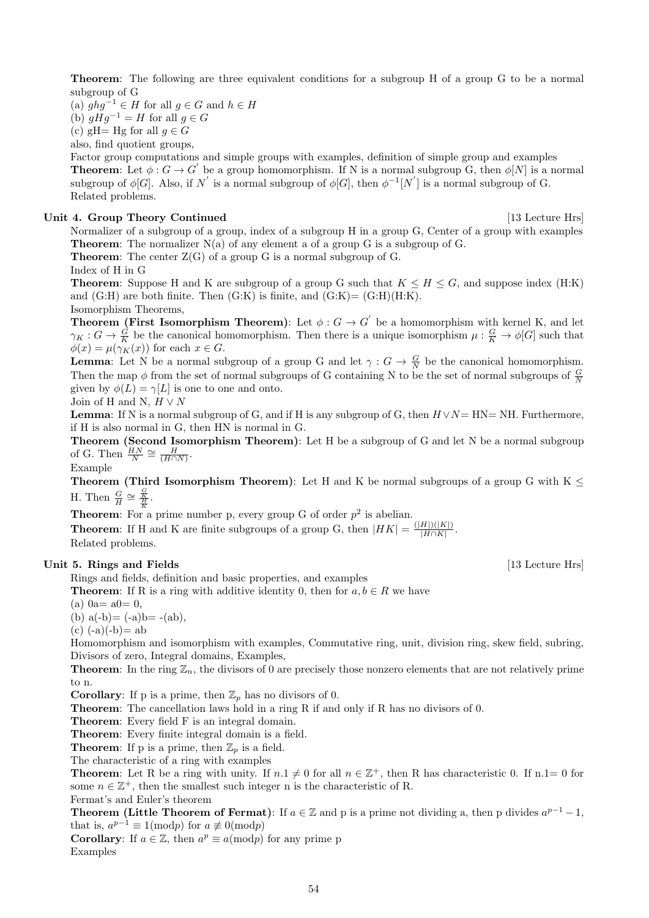**Theorem**: The following are three equivalent conditions for a subgroup H of a group G to be a normal subgroup of G

(a) $ghg^{-1} \in H$ for all $g \in G$ and $h \in H$

(b) $gHg^{-1} = H$ for all $g \in G$

(c) gH= Hg for all $g \in G$

also, find quotient groups,

Factor group computations and simple groups with examples, definition of simple group and examples

**Theorem**: Let $\phi : G \to G^{'}$ be a group homomorphism. If N is a normal subgroup G, then $\phi[N]$ is a normal subgroup of $\phi[G]$. Also, if $N^{'}$ is a normal subgroup of $\phi[G]$, then $\phi^{-1}[N^{'}]$ is a normal subgroup of G.

Related problems.

### Unit 4. Group Theory Continued [13 Lecture Hrs]

Normalizer of a subgroup of a group, index of a subgroup H in a group G, Center of a group with examples

**Theorem**: The normalizer N(a) of any element a of a group G is a subgroup of G.

**Theorem**: The center Z(G) of a group G is a normal subgroup of G.

Index of H in G

**Theorem**: Suppose H and K are subgroup of a group G such that $K \leq H \leq G$, and suppose index (H:K) and (G:H) are both finite. Then (G:K) is finite, and (G:K)= (G:H)(H:K).

Isomorphism Theorems,

**Theorem (First Isomorphism Theorem)**: Let $\phi : G \to G^{'}$ be a homomorphism with kernel K, and let $\gamma_K : G \to \frac{G}{K}$ be the canonical homomorphism. Then there is a unique isomorphism $\mu : \frac{G}{K} \to \phi[G]$ such that $\phi(x) = \mu(\gamma_K(x))$ for each $x \in G$.

**Lemma**: Let N be a normal subgroup of a group G and let $\gamma : G \to \frac{G}{N}$ be the canonical homomorphism. Then the map $\phi$ from the set of normal subgroups of G containing N to be the set of normal subgroups of $\frac{G}{N}$ given by $\phi(L) = \gamma[L]$ is one to one and onto.

Join of H and N, $H \vee N$

**Lemma**: If N is a normal subgroup of G, and if H is any subgroup of G, then $H \vee N$= HN= NH. Furthermore, if H is also normal in G, then HN is normal in G.

**Theorem (Second Isomorphism Theorem)**: Let H be a subgroup of G and let N be a normal subgroup of G. Then $\frac{HN}{N} \cong \frac{H}{(H \cap N)}$.

Example

**Theorem (Third Isomorphism Theorem)**: Let H and K be normal subgroups of a group G with K $\leq$ H. Then $\frac{G}{H} \cong \frac{\frac{G}{K}}{\frac{H}{K}}$.

**Theorem**: For a prime number p, every group G of order $p^2$ is abelian.

**Theorem**: If H and K are finite subgroups of a group G, then $|HK| = \frac{(|H|)(|K|)}{|H \cap K|}$.

Related problems.

### Unit 5. Rings and Fields [13 Lecture Hrs]

Rings and fields, definition and basic properties, and examples

**Theorem**: If R is a ring with additive identity 0, then for $a, b \in R$ we have

(a) 0a= a0= 0,

(b) a(-b)= (-a)b= -(ab),

(c) (-a)(-b)= ab

Homomorphism and isomorphism with examples, Commutative ring, unit, division ring, skew field, subring, Divisors of zero, Integral domains, Examples,

**Theorem**: In the ring $\mathbb{Z}_n$, the divisors of 0 are precisely those nonzero elements that are not relatively prime to n.

**Corollary**: If p is a prime, then $\mathbb{Z}_p$ has no divisors of 0.

**Theorem**: The cancellation laws hold in a ring R if and only if R has no divisors of 0.

**Theorem**: Every field F is an integral domain.

**Theorem**: Every finite integral domain is a field.

**Theorem**: If p is a prime, then $\mathbb{Z}_p$ is a field.

The characteristic of a ring with examples

**Theorem**: Let R be a ring with unity. If $n.1 \neq 0$ for all $n \in \mathbb{Z}^+$, then R has characteristic 0. If n.1= 0 for some $n \in \mathbb{Z}^+$, then the smallest such integer n is the characteristic of R.

Fermat's and Euler's theorem

**Theorem (Little Theorem of Fermat)**: If $a \in \mathbb{Z}$ and p is a prime not dividing a, then p divides $a^{p-1} - 1$, that is, $a^{p-1} \equiv 1 (\text{mod} p)$ for $a \not\equiv 0 (\text{mod} p)$

**Corollary**: If $a \in \mathbb{Z}$, then $a^p \equiv a (\text{mod} p)$ for any prime p

Examples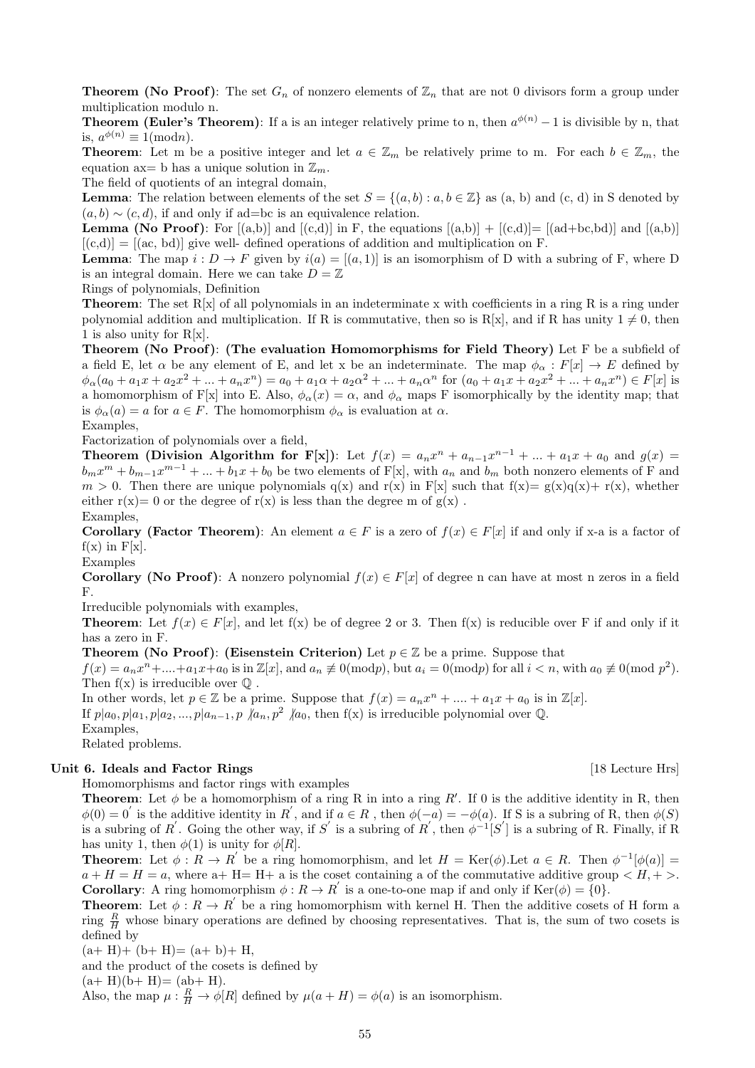**Theorem (No Proof)**: The set $G_n$ of nonzero elements of $\mathbb{Z}_n$ that are not 0 divisors form a group under multiplication modulo n.

**Theorem (Euler's Theorem)**: If a is an integer relatively prime to n, then $a^{\phi(n)} - 1$ is divisible by n, that is, $a^{\phi(n)} \equiv 1(\text{mod} n)$.

**Theorem**: Let m be a positive integer and let $a \in \mathbb{Z}_m$ be relatively prime to m. For each $b \in \mathbb{Z}_m$, the equation ax= b has a unique solution in $\mathbb{Z}_m$.

The field of quotients of an integral domain,

**Lemma**: The relation between elements of the set $S = \{(a, b) : a, b \in \mathbb{Z}\}$ as (a, b) and (c, d) in S denoted by $(a, b) \sim (c, d)$, if and only if ad=bc is an equivalence relation.

**Lemma (No Proof)**: For [(a,b)] and [(c,d)] in F, the equations [(a,b)] + [(c,d)]= [(ad+bc,bd)] and [(a,b)] [(c,d)] = [(ac, bd)] give well- defined operations of addition and multiplication on F.

**Lemma**: The map $i : D \to F$ given by $i(a) = [(a, 1)]$ is an isomorphism of D with a subring of F, where D is an integral domain. Here we can take $D = \mathbb{Z}$

Rings of polynomials, Definition

**Theorem**: The set R[x] of all polynomials in an indeterminate x with coefficients in a ring R is a ring under polynomial addition and multiplication. If R is commutative, then so is R[x], and if R has unity $1 \neq 0$, then 1 is also unity for R[x].

**Theorem (No Proof)**: **(The evaluation Homomorphisms for Field Theory)** Let F be a subfield of a field E, let $\alpha$ be any element of E, and let x be an indeterminate. The map $\phi_\alpha : F[x] \to E$ defined by $\phi_\alpha(a_0 + a_1x + a_2x^2 + ... + a_nx^n) = a_0 + a_1\alpha + a_2\alpha^2 + ... + a_n\alpha^n$ for $(a_0 + a_1x + a_2x^2 + ... + a_nx^n) \in F[x]$ is a homomorphism of F[x] into E. Also, $\phi_\alpha(x) = \alpha$, and $\phi_\alpha$ maps F isomorphically by the identity map; that is $\phi_\alpha(a) = a$ for $a \in F$. The homomorphism $\phi_\alpha$ is evaluation at $\alpha$.

Examples,

Factorization of polynomials over a field,

**Theorem (Division Algorithm for F[x])**: Let $f(x) = a_nx^n + a_{n-1}x^{n-1} + ... + a_1x + a_0$ and $g(x) = b_mx^m + b_{m-1}x^{m-1} + ... + b_1x + b_0$ be two elements of F[x], with $a_n$ and $b_m$ both nonzero elements of F and $m > 0$. Then there are unique polynomials q(x) and r(x) in F[x] such that f(x)= g(x)q(x)+ r(x), whether either r(x)= 0 or the degree of r(x) is less than the degree m of g(x) .

Examples,

**Corollary (Factor Theorem)**: An element $a \in F$ is a zero of $f(x) \in F[x]$ if and only if x-a is a factor of f(x) in F[x].

Examples

**Corollary (No Proof)**: A nonzero polynomial $f(x) \in F[x]$ of degree n can have at most n zeros in a field F.

Irreducible polynomials with examples,

**Theorem**: Let $f(x) \in F[x]$, and let f(x) be of degree 2 or 3. Then f(x) is reducible over F if and only if it has a zero in F.

**Theorem (No Proof)**: **(Eisenstein Criterion)** Let $p \in \mathbb{Z}$ be a prime. Suppose that $f(x) = a_nx^n + .... + a_1x + a_0$ is in $\mathbb{Z}[x]$, and $a_n \not\equiv 0(\text{mod} p)$, but $a_i = 0(\text{mod} p)$ for all $i < n$, with $a_0 \not\equiv 0(\text{mod } p^2)$. Then f(x) is irreducible over $\mathbb{Q}$ .

In other words, let $p \in \mathbb{Z}$ be a prime. Suppose that $f(x) = a_nx^n + .... + a_1x + a_0$ is in $\mathbb{Z}[x]$.

If $p|a_0, p|a_1, p|a_2, ..., p|a_{n-1}, p \not| a_n, p^2 \not| a_0$, then f(x) is irreducible polynomial over $\mathbb{Q}$.

Examples,

Related problems.

## Unit 6. Ideals and Factor Rings [18 Lecture Hrs]

Homomorphisms and factor rings with examples

**Theorem**: Let $\phi$ be a homomorphism of a ring R in into a ring $R'$. If 0 is the additive identity in R, then $\phi(0) = 0'$ is the additive identity in $R'$, and if $a \in R$ , then $\phi(-a) = -\phi(a)$. If S is a subring of R, then $\phi(S)$ is a subring of $R'$. Going the other way, if $S'$ is a subring of $R'$, then $\phi^{-1}[S']$ is a subring of R. Finally, if R has unity 1, then $\phi(1)$ is unity for $\phi[R]$.

**Theorem**: Let $\phi : R \to R'$ be a ring homomorphism, and let $H = \text{Ker}(\phi)$.Let $a \in R$. Then $\phi^{-1}[\phi(a)] = a + H = H = a$, where a+ H= H+ a is the coset containing a of the commutative additive group $< H, + >$.

**Corollary**: A ring homomorphism $\phi : R \to R'$ is a one-to-one map if and only if $\text{Ker}(\phi) = \{0\}$.

**Theorem**: Let $\phi : R \to R'$ be a ring homomorphism with kernel H. Then the additive cosets of H form a ring $\frac{R}{H}$ whose binary operations are defined by choosing representatives. That is, the sum of two cosets is defined by

(a+ H)+ (b+ H)= (a+ b)+ H,

and the product of the cosets is defined by

(a+ H)(b+ H)= (ab+ H).

Also, the map $\mu : \frac{R}{H} \to \phi[R]$ defined by $\mu(a + H) = \phi(a)$ is an isomorphism.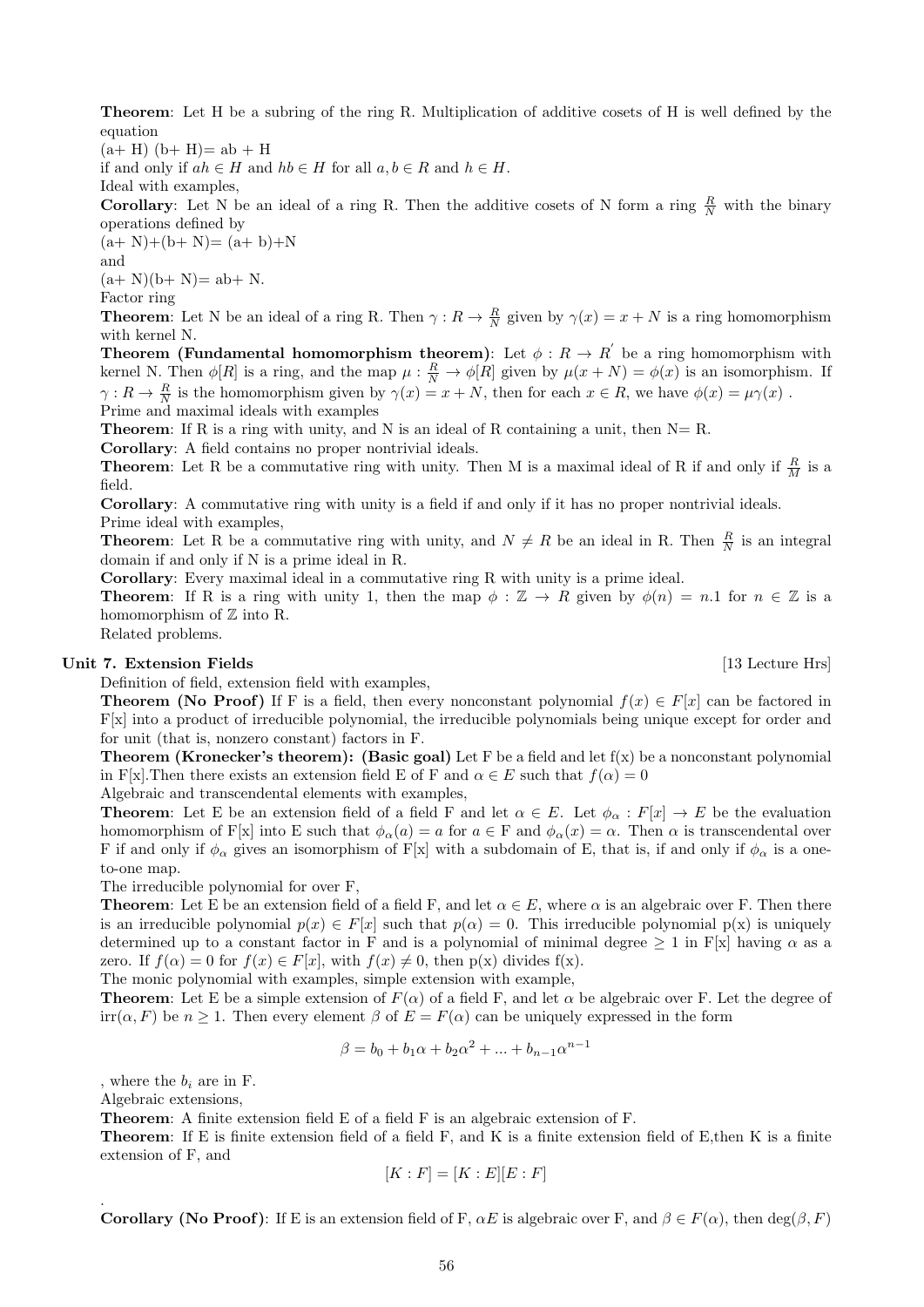**Theorem**: Let H be a subring of the ring R. Multiplication of additive cosets of H is well defined by the equation

(a+ H) (b+ H)= ab + H

if and only if $ah \in H$ and $hb \in H$ for all $a, b \in R$ and $h \in H$.

Ideal with examples,

**Corollary**: Let N be an ideal of a ring R. Then the additive cosets of N form a ring $\frac{R}{N}$ with the binary operations defined by

(a+ N)+(b+ N)= (a+ b)+N

and

(a+ N)(b+ N)= ab+ N.

Factor ring

**Theorem**: Let N be an ideal of a ring R. Then $\gamma : R \to \frac{R}{N}$ given by $\gamma(x) = x + N$ is a ring homomorphism with kernel N.

**Theorem (Fundamental homomorphism theorem)**: Let $\phi : R \to R'$ be a ring homomorphism with kernel N. Then $\phi[R]$ is a ring, and the map $\mu : \frac{R}{N} \to \phi[R]$ given by $\mu(x + N) = \phi(x)$ is an isomorphism. If $\gamma : R \to \frac{R}{N}$ is the homomorphism given by $\gamma(x) = x + N$, then for each $x \in R$, we have $\phi(x) = \mu\gamma(x)$ .

Prime and maximal ideals with examples

**Theorem**: If R is a ring with unity, and N is an ideal of R containing a unit, then N= R.

**Corollary**: A field contains no proper nontrivial ideals.

**Theorem**: Let R be a commutative ring with unity. Then M is a maximal ideal of R if and only if $\frac{R}{M}$ is a field.

**Corollary**: A commutative ring with unity is a field if and only if it has no proper nontrivial ideals.

Prime ideal with examples,

**Theorem**: Let R be a commutative ring with unity, and $N \neq R$ be an ideal in R. Then $\frac{R}{N}$ is an integral domain if and only if N is a prime ideal in R.

**Corollary**: Every maximal ideal in a commutative ring R with unity is a prime ideal.

**Theorem**: If R is a ring with unity 1, then the map $\phi : \mathbb{Z} \to R$ given by $\phi(n) = n.1$ for $n \in \mathbb{Z}$ is a homomorphism of $\mathbb{Z}$ into R.

Related problems.

## Unit 7. Extension Fields [13 Lecture Hrs]

Definition of field, extension field with examples,

**Theorem (No Proof)** If F is a field, then every nonconstant polynomial $f(x) \in F[x]$ can be factored in F[x] into a product of irreducible polynomial, the irreducible polynomials being unique except for order and for unit (that is, nonzero constant) factors in F.

**Theorem (Kronecker's theorem): (Basic goal)** Let F be a field and let f(x) be a nonconstant polynomial in F[x].Then there exists an extension field E of F and $\alpha \in E$ such that $f(\alpha) = 0$

Algebraic and transcendental elements with examples,

**Theorem**: Let E be an extension field of a field F and let $\alpha \in E$. Let $\phi_\alpha : F[x] \to E$ be the evaluation homomorphism of F[x] into E such that $\phi_\alpha(a) = a$ for $a \in$ F and $\phi_\alpha(x) = \alpha$. Then $\alpha$ is transcendental over F if and only if $\phi_\alpha$ gives an isomorphism of F[x] with a subdomain of E, that is, if and only if $\phi_\alpha$ is a one-to-one map.

The irreducible polynomial for over F,

**Theorem**: Let E be an extension field of a field F, and let $\alpha \in E$, where $\alpha$ is an algebraic over F. Then there is an irreducible polynomial $p(x) \in F[x]$ such that $p(\alpha) = 0$. This irreducible polynomial p(x) is uniquely determined up to a constant factor in F and is a polynomial of minimal degree $\geq 1$ in F[x] having $\alpha$ as a zero. If $f(\alpha) = 0$ for $f(x) \in F[x]$, with $f(x) \neq 0$, then p(x) divides f(x).

The monic polynomial with examples, simple extension with example,

**Theorem**: Let E be a simple extension of $F(\alpha)$ of a field F, and let $\alpha$ be algebraic over F. Let the degree of $\text{irr}(\alpha, F)$ be $n \geq 1$. Then every element $\beta$ of $E = F(\alpha)$ can be uniquely expressed in the form

$$\beta = b_0 + b_1\alpha + b_2\alpha^2 + ... + b_{n-1}\alpha^{n-1}$$

, where the $b_i$ are in F.

Algebraic extensions,

**Theorem**: A finite extension field E of a field F is an algebraic extension of F.

**Theorem**: If E is finite extension field of a field F, and K is a finite extension field of E,then K is a finite extension of F, and

$$[K : F] = [K : E][E : F]$$

.

**Corollary (No Proof)**: If E is an extension field of F, $\alpha E$ is algebraic over F, and $\beta \in F(\alpha)$, then $\deg(\beta, F)$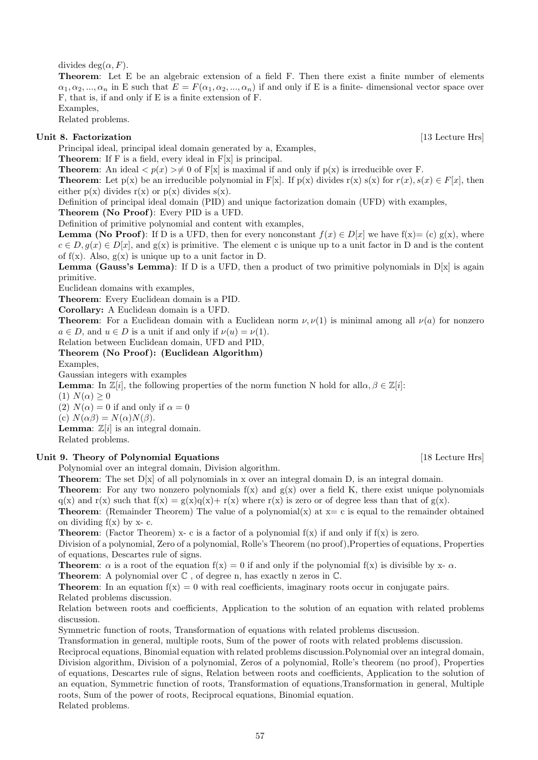divides $\deg(\alpha, F)$.

**Theorem**: Let E be an algebraic extension of a field F. Then there exist a finite number of elements $\alpha_1, \alpha_2, ..., \alpha_n$ in E such that $E = F(\alpha_1, \alpha_2, ..., \alpha_n)$ if and only if E is a finite- dimensional vector space over F, that is, if and only if E is a finite extension of F.

Examples,

Related problems.

### Unit 8. Factorization [13 Lecture Hrs]

Principal ideal, principal ideal domain generated by a, Examples,

**Theorem**: If F is a field, every ideal in F[x] is principal.

**Theorem**: An ideal $< p(x) > \neq 0$ of F[x] is maximal if and only if p(x) is irreducible over F.

**Theorem**: Let p(x) be an irreducible polynomial in F[x]. If p(x) divides r(x) s(x) for $r(x), s(x) \in F[x]$, then either p(x) divides r(x) or p(x) divides s(x).

Definition of principal ideal domain (PID) and unique factorization domain (UFD) with examples,

**Theorem (No Proof)**: Every PID is a UFD.

Definition of primitive polynomial and content with examples,

**Lemma (No Proof)**: If D is a UFD, then for every nonconstant $f(x) \in D[x]$ we have f(x)= (c) g(x), where $c \in D, g(x) \in D[x]$, and g(x) is primitive. The element c is unique up to a unit factor in D and is the content of f(x). Also, g(x) is unique up to a unit factor in D.

**Lemma (Gauss's Lemma)**: If D is a UFD, then a product of two primitive polynomials in D[x] is again primitive.

Euclidean domains with examples,

**Theorem**: Every Euclidean domain is a PID.

**Corollary:** A Euclidean domain is a UFD.

**Theorem**: For a Euclidean domain with a Euclidean norm $\nu, \nu(1)$ is minimal among all $\nu(a)$ for nonzero $a \in D$, and $u \in D$ is a unit if and only if $\nu(u) = \nu(1)$.

Relation between Euclidean domain, UFD and PID,

**Theorem (No Proof): (Euclidean Algorithm)**

Examples,

Gaussian integers with examples

**Lemma**: In $\mathbb{Z}[i]$, the following properties of the norm function N hold for all$\alpha, \beta \in \mathbb{Z}[i]$:

(1) $N(\alpha) \geq 0$

(2) $N(\alpha) = 0$ if and only if $\alpha = 0$

(c) $N(\alpha\beta) = N(\alpha)N(\beta)$.

**Lemma**: $\mathbb{Z}[i]$ is an integral domain.

Related problems.

### Unit 9. Theory of Polynomial Equations [18 Lecture Hrs]

Polynomial over an integral domain, Division algorithm.

**Theorem**: The set D[x] of all polynomials in x over an integral domain D, is an integral domain.

**Theorem**: For any two nonzero polynomials f(x) and g(x) over a field K, there exist unique polynomials q(x) and r(x) such that f(x) = g(x)q(x)+ r(x) where r(x) is zero or of degree less than that of g(x).

**Theorem**: (Remainder Theorem) The value of a polynomial(x) at x= c is equal to the remainder obtained on dividing f(x) by x- c.

**Theorem**: (Factor Theorem) x- c is a factor of a polynomial f(x) if and only if f(x) is zero.

Division of a polynomial, Zero of a polynomial, Rolle's Theorem (no proof),Properties of equations, Properties of equations, Descartes rule of signs.

**Theorem**: $\alpha$ is a root of the equation f(x) = 0 if and only if the polynomial f(x) is divisible by x- $\alpha$.

**Theorem**: A polynomial over $\mathbb{C}$ , of degree n, has exactly n zeros in $\mathbb{C}$.

**Theorem**: In an equation f(x) = 0 with real coefficients, imaginary roots occur in conjugate pairs.

Related problems discussion.

Relation between roots and coefficients, Application to the solution of an equation with related problems discussion.

Symmetric function of roots, Transformation of equations with related problems discussion.

Transformation in general, multiple roots, Sum of the power of roots with related problems discussion.

Reciprocal equations, Binomial equation with related problems discussion.Polynomial over an integral domain, Division algorithm, Division of a polynomial, Zeros of a polynomial, Rolle's theorem (no proof), Properties of equations, Descartes rule of signs, Relation between roots and coefficients, Application to the solution of an equation, Symmetric function of roots, Transformation of equations,Transformation in general, Multiple roots, Sum of the power of roots, Reciprocal equations, Binomial equation.

Related problems.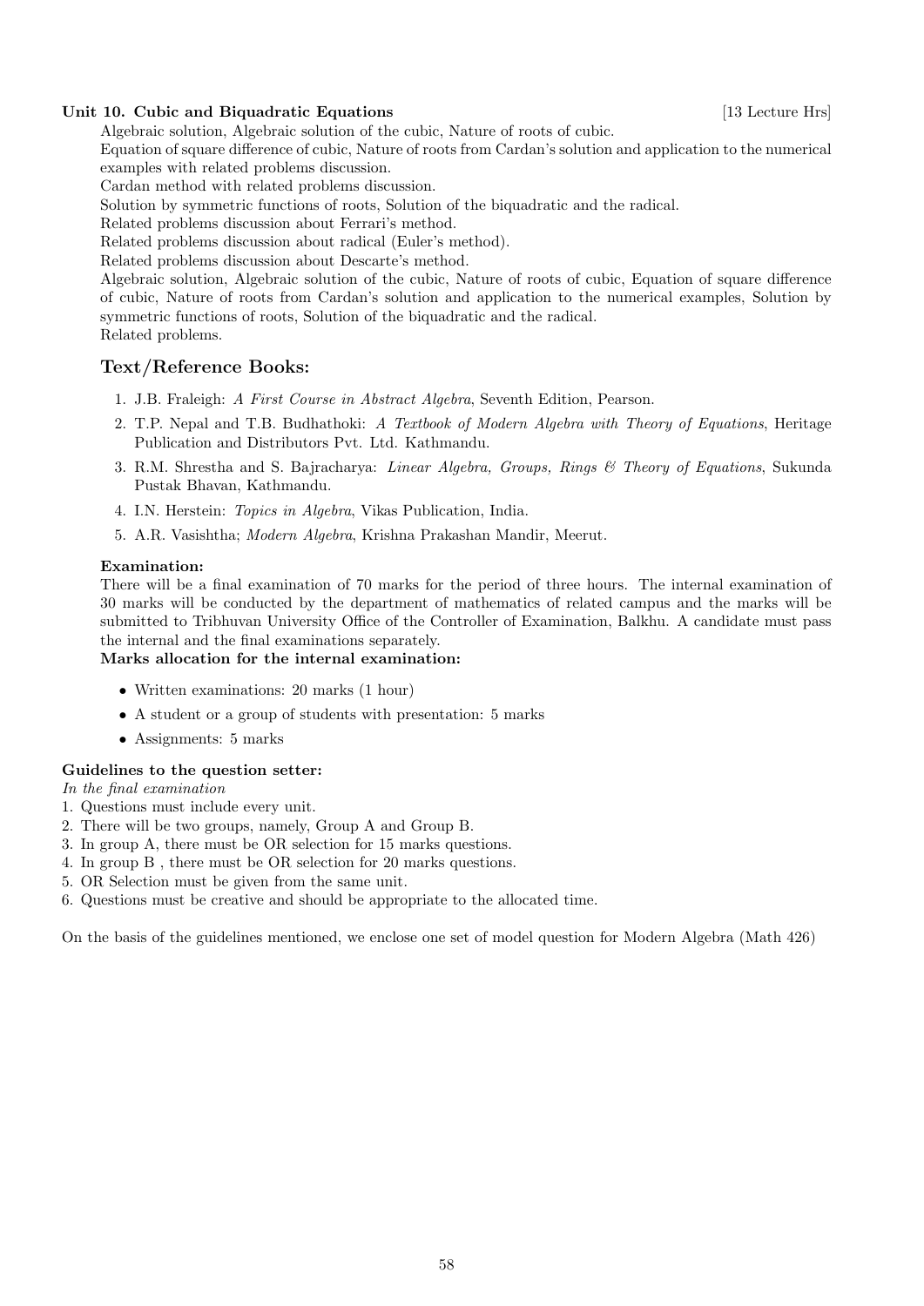**Unit 10. Cubic and Biquadratic Equations** [13 Lecture Hrs]

Algebraic solution, Algebraic solution of the cubic, Nature of roots of cubic.
Equation of square difference of cubic, Nature of roots from Cardan's solution and application to the numerical examples with related problems discussion.
Cardan method with related problems discussion.
Solution by symmetric functions of roots, Solution of the biquadratic and the radical.
Related problems discussion about Ferrari's method.
Related problems discussion about radical (Euler's method).
Related problems discussion about Descarte's method.
Algebraic solution, Algebraic solution of the cubic, Nature of roots of cubic, Equation of square difference of cubic, Nature of roots from Cardan's solution and application to the numerical examples, Solution by symmetric functions of roots, Solution of the biquadratic and the radical.
Related problems.

## Text/Reference Books:

1. J.B. Fraleigh: *A First Course in Abstract Algebra*, Seventh Edition, Pearson.
2. T.P. Nepal and T.B. Budhathoki: *A Textbook of Modern Algebra with Theory of Equations*, Heritage Publication and Distributors Pvt. Ltd. Kathmandu.
3. R.M. Shrestha and S. Bajracharya: *Linear Algebra, Groups, Rings & Theory of Equations*, Sukunda Pustak Bhavan, Kathmandu.
4. I.N. Herstein: *Topics in Algebra*, Vikas Publication, India.
5. A.R. Vasishtha; *Modern Algebra*, Krishna Prakashan Mandir, Meerut.

**Examination:**

There will be a final examination of 70 marks for the period of three hours. The internal examination of 30 marks will be conducted by the department of mathematics of related campus and the marks will be submitted to Tribhuvan University Office of the Controller of Examination, Balkhu. A candidate must pass the internal and the final examinations separately.

**Marks allocation for the internal examination:**

- Written examinations: 20 marks (1 hour)
- A student or a group of students with presentation: 5 marks
- Assignments: 5 marks

**Guidelines to the question setter:**

*In the final examination*

1. Questions must include every unit.
2. There will be two groups, namely, Group A and Group B.
3. In group A, there must be OR selection for 15 marks questions.
4. In group B , there must be OR selection for 20 marks questions.
5. OR Selection must be given from the same unit.
6. Questions must be creative and should be appropriate to the allocated time.

On the basis of the guidelines mentioned, we enclose one set of model question for Modern Algebra (Math 426)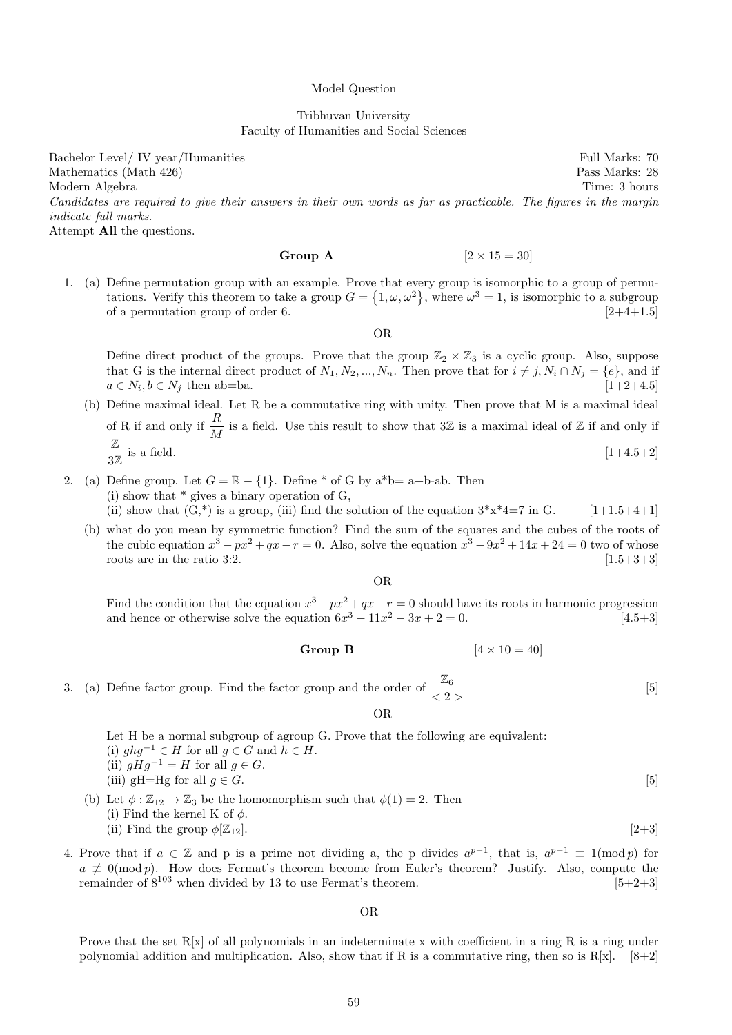Model Question

Tribhuvan University
Faculty of Humanities and Social Sciences

Bachelor Level/ IV year/Humanities — Full Marks: 70
Mathematics (Math 426) — Pass Marks: 28
Modern Algebra — Time: 3 hours

*Candidates are required to give their answers in their own words as far as practicable. The figures in the margin indicate full marks.*

Attempt **All** the questions.

## Group A  [$2 \times 15 = 30$]

1. (a) Define permutation group with an example. Prove that every group is isomorphic to a group of permutations. Verify this theorem to take a group $G = \{1, \omega, \omega^2\}$, where $\omega^3 = 1$, is isomorphic to a subgroup of a permutation group of order 6. [2+4+1.5]

   OR

   Define direct product of the groups. Prove that the group $\mathbb{Z}_2 \times \mathbb{Z}_3$ is a cyclic group. Also, suppose that G is the internal direct product of $N_1, N_2, ..., N_n$. Then prove that for $i \neq j, N_i \cap N_j = \{e\}$, and if $a \in N_i, b \in N_j$ then ab=ba. [1+2+4.5]

   (b) Define maximal ideal. Let R be a commutative ring with unity. Then prove that M is a maximal ideal of R if and only if $\frac{R}{M}$ is a field. Use this result to show that $3\mathbb{Z}$ is a maximal ideal of $\mathbb{Z}$ if and only if $\frac{\mathbb{Z}}{3\mathbb{Z}}$ is a field. [1+4.5+2]

2. (a) Define group. Let $G = \mathbb{R} - \{1\}$. Define * of G by a*b= a+b-ab. Then
   (i) show that * gives a binary operation of G,
   (ii) show that (G,*) is a group, (iii) find the solution of the equation 3*x*4=7 in G. [1+1.5+4+1]

   (b) what do you mean by symmetric function? Find the sum of the squares and the cubes of the roots of the cubic equation $x^3 - px^2 + qx - r = 0$. Also, solve the equation $x^3 - 9x^2 + 14x + 24 = 0$ two of whose roots are in the ratio 3:2. [1.5+3+3]

   OR

   Find the condition that the equation $x^3 - px^2 + qx - r = 0$ should have its roots in harmonic progression and hence or otherwise solve the equation $6x^3 - 11x^2 - 3x + 2 = 0$. [4.5+3]

## Group B  [$4 \times 10 = 40$]

3. (a) Define factor group. Find the factor group and the order of $\frac{\mathbb{Z}_6}{<2>}$ [5]

   OR

   Let H be a normal subgroup of agroup G. Prove that the following are equivalent:
   (i) $ghg^{-1} \in H$ for all $g \in G$ and $h \in H$.
   (ii) $gHg^{-1} = H$ for all $g \in G$.
   (iii) gH=Hg for all $g \in G$. [5]

   (b) Let $\phi : \mathbb{Z}_{12} \to \mathbb{Z}_3$ be the homomorphism such that $\phi(1) = 2$. Then
   (i) Find the kernel K of $\phi$.
   (ii) Find the group $\phi[\mathbb{Z}_{12}]$. [2+3]

4. Prove that if $a \in \mathbb{Z}$ and p is a prime not dividing a, the p divides $a^{p-1}$, that is, $a^{p-1} \equiv 1(\bmod p)$ for $a \not\equiv 0(\bmod p)$. How does Fermat's theorem become from Euler's theorem? Justify. Also, compute the remainder of $8^{103}$ when divided by 13 to use Fermat's theorem. [5+2+3]

   OR

   Prove that the set R[x] of all polynomials in an indeterminate x with coefficient in a ring R is a ring under polynomial addition and multiplication. Also, show that if R is a commutative ring, then so is R[x]. [8+2]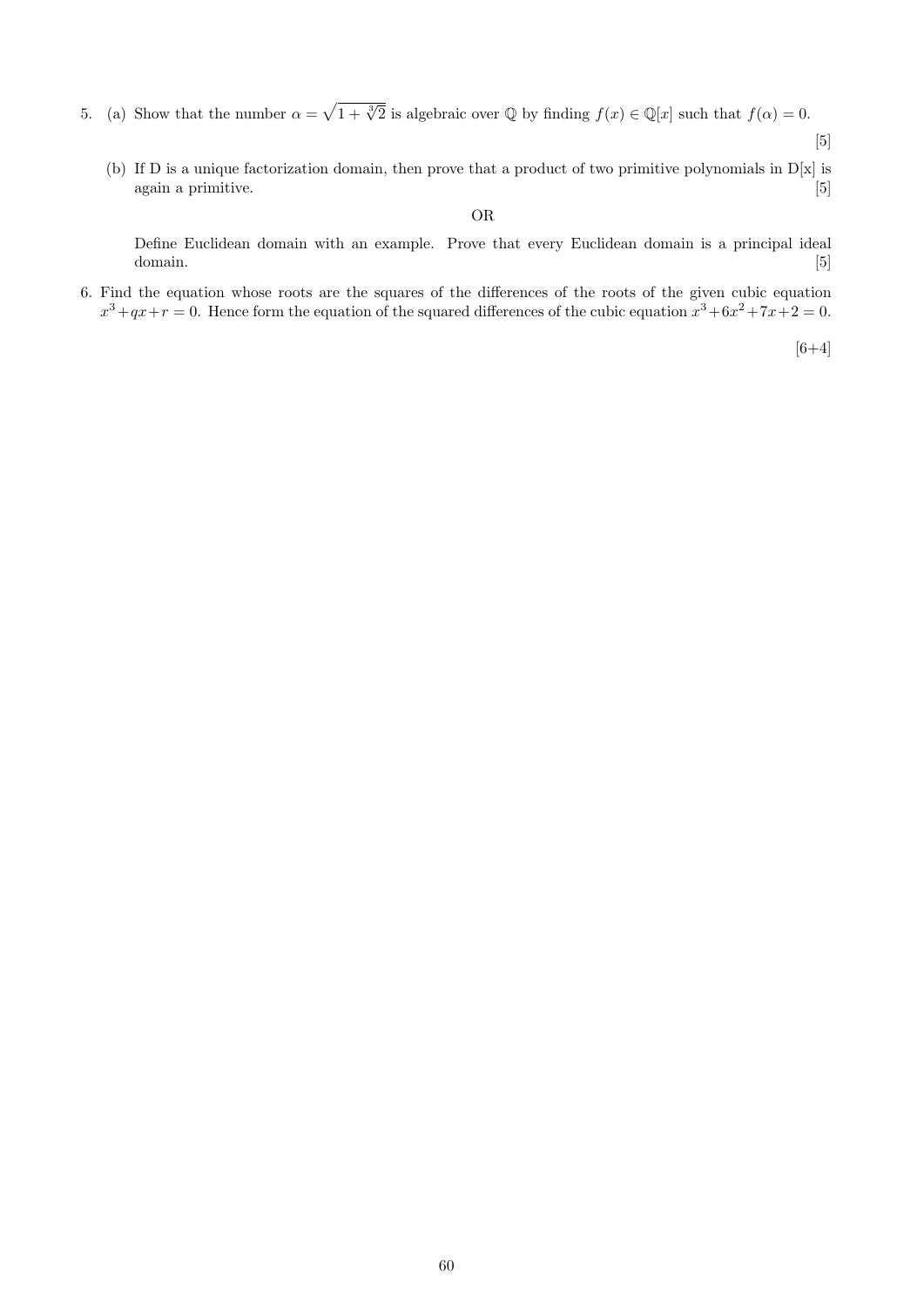5. (a) Show that the number $\alpha = \sqrt{1 + \sqrt[3]{2}}$ is algebraic over $\mathbb{Q}$ by finding $f(x) \in \mathbb{Q}[x]$ such that $f(\alpha) = 0$. [5]

   (b) If D is a unique factorization domain, then prove that a product of two primitive polynomials in D[x] is again a primitive. [5]

   OR

   Define Euclidean domain with an example. Prove that every Euclidean domain is a principal ideal domain. [5]

6. Find the equation whose roots are the squares of the differences of the roots of the given cubic equation $x^3 + qx + r = 0$. Hence form the equation of the squared differences of the cubic equation $x^3 + 6x^2 + 7x + 2 = 0$.

   [6+4]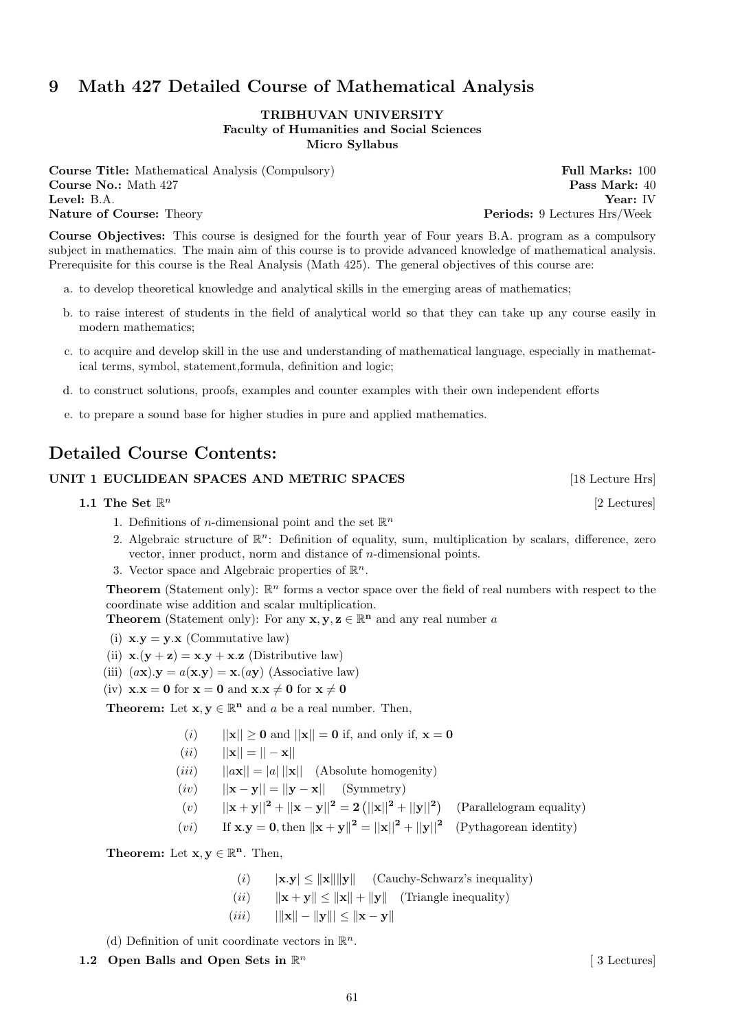# 9 Math 427 Detailed Course of Mathematical Analysis

**TRIBHUVAN UNIVERSITY**
**Faculty of Humanities and Social Sciences**
**Micro Syllabus**

**Course Title:** Mathematical Analysis (Compulsory) **Full Marks:** 100
**Course No.:** Math 427 **Pass Mark:** 40
**Level:** B.A. **Year:** IV
**Nature of Course:** Theory **Periods:** 9 Lectures Hrs/Week

**Course Objectives:** This course is designed for the fourth year of Four years B.A. program as a compulsory subject in mathematics. The main aim of this course is to provide advanced knowledge of mathematical analysis. Prerequisite for this course is the Real Analysis (Math 425). The general objectives of this course are:

a. to develop theoretical knowledge and analytical skills in the emerging areas of mathematics;

b. to raise interest of students in the field of analytical world so that they can take up any course easily in modern mathematics;

c. to acquire and develop skill in the use and understanding of mathematical language, especially in mathematical terms, symbol, statement,formula, definition and logic;

d. to construct solutions, proofs, examples and counter examples with their own independent efforts

e. to prepare a sound base for higher studies in pure and applied mathematics.

## Detailed Course Contents:

### UNIT 1 EUCLIDEAN SPACES AND METRIC SPACES [18 Lecture Hrs]

**1.1 The Set $\mathbb{R}^n$** [2 Lectures]

1. Definitions of $n$-dimensional point and the set $\mathbb{R}^n$
2. Algebraic structure of $\mathbb{R}^n$: Definition of equality, sum, multiplication by scalars, difference, zero vector, inner product, norm and distance of $n$-dimensional points.
3. Vector space and Algebraic properties of $\mathbb{R}^n$.

**Theorem** (Statement only): $\mathbb{R}^n$ forms a vector space over the field of real numbers with respect to the coordinate wise addition and scalar multiplication.
**Theorem** (Statement only): For any $\mathbf{x}, \mathbf{y}, \mathbf{z} \in \mathbb{R}^{\mathbf{n}}$ and any real number $a$

(i) $\mathbf{x}.\mathbf{y} = \mathbf{y}.\mathbf{x}$ (Commutative law)
(ii) $\mathbf{x}.(\mathbf{y}+\mathbf{z}) = \mathbf{x}.\mathbf{y} + \mathbf{x}.\mathbf{z}$ (Distributive law)
(iii) $(a\mathbf{x}).\mathbf{y} = a(\mathbf{x}.\mathbf{y}) = \mathbf{x}.(a\mathbf{y})$ (Associative law)
(iv) $\mathbf{x}.\mathbf{x} = \mathbf{0}$ for $\mathbf{x} = \mathbf{0}$ and $\mathbf{x}.\mathbf{x} \neq \mathbf{0}$ for $\mathbf{x} \neq \mathbf{0}$

**Theorem:** Let $\mathbf{x}, \mathbf{y} \in \mathbb{R}^{\mathbf{n}}$ and $a$ be a real number. Then,

$(i)$ $||\mathbf{x}|| \geq \mathbf{0}$ and $||\mathbf{x}|| = \mathbf{0}$ if, and only if, $\mathbf{x} = \mathbf{0}$
$(ii)$ $||\mathbf{x}|| = ||-\mathbf{x}||$
$(iii)$ $||a\mathbf{x}|| = |a|\,||\mathbf{x}||$ (Absolute homogenity)
$(iv)$ $||\mathbf{x}-\mathbf{y}|| = ||\mathbf{y}-\mathbf{x}||$ (Symmetry)
$(v)$ $||\mathbf{x}+\mathbf{y}||^{\mathbf{2}} + ||\mathbf{x}-\mathbf{y}||^{\mathbf{2}} = \mathbf{2}\left(||\mathbf{x}||^{\mathbf{2}} + ||\mathbf{y}||^{\mathbf{2}}\right)$ (Parallelogram equality)
$(vi)$ If $\mathbf{x}.\mathbf{y} = \mathbf{0}$, then $\|\mathbf{x}+\mathbf{y}\|^{\mathbf{2}} = ||\mathbf{x}||^{\mathbf{2}} + ||\mathbf{y}||^{\mathbf{2}}$ (Pythagorean identity)

**Theorem:** Let $\mathbf{x}, \mathbf{y} \in \mathbb{R}^{\mathbf{n}}$. Then,

$(i)$ $|\mathbf{x}.\mathbf{y}| \leq \|\mathbf{x}\|\|\mathbf{y}\|$ (Cauchy-Schwarz's inequality)
$(ii)$ $\|\mathbf{x}+\mathbf{y}\| \leq \|\mathbf{x}\| + \|\mathbf{y}\|$ (Triangle inequality)
$(iii)$ $|\|\mathbf{x}\| - \|\mathbf{y}\|| \leq \|\mathbf{x}-\mathbf{y}\|$

(d) Definition of unit coordinate vectors in $\mathbb{R}^n$.

**1.2 Open Balls and Open Sets in $\mathbb{R}^n$** [ 3 Lectures]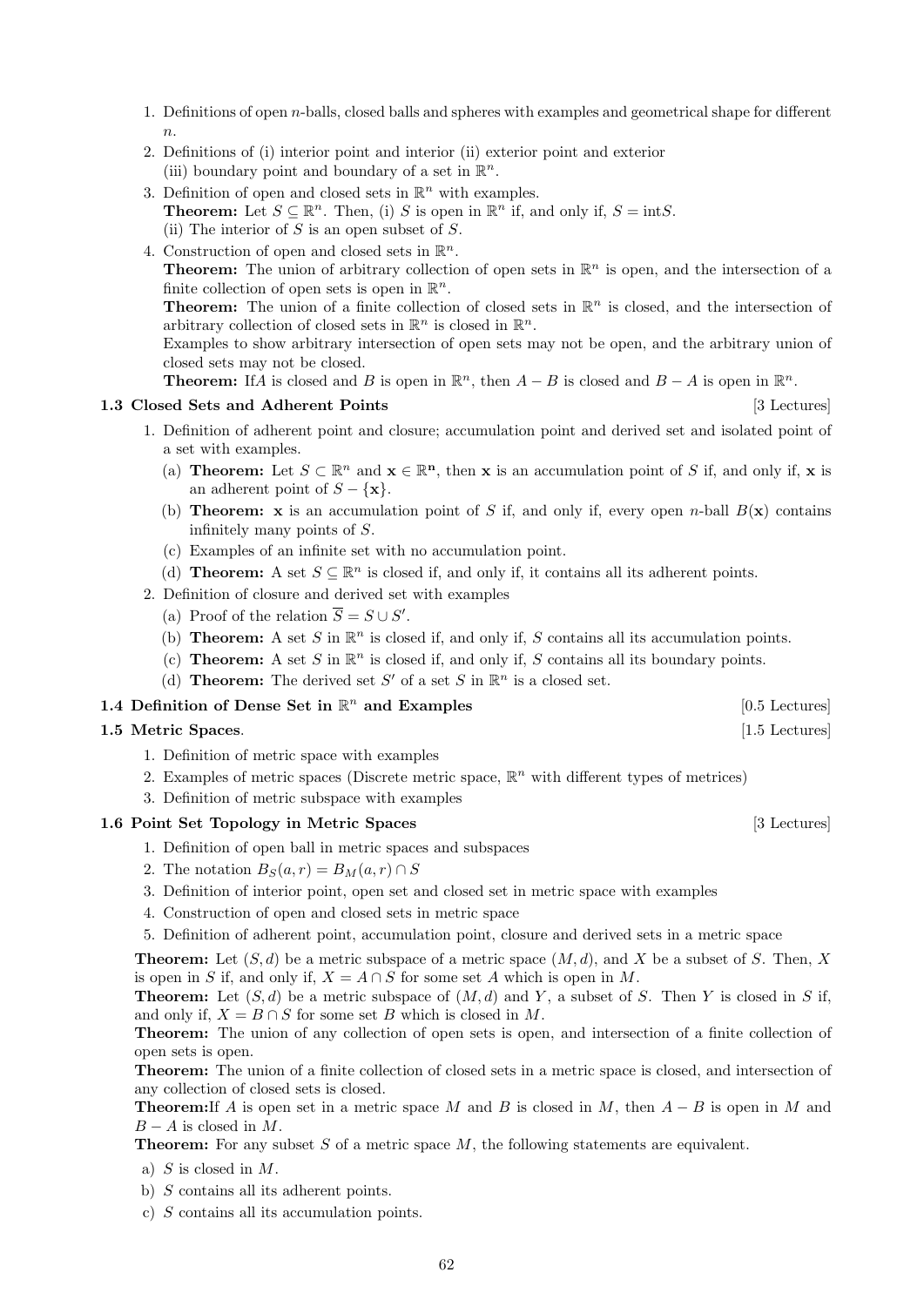1. Definitions of open $n$-balls, closed balls and spheres with examples and geometrical shape for different $n$.
2. Definitions of (i) interior point and interior (ii) exterior point and exterior
   (iii) boundary point and boundary of a set in $\mathbb{R}^n$.
3. Definition of open and closed sets in $\mathbb{R}^n$ with examples.
   **Theorem:** Let $S \subseteq \mathbb{R}^n$. Then, (i) $S$ is open in $\mathbb{R}^n$ if, and only if, $S = \text{int}S$.
   (ii) The interior of $S$ is an open subset of $S$.
4. Construction of open and closed sets in $\mathbb{R}^n$.
   **Theorem:** The union of arbitrary collection of open sets in $\mathbb{R}^n$ is open, and the intersection of a finite collection of open sets is open in $\mathbb{R}^n$.
   **Theorem:** The union of a finite collection of closed sets in $\mathbb{R}^n$ is closed, and the intersection of arbitrary collection of closed sets in $\mathbb{R}^n$ is closed in $\mathbb{R}^n$.
   Examples to show arbitrary intersection of open sets may not be open, and the arbitrary union of closed sets may not be closed.
   **Theorem:** If$A$ is closed and $B$ is open in $\mathbb{R}^n$, then $A - B$ is closed and $B - A$ is open in $\mathbb{R}^n$.

### 1.3 Closed Sets and Adherent Points [3 Lectures]

1. Definition of adherent point and closure; accumulation point and derived set and isolated point of a set with examples.
   (a) **Theorem:** Let $S \subset \mathbb{R}^n$ and $\mathbf{x} \in \mathbb{R}^{\mathbf{n}}$, then $\mathbf{x}$ is an accumulation point of $S$ if, and only if, $\mathbf{x}$ is an adherent point of $S - \{\mathbf{x}\}$.
   (b) **Theorem:** $\mathbf{x}$ is an accumulation point of $S$ if, and only if, every open $n$-ball $B(\mathbf{x})$ contains infinitely many points of $S$.
   (c) Examples of an infinite set with no accumulation point.
   (d) **Theorem:** A set $S \subseteq \mathbb{R}^n$ is closed if, and only if, it contains all its adherent points.
2. Definition of closure and derived set with examples
   (a) Proof of the relation $\overline{S} = S \cup S'$.
   (b) **Theorem:** A set $S$ in $\mathbb{R}^n$ is closed if, and only if, $S$ contains all its accumulation points.
   (c) **Theorem:** A set $S$ in $\mathbb{R}^n$ is closed if, and only if, $S$ contains all its boundary points.
   (d) **Theorem:** The derived set $S'$ of a set $S$ in $\mathbb{R}^n$ is a closed set.

### 1.4 Definition of Dense Set in $\mathbb{R}^n$ and Examples [0.5 Lectures]

### 1.5 Metric Spaces. [1.5 Lectures]

1. Definition of metric space with examples
2. Examples of metric spaces (Discrete metric space, $\mathbb{R}^n$ with different types of metrices)
3. Definition of metric subspace with examples

### 1.6 Point Set Topology in Metric Spaces [3 Lectures]

1. Definition of open ball in metric spaces and subspaces
2. The notation $B_S(a, r) = B_M(a, r) \cap S$
3. Definition of interior point, open set and closed set in metric space with examples
4. Construction of open and closed sets in metric space
5. Definition of adherent point, accumulation point, closure and derived sets in a metric space

**Theorem:** Let $(S, d)$ be a metric subspace of a metric space $(M, d)$, and $X$ be a subset of $S$. Then, $X$ is open in $S$ if, and only if, $X = A \cap S$ for some set $A$ which is open in $M$.

**Theorem:** Let $(S, d)$ be a metric subspace of $(M, d)$ and $Y$, a subset of $S$. Then $Y$ is closed in $S$ if, and only if, $X = B \cap S$ for some set $B$ which is closed in $M$.

**Theorem:** The union of any collection of open sets is open, and intersection of a finite collection of open sets is open.

**Theorem:** The union of a finite collection of closed sets in a metric space is closed, and intersection of any collection of closed sets is closed.

**Theorem:**If $A$ is open set in a metric space $M$ and $B$ is closed in $M$, then $A - B$ is open in $M$ and $B - A$ is closed in $M$.

**Theorem:** For any subset $S$ of a metric space $M$, the following statements are equivalent.

a) $S$ is closed in $M$.
b) $S$ contains all its adherent points.
c) $S$ contains all its accumulation points.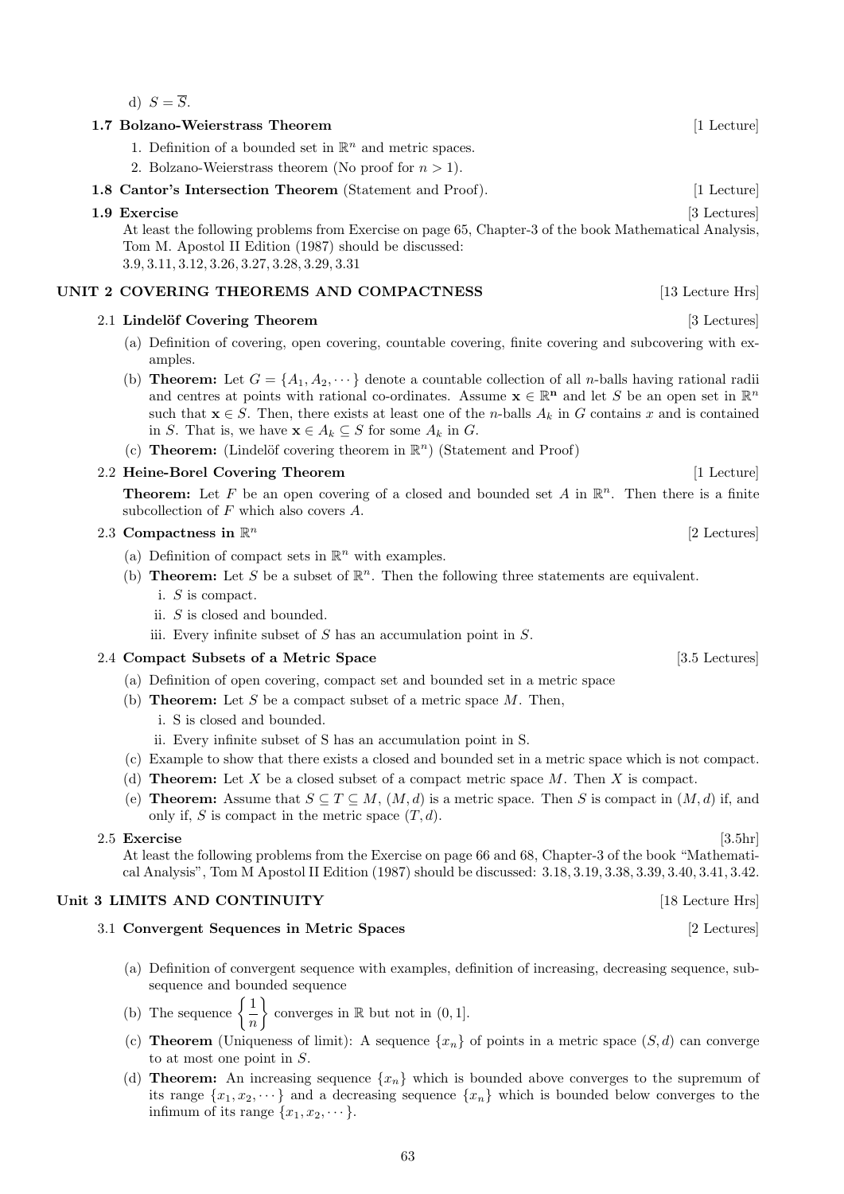d) $S = \overline{S}$.

### 1.7 Bolzano-Weierstrass Theorem [1 Lecture]

1. Definition of a bounded set in $\mathbb{R}^n$ and metric spaces.
2. Bolzano-Weierstrass theorem (No proof for $n > 1$).

### 1.8 Cantor's Intersection Theorem (Statement and Proof). [1 Lecture]

### 1.9 Exercise [3 Lectures]

At least the following problems from Exercise on page 65, Chapter-3 of the book Mathematical Analysis, Tom M. Apostol II Edition (1987) should be discussed:
3.9, 3.11, 3.12, 3.26, 3.27, 3.28, 3.29, 3.31

## UNIT 2 COVERING THEOREMS AND COMPACTNESS [13 Lecture Hrs]

### 2.1 Lindelöf Covering Theorem [3 Lectures]

(a) Definition of covering, open covering, countable covering, finite covering and subcovering with examples.

(b) **Theorem:** Let $G = \{A_1, A_2, \cdots\}$ denote a countable collection of all $n$-balls having rational radii and centres at points with rational co-ordinates. Assume $\mathbf{x} \in \mathbb{R}^{\mathbf{n}}$ and let $S$ be an open set in $\mathbb{R}^n$ such that $\mathbf{x} \in S$. Then, there exists at least one of the $n$-balls $A_k$ in $G$ contains $x$ and is contained in $S$. That is, we have $\mathbf{x} \in A_k \subseteq S$ for some $A_k$ in $G$.

(c) **Theorem:** (Lindelöf covering theorem in $\mathbb{R}^n$) (Statement and Proof)

### 2.2 Heine-Borel Covering Theorem [1 Lecture]

**Theorem:** Let $F$ be an open covering of a closed and bounded set $A$ in $\mathbb{R}^n$. Then there is a finite subcollection of $F$ which also covers $A$.

### 2.3 Compactness in $\mathbb{R}^n$ [2 Lectures]

(a) Definition of compact sets in $\mathbb{R}^n$ with examples.

(b) **Theorem:** Let $S$ be a subset of $\mathbb{R}^n$. Then the following three statements are equivalent.

i. $S$ is compact.
ii. $S$ is closed and bounded.
iii. Every infinite subset of $S$ has an accumulation point in $S$.

### 2.4 Compact Subsets of a Metric Space [3.5 Lectures]

(a) Definition of open covering, compact set and bounded set in a metric space

(b) **Theorem:** Let $S$ be a compact subset of a metric space $M$. Then,

i. S is closed and bounded.
ii. Every infinite subset of S has an accumulation point in S.

(c) Example to show that there exists a closed and bounded set in a metric space which is not compact.

(d) **Theorem:** Let $X$ be a closed subset of a compact metric space $M$. Then $X$ is compact.

(e) **Theorem:** Assume that $S \subseteq T \subseteq M$, $(M, d)$ is a metric space. Then $S$ is compact in $(M, d)$ if, and only if, $S$ is compact in the metric space $(T, d)$.

### 2.5 Exercise [3.5hr]

At least the following problems from the Exercise on page 66 and 68, Chapter-3 of the book "Mathematical Analysis", Tom M Apostol II Edition (1987) should be discussed: 3.18, 3.19, 3.38, 3.39, 3.40, 3.41, 3.42.

## Unit 3 LIMITS AND CONTINUITY [18 Lecture Hrs]

### 3.1 Convergent Sequences in Metric Spaces [2 Lectures]

(a) Definition of convergent sequence with examples, definition of increasing, decreasing sequence, subsequence and bounded sequence

(b) The sequence $\left\{\dfrac{1}{n}\right\}$ converges in $\mathbb{R}$ but not in $(0, 1]$.

(c) **Theorem** (Uniqueness of limit): A sequence $\{x_n\}$ of points in a metric space $(S, d)$ can converge to at most one point in $S$.

(d) **Theorem:** An increasing sequence $\{x_n\}$ which is bounded above converges to the supremum of its range $\{x_1, x_2, \cdots\}$ and a decreasing sequence $\{x_n\}$ which is bounded below converges to the infimum of its range $\{x_1, x_2, \cdots\}$.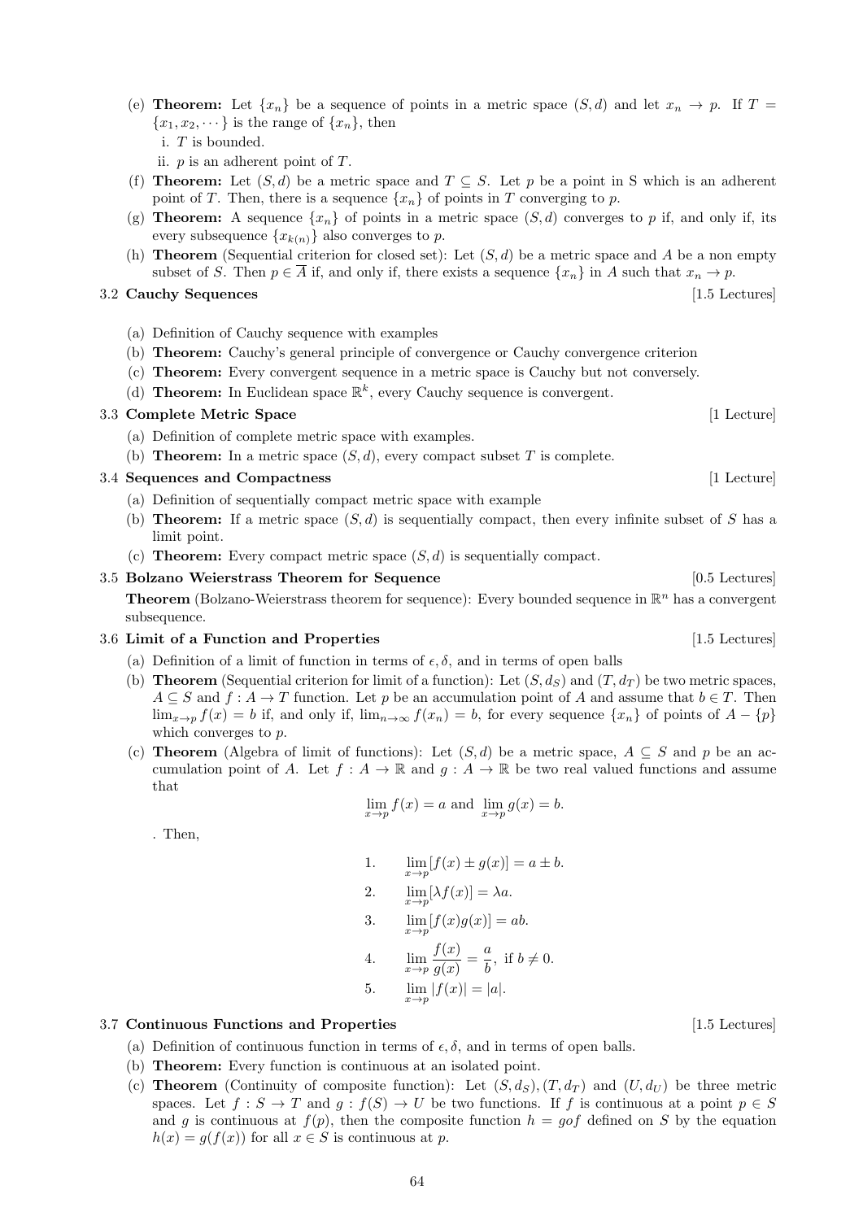(e) **Theorem:** Let $\{x_n\}$ be a sequence of points in a metric space $(S, d)$ and let $x_n \to p$. If $T = \{x_1, x_2, \cdots\}$ is the range of $\{x_n\}$, then

  i. $T$ is bounded.

  ii. $p$ is an adherent point of $T$.

(f) **Theorem:** Let $(S, d)$ be a metric space and $T \subseteq S$. Let $p$ be a point in S which is an adherent point of $T$. Then, there is a sequence $\{x_n\}$ of points in $T$ converging to $p$.

(g) **Theorem:** A sequence $\{x_n\}$ of points in a metric space $(S, d)$ converges to $p$ if, and only if, its every subsequence $\{x_{k(n)}\}$ also converges to $p$.

(h) **Theorem** (Sequential criterion for closed set): Let $(S, d)$ be a metric space and $A$ be a non empty subset of $S$. Then $p \in \overline{A}$ if, and only if, there exists a sequence $\{x_n\}$ in $A$ such that $x_n \to p$.

### 3.2 Cauchy Sequences [1.5 Lectures]

(a) Definition of Cauchy sequence with examples

(b) **Theorem:** Cauchy's general principle of convergence or Cauchy convergence criterion

(c) **Theorem:** Every convergent sequence in a metric space is Cauchy but not conversely.

(d) **Theorem:** In Euclidean space $\mathbb{R}^k$, every Cauchy sequence is convergent.

### 3.3 Complete Metric Space [1 Lecture]

(a) Definition of complete metric space with examples.

(b) **Theorem:** In a metric space $(S, d)$, every compact subset $T$ is complete.

### 3.4 Sequences and Compactness [1 Lecture]

(a) Definition of sequentially compact metric space with example

(b) **Theorem:** If a metric space $(S, d)$ is sequentially compact, then every infinite subset of $S$ has a limit point.

(c) **Theorem:** Every compact metric space $(S, d)$ is sequentially compact.

### 3.5 Bolzano Weierstrass Theorem for Sequence [0.5 Lectures]

**Theorem** (Bolzano-Weierstrass theorem for sequence): Every bounded sequence in $\mathbb{R}^n$ has a convergent subsequence.

### 3.6 Limit of a Function and Properties [1.5 Lectures]

(a) Definition of a limit of function in terms of $\epsilon, \delta$, and in terms of open balls

(b) **Theorem** (Sequential criterion for limit of a function): Let $(S, d_S)$ and $(T, d_T)$ be two metric spaces, $A \subseteq S$ and $f : A \to T$ function. Let $p$ be an accumulation point of $A$ and assume that $b \in T$. Then $\lim_{x \to p} f(x) = b$ if, and only if, $\lim_{n \to \infty} f(x_n) = b$, for every sequence $\{x_n\}$ of points of $A - \{p\}$ which converges to $p$.

(c) **Theorem** (Algebra of limit of functions): Let $(S, d)$ be a metric space, $A \subseteq S$ and $p$ be an accumulation point of $A$. Let $f : A \to \mathbb{R}$ and $g : A \to \mathbb{R}$ be two real valued functions and assume that

$$\lim_{x \to p} f(x) = a \text{ and } \lim_{x \to p} g(x) = b.$$

. Then,

1. $\lim_{x \to p} [f(x) \pm g(x)] = a \pm b.$
2. $\lim_{x \to p} [\lambda f(x)] = \lambda a.$
3. $\lim_{x \to p} [f(x)g(x)] = ab.$
4. $\lim_{x \to p} \dfrac{f(x)}{g(x)} = \dfrac{a}{b}, \text{ if } b \neq 0.$
5. $\lim_{x \to p} |f(x)| = |a|.$

### 3.7 Continuous Functions and Properties [1.5 Lectures]

(a) Definition of continuous function in terms of $\epsilon, \delta$, and in terms of open balls.

(b) **Theorem:** Every function is continuous at an isolated point.

(c) **Theorem** (Continuity of composite function): Let $(S, d_S), (T, d_T)$ and $(U, d_U)$ be three metric spaces. Let $f : S \to T$ and $g : f(S) \to U$ be two functions. If $f$ is continuous at a point $p \in S$ and $g$ is continuous at $f(p)$, then the composite function $h = gof$ defined on $S$ by the equation $h(x) = g(f(x))$ for all $x \in S$ is continuous at $p$.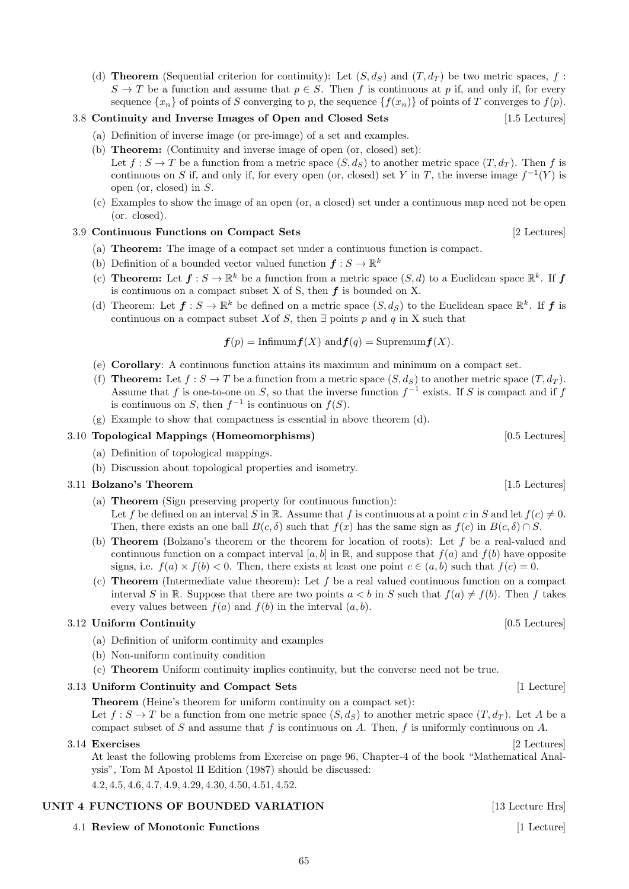(d) **Theorem** (Sequential criterion for continuity): Let $(S, d_S)$ and $(T, d_T)$ be two metric spaces, $f : S \to T$ be a function and assume that $p \in S$. Then $f$ is continuous at $p$ if, and only if, for every sequence $\{x_n\}$ of points of $S$ converging to $p$, the sequence $\{f(x_n)\}$ of points of $T$ converges to $f(p)$.

### 3.8 Continuity and Inverse Images of Open and Closed Sets [1.5 Lectures]

(a) Definition of inverse image (or pre-image) of a set and examples.

(b) **Theorem:** (Continuity and inverse image of open (or, closed) set):
Let $f : S \to T$ be a function from a metric space $(S, d_S)$ to another metric space $(T, d_T)$. Then $f$ is continuous on $S$ if, and only if, for every open (or, closed) set $Y$ in $T$, the inverse image $f^{-1}(Y)$ is open (or, closed) in $S$.

(c) Examples to show the image of an open (or, a closed) set under a continuous map need not be open (or. closed).

### 3.9 Continuous Functions on Compact Sets [2 Lectures]

(a) **Theorem:** The image of a compact set under a continuous function is compact.

(b) Definition of a bounded vector valued function $\boldsymbol{f} : S \to \mathbb{R}^k$

(c) **Theorem:** Let $\boldsymbol{f} : S \to \mathbb{R}^k$ be a function from a metric space $(S, d)$ to a Euclidean space $\mathbb{R}^k$. If $\boldsymbol{f}$ is continuous on a compact subset X of S, then $\boldsymbol{f}$ is bounded on X.

(d) Theorem: Let $\boldsymbol{f} : S \to \mathbb{R}^k$ be defined on a metric space $(S, d_S)$ to the Euclidean space $\mathbb{R}^k$. If $\boldsymbol{f}$ is continuous on a compact subset $X$of $S$, then $\exists$ points $p$ and $q$ in X such that

$$\boldsymbol{f}(p) = \text{Infimum}\boldsymbol{f}(X) \text{ and} \boldsymbol{f}(q) = \text{Supremum}\boldsymbol{f}(X).$$

(e) **Corollary**: A continuous function attains its maximum and minimum on a compact set.

(f) **Theorem:** Let $f : S \to T$ be a function from a metric space $(S, d_S)$ to another metric space $(T, d_T)$. Assume that $f$ is one-to-one on $S$, so that the inverse function $f^{-1}$ exists. If $S$ is compact and if $f$ is continuous on $S$, then $f^{-1}$ is continuous on $f(S)$.

(g) Example to show that compactness is essential in above theorem (d).

### 3.10 Topological Mappings (Homeomorphisms) [0.5 Lectures]

(a) Definition of topological mappings.

(b) Discussion about topological properties and isometry.

### 3.11 Bolzano's Theorem [1.5 Lectures]

(a) **Theorem** (Sign preserving property for continuous function):
Let $f$ be defined on an interval $S$ in $\mathbb{R}$. Assume that $f$ is continuous at a point $c$ in $S$ and let $f(c) \neq 0$. Then, there exists an one ball $B(c, \delta)$ such that $f(x)$ has the same sign as $f(c)$ in $B(c, \delta) \cap S$.

(b) **Theorem** (Bolzano's theorem or the theorem for location of roots): Let $f$ be a real-valued and continuous function on a compact interval $[a, b]$ in $\mathbb{R}$, and suppose that $f(a)$ and $f(b)$ have opposite signs, i.e. $f(a) \times f(b) < 0$. Then, there exists at least one point $c \in (a, b)$ such that $f(c) = 0$.

(c) **Theorem** (Intermediate value theorem): Let $f$ be a real valued continuous function on a compact interval $S$ in $\mathbb{R}$. Suppose that there are two points $a < b$ in $S$ such that $f(a) \neq f(b)$. Then $f$ takes every values between $f(a)$ and $f(b)$ in the interval $(a, b)$.

### 3.12 Uniform Continuity [0.5 Lectures]

(a) Definition of uniform continuity and examples

(b) Non-uniform continuity condition

(c) **Theorem** Uniform continuity implies continuity, but the converse need not be true.

### 3.13 Uniform Continuity and Compact Sets [1 Lecture]

**Theorem** (Heine's theorem for uniform continuity on a compact set):
Let $f : S \to T$ be a function from one metric space $(S, d_S)$ to another metric space $(T, d_T)$. Let $A$ be a compact subset of $S$ and assume that $f$ is continuous on $A$. Then, $f$ is uniformly continuous on $A$.

### 3.14 Exercises [2 Lectures]

At least the following problems from Exercise on page 96, Chapter-4 of the book "Mathematical Analysis", Tom M Apostol II Edition (1987) should be discussed:

4.2, 4.5, 4.6, 4.7, 4.9, 4.29, 4.30, 4.50, 4.51, 4.52.

## UNIT 4 FUNCTIONS OF BOUNDED VARIATION [13 Lecture Hrs]

### 4.1 Review of Monotonic Functions [1 Lecture]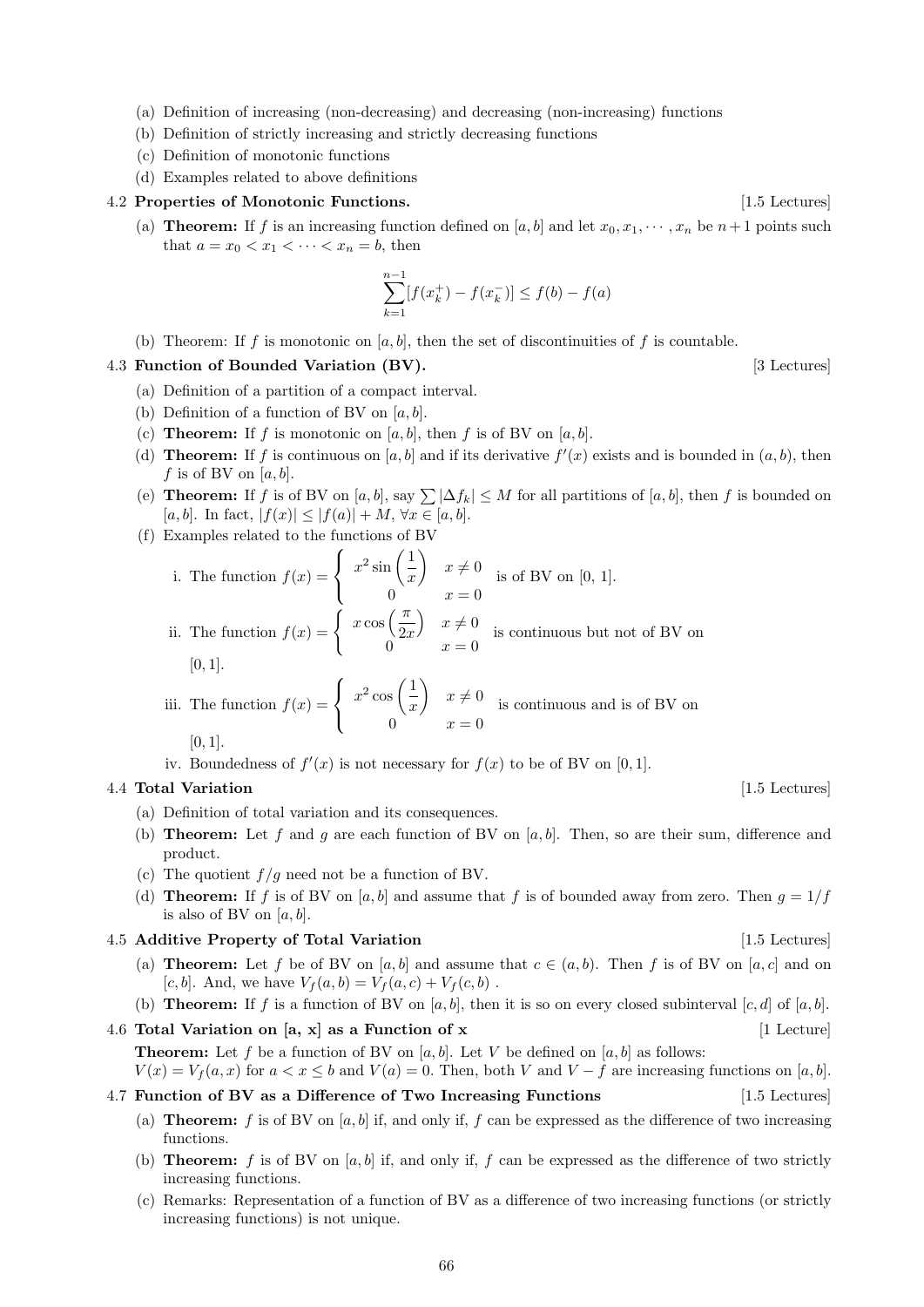(a) Definition of increasing (non-decreasing) and decreasing (non-increasing) functions
(b) Definition of strictly increasing and strictly decreasing functions
(c) Definition of monotonic functions
(d) Examples related to above definitions

4.2 **Properties of Monotonic Functions.** [1.5 Lectures]

(a) **Theorem:** If $f$ is an increasing function defined on $[a, b]$ and let $x_0, x_1, \cdots, x_n$ be $n+1$ points such that $a = x_0 < x_1 < \cdots < x_n = b$, then

$$\sum_{k=1}^{n-1}[f(x_k^+) - f(x_k^-)] \leq f(b) - f(a)$$

(b) Theorem: If $f$ is monotonic on $[a, b]$, then the set of discontinuities of $f$ is countable.

4.3 **Function of Bounded Variation (BV).** [3 Lectures]

(a) Definition of a partition of a compact interval.
(b) Definition of a function of BV on $[a, b]$.
(c) **Theorem:** If $f$ is monotonic on $[a, b]$, then $f$ is of BV on $[a, b]$.
(d) **Theorem:** If $f$ is continuous on $[a, b]$ and if its derivative $f'(x)$ exists and is bounded in $(a, b)$, then $f$ is of BV on $[a, b]$.
(e) **Theorem:** If $f$ is of BV on $[a, b]$, say $\sum |\Delta f_k| \leq M$ for all partitions of $[a, b]$, then $f$ is bounded on $[a, b]$. In fact, $|f(x)| \leq |f(a)| + M$, $\forall x \in [a, b]$.
(f) Examples related to the functions of BV

i. The function $f(x) = \begin{cases} x^2 \sin\left(\dfrac{1}{x}\right) & x \neq 0 \\ 0 & x = 0 \end{cases}$ is of BV on $[0, 1]$.

ii. The function $f(x) = \begin{cases} x \cos\left(\dfrac{\pi}{2x}\right) & x \neq 0 \\ 0 & x = 0 \end{cases}$ is continuous but not of BV on $[0, 1]$.

iii. The function $f(x) = \begin{cases} x^2 \cos\left(\dfrac{1}{x}\right) & x \neq 0 \\ 0 & x = 0 \end{cases}$ is continuous and is of BV on $[0, 1]$.

iv. Boundedness of $f'(x)$ is not necessary for $f(x)$ to be of BV on $[0, 1]$.

4.4 **Total Variation** [1.5 Lectures]

(a) Definition of total variation and its consequences.
(b) **Theorem:** Let $f$ and $g$ are each function of BV on $[a, b]$. Then, so are their sum, difference and product.
(c) The quotient $f/g$ need not be a function of BV.
(d) **Theorem:** If $f$ is of BV on $[a, b]$ and assume that $f$ is of bounded away from zero. Then $g = 1/f$ is also of BV on $[a, b]$.

4.5 **Additive Property of Total Variation** [1.5 Lectures]

(a) **Theorem:** Let $f$ be of BV on $[a, b]$ and assume that $c \in (a, b)$. Then $f$ is of BV on $[a, c]$ and on $[c, b]$. And, we have $V_f(a, b) = V_f(a, c) + V_f(c, b)$ .
(b) **Theorem:** If $f$ is a function of BV on $[a, b]$, then it is so on every closed subinterval $[c, d]$ of $[a, b]$.

4.6 **Total Variation on [a, x] as a Function of x** [1 Lecture]

**Theorem:** Let $f$ be a function of BV on $[a, b]$. Let $V$ be defined on $[a, b]$ as follows:
$V(x) = V_f(a, x)$ for $a < x \leq b$ and $V(a) = 0$. Then, both $V$ and $V - f$ are increasing functions on $[a, b]$.

4.7 **Function of BV as a Difference of Two Increasing Functions** [1.5 Lectures]

(a) **Theorem:** $f$ is of BV on $[a, b]$ if, and only if, $f$ can be expressed as the difference of two increasing functions.
(b) **Theorem:** $f$ is of BV on $[a, b]$ if, and only if, $f$ can be expressed as the difference of two strictly increasing functions.
(c) Remarks: Representation of a function of BV as a difference of two increasing functions (or strictly increasing functions) is not unique.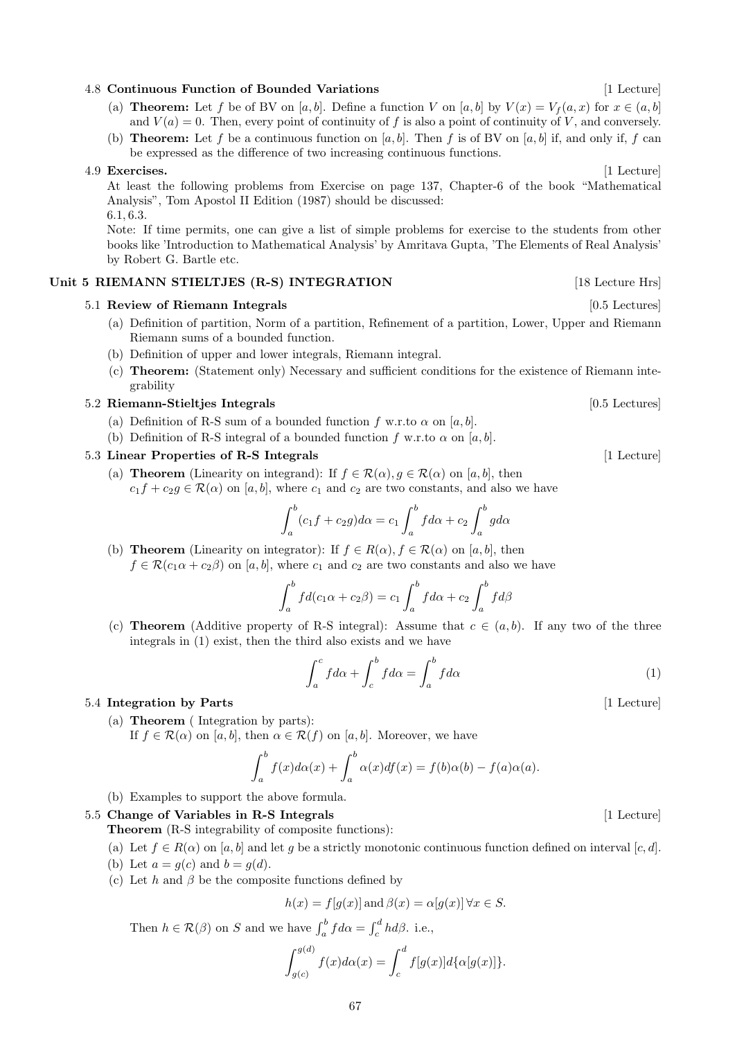4.8 **Continuous Function of Bounded Variations** [1 Lecture]

(a) **Theorem:** Let $f$ be of BV on $[a, b]$. Define a function $V$ on $[a, b]$ by $V(x) = V_f(a, x)$ for $x \in (a, b]$ and $V(a) = 0$. Then, every point of continuity of $f$ is also a point of continuity of $V$, and conversely.

(b) **Theorem:** Let $f$ be a continuous function on $[a, b]$. Then $f$ is of BV on $[a, b]$ if, and only if, $f$ can be expressed as the difference of two increasing continuous functions.

4.9 **Exercises.** [1 Lecture]

At least the following problems from Exercise on page 137, Chapter-6 of the book "Mathematical Analysis", Tom Apostol II Edition (1987) should be discussed:
6.1, 6.3.

Note: If time permits, one can give a list of simple problems for exercise to the students from other books like 'Introduction to Mathematical Analysis' by Amritava Gupta, 'The Elements of Real Analysis' by Robert G. Bartle etc.

## Unit 5 RIEMANN STIELTJES (R-S) INTEGRATION [18 Lecture Hrs]

5.1 **Review of Riemann Integrals** [0.5 Lectures]

(a) Definition of partition, Norm of a partition, Refinement of a partition, Lower, Upper and Riemann Riemann sums of a bounded function.

(b) Definition of upper and lower integrals, Riemann integral.

(c) **Theorem:** (Statement only) Necessary and sufficient conditions for the existence of Riemann integrability

5.2 **Riemann-Stieltjes Integrals** [0.5 Lectures]

(a) Definition of R-S sum of a bounded function $f$ w.r.to $\alpha$ on $[a, b]$.

(b) Definition of R-S integral of a bounded function $f$ w.r.to $\alpha$ on $[a, b]$.

5.3 **Linear Properties of R-S Integrals** [1 Lecture]

(a) **Theorem** (Linearity on integrand): If $f \in \mathcal{R}(\alpha), g \in \mathcal{R}(\alpha)$ on $[a, b]$, then $c_1 f + c_2 g \in \mathcal{R}(\alpha)$ on $[a, b]$, where $c_1$ and $c_2$ are two constants, and also we have

$$\int_a^b (c_1 f + c_2 g) d\alpha = c_1 \int_a^b f d\alpha + c_2 \int_a^b g d\alpha$$

(b) **Theorem** (Linearity on integrator): If $f \in R(\alpha), f \in \mathcal{R}(\alpha)$ on $[a, b]$, then $f \in \mathcal{R}(c_1\alpha + c_2\beta)$ on $[a, b]$, where $c_1$ and $c_2$ are two constants and also we have

$$\int_a^b f d(c_1\alpha + c_2\beta) = c_1 \int_a^b f d\alpha + c_2 \int_a^b f d\beta$$

(c) **Theorem** (Additive property of R-S integral): Assume that $c \in (a, b)$. If any two of the three integrals in (1) exist, then the third also exists and we have

$$\int_a^c f d\alpha + \int_c^b f d\alpha = \int_a^b f d\alpha \tag{1}$$

5.4 **Integration by Parts** [1 Lecture]

(a) **Theorem** ( Integration by parts):
If $f \in \mathcal{R}(\alpha)$ on $[a, b]$, then $\alpha \in \mathcal{R}(f)$ on $[a, b]$. Moreover, we have

$$\int_a^b f(x) d\alpha(x) + \int_a^b \alpha(x) df(x) = f(b)\alpha(b) - f(a)\alpha(a).$$

(b) Examples to support the above formula.

5.5 **Change of Variables in R-S Integrals** [1 Lecture]

**Theorem** (R-S integrability of composite functions):

(a) Let $f \in R(\alpha)$ on $[a, b]$ and let $g$ be a strictly monotonic continuous function defined on interval $[c, d]$.

(b) Let $a = g(c)$ and $b = g(d)$.

(c) Let $h$ and $\beta$ be the composite functions defined by

$$h(x) = f[g(x)] \text{ and } \beta(x) = \alpha[g(x)] \, \forall x \in S.$$

Then $h \in \mathcal{R}(\beta)$ on $S$ and we have $\int_a^b f d\alpha = \int_c^d h d\beta$. i.e.,

$$\int_{g(c)}^{g(d)} f(x) d\alpha(x) = \int_c^d f[g(x)] d\{\alpha[g(x)]\}.$$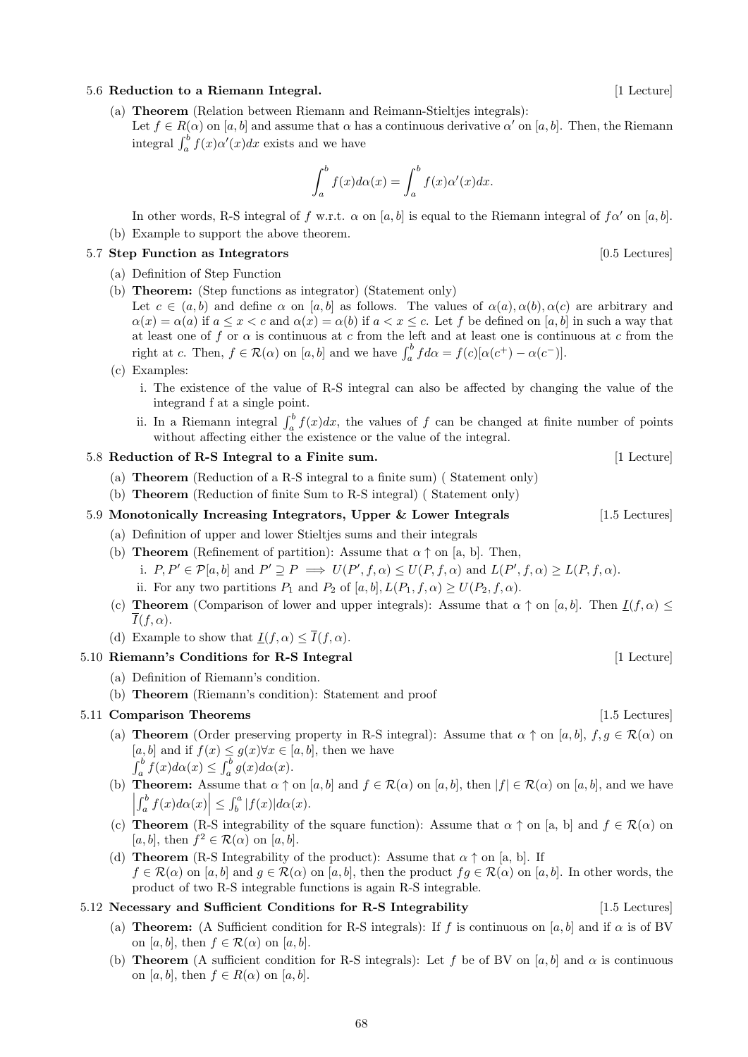5.6 **Reduction to a Riemann Integral.** [1 Lecture]

(a) **Theorem** (Relation between Riemann and Reimann-Stieltjes integrals):
Let $f \in R(\alpha)$ on $[a,b]$ and assume that $\alpha$ has a continuous derivative $\alpha'$ on $[a,b]$. Then, the Riemann integral $\int_a^b f(x)\alpha'(x)dx$ exists and we have

$$\int_a^b f(x)d\alpha(x) = \int_a^b f(x)\alpha'(x)dx.$$

In other words, R-S integral of $f$ w.r.t. $\alpha$ on $[a,b]$ is equal to the Riemann integral of $f\alpha'$ on $[a,b]$.

(b) Example to support the above theorem.

5.7 **Step Function as Integrators** [0.5 Lectures]

(a) Definition of Step Function

(b) **Theorem:** (Step functions as integrator) (Statement only)
Let $c \in (a,b)$ and define $\alpha$ on $[a,b]$ as follows. The values of $\alpha(a), \alpha(b), \alpha(c)$ are arbitrary and $\alpha(x) = \alpha(a)$ if $a \leq x < c$ and $\alpha(x) = \alpha(b)$ if $a < x \leq c$. Let $f$ be defined on $[a,b]$ in such a way that at least one of $f$ or $\alpha$ is continuous at $c$ from the left and at least one is continuous at $c$ from the right at $c$. Then, $f \in \mathcal{R}(\alpha)$ on $[a,b]$ and we have $\int_a^b f d\alpha = f(c)[\alpha(c^+) - \alpha(c^-)]$.

(c) Examples:

i. The existence of the value of R-S integral can also be affected by changing the value of the integrand f at a single point.

ii. In a Riemann integral $\int_a^b f(x)dx$, the values of $f$ can be changed at finite number of points without affecting either the existence or the value of the integral.

5.8 **Reduction of R-S Integral to a Finite sum.** [1 Lecture]

(a) **Theorem** (Reduction of a R-S integral to a finite sum) ( Statement only)

(b) **Theorem** (Reduction of finite Sum to R-S integral) ( Statement only)

5.9 **Monotonically Increasing Integrators, Upper & Lower Integrals** [1.5 Lectures]

(a) Definition of upper and lower Stieltjes sums and their integrals

(b) **Theorem** (Refinement of partition): Assume that $\alpha \uparrow$ on [a, b]. Then,

i. $P, P' \in \mathcal{P}[a,b]$ and $P' \supseteq P \implies U(P', f, \alpha) \leq U(P, f, \alpha)$ and $L(P', f, \alpha) \geq L(P, f, \alpha)$.

ii. For any two partitions $P_1$ and $P_2$ of $[a,b], L(P_1, f, \alpha) \geq U(P_2, f, \alpha)$.

(c) **Theorem** (Comparison of lower and upper integrals): Assume that $\alpha \uparrow$ on $[a,b]$. Then $\underline{I}(f,\alpha) \leq \overline{I}(f,\alpha)$.

(d) Example to show that $\underline{I}(f,\alpha) \leq \overline{I}(f,\alpha)$.

5.10 **Riemann's Conditions for R-S Integral** [1 Lecture]

(a) Definition of Riemann's condition.

(b) **Theorem** (Riemann's condition): Statement and proof

5.11 **Comparison Theorems** [1.5 Lectures]

(a) **Theorem** (Order preserving property in R-S integral): Assume that $\alpha \uparrow$ on $[a,b]$, $f, g \in \mathcal{R}(\alpha)$ on $[a,b]$ and if $f(x) \leq g(x) \forall x \in [a,b]$, then we have
$\int_a^b f(x)d\alpha(x) \leq \int_a^b g(x)d\alpha(x)$.

(b) **Theorem:** Assume that $\alpha \uparrow$ on $[a,b]$ and $f \in \mathcal{R}(\alpha)$ on $[a,b]$, then $|f| \in \mathcal{R}(\alpha)$ on $[a,b]$, and we have $\left|\int_a^b f(x)d\alpha(x)\right| \leq \int_b^a |f(x)|d\alpha(x)$.

(c) **Theorem** (R-S integrability of the square function): Assume that $\alpha \uparrow$ on [a, b] and $f \in \mathcal{R}(\alpha)$ on $[a,b]$, then $f^2 \in \mathcal{R}(\alpha)$ on $[a,b]$.

(d) **Theorem** (R-S Integrability of the product): Assume that $\alpha \uparrow$ on [a, b]. If $f \in \mathcal{R}(\alpha)$ on $[a,b]$ and $g \in \mathcal{R}(\alpha)$ on $[a,b]$, then the product $fg \in \mathcal{R}(\alpha)$ on $[a,b]$. In other words, the product of two R-S integrable functions is again R-S integrable.

5.12 **Necessary and Sufficient Conditions for R-S Integrability** [1.5 Lectures]

(a) **Theorem:** (A Sufficient condition for R-S integrals): If $f$ is continuous on $[a,b]$ and if $\alpha$ is of BV on $[a,b]$, then $f \in \mathcal{R}(\alpha)$ on $[a,b]$.

(b) **Theorem** (A sufficient condition for R-S integrals): Let $f$ be of BV on $[a,b]$ and $\alpha$ is continuous on $[a,b]$, then $f \in R(\alpha)$ on $[a,b]$.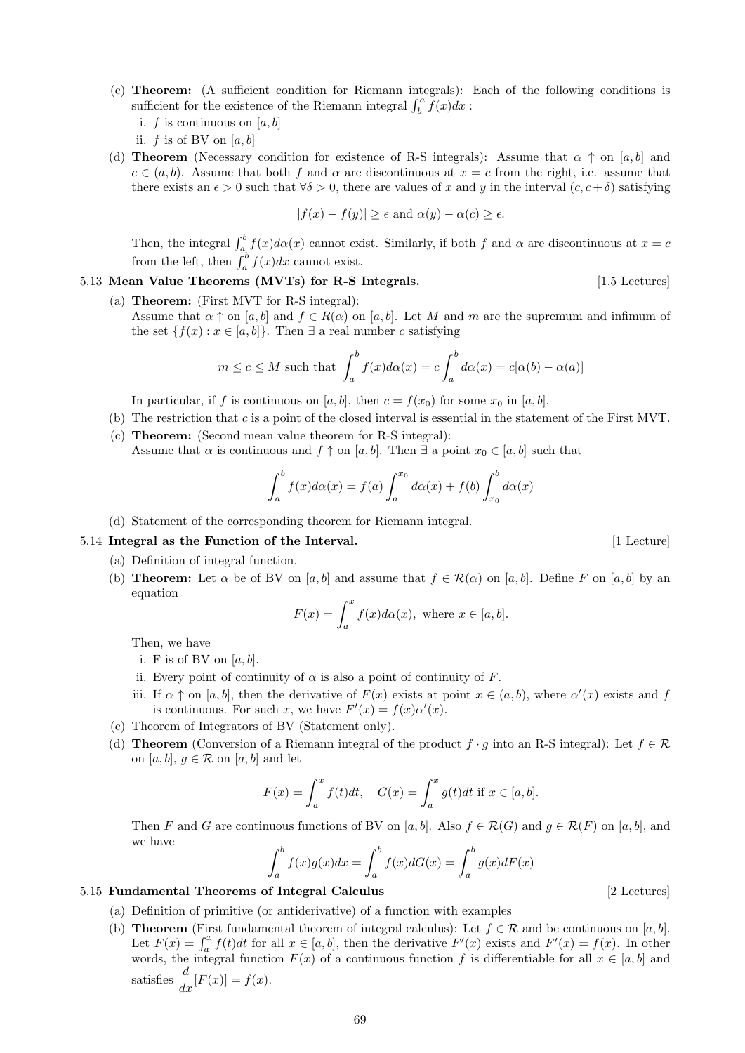(c) **Theorem:** (A sufficient condition for Riemann integrals): Each of the following conditions is sufficient for the existence of the Riemann integral $\int_b^a f(x)dx$ :

i. $f$ is continuous on $[a, b]$

ii. $f$ is of BV on $[a, b]$

(d) **Theorem** (Necessary condition for existence of R-S integrals): Assume that $\alpha \uparrow$ on $[a, b]$ and $c \in (a, b)$. Assume that both $f$ and $\alpha$ are discontinuous at $x = c$ from the right, i.e. assume that there exists an $\epsilon > 0$ such that $\forall \delta > 0$, there are values of $x$ and $y$ in the interval $(c, c+\delta)$ satisfying

$$|f(x) - f(y)| \geq \epsilon \text{ and } \alpha(y) - \alpha(c) \geq \epsilon.$$

Then, the integral $\int_a^b f(x)d\alpha(x)$ cannot exist. Similarly, if both $f$ and $\alpha$ are discontinuous at $x = c$ from the left, then $\int_a^b f(x)dx$ cannot exist.

5.13 **Mean Value Theorems (MVTs) for R-S Integrals.** [1.5 Lectures]

(a) **Theorem:** (First MVT for R-S integral):
Assume that $\alpha \uparrow$ on $[a, b]$ and $f \in R(\alpha)$ on $[a, b]$. Let $M$ and $m$ are the supremum and infimum of the set $\{f(x) : x \in [a, b]\}$. Then $\exists$ a real number $c$ satisfying

$$m \leq c \leq M \text{ such that } \int_a^b f(x)d\alpha(x) = c\int_a^b d\alpha(x) = c[\alpha(b) - \alpha(a)]$$

In particular, if $f$ is continuous on $[a, b]$, then $c = f(x_0)$ for some $x_0$ in $[a, b]$.

(b) The restriction that $c$ is a point of the closed interval is essential in the statement of the First MVT.

(c) **Theorem:** (Second mean value theorem for R-S integral):
Assume that $\alpha$ is continuous and $f \uparrow$ on $[a, b]$. Then $\exists$ a point $x_0 \in [a, b]$ such that

$$\int_a^b f(x)d\alpha(x) = f(a)\int_a^{x_0} d\alpha(x) + f(b)\int_{x_0}^b d\alpha(x)$$

(d) Statement of the corresponding theorem for Riemann integral.

5.14 **Integral as the Function of the Interval.** [1 Lecture]

(a) Definition of integral function.

(b) **Theorem:** Let $\alpha$ be of BV on $[a, b]$ and assume that $f \in \mathcal{R}(\alpha)$ on $[a, b]$. Define $F$ on $[a, b]$ by an equation

$$F(x) = \int_a^x f(x)d\alpha(x), \text{ where } x \in [a, b].$$

Then, we have

i. F is of BV on $[a, b]$.

ii. Every point of continuity of $\alpha$ is also a point of continuity of $F$.

iii. If $\alpha \uparrow$ on $[a, b]$, then the derivative of $F(x)$ exists at point $x \in (a, b)$, where $\alpha'(x)$ exists and $f$ is continuous. For such $x$, we have $F'(x) = f(x)\alpha'(x)$.

(c) Theorem of Integrators of BV (Statement only).

(d) **Theorem** (Conversion of a Riemann integral of the product $f \cdot g$ into an R-S integral): Let $f \in \mathcal{R}$ on $[a, b]$, $g \in \mathcal{R}$ on $[a, b]$ and let

$$F(x) = \int_a^x f(t)dt, \quad G(x) = \int_a^x g(t)dt \text{ if } x \in [a, b].$$

Then $F$ and $G$ are continuous functions of BV on $[a, b]$. Also $f \in \mathcal{R}(G)$ and $g \in \mathcal{R}(F)$ on $[a, b]$, and we have

$$\int_a^b f(x)g(x)dx = \int_a^b f(x)dG(x) = \int_a^b g(x)dF(x)$$

5.15 **Fundamental Theorems of Integral Calculus** [2 Lectures]

(a) Definition of primitive (or antiderivative) of a function with examples

(b) **Theorem** (First fundamental theorem of integral calculus): Let $f \in \mathcal{R}$ and be continuous on $[a, b]$. Let $F(x) = \int_a^x f(t)dt$ for all $x \in [a, b]$, then the derivative $F'(x)$ exists and $F'(x) = f(x)$. In other words, the integral function $F(x)$ of a continuous function $f$ is differentiable for all $x \in [a, b]$ and satisfies $\dfrac{d}{dx}[F(x)] = f(x)$.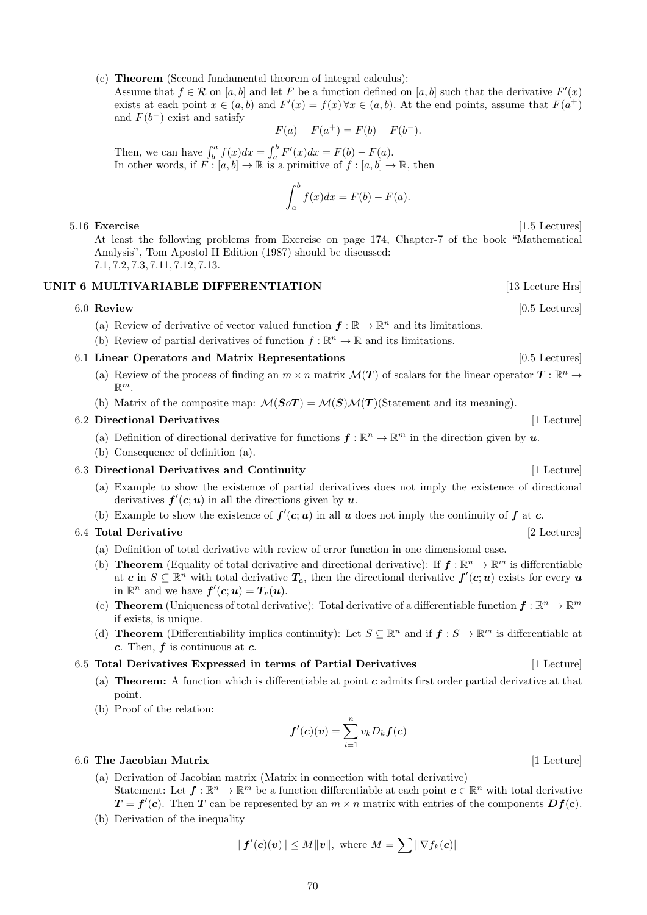(c) **Theorem** (Second fundamental theorem of integral calculus):
Assume that $f \in \mathcal{R}$ on $[a, b]$ and let $F$ be a function defined on $[a, b]$ such that the derivative $F'(x)$ exists at each point $x \in (a, b)$ and $F'(x) = f(x) \, \forall x \in (a, b)$. At the end points, assume that $F(a^+)$ and $F(b^-)$ exist and satisfy

$$F(a) - F(a^+) = F(b) - F(b^-).$$

Then, we can have $\int_b^a f(x)dx = \int_a^b F'(x)dx = F(b) - F(a)$.
In other words, if $F : [a, b] \to \mathbb{R}$ is a primitive of $f : [a, b] \to \mathbb{R}$, then

$$\int_a^b f(x)dx = F(b) - F(a).$$

5.16 **Exercise** [1.5 Lectures]
At least the following problems from Exercise on page 174, Chapter-7 of the book "Mathematical Analysis", Tom Apostol II Edition (1987) should be discussed:
7.1, 7.2, 7.3, 7.11, 7.12, 7.13.

## UNIT 6 MULTIVARIABLE DIFFERENTIATION [13 Lecture Hrs]

6.0 **Review** [0.5 Lectures]

(a) Review of derivative of vector valued function $\boldsymbol{f} : \mathbb{R} \to \mathbb{R}^n$ and its limitations.

(b) Review of partial derivatives of function $f : \mathbb{R}^n \to \mathbb{R}$ and its limitations.

6.1 **Linear Operators and Matrix Representations** [0.5 Lectures]

(a) Review of the process of finding an $m \times n$ matrix $\mathcal{M}(\boldsymbol{T})$ of scalars for the linear operator $\boldsymbol{T} : \mathbb{R}^n \to \mathbb{R}^m$.

(b) Matrix of the composite map: $\mathcal{M}(\boldsymbol{S} o \boldsymbol{T}) = \mathcal{M}(\boldsymbol{S})\mathcal{M}(\boldsymbol{T})$(Statement and its meaning).

6.2 **Directional Derivatives** [1 Lecture]

(a) Definition of directional derivative for functions $\boldsymbol{f} : \mathbb{R}^n \to \mathbb{R}^m$ in the direction given by $\boldsymbol{u}$.

(b) Consequence of definition (a).

6.3 **Directional Derivatives and Continuity** [1 Lecture]

(a) Example to show the existence of partial derivatives does not imply the existence of directional derivatives $\boldsymbol{f}'(\boldsymbol{c}; \boldsymbol{u})$ in all the directions given by $\boldsymbol{u}$.

(b) Example to show the existence of $\boldsymbol{f}'(\boldsymbol{c}; \boldsymbol{u})$ in all $\boldsymbol{u}$ does not imply the continuity of $\boldsymbol{f}$ at $\boldsymbol{c}$.

6.4 **Total Derivative** [2 Lectures]

(a) Definition of total derivative with review of error function in one dimensional case.

(b) **Theorem** (Equality of total derivative and directional derivative): If $\boldsymbol{f} : \mathbb{R}^n \to \mathbb{R}^m$ is differentiable at $\boldsymbol{c}$ in $S \subseteq \mathbb{R}^n$ with total derivative $\boldsymbol{T_c}$, then the directional derivative $\boldsymbol{f}'(\boldsymbol{c}; \boldsymbol{u})$ exists for every $\boldsymbol{u}$ in $\mathbb{R}^n$ and we have $\boldsymbol{f}'(\boldsymbol{c}; \boldsymbol{u}) = \boldsymbol{T_c}(\boldsymbol{u})$.

(c) **Theorem** (Uniqueness of total derivative): Total derivative of a differentiable function $\boldsymbol{f} : \mathbb{R}^n \to \mathbb{R}^m$ if exists, is unique.

(d) **Theorem** (Differentiability implies continuity): Let $S \subseteq \mathbb{R}^n$ and if $\boldsymbol{f} : S \to \mathbb{R}^m$ is differentiable at $\boldsymbol{c}$. Then, $\boldsymbol{f}$ is continuous at $\boldsymbol{c}$.

6.5 **Total Derivatives Expressed in terms of Partial Derivatives** [1 Lecture]

(a) **Theorem:** A function which is differentiable at point $\boldsymbol{c}$ admits first order partial derivative at that point.

(b) Proof of the relation:

$$\boldsymbol{f}'(\boldsymbol{c})(\boldsymbol{v}) = \sum_{i=1}^{n} v_k D_k \boldsymbol{f}(\boldsymbol{c})$$

6.6 **The Jacobian Matrix** [1 Lecture]

(a) Derivation of Jacobian matrix (Matrix in connection with total derivative)
Statement: Let $\boldsymbol{f} : \mathbb{R}^n \to \mathbb{R}^m$ be a function differentiable at each point $\boldsymbol{c} \in \mathbb{R}^n$ with total derivative $\boldsymbol{T} = \boldsymbol{f}'(\boldsymbol{c})$. Then $\boldsymbol{T}$ can be represented by an $m \times n$ matrix with entries of the components $\boldsymbol{Df}(\boldsymbol{c})$.

(b) Derivation of the inequality

$$\|\boldsymbol{f}'(\boldsymbol{c})(\boldsymbol{v})\| \leq M\|\boldsymbol{v}\|, \text{ where } M = \sum \|\nabla f_k(\boldsymbol{c})\|$$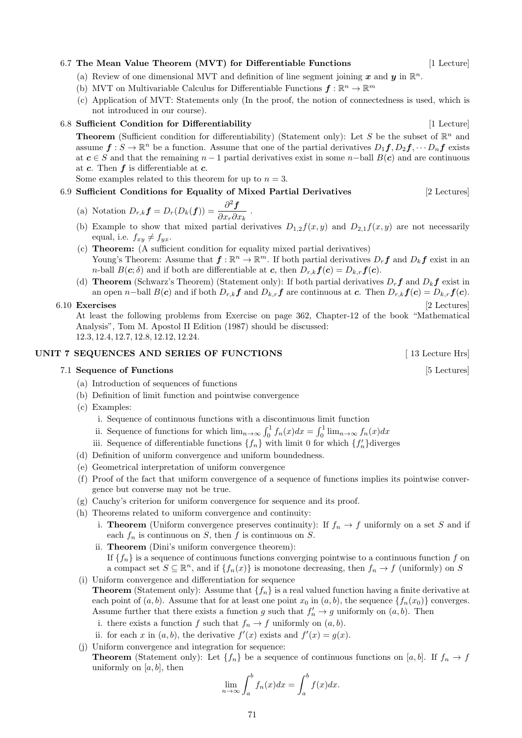### 6.7 The Mean Value Theorem (MVT) for Differentiable Functions [1 Lecture]

(a) Review of one dimensional MVT and definition of line segment joining $\boldsymbol{x}$ and $\boldsymbol{y}$ in $\mathbb{R}^n$.

(b) MVT on Multivariable Calculus for Differentiable Functions $\boldsymbol{f} : \mathbb{R}^n \to \mathbb{R}^m$

(c) Application of MVT: Statements only (In the proof, the notion of connectedness is used, which is not introduced in our course).

### 6.8 Sufficient Condition for Differentiability [1 Lecture]

**Theorem** (Sufficient condition for differentiability) (Statement only): Let $S$ be the subset of $\mathbb{R}^n$ and assume $\boldsymbol{f} : S \to \mathbb{R}^n$ be a function. Assume that one of the partial derivatives $D_1\boldsymbol{f}, D_2\boldsymbol{f}, \cdots D_n\boldsymbol{f}$ exists at $\boldsymbol{c} \in S$ and that the remaining $n-1$ partial derivatives exist in some $n-$ball $B(\boldsymbol{c})$ and are continuous at $\boldsymbol{c}$. Then $\boldsymbol{f}$ is differentiable at $\boldsymbol{c}$.

Some examples related to this theorem for up to $n = 3$.

### 6.9 Sufficient Conditions for Equality of Mixed Partial Derivatives [2 Lectures]

(a) Notation $D_{r,k}\boldsymbol{f} = D_r(D_k(\boldsymbol{f})) = \dfrac{\partial^2 \boldsymbol{f}}{\partial x_r \partial x_k}$ .

(b) Example to show that mixed partial derivatives $D_{1,2}f(x,y)$ and $D_{2,1}f(x,y)$ are not necessarily equal, i.e. $f_{xy} \neq f_{yx}$.

(c) **Theorem:** (A sufficient condition for equality mixed partial derivatives)
Young's Theorem: Assume that $\boldsymbol{f} : \mathbb{R}^n \to \mathbb{R}^m$. If both partial derivatives $D_r\boldsymbol{f}$ and $D_k\boldsymbol{f}$ exist in an $n$-ball $B(\boldsymbol{c};\delta)$ and if both are differentiable at $\boldsymbol{c}$, then $D_{r,k}\boldsymbol{f}(\boldsymbol{c}) = D_{k,r}\boldsymbol{f}(\boldsymbol{c})$.

(d) **Theorem** (Schwarz's Theorem) (Statement only): If both partial derivatives $D_r\boldsymbol{f}$ and $D_k\boldsymbol{f}$ exist in an open $n-$ball $B(\boldsymbol{c})$ and if both $D_{r,k}\boldsymbol{f}$ and $D_{k,r}\boldsymbol{f}$ are continuous at $\boldsymbol{c}$. Then $D_{r,k}\boldsymbol{f}(\boldsymbol{c}) = D_{k,r}\boldsymbol{f}(\boldsymbol{c})$.

### 6.10 Exercises [2 Lectures]

At least the following problems from Exercise on page 362, Chapter-12 of the book "Mathematical Analysis", Tom M. Apostol II Edition (1987) should be discussed:
12.3, 12.4, 12.7, 12.8, 12.12, 12.24.

## UNIT 7 SEQUENCES AND SERIES OF FUNCTIONS [ 13 Lecture Hrs]

### 7.1 Sequence of Functions [5 Lectures]

(a) Introduction of sequences of functions

(b) Definition of limit function and pointwise convergence

(c) Examples:
   i. Sequence of continuous functions with a discontinuous limit function
   ii. Sequence of functions for which $\lim_{n\to\infty} \int_0^1 f_n(x)dx = \int_0^1 \lim_{n\to\infty} f_n(x)dx$
   iii. Sequence of differentiable functions $\{f_n\}$ with limit 0 for which $\{f_n'\}$diverges

(d) Definition of uniform convergence and uniform boundedness.

(e) Geometrical interpretation of uniform convergence

(f) Proof of the fact that uniform convergence of a sequence of functions implies its pointwise convergence but converse may not be true.

(g) Cauchy's criterion for uniform convergence for sequence and its proof.

(h) Theorems related to uniform convergence and continuity:
   i. **Theorem** (Uniform convergence preserves continuity): If $f_n \to f$ uniformly on a set $S$ and if each $f_n$ is continuous on $S$, then $f$ is continuous on $S$.
   ii. **Theorem** (Dini's uniform convergence theorem):
   If $\{f_n\}$ is a sequence of continuous functions converging pointwise to a continuous function $f$ on a compact set $S \subseteq \mathbb{R}^n$, and if $\{f_n(x)\}$ is monotone decreasing, then $f_n \to f$ (uniformly) on $S$

(i) Uniform convergence and differentiation for sequence
**Theorem** (Statement only): Assume that $\{f_n\}$ is a real valued function having a finite derivative at each point of $(a,b)$. Assume that for at least one point $x_0$ in $(a,b)$, the sequence $\{f_n(x_0)\}$ converges. Assume further that there exists a function $g$ such that $f_n' \to g$ uniformly on $(a,b)$. Then
   i. there exists a function $f$ such that $f_n \to f$ uniformly on $(a,b)$.
   ii. for each $x$ in $(a,b)$, the derivative $f'(x)$ exists and $f'(x) = g(x)$.

(j) Uniform convergence and integration for sequence:
**Theorem** (Statement only): Let $\{f_n\}$ be a sequence of continuous functions on $[a,b]$. If $f_n \to f$ uniformly on $[a,b]$, then

$$\lim_{n\to\infty} \int_a^b f_n(x)dx = \int_a^b f(x)dx.$$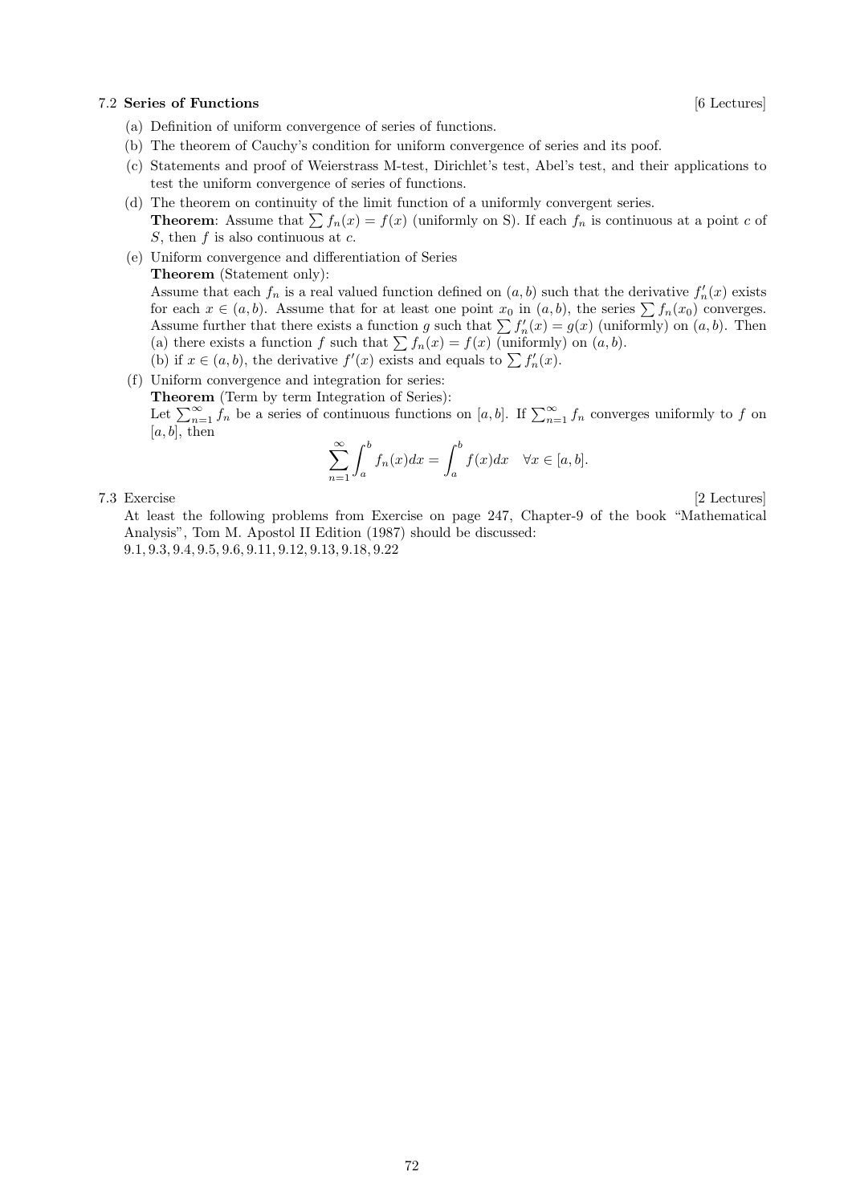### 7.2 Series of Functions [6 Lectures]

(a) Definition of uniform convergence of series of functions.

(b) The theorem of Cauchy's condition for uniform convergence of series and its poof.

(c) Statements and proof of Weierstrass M-test, Dirichlet's test, Abel's test, and their applications to test the uniform convergence of series of functions.

(d) The theorem on continuity of the limit function of a uniformly convergent series.
**Theorem**: Assume that $\sum f_n(x) = f(x)$ (uniformly on S). If each $f_n$ is continuous at a point $c$ of $S$, then $f$ is also continuous at $c$.

(e) Uniform convergence and differentiation of Series
**Theorem** (Statement only):
Assume that each $f_n$ is a real valued function defined on $(a, b)$ such that the derivative $f_n'(x)$ exists for each $x \in (a, b)$. Assume that for at least one point $x_0$ in $(a, b)$, the series $\sum f_n(x_0)$ converges. Assume further that there exists a function $g$ such that $\sum f_n'(x) = g(x)$ (uniformly) on $(a, b)$. Then
(a) there exists a function $f$ such that $\sum f_n(x) = f(x)$ (uniformly) on $(a, b)$.
(b) if $x \in (a, b)$, the derivative $f'(x)$ exists and equals to $\sum f_n'(x)$.

(f) Uniform convergence and integration for series:
**Theorem** (Term by term Integration of Series):
Let $\sum_{n=1}^{\infty} f_n$ be a series of continuous functions on $[a, b]$. If $\sum_{n=1}^{\infty} f_n$ converges uniformly to $f$ on $[a, b]$, then

$$\sum_{n=1}^{\infty} \int_a^b f_n(x)dx = \int_a^b f(x)dx \quad \forall x \in [a, b].$$

### 7.3 Exercise [2 Lectures]

At least the following problems from Exercise on page 247, Chapter-9 of the book "Mathematical Analysis", Tom M. Apostol II Edition (1987) should be discussed:
9.1, 9.3, 9.4, 9.5, 9.6, 9.11, 9.12, 9.13, 9.18, 9.22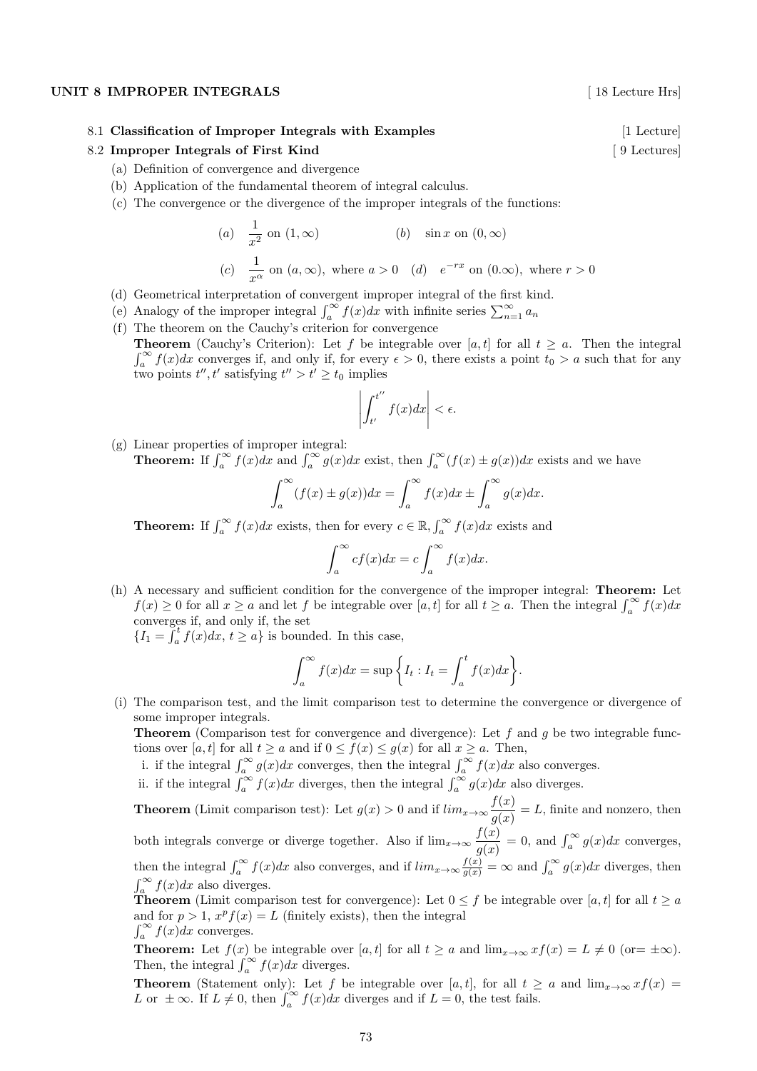## UNIT 8 IMPROPER INTEGRALS [ 18 Lecture Hrs]

8.1 **Classification of Improper Integrals with Examples** [1 Lecture]

8.2 **Improper Integrals of First Kind** [ 9 Lectures]

(a) Definition of convergence and divergence

(b) Application of the fundamental theorem of integral calculus.

(c) The convergence or the divergence of the improper integrals of the functions:

$$(a) \quad \frac{1}{x^2} \text{ on } (1, \infty) \qquad\qquad (b) \quad \sin x \text{ on } (0, \infty)$$

$$(c) \quad \frac{1}{x^\alpha} \text{ on } (a, \infty), \text{ where } a > 0 \quad (d) \quad e^{-rx} \text{ on } (0.\infty), \text{ where } r > 0$$

(d) Geometrical interpretation of convergent improper integral of the first kind.

(e) Analogy of the improper integral $\int_a^\infty f(x)dx$ with infinite series $\sum_{n=1}^\infty a_n$

(f) The theorem on the Cauchy's criterion for convergence

**Theorem** (Cauchy's Criterion): Let $f$ be integrable over $[a, t]$ for all $t \geq a$. Then the integral $\int_a^\infty f(x)dx$ converges if, and only if, for every $\epsilon > 0$, there exists a point $t_0 > a$ such that for any two points $t'', t'$ satisfying $t'' > t' \geq t_0$ implies

$$\left| \int_{t'}^{t''} f(x)dx \right| < \epsilon.$$

(g) Linear properties of improper integral:

**Theorem:** If $\int_a^\infty f(x)dx$ and $\int_a^\infty g(x)dx$ exist, then $\int_a^\infty (f(x) \pm g(x))dx$ exists and we have

$$\int_a^\infty (f(x) \pm g(x))dx = \int_a^\infty f(x)dx \pm \int_a^\infty g(x)dx.$$

**Theorem:** If $\int_a^\infty f(x)dx$ exists, then for every $c \in \mathbb{R}, \int_a^\infty f(x)dx$ exists and

$$\int_a^\infty cf(x)dx = c\int_a^\infty f(x)dx.$$

(h) A necessary and sufficient condition for the convergence of the improper integral: **Theorem:** Let $f(x) \geq 0$ for all $x \geq a$ and let $f$ be integrable over $[a, t]$ for all $t \geq a$. Then the integral $\int_a^\infty f(x)dx$ converges if, and only if, the set

$\{I_1 = \int_a^t f(x)dx, \ t \geq a\}$ is bounded. In this case,

$$\int_a^\infty f(x)dx = \sup\left\{ I_t : I_t = \int_a^t f(x)dx \right\}.$$

(i) The comparison test, and the limit comparison test to determine the convergence or divergence of some improper integrals.

**Theorem** (Comparison test for convergence and divergence): Let $f$ and $g$ be two integrable functions over $[a, t]$ for all $t \geq a$ and if $0 \leq f(x) \leq g(x)$ for all $x \geq a$. Then,

i. if the integral $\int_a^\infty g(x)dx$ converges, then the integral $\int_a^\infty f(x)dx$ also converges.

ii. if the integral $\int_a^\infty f(x)dx$ diverges, then the integral $\int_a^\infty g(x)dx$ also diverges.

**Theorem** (Limit comparison test): Let $g(x) > 0$ and if $lim_{x\to\infty} \dfrac{f(x)}{g(x)} = L$, finite and nonzero, then both integrals converge or diverge together. Also if $\lim_{x\to\infty} \dfrac{f(x)}{g(x)} = 0$, and $\int_a^\infty g(x)dx$ converges, then the integral $\int_a^\infty f(x)dx$ also converges, and if $lim_{x\to\infty} \frac{f(x)}{g(x)} = \infty$ and $\int_a^\infty g(x)dx$ diverges, then $\int_a^\infty f(x)dx$ also diverges.

**Theorem** (Limit comparison test for convergence): Let $0 \leq f$ be integrable over $[a, t]$ for all $t \geq a$ and for $p > 1$, $x^p f(x) = L$ (finitely exists), then the integral $\int_a^\infty f(x)dx$ converges.

**Theorem:** Let $f(x)$ be integrable over $[a, t]$ for all $t \geq a$ and $\lim_{x\to\infty} xf(x) = L \neq 0$ (or$= \pm\infty$). Then, the integral $\int_a^\infty f(x)dx$ diverges.

**Theorem** (Statement only): Let $f$ be integrable over $[a, t]$, for all $t \geq a$ and $\lim_{x\to\infty} xf(x) = L$ or $\pm\infty$. If $L \neq 0$, then $\int_a^\infty f(x)dx$ diverges and if $L = 0$, the test fails.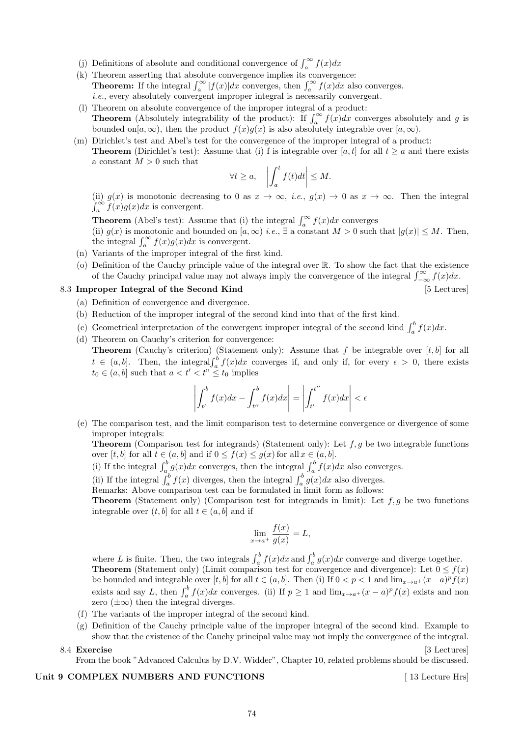(j) Definitions of absolute and conditional convergence of $\int_a^\infty f(x)dx$

(k) Theorem asserting that absolute convergence implies its convergence:
**Theorem:** If the integral $\int_a^\infty |f(x)|dx$ converges, then $\int_a^\infty f(x)dx$ also converges.
*i.e.*, every absolutely convergent improper integral is necessarily convergent.

(l) Theorem on absolute convergence of the improper integral of a product:
**Theorem** (Absolutely integrability of the product): If $\int_a^\infty f(x)dx$ converges absolutely and $g$ is bounded on$[a,\infty)$, then the product $f(x)g(x)$ is also absolutely integrable over $[a,\infty)$.

(m) Dirichlet's test and Abel's test for the convergence of the improper integral of a product:
**Theorem** (Dirichlet's test): Assume that (i) f is integrable over $[a,t]$ for all $t \geq a$ and there exists a constant $M > 0$ such that

$$\forall t \geq a, \quad \left| \int_a^t f(t)dt \right| \leq M.$$

(ii) $g(x)$ is monotonic decreasing to 0 as $x \to \infty$, *i.e.*, $g(x) \to 0$ as $x \to \infty$. Then the integral $\int_a^\infty f(x)g(x)dx$ is convergent.

**Theorem** (Abel's test): Assume that (i) the integral $\int_a^\infty f(x)dx$ converges
(ii) $g(x)$ is monotonic and bounded on $[a,\infty)$ *i.e.*, $\exists$ a constant $M > 0$ such that $|g(x)| \leq M$. Then, the integral $\int_a^\infty f(x)g(x)dx$ is convergent.

(n) Variants of the improper integral of the first kind.

(o) Definition of the Cauchy principle value of the integral over $\mathbb{R}$. To show the fact that the existence of the Cauchy principal value may not always imply the convergence of the integral $\int_{-\infty}^\infty f(x)dx$.

8.3 **Improper Integral of the Second Kind** [5 Lectures]

(a) Definition of convergence and divergence.

(b) Reduction of the improper integral of the second kind into that of the first kind.

(c) Geometrical interpretation of the convergent improper integral of the second kind $\int_a^b f(x)dx$.

(d) Theorem on Cauchy's criterion for convergence:
**Theorem** (Cauchy's criterion) (Statement only): Assume that $f$ be integrable over $[t,b]$ for all $t \in (a,b]$. Then, the integral$\int_a^b f(x)dx$ converges if, and only if, for every $\epsilon > 0$, there exists $t_0 \in (a,b]$ such that $a < t' < t'' \leq t_0$ implies

$$\left| \int_{t'}^b f(x)dx - \int_{t''}^b f(x)dx \right| = \left| \int_{t'}^{t''} f(x)dx \right| < \epsilon$$

(e) The comparison test, and the limit comparison test to determine convergence or divergence of some improper integrals:
**Theorem** (Comparison test for integrands) (Statement only): Let $f,g$ be two integrable functions over $[t,b]$ for all $t \in (a,b]$ and if $0 \leq f(x) \leq g(x)$ for all $x \in (a,b]$.
(i) If the integral $\int_a^b g(x)dx$ converges, then the integral $\int_a^b f(x)dx$ also converges.
(ii) If the integral $\int_a^b f(x)$ diverges, then the integral $\int_a^b g(x)dx$ also diverges.
Remarks: Above comparison test can be formulated in limit form as follows:
**Theorem** (Statement only) (Comparison test for integrands in limit): Let $f,g$ be two functions integrable over $(t,b]$ for all $t \in (a,b]$ and if

$$\lim_{x \to a^+} \frac{f(x)}{g(x)} = L,$$

where $L$ is finite. Then, the two integrals $\int_a^b f(x)dx$ and $\int_a^b g(x)dx$ converge and diverge together.
**Theorem** (Statement only) (Limit comparison test for convergence and divergence): Let $0 \leq f(x)$ be bounded and integrable over $[t,b]$ for all $t \in (a,b]$. Then (i) If $0 < p < 1$ and $\lim_{x \to a^+}(x-a)^p f(x)$ exists and say $L$, then $\int_a^b f(x)dx$ converges. (ii) If $p \geq 1$ and $\lim_{x \to a^+}(x-a)^p f(x)$ exists and non zero $(\pm\infty)$ then the integral diverges.

(f) The variants of the improper integral of the second kind.

(g) Definition of the Cauchy principle value of the improper integral of the second kind. Example to show that the existence of the Cauchy principal value may not imply the convergence of the integral.

8.4 **Exercise** [3 Lectures]

From the book "Advanced Calculus by D.V. Widder", Chapter 10, related problems should be discussed.

## Unit 9 COMPLEX NUMBERS AND FUNCTIONS [ 13 Lecture Hrs]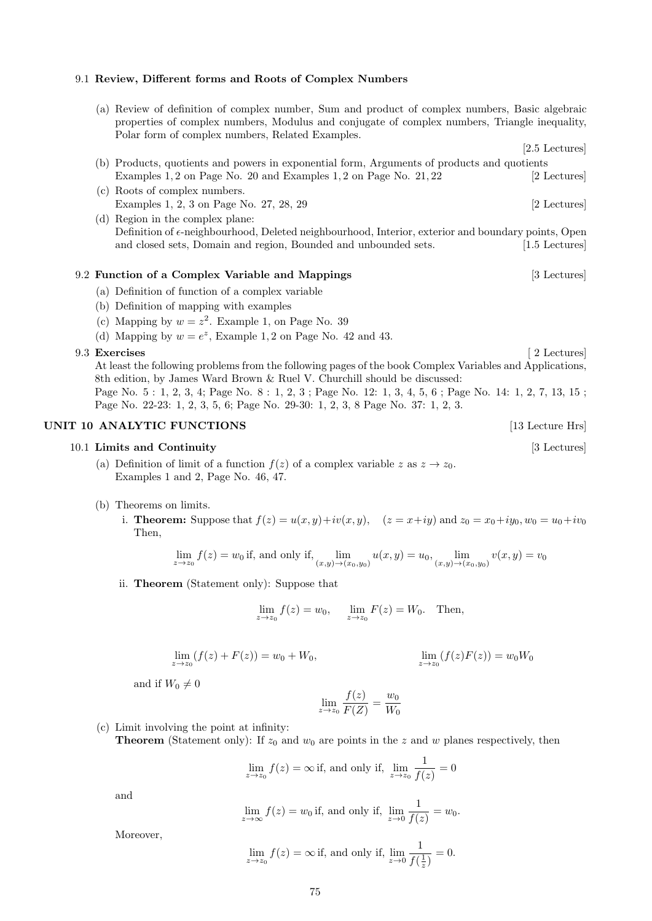9.1 **Review, Different forms and Roots of Complex Numbers**

(a) Review of definition of complex number, Sum and product of complex numbers, Basic algebraic properties of complex numbers, Modulus and conjugate of complex numbers, Triangle inequality, Polar form of complex numbers, Related Examples. [2.5 Lectures]

(b) Products, quotients and powers in exponential form, Arguments of products and quotients Examples 1, 2 on Page No. 20 and Examples 1, 2 on Page No. 21, 22 [2 Lectures]

(c) Roots of complex numbers. Examples 1, 2, 3 on Page No. 27, 28, 29 [2 Lectures]

(d) Region in the complex plane: Definition of $\epsilon$-neighbourhood, Deleted neighbourhood, Interior, exterior and boundary points, Open and closed sets, Domain and region, Bounded and unbounded sets. [1.5 Lectures]

9.2 **Function of a Complex Variable and Mappings** [3 Lectures]

(a) Definition of function of a complex variable

(b) Definition of mapping with examples

(c) Mapping by $w = z^2$. Example 1, on Page No. 39

(d) Mapping by $w = e^z$, Example 1, 2 on Page No. 42 and 43.

9.3 **Exercises** [ 2 Lectures]

At least the following problems from the following pages of the book Complex Variables and Applications, 8th edition, by James Ward Brown & Ruel V. Churchill should be discussed:

Page No. 5 : 1, 2, 3, 4; Page No. 8 : 1, 2, 3 ; Page No. 12: 1, 3, 4, 5, 6 ; Page No. 14: 1, 2, 7, 13, 15 ; Page No. 22-23: 1, 2, 3, 5, 6; Page No. 29-30: 1, 2, 3, 8 Page No. 37: 1, 2, 3.

## UNIT 10 ANALYTIC FUNCTIONS [13 Lecture Hrs]

10.1 **Limits and Continuity** [3 Lectures]

(a) Definition of limit of a function $f(z)$ of a complex variable $z$ as $z \to z_0$. Examples 1 and 2, Page No. 46, 47.

(b) Theorems on limits.

i. **Theorem:** Suppose that $f(z) = u(x, y) + iv(x, y), \quad (z = x+iy)$ and $z_0 = x_0+iy_0, w_0 = u_0+iv_0$ Then,

$$\lim_{z \to z_0} f(z) = w_0 \text{ if, and only if, } \lim_{(x,y)\to(x_0,y_0)} u(x, y) = u_0, \lim_{(x,y)\to(x_0,y_0)} v(x, y) = v_0$$

ii. **Theorem** (Statement only): Suppose that

$$\lim_{z \to z_0} f(z) = w_0, \quad \lim_{z \to z_0} F(z) = W_0. \quad \text{Then,}$$

$$\lim_{z \to z_0} (f(z) + F(z)) = w_0 + W_0, \qquad \lim_{z \to z_0} (f(z)F(z)) = w_0 W_0$$

and if $W_0 \neq 0$

$$\lim_{z \to z_0} \frac{f(z)}{F(Z)} = \frac{w_0}{W_0}$$

(c) Limit involving the point at infinity:

**Theorem** (Statement only): If $z_0$ and $w_0$ are points in the $z$ and $w$ planes respectively, then

$$\lim_{z \to z_0} f(z) = \infty \text{ if, and only if, } \lim_{z \to z_0} \frac{1}{f(z)} = 0$$

and

$$\lim_{z \to \infty} f(z) = w_0 \text{ if, and only if, } \lim_{z \to 0} \frac{1}{f(z)} = w_0.$$

Moreover,

$$\lim_{z \to z_0} f(z) = \infty \text{ if, and only if, } \lim_{z \to 0} \frac{1}{f(\frac{1}{z})} = 0.$$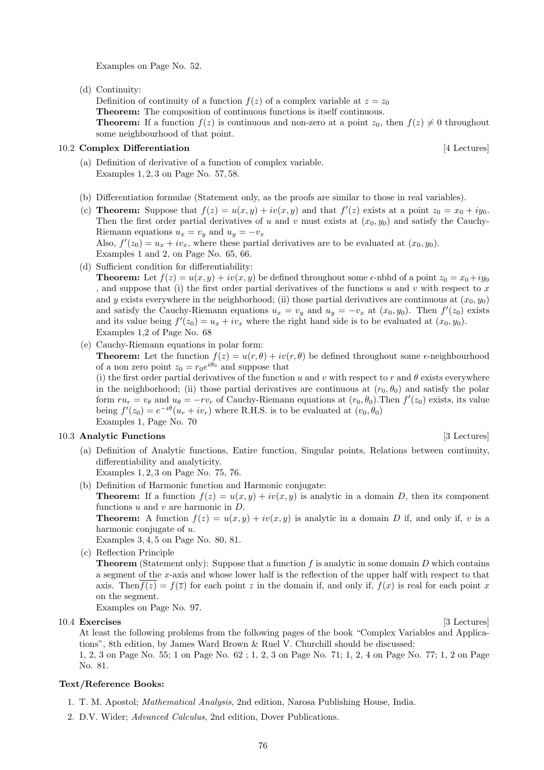Examples on Page No. 52.

(d) Continuity:
Definition of continuity of a function $f(z)$ of a complex variable at $z = z_0$
**Theorem:** The composition of continuous functions is itself continuous.
**Theorem:** If a function $f(z)$ is continuous and non-zero at a point $z_0$, then $f(z) \neq 0$ throughout some neighbourhood of that point.

### 10.2 Complex Differentiation [4 Lectures]

(a) Definition of derivative of a function of complex variable.
Examples 1, 2, 3 on Page No. 57, 58.

(b) Differentiation formulae (Statement only, as the proofs are similar to those in real variables).

(c) **Theorem:** Suppose that $f(z) = u(x, y) + iv(x, y)$ and that $f'(z)$ exists at a point $z_0 = x_0 + iy_0$. Then the first order partial derivatives of $u$ and $v$ must exists at $(x_0, y_0)$ and satisfy the Cauchy-Riemann equations $u_x = v_y$ and $u_y = -v_x$
Also, $f'(z_0) = u_x + iv_x$, where these partial derivatives are to be evaluated at $(x_0, y_0)$.
Examples 1 and 2, on Page No. 65, 66.

(d) Sufficient condition for differentiability:
**Theorem:** Let $f(z) = u(x, y) + iv(x, y)$ be defined throughout some $\epsilon$-nbhd of a point $z_0 = x_0 + iy_0$ , and suppose that (i) the first order partial derivatives of the functions $u$ and $v$ with respect to $x$ and $y$ exists everywhere in the neighborhood; (ii) those partial derivatives are continuous at $(x_0, y_0)$ and satisfy the Cauchy-Riemann equations $u_x = v_y$ and $u_y = -v_x$ at $(x_0, y_0)$. Then $f'(z_0)$ exists and its value being $f'(z_0) = u_x + iv_x$ where the right hand side is to be evaluated at $(x_0, y_0)$.
Examples 1,2 of Page No. 68

(e) Cauchy-Riemann equations in polar form:
**Theorem:** Let the function $f(z) = u(r, \theta) + iv(r, \theta)$ be defined throughout some $\epsilon$-neighbourhood of a non zero point $z_0 = r_0e^{i\theta_0}$ and suppose that
(i) the first order partial derivatives of the function $u$ and $v$ with respect to $r$ and $\theta$ exists everywhere in the neighborhood; (ii) those partial derivatives are continuous at $(r_0, \theta_0)$ and satisfy the polar form $ru_r = v_\theta$ and $u_\theta = -rv_r$ of Cauchy-Riemann equations at $(r_0, \theta_0)$.Then $f'(z_0)$ exists, its value being $f'(z_0) = e^{-i\theta}(u_r + iv_r)$ where R.H.S. is to be evaluated at $(v_0, \theta_0)$
Examples 1, Page No. 70

### 10.3 Analytic Functions [3 Lectures]

(a) Definition of Analytic functions, Entire function, Singular points, Relations between continuity, differentiability and analyticity.
Examples 1, 2, 3 on Page No. 75, 76.

(b) Definition of Harmonic function and Harmonic conjugate:
**Theorem:** If a function $f(z) = u(x, y) + iv(x, y)$ is analytic in a domain $D$, then its component functions $u$ and $v$ are harmonic in $D$.
**Theorem:** A function $f(z) = u(x, y) + iv(x, y)$ is analytic in a domain $D$ if, and only if, $v$ is a harmonic conjugate of $u$.
Examples 3, 4, 5 on Page No. 80, 81.

(c) Reflection Principle
**Theorem** (Statement only): Suppose that a function $f$ is analytic in some domain $D$ which contains a segment of the $x$-axis and whose lower half is the reflection of the upper half with respect to that axis. Then $\overline{f(z)} = f(\overline{z})$ for each point $z$ in the domain if, and only if, $f(x)$ is real for each point $x$ on the segment.
Examples on Page No. 97.

### 10.4 Exercises [3 Lectures]

At least the following problems from the following pages of the book "Complex Variables and Applications", 8th edition, by James Ward Brown & Ruel V. Churchill should be discussed:
1, 2, 3 on Page No. 55; 1 on Page No. 62 ; 1, 2, 3 on Page No. 71; 1, 2, 4 on Page No. 77; 1, 2 on Page No. 81.

**Text/Reference Books:**

1. T. M. Apostol; *Mathematical Analysis*, 2nd edition, Narosa Publishing House, India.
2. D.V. Wider; *Advanced Calculus*, 2nd edition, Dover Publications.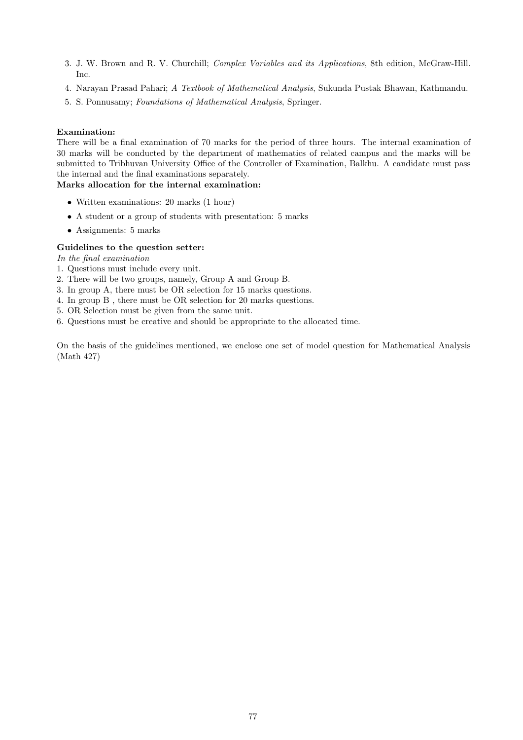3. J. W. Brown and R. V. Churchill; *Complex Variables and its Applications*, 8th edition, McGraw-Hill. Inc.
4. Narayan Prasad Pahari; *A Textbook of Mathematical Analysis*, Sukunda Pustak Bhawan, Kathmandu.
5. S. Ponnusamy; *Foundations of Mathematical Analysis*, Springer.

**Examination:**

There will be a final examination of 70 marks for the period of three hours. The internal examination of 30 marks will be conducted by the department of mathematics of related campus and the marks will be submitted to Tribhuvan University Office of the Controller of Examination, Balkhu. A candidate must pass the internal and the final examinations separately.

**Marks allocation for the internal examination:**

- Written examinations: 20 marks (1 hour)
- A student or a group of students with presentation: 5 marks
- Assignments: 5 marks

**Guidelines to the question setter:**

*In the final examination*

1. Questions must include every unit.
2. There will be two groups, namely, Group A and Group B.
3. In group A, there must be OR selection for 15 marks questions.
4. In group B , there must be OR selection for 20 marks questions.
5. OR Selection must be given from the same unit.
6. Questions must be creative and should be appropriate to the allocated time.

On the basis of the guidelines mentioned, we enclose one set of model question for Mathematical Analysis (Math 427)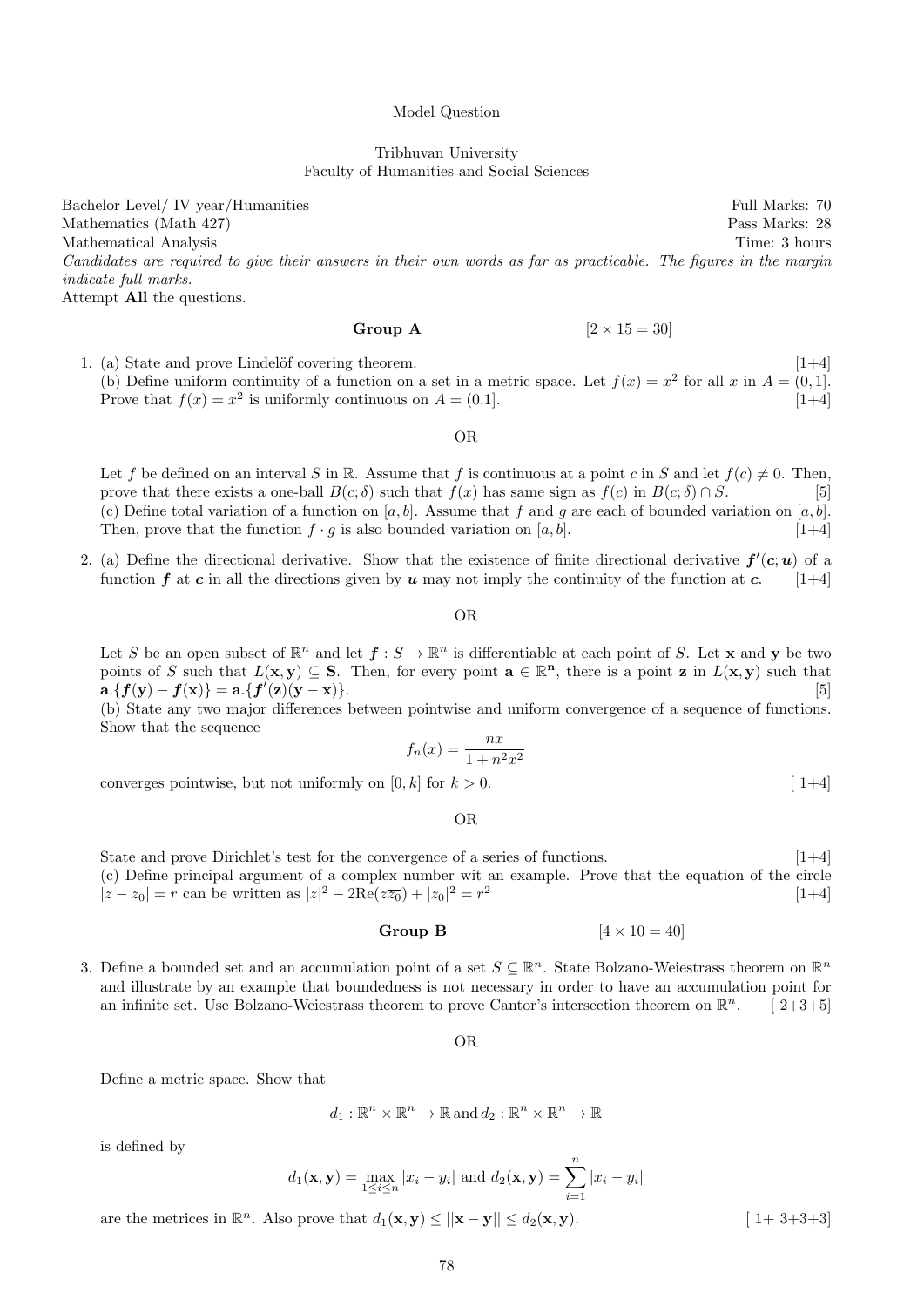Model Question

Tribhuvan University
Faculty of Humanities and Social Sciences

Bachelor Level/ IV year/Humanities — Full Marks: 70
Mathematics (Math 427) — Pass Marks: 28
Mathematical Analysis — Time: 3 hours

*Candidates are required to give their answers in their own words as far as practicable. The figures in the margin indicate full marks.*

Attempt **All** the questions.

**Group A** $[2 \times 15 = 30]$

1. (a) State and prove Lindelöf covering theorem. [1+4]

   (b) Define uniform continuity of a function on a set in a metric space. Let $f(x) = x^2$ for all $x$ in $A = (0, 1]$. Prove that $f(x) = x^2$ is uniformly continuous on $A = (0.1]$. [1+4]

   OR

   Let $f$ be defined on an interval $S$ in $\mathbb{R}$. Assume that $f$ is continuous at a point $c$ in $S$ and let $f(c) \neq 0$. Then, prove that there exists a one-ball $B(c;\delta)$ such that $f(x)$ has same sign as $f(c)$ in $B(c;\delta) \cap S$. [5]

   (c) Define total variation of a function on $[a, b]$. Assume that $f$ and $g$ are each of bounded variation on $[a, b]$. Then, prove that the function $f \cdot g$ is also bounded variation on $[a, b]$. [1+4]

2. (a) Define the directional derivative. Show that the existence of finite directional derivative $\boldsymbol{f}'(\boldsymbol{c}; \boldsymbol{u})$ of a function $\boldsymbol{f}$ at $\boldsymbol{c}$ in all the directions given by $\boldsymbol{u}$ may not imply the continuity of the function at $\boldsymbol{c}$. [1+4]

   OR

   Let $S$ be an open subset of $\mathbb{R}^n$ and let $\boldsymbol{f} : S \to \mathbb{R}^n$ is differentiable at each point of $S$. Let $\mathbf{x}$ and $\mathbf{y}$ be two points of $S$ such that $L(\mathbf{x}, \mathbf{y}) \subseteq \mathbf{S}$. Then, for every point $\mathbf{a} \in \mathbb{R}^{\mathbf{n}}$, there is a point $\mathbf{z}$ in $L(\mathbf{x}, \mathbf{y})$ such that $\mathbf{a}.\{\boldsymbol{f}(\mathbf{y}) - \boldsymbol{f}(\mathbf{x})\} = \mathbf{a}.\{\boldsymbol{f}'(\mathbf{z})(\mathbf{y} - \mathbf{x})\}$. [5]

   (b) State any two major differences between pointwise and uniform convergence of a sequence of functions. Show that the sequence

   $$f_n(x) = \frac{nx}{1 + n^2x^2}$$

   converges pointwise, but not uniformly on $[0, k]$ for $k > 0$. [1+4]

   OR

   State and prove Dirichlet's test for the convergence of a series of functions. [1+4]

   (c) Define principal argument of a complex number wit an example. Prove that the equation of the circle $|z - z_0| = r$ can be written as $|z|^2 - 2\text{Re}(z\overline{z_0}) + |z_0|^2 = r^2$ [1+4]

**Group B** $[4 \times 10 = 40]$

3. Define a bounded set and an accumulation point of a set $S \subseteq \mathbb{R}^n$. State Bolzano-Weiestrass theorem on $\mathbb{R}^n$ and illustrate by an example that boundedness is not necessary in order to have an accumulation point for an infinite set. Use Bolzano-Weiestrass theorem to prove Cantor's intersection theorem on $\mathbb{R}^n$. [2+3+5]

   OR

   Define a metric space. Show that

   $$d_1 : \mathbb{R}^n \times \mathbb{R}^n \to \mathbb{R} \text{ and } d_2 : \mathbb{R}^n \times \mathbb{R}^n \to \mathbb{R}$$

   is defined by

   $$d_1(\mathbf{x}, \mathbf{y}) = \max_{1 \le i \le n} |x_i - y_i| \text{ and } d_2(\mathbf{x}, \mathbf{y}) = \sum_{i=1}^{n} |x_i - y_i|$$

   are the metrices in $\mathbb{R}^n$. Also prove that $d_1(\mathbf{x}, \mathbf{y}) \le ||\mathbf{x} - \mathbf{y}|| \le d_2(\mathbf{x}, \mathbf{y})$. [1+ 3+3+3]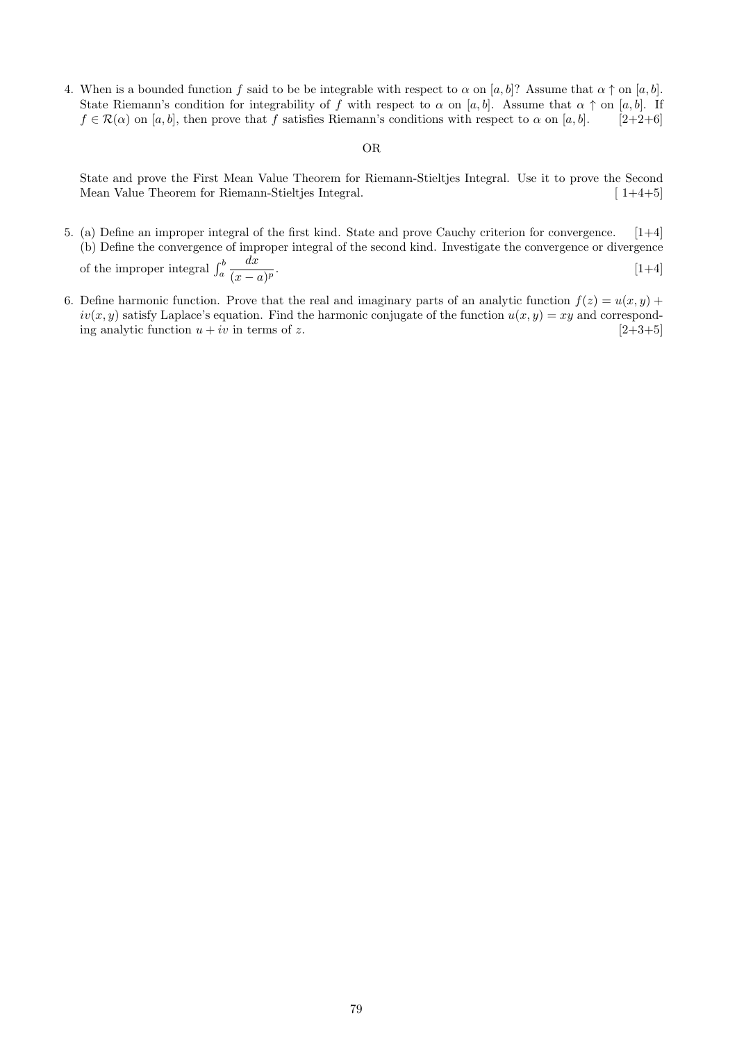4. When is a bounded function $f$ said to be be integrable with respect to $\alpha$ on $[a, b]$? Assume that $\alpha \uparrow$ on $[a, b]$. State Riemann's condition for integrability of $f$ with respect to $\alpha$ on $[a, b]$. Assume that $\alpha \uparrow$ on $[a, b]$. If $f \in \mathcal{R}(\alpha)$ on $[a, b]$, then prove that $f$ satisfies Riemann's conditions with respect to $\alpha$ on $[a, b]$. [2+2+6]

OR

State and prove the First Mean Value Theorem for Riemann-Stieltjes Integral. Use it to prove the Second Mean Value Theorem for Riemann-Stieltjes Integral. [ 1+4+5]

5. (a) Define an improper integral of the first kind. State and prove Cauchy criterion for convergence. [1+4]
   (b) Define the convergence of improper integral of the second kind. Investigate the convergence or divergence of the improper integral $\int_a^b \dfrac{dx}{(x-a)^p}$. [1+4]

6. Define harmonic function. Prove that the real and imaginary parts of an analytic function $f(z) = u(x, y) + iv(x, y)$ satisfy Laplace's equation. Find the harmonic conjugate of the function $u(x, y) = xy$ and corresponding analytic function $u + iv$ in terms of $z$. [2+3+5]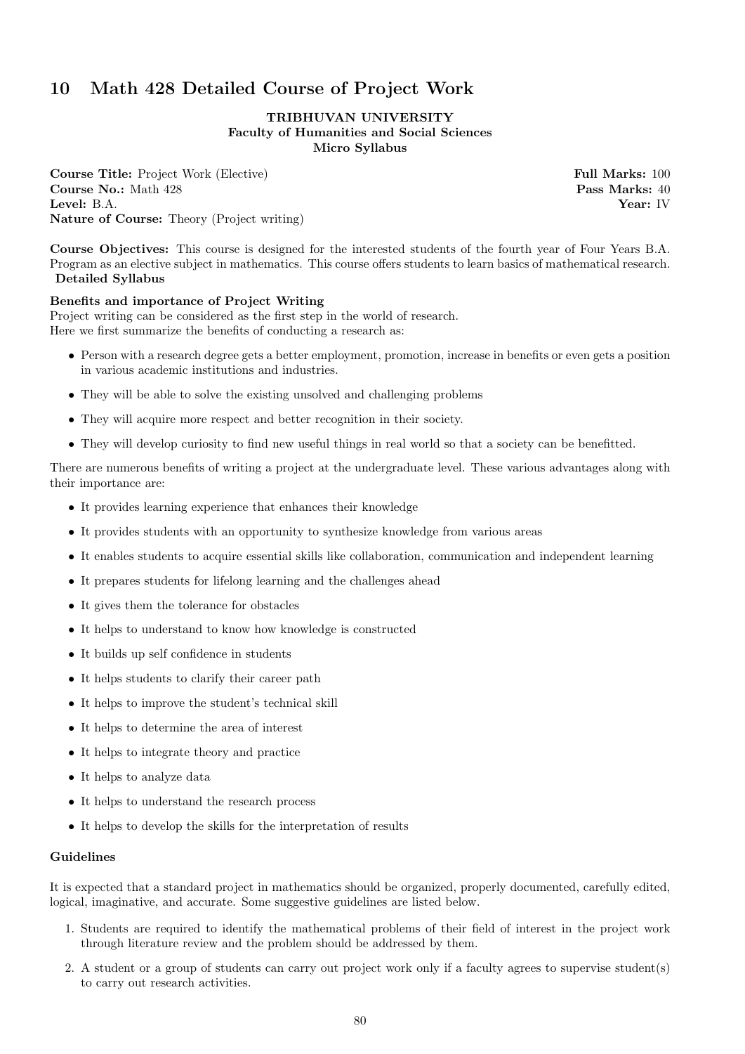# 10 Math 428 Detailed Course of Project Work

**TRIBHUVAN UNIVERSITY**
**Faculty of Humanities and Social Sciences**
**Micro Syllabus**

**Course Title:** Project Work (Elective) **Full Marks:** 100
**Course No.:** Math 428 **Pass Marks:** 40
**Level:** B.A. **Year:** IV
**Nature of Course:** Theory (Project writing)

**Course Objectives:** This course is designed for the interested students of the fourth year of Four Years B.A. Program as an elective subject in mathematics. This course offers students to learn basics of mathematical research.
**Detailed Syllabus**

**Benefits and importance of Project Writing**
Project writing can be considered as the first step in the world of research.
Here we first summarize the benefits of conducting a research as:

- Person with a research degree gets a better employment, promotion, increase in benefits or even gets a position in various academic institutions and industries.
- They will be able to solve the existing unsolved and challenging problems
- They will acquire more respect and better recognition in their society.
- They will develop curiosity to find new useful things in real world so that a society can be benefitted.

There are numerous benefits of writing a project at the undergraduate level. These various advantages along with their importance are:

- It provides learning experience that enhances their knowledge
- It provides students with an opportunity to synthesize knowledge from various areas
- It enables students to acquire essential skills like collaboration, communication and independent learning
- It prepares students for lifelong learning and the challenges ahead
- It gives them the tolerance for obstacles
- It helps to understand to know how knowledge is constructed
- It builds up self confidence in students
- It helps students to clarify their career path
- It helps to improve the student's technical skill
- It helps to determine the area of interest
- It helps to integrate theory and practice
- It helps to analyze data
- It helps to understand the research process
- It helps to develop the skills for the interpretation of results

**Guidelines**

It is expected that a standard project in mathematics should be organized, properly documented, carefully edited, logical, imaginative, and accurate. Some suggestive guidelines are listed below.

1. Students are required to identify the mathematical problems of their field of interest in the project work through literature review and the problem should be addressed by them.
2. A student or a group of students can carry out project work only if a faculty agrees to supervise student(s) to carry out research activities.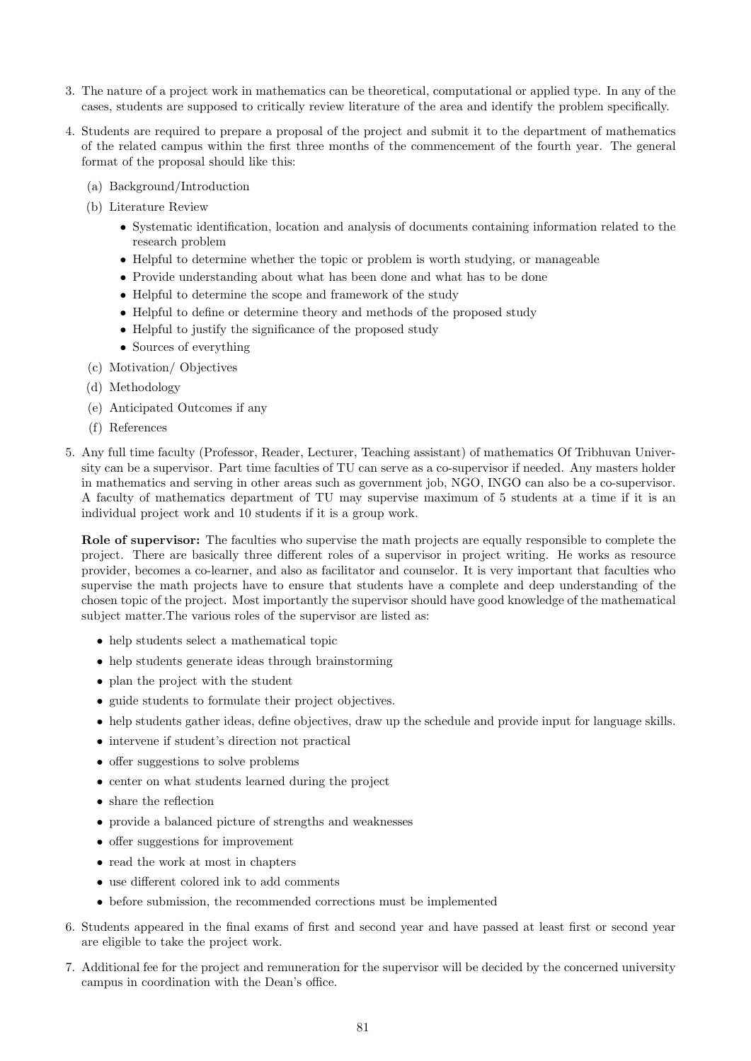3. The nature of a project work in mathematics can be theoretical, computational or applied type. In any of the cases, students are supposed to critically review literature of the area and identify the problem specifically.

4. Students are required to prepare a proposal of the project and submit it to the department of mathematics of the related campus within the first three months of the commencement of the fourth year. The general format of the proposal should like this:

   (a) Background/Introduction

   (b) Literature Review

   - Systematic identification, location and analysis of documents containing information related to the research problem
   - Helpful to determine whether the topic or problem is worth studying, or manageable
   - Provide understanding about what has been done and what has to be done
   - Helpful to determine the scope and framework of the study
   - Helpful to define or determine theory and methods of the proposed study
   - Helpful to justify the significance of the proposed study
   - Sources of everything

   (c) Motivation/ Objectives

   (d) Methodology

   (e) Anticipated Outcomes if any

   (f) References

5. Any full time faculty (Professor, Reader, Lecturer, Teaching assistant) of mathematics Of Tribhuvan University can be a supervisor. Part time faculties of TU can serve as a co-supervisor if needed. Any masters holder in mathematics and serving in other areas such as government job, NGO, INGO can also be a co-supervisor. A faculty of mathematics department of TU may supervise maximum of 5 students at a time if it is an individual project work and 10 students if it is a group work.

   **Role of supervisor:** The faculties who supervise the math projects are equally responsible to complete the project. There are basically three different roles of a supervisor in project writing. He works as resource provider, becomes a co-learner, and also as facilitator and counselor. It is very important that faculties who supervise the math projects have to ensure that students have a complete and deep understanding of the chosen topic of the project. Most importantly the supervisor should have good knowledge of the mathematical subject matter.The various roles of the supervisor are listed as:

   - help students select a mathematical topic
   - help students generate ideas through brainstorming
   - plan the project with the student
   - guide students to formulate their project objectives.
   - help students gather ideas, define objectives, draw up the schedule and provide input for language skills.
   - intervene if student's direction not practical
   - offer suggestions to solve problems
   - center on what students learned during the project
   - share the reflection
   - provide a balanced picture of strengths and weaknesses
   - offer suggestions for improvement
   - read the work at most in chapters
   - use different colored ink to add comments
   - before submission, the recommended corrections must be implemented

6. Students appeared in the final exams of first and second year and have passed at least first or second year are eligible to take the project work.

7. Additional fee for the project and remuneration for the supervisor will be decided by the concerned university campus in coordination with the Dean's office.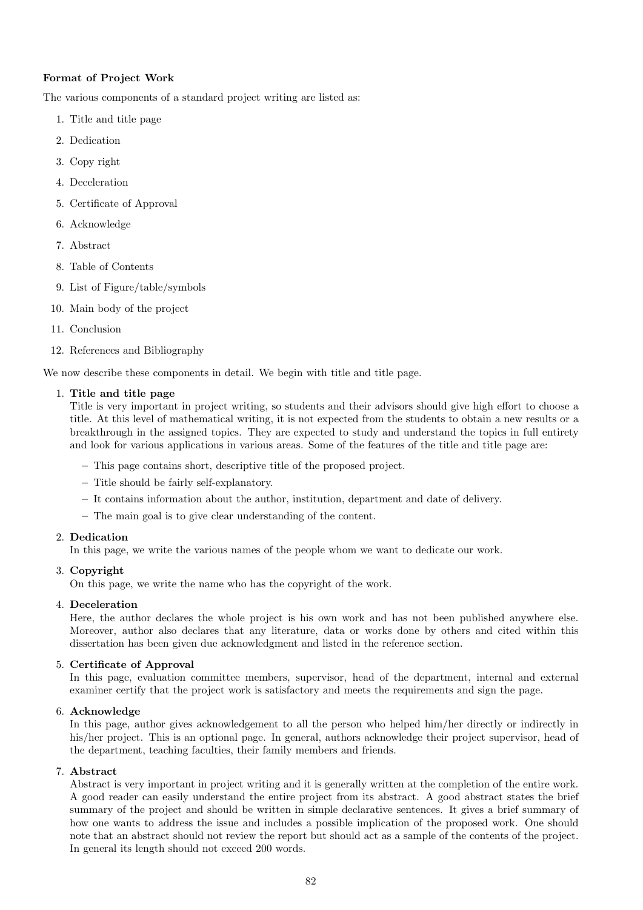**Format of Project Work**

The various components of a standard project writing are listed as:

1. Title and title page
2. Dedication
3. Copy right
4. Deceleration
5. Certificate of Approval
6. Acknowledge
7. Abstract
8. Table of Contents
9. List of Figure/table/symbols
10. Main body of the project
11. Conclusion
12. References and Bibliography

We now describe these components in detail. We begin with title and title page.

1. **Title and title page**
   Title is very important in project writing, so students and their advisors should give high effort to choose a title. At this level of mathematical writing, it is not expected from the students to obtain a new results or a breakthrough in the assigned topics. They are expected to study and understand the topics in full entirety and look for various applications in various areas. Some of the features of the title and title page are:
   - This page contains short, descriptive title of the proposed project.
   - Title should be fairly self-explanatory.
   - It contains information about the author, institution, department and date of delivery.
   - The main goal is to give clear understanding of the content.

2. **Dedication**
   In this page, we write the various names of the people whom we want to dedicate our work.

3. **Copyright**
   On this page, we write the name who has the copyright of the work.

4. **Deceleration**
   Here, the author declares the whole project is his own work and has not been published anywhere else. Moreover, author also declares that any literature, data or works done by others and cited within this dissertation has been given due acknowledgment and listed in the reference section.

5. **Certificate of Approval**
   In this page, evaluation committee members, supervisor, head of the department, internal and external examiner certify that the project work is satisfactory and meets the requirements and sign the page.

6. **Acknowledge**
   In this page, author gives acknowledgement to all the person who helped him/her directly or indirectly in his/her project. This is an optional page. In general, authors acknowledge their project supervisor, head of the department, teaching faculties, their family members and friends.

7. **Abstract**
   Abstract is very important in project writing and it is generally written at the completion of the entire work. A good reader can easily understand the entire project from its abstract. A good abstract states the brief summary of the project and should be written in simple declarative sentences. It gives a brief summary of how one wants to address the issue and includes a possible implication of the proposed work. One should note that an abstract should not review the report but should act as a sample of the contents of the project. In general its length should not exceed 200 words.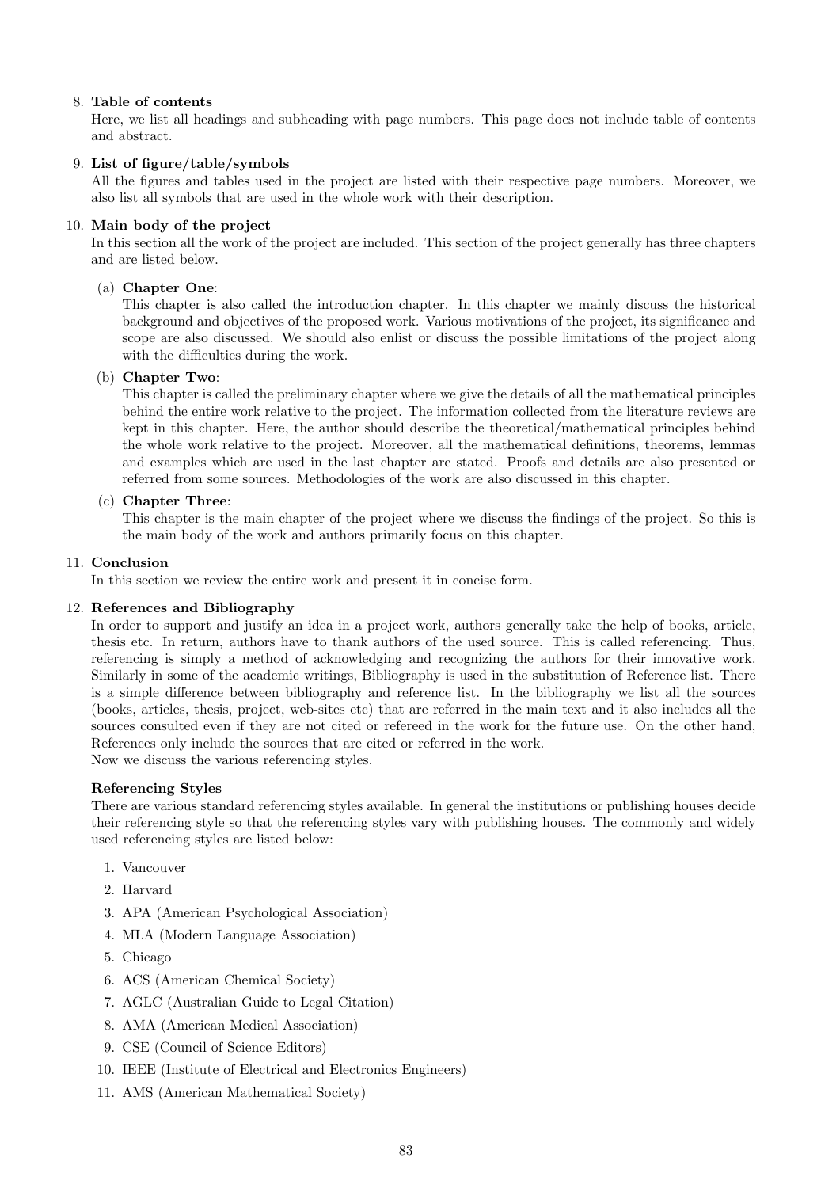8. **Table of contents**
   Here, we list all headings and subheading with page numbers. This page does not include table of contents and abstract.

9. **List of figure/table/symbols**
   All the figures and tables used in the project are listed with their respective page numbers. Moreover, we also list all symbols that are used in the whole work with their description.

10. **Main body of the project**
    In this section all the work of the project are included. This section of the project generally has three chapters and are listed below.

    (a) **Chapter One**:
    This chapter is also called the introduction chapter. In this chapter we mainly discuss the historical background and objectives of the proposed work. Various motivations of the project, its significance and scope are also discussed. We should also enlist or discuss the possible limitations of the project along with the difficulties during the work.

    (b) **Chapter Two**:
    This chapter is called the preliminary chapter where we give the details of all the mathematical principles behind the entire work relative to the project. The information collected from the literature reviews are kept in this chapter. Here, the author should describe the theoretical/mathematical principles behind the whole work relative to the project. Moreover, all the mathematical definitions, theorems, lemmas and examples which are used in the last chapter are stated. Proofs and details are also presented or referred from some sources. Methodologies of the work are also discussed in this chapter.

    (c) **Chapter Three**:
    This chapter is the main chapter of the project where we discuss the findings of the project. So this is the main body of the work and authors primarily focus on this chapter.

11. **Conclusion**
    In this section we review the entire work and present it in concise form.

12. **References and Bibliography**
    In order to support and justify an idea in a project work, authors generally take the help of books, article, thesis etc. In return, authors have to thank authors of the used source. This is called referencing. Thus, referencing is simply a method of acknowledging and recognizing the authors for their innovative work. Similarly in some of the academic writings, Bibliography is used in the substitution of Reference list. There is a simple difference between bibliography and reference list. In the bibliography we list all the sources (books, articles, thesis, project, web-sites etc) that are referred in the main text and it also includes all the sources consulted even if they are not cited or refereed in the work for the future use. On the other hand, References only include the sources that are cited or referred in the work.
    Now we discuss the various referencing styles.

    **Referencing Styles**

    There are various standard referencing styles available. In general the institutions or publishing houses decide their referencing style so that the referencing styles vary with publishing houses. The commonly and widely used referencing styles are listed below:

    1. Vancouver
    2. Harvard
    3. APA (American Psychological Association)
    4. MLA (Modern Language Association)
    5. Chicago
    6. ACS (American Chemical Society)
    7. AGLC (Australian Guide to Legal Citation)
    8. AMA (American Medical Association)
    9. CSE (Council of Science Editors)
    10. IEEE (Institute of Electrical and Electronics Engineers)
    11. AMS (American Mathematical Society)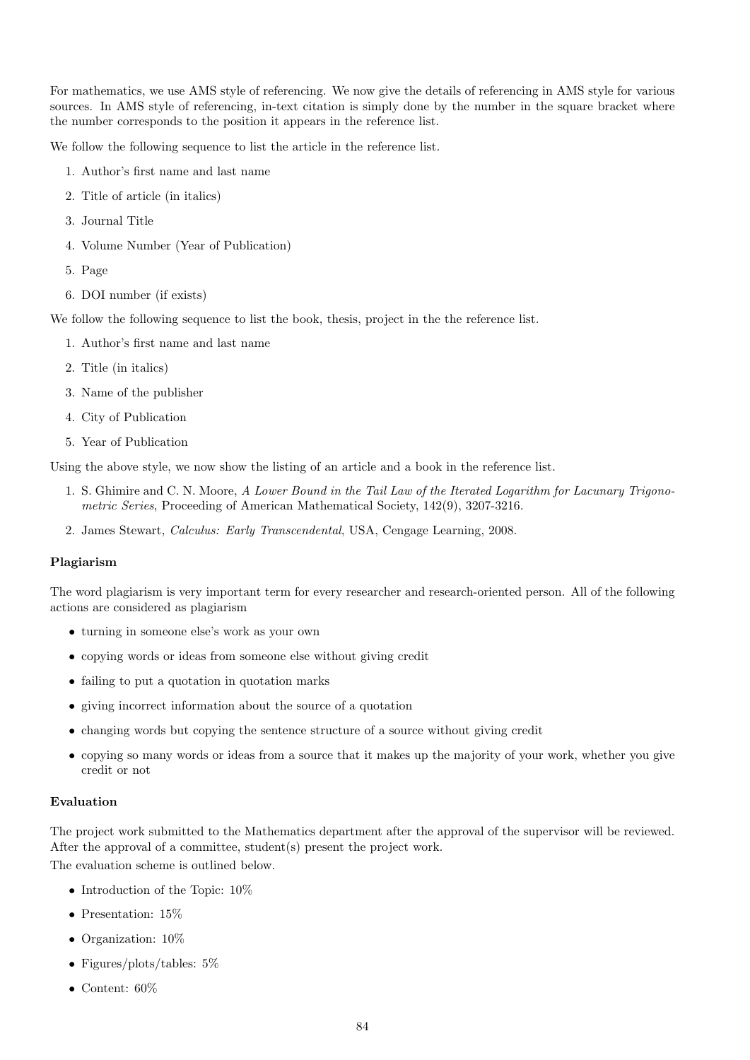For mathematics, we use AMS style of referencing. We now give the details of referencing in AMS style for various sources. In AMS style of referencing, in-text citation is simply done by the number in the square bracket where the number corresponds to the position it appears in the reference list.

We follow the following sequence to list the article in the reference list.

1. Author's first name and last name
2. Title of article (in italics)
3. Journal Title
4. Volume Number (Year of Publication)
5. Page
6. DOI number (if exists)

We follow the following sequence to list the book, thesis, project in the the reference list.

1. Author's first name and last name
2. Title (in italics)
3. Name of the publisher
4. City of Publication
5. Year of Publication

Using the above style, we now show the listing of an article and a book in the reference list.

1. S. Ghimire and C. N. Moore, *A Lower Bound in the Tail Law of the Iterated Logarithm for Lacunary Trigonometric Series*, Proceeding of American Mathematical Society, 142(9), 3207-3216.
2. James Stewart, *Calculus: Early Transcendental*, USA, Cengage Learning, 2008.

**Plagiarism**

The word plagiarism is very important term for every researcher and research-oriented person. All of the following actions are considered as plagiarism

- turning in someone else's work as your own
- copying words or ideas from someone else without giving credit
- failing to put a quotation in quotation marks
- giving incorrect information about the source of a quotation
- changing words but copying the sentence structure of a source without giving credit
- copying so many words or ideas from a source that it makes up the majority of your work, whether you give credit or not

**Evaluation**

The project work submitted to the Mathematics department after the approval of the supervisor will be reviewed. After the approval of a committee, student(s) present the project work.
The evaluation scheme is outlined below.

- Introduction of the Topic: 10%
- Presentation: 15%
- Organization: 10%
- Figures/plots/tables: 5%
- Content: 60%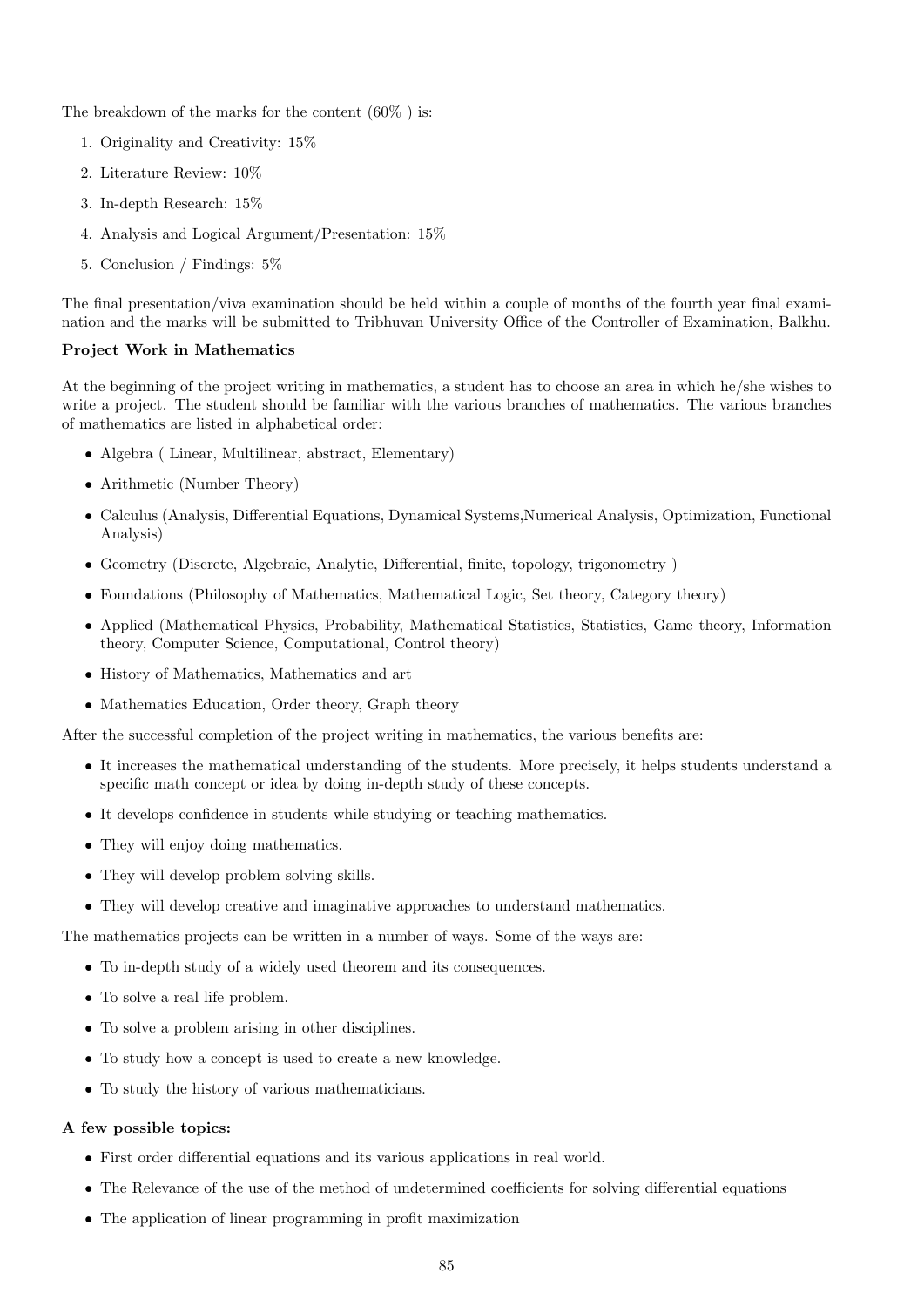The breakdown of the marks for the content (60% ) is:

1. Originality and Creativity: 15%
2. Literature Review: 10%
3. In-depth Research: 15%
4. Analysis and Logical Argument/Presentation: 15%
5. Conclusion / Findings: 5%

The final presentation/viva examination should be held within a couple of months of the fourth year final examination and the marks will be submitted to Tribhuvan University Office of the Controller of Examination, Balkhu.

**Project Work in Mathematics**

At the beginning of the project writing in mathematics, a student has to choose an area in which he/she wishes to write a project. The student should be familiar with the various branches of mathematics. The various branches of mathematics are listed in alphabetical order:

- Algebra ( Linear, Multilinear, abstract, Elementary)
- Arithmetic (Number Theory)
- Calculus (Analysis, Differential Equations, Dynamical Systems,Numerical Analysis, Optimization, Functional Analysis)
- Geometry (Discrete, Algebraic, Analytic, Differential, finite, topology, trigonometry )
- Foundations (Philosophy of Mathematics, Mathematical Logic, Set theory, Category theory)
- Applied (Mathematical Physics, Probability, Mathematical Statistics, Statistics, Game theory, Information theory, Computer Science, Computational, Control theory)
- History of Mathematics, Mathematics and art
- Mathematics Education, Order theory, Graph theory

After the successful completion of the project writing in mathematics, the various benefits are:

- It increases the mathematical understanding of the students. More precisely, it helps students understand a specific math concept or idea by doing in-depth study of these concepts.
- It develops confidence in students while studying or teaching mathematics.
- They will enjoy doing mathematics.
- They will develop problem solving skills.
- They will develop creative and imaginative approaches to understand mathematics.

The mathematics projects can be written in a number of ways. Some of the ways are:

- To in-depth study of a widely used theorem and its consequences.
- To solve a real life problem.
- To solve a problem arising in other disciplines.
- To study how a concept is used to create a new knowledge.
- To study the history of various mathematicians.

**A few possible topics:**

- First order differential equations and its various applications in real world.
- The Relevance of the use of the method of undetermined coefficients for solving differential equations
- The application of linear programming in profit maximization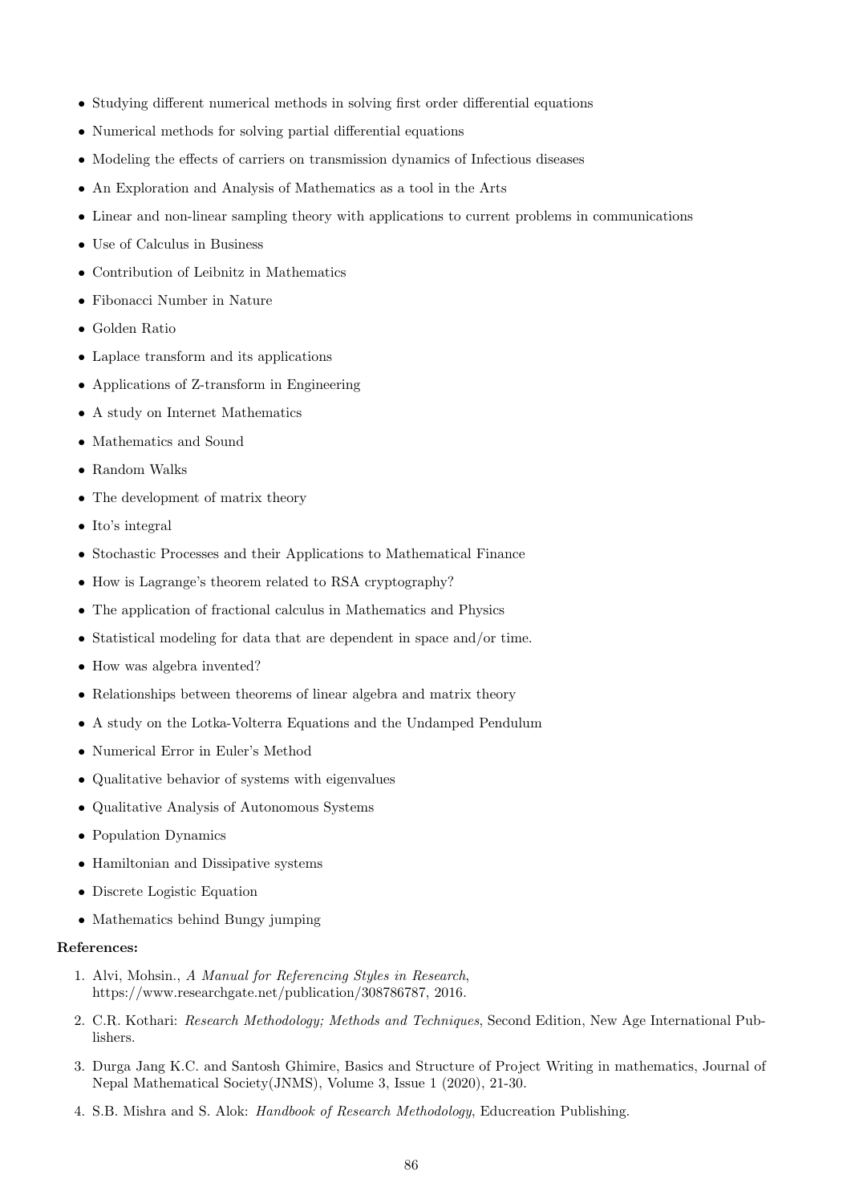- Studying different numerical methods in solving first order differential equations
- Numerical methods for solving partial differential equations
- Modeling the effects of carriers on transmission dynamics of Infectious diseases
- An Exploration and Analysis of Mathematics as a tool in the Arts
- Linear and non-linear sampling theory with applications to current problems in communications
- Use of Calculus in Business
- Contribution of Leibnitz in Mathematics
- Fibonacci Number in Nature
- Golden Ratio
- Laplace transform and its applications
- Applications of Z-transform in Engineering
- A study on Internet Mathematics
- Mathematics and Sound
- Random Walks
- The development of matrix theory
- Ito's integral
- Stochastic Processes and their Applications to Mathematical Finance
- How is Lagrange's theorem related to RSA cryptography?
- The application of fractional calculus in Mathematics and Physics
- Statistical modeling for data that are dependent in space and/or time.
- How was algebra invented?
- Relationships between theorems of linear algebra and matrix theory
- A study on the Lotka-Volterra Equations and the Undamped Pendulum
- Numerical Error in Euler's Method
- Qualitative behavior of systems with eigenvalues
- Qualitative Analysis of Autonomous Systems
- Population Dynamics
- Hamiltonian and Dissipative systems
- Discrete Logistic Equation
- Mathematics behind Bungy jumping

**References:**

1. Alvi, Mohsin., *A Manual for Referencing Styles in Research*, https://www.researchgate.net/publication/308786787, 2016.
2. C.R. Kothari: *Research Methodology; Methods and Techniques*, Second Edition, New Age International Publishers.
3. Durga Jang K.C. and Santosh Ghimire, Basics and Structure of Project Writing in mathematics, Journal of Nepal Mathematical Society(JNMS), Volume 3, Issue 1 (2020), 21-30.
4. S.B. Mishra and S. Alok: *Handbook of Research Methodology*, Educreation Publishing.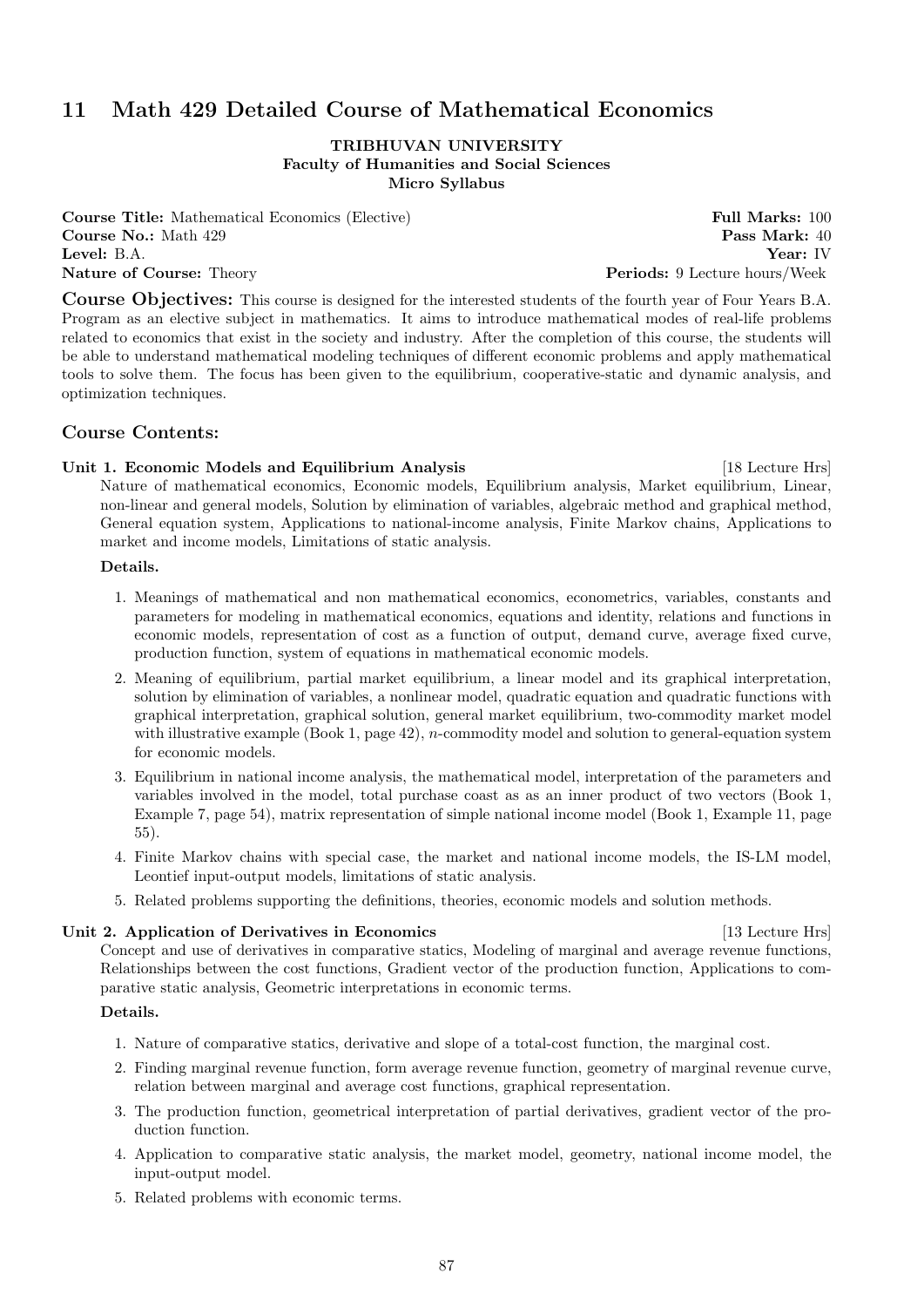# 11 Math 429 Detailed Course of Mathematical Economics

**TRIBHUVAN UNIVERSITY**
**Faculty of Humanities and Social Sciences**
**Micro Syllabus**

**Course Title:** Mathematical Economics (Elective) **Full Marks:** 100
**Course No.:** Math 429 **Pass Mark:** 40
**Level:** B.A. **Year:** IV
**Nature of Course:** Theory **Periods:** 9 Lecture hours/Week

**Course Objectives:** This course is designed for the interested students of the fourth year of Four Years B.A. Program as an elective subject in mathematics. It aims to introduce mathematical modes of real-life problems related to economics that exist in the society and industry. After the completion of this course, the students will be able to understand mathematical modeling techniques of different economic problems and apply mathematical tools to solve them. The focus has been given to the equilibrium, cooperative-static and dynamic analysis, and optimization techniques.

## Course Contents:

**Unit 1. Economic Models and Equilibrium Analysis** [18 Lecture Hrs]

Nature of mathematical economics, Economic models, Equilibrium analysis, Market equilibrium, Linear, non-linear and general models, Solution by elimination of variables, algebraic method and graphical method, General equation system, Applications to national-income analysis, Finite Markov chains, Applications to market and income models, Limitations of static analysis.

**Details.**

1. Meanings of mathematical and non mathematical economics, econometrics, variables, constants and parameters for modeling in mathematical economics, equations and identity, relations and functions in economic models, representation of cost as a function of output, demand curve, average fixed curve, production function, system of equations in mathematical economic models.
2. Meaning of equilibrium, partial market equilibrium, a linear model and its graphical interpretation, solution by elimination of variables, a nonlinear model, quadratic equation and quadratic functions with graphical interpretation, graphical solution, general market equilibrium, two-commodity market model with illustrative example (Book 1, page 42), $n$-commodity model and solution to general-equation system for economic models.
3. Equilibrium in national income analysis, the mathematical model, interpretation of the parameters and variables involved in the model, total purchase coast as as an inner product of two vectors (Book 1, Example 7, page 54), matrix representation of simple national income model (Book 1, Example 11, page 55).
4. Finite Markov chains with special case, the market and national income models, the IS-LM model, Leontief input-output models, limitations of static analysis.
5. Related problems supporting the definitions, theories, economic models and solution methods.

**Unit 2. Application of Derivatives in Economics** [13 Lecture Hrs]

Concept and use of derivatives in comparative statics, Modeling of marginal and average revenue functions, Relationships between the cost functions, Gradient vector of the production function, Applications to comparative static analysis, Geometric interpretations in economic terms.

**Details.**

1. Nature of comparative statics, derivative and slope of a total-cost function, the marginal cost.
2. Finding marginal revenue function, form average revenue function, geometry of marginal revenue curve, relation between marginal and average cost functions, graphical representation.
3. The production function, geometrical interpretation of partial derivatives, gradient vector of the production function.
4. Application to comparative static analysis, the market model, geometry, national income model, the input-output model.
5. Related problems with economic terms.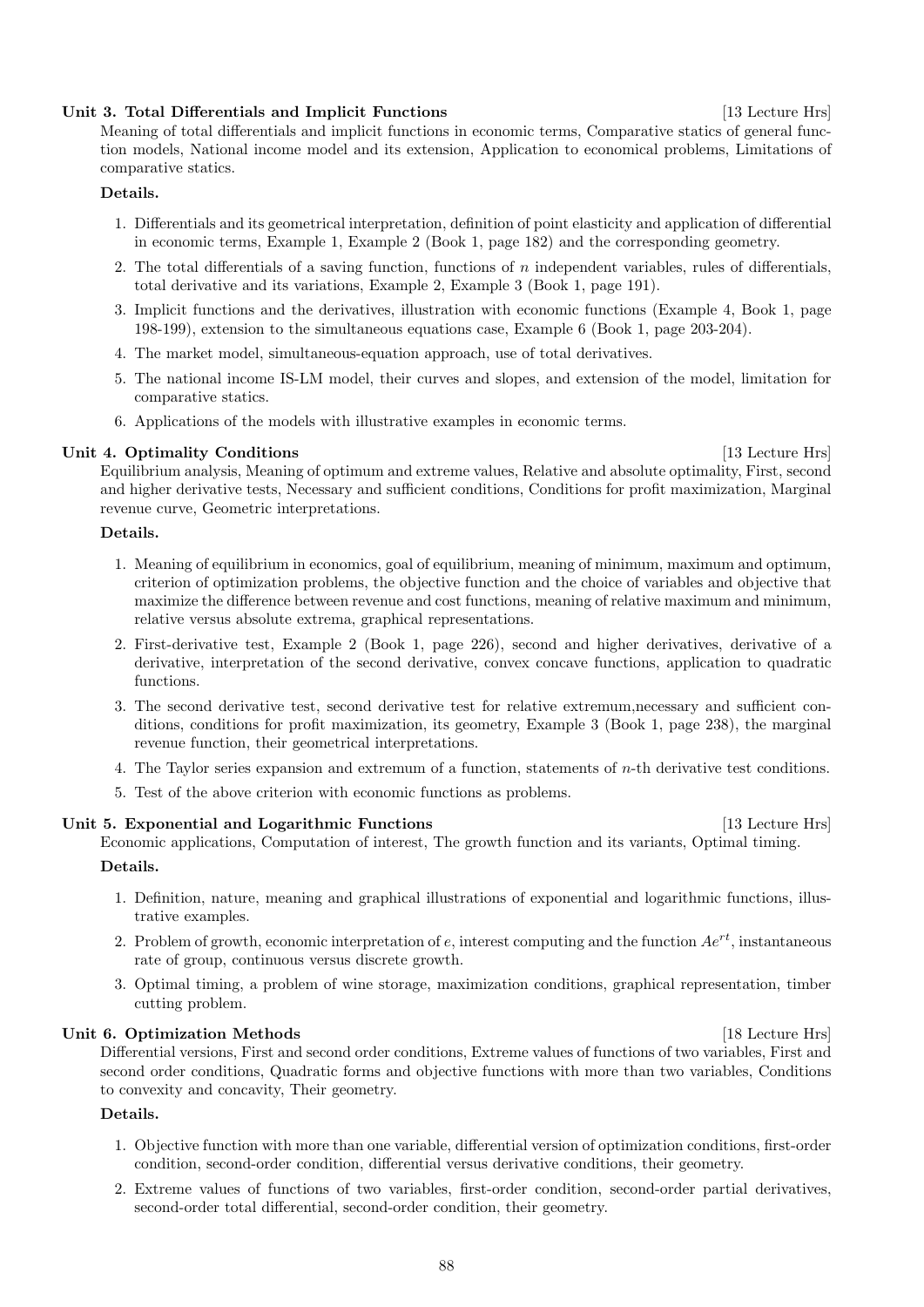**Unit 3. Total Differentials and Implicit Functions** [13 Lecture Hrs]

Meaning of total differentials and implicit functions in economic terms, Comparative statics of general function models, National income model and its extension, Application to economical problems, Limitations of comparative statics.

**Details.**

1. Differentials and its geometrical interpretation, definition of point elasticity and application of differential in economic terms, Example 1, Example 2 (Book 1, page 182) and the corresponding geometry.
2. The total differentials of a saving function, functions of $n$ independent variables, rules of differentials, total derivative and its variations, Example 2, Example 3 (Book 1, page 191).
3. Implicit functions and the derivatives, illustration with economic functions (Example 4, Book 1, page 198-199), extension to the simultaneous equations case, Example 6 (Book 1, page 203-204).
4. The market model, simultaneous-equation approach, use of total derivatives.
5. The national income IS-LM model, their curves and slopes, and extension of the model, limitation for comparative statics.
6. Applications of the models with illustrative examples in economic terms.

**Unit 4. Optimality Conditions** [13 Lecture Hrs]

Equilibrium analysis, Meaning of optimum and extreme values, Relative and absolute optimality, First, second and higher derivative tests, Necessary and sufficient conditions, Conditions for profit maximization, Marginal revenue curve, Geometric interpretations.

**Details.**

1. Meaning of equilibrium in economics, goal of equilibrium, meaning of minimum, maximum and optimum, criterion of optimization problems, the objective function and the choice of variables and objective that maximize the difference between revenue and cost functions, meaning of relative maximum and minimum, relative versus absolute extrema, graphical representations.
2. First-derivative test, Example 2 (Book 1, page 226), second and higher derivatives, derivative of a derivative, interpretation of the second derivative, convex concave functions, application to quadratic functions.
3. The second derivative test, second derivative test for relative extremum,necessary and sufficient conditions, conditions for profit maximization, its geometry, Example 3 (Book 1, page 238), the marginal revenue function, their geometrical interpretations.
4. The Taylor series expansion and extremum of a function, statements of $n$-th derivative test conditions.
5. Test of the above criterion with economic functions as problems.

**Unit 5. Exponential and Logarithmic Functions** [13 Lecture Hrs]

Economic applications, Computation of interest, The growth function and its variants, Optimal timing.

**Details.**

1. Definition, nature, meaning and graphical illustrations of exponential and logarithmic functions, illustrative examples.
2. Problem of growth, economic interpretation of $e$, interest computing and the function $Ae^{rt}$, instantaneous rate of group, continuous versus discrete growth.
3. Optimal timing, a problem of wine storage, maximization conditions, graphical representation, timber cutting problem.

**Unit 6. Optimization Methods** [18 Lecture Hrs]

Differential versions, First and second order conditions, Extreme values of functions of two variables, First and second order conditions, Quadratic forms and objective functions with more than two variables, Conditions to convexity and concavity, Their geometry.

**Details.**

1. Objective function with more than one variable, differential version of optimization conditions, first-order condition, second-order condition, differential versus derivative conditions, their geometry.
2. Extreme values of functions of two variables, first-order condition, second-order partial derivatives, second-order total differential, second-order condition, their geometry.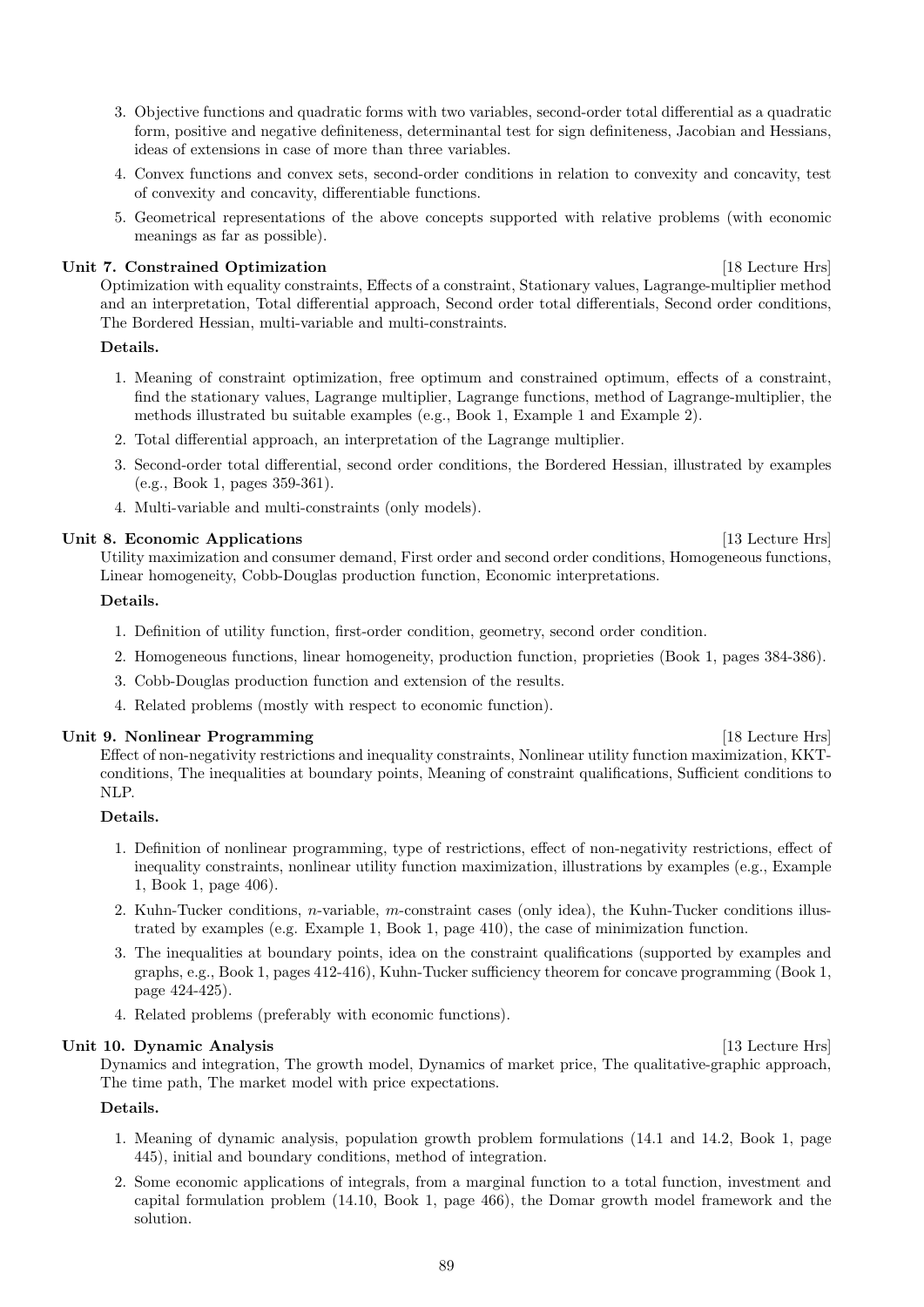3. Objective functions and quadratic forms with two variables, second-order total differential as a quadratic form, positive and negative definiteness, determinantal test for sign definiteness, Jacobian and Hessians, ideas of extensions in case of more than three variables.
4. Convex functions and convex sets, second-order conditions in relation to convexity and concavity, test of convexity and concavity, differentiable functions.
5. Geometrical representations of the above concepts supported with relative problems (with economic meanings as far as possible).

**Unit 7. Constrained Optimization** [18 Lecture Hrs]

Optimization with equality constraints, Effects of a constraint, Stationary values, Lagrange-multiplier method and an interpretation, Total differential approach, Second order total differentials, Second order conditions, The Bordered Hessian, multi-variable and multi-constraints.

**Details.**

1. Meaning of constraint optimization, free optimum and constrained optimum, effects of a constraint, find the stationary values, Lagrange multiplier, Lagrange functions, method of Lagrange-multiplier, the methods illustrated bu suitable examples (e.g., Book 1, Example 1 and Example 2).
2. Total differential approach, an interpretation of the Lagrange multiplier.
3. Second-order total differential, second order conditions, the Bordered Hessian, illustrated by examples (e.g., Book 1, pages 359-361).
4. Multi-variable and multi-constraints (only models).

**Unit 8. Economic Applications** [13 Lecture Hrs]

Utility maximization and consumer demand, First order and second order conditions, Homogeneous functions, Linear homogeneity, Cobb-Douglas production function, Economic interpretations.

**Details.**

1. Definition of utility function, first-order condition, geometry, second order condition.
2. Homogeneous functions, linear homogeneity, production function, proprieties (Book 1, pages 384-386).
3. Cobb-Douglas production function and extension of the results.
4. Related problems (mostly with respect to economic function).

**Unit 9. Nonlinear Programming** [18 Lecture Hrs]

Effect of non-negativity restrictions and inequality constraints, Nonlinear utility function maximization, KKT-conditions, The inequalities at boundary points, Meaning of constraint qualifications, Sufficient conditions to NLP.

**Details.**

1. Definition of nonlinear programming, type of restrictions, effect of non-negativity restrictions, effect of inequality constraints, nonlinear utility function maximization, illustrations by examples (e.g., Example 1, Book 1, page 406).
2. Kuhn-Tucker conditions, $n$-variable, $m$-constraint cases (only idea), the Kuhn-Tucker conditions illustrated by examples (e.g. Example 1, Book 1, page 410), the case of minimization function.
3. The inequalities at boundary points, idea on the constraint qualifications (supported by examples and graphs, e.g., Book 1, pages 412-416), Kuhn-Tucker sufficiency theorem for concave programming (Book 1, page 424-425).
4. Related problems (preferably with economic functions).

**Unit 10. Dynamic Analysis** [13 Lecture Hrs]

Dynamics and integration, The growth model, Dynamics of market price, The qualitative-graphic approach, The time path, The market model with price expectations.

**Details.**

1. Meaning of dynamic analysis, population growth problem formulations (14.1 and 14.2, Book 1, page 445), initial and boundary conditions, method of integration.
2. Some economic applications of integrals, from a marginal function to a total function, investment and capital formulation problem (14.10, Book 1, page 466), the Domar growth model framework and the solution.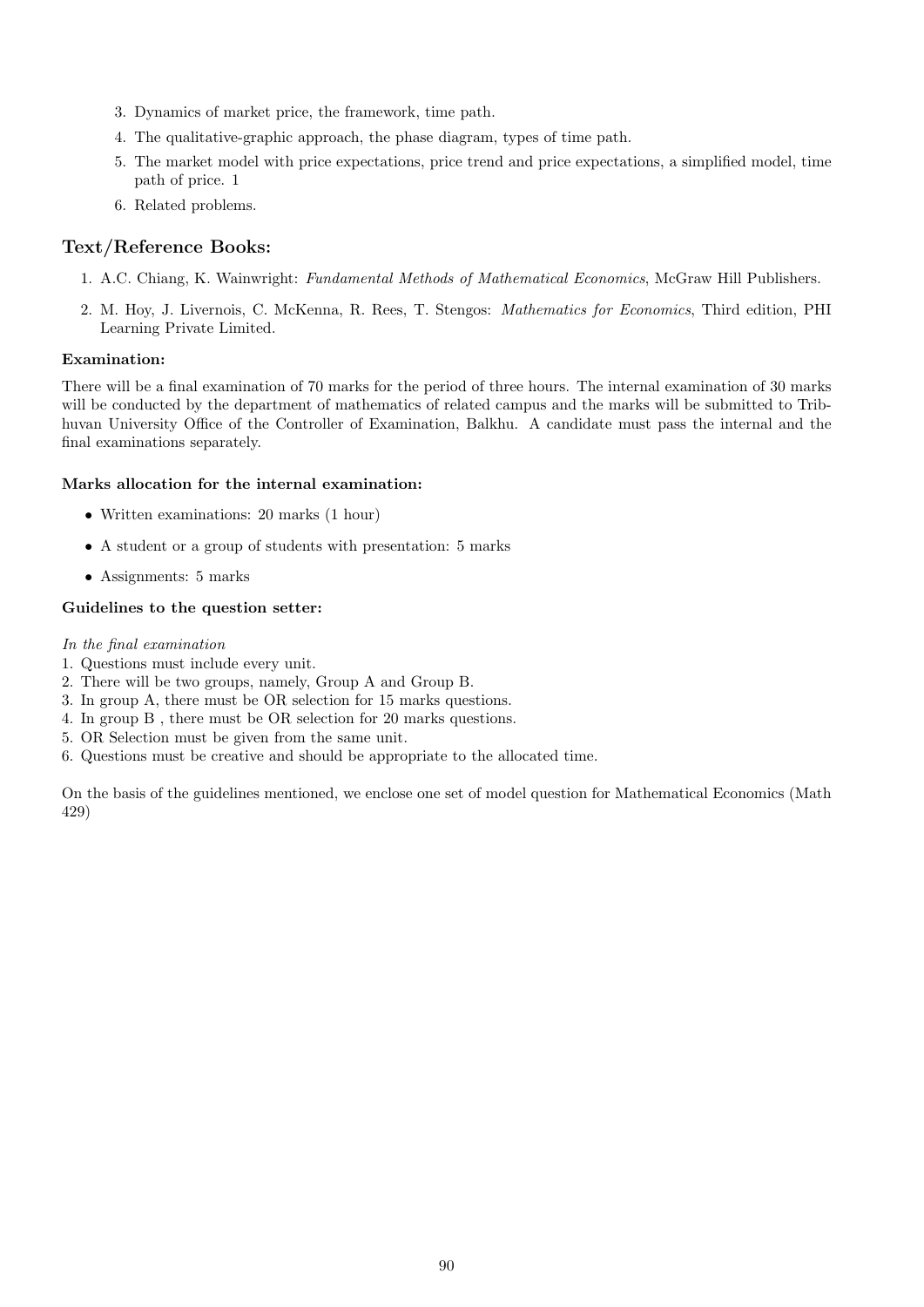3. Dynamics of market price, the framework, time path.
4. The qualitative-graphic approach, the phase diagram, types of time path.
5. The market model with price expectations, price trend and price expectations, a simplified model, time path of price. 1
6. Related problems.

## Text/Reference Books:

1. A.C. Chiang, K. Wainwright: *Fundamental Methods of Mathematical Economics*, McGraw Hill Publishers.
2. M. Hoy, J. Livernois, C. McKenna, R. Rees, T. Stengos: *Mathematics for Economics*, Third edition, PHI Learning Private Limited.

**Examination:**

There will be a final examination of 70 marks for the period of three hours. The internal examination of 30 marks will be conducted by the department of mathematics of related campus and the marks will be submitted to Tribhuvan University Office of the Controller of Examination, Balkhu. A candidate must pass the internal and the final examinations separately.

**Marks allocation for the internal examination:**

- Written examinations: 20 marks (1 hour)
- A student or a group of students with presentation: 5 marks
- Assignments: 5 marks

**Guidelines to the question setter:**

*In the final examination*

1. Questions must include every unit.
2. There will be two groups, namely, Group A and Group B.
3. In group A, there must be OR selection for 15 marks questions.
4. In group B , there must be OR selection for 20 marks questions.
5. OR Selection must be given from the same unit.
6. Questions must be creative and should be appropriate to the allocated time.

On the basis of the guidelines mentioned, we enclose one set of model question for Mathematical Economics (Math 429)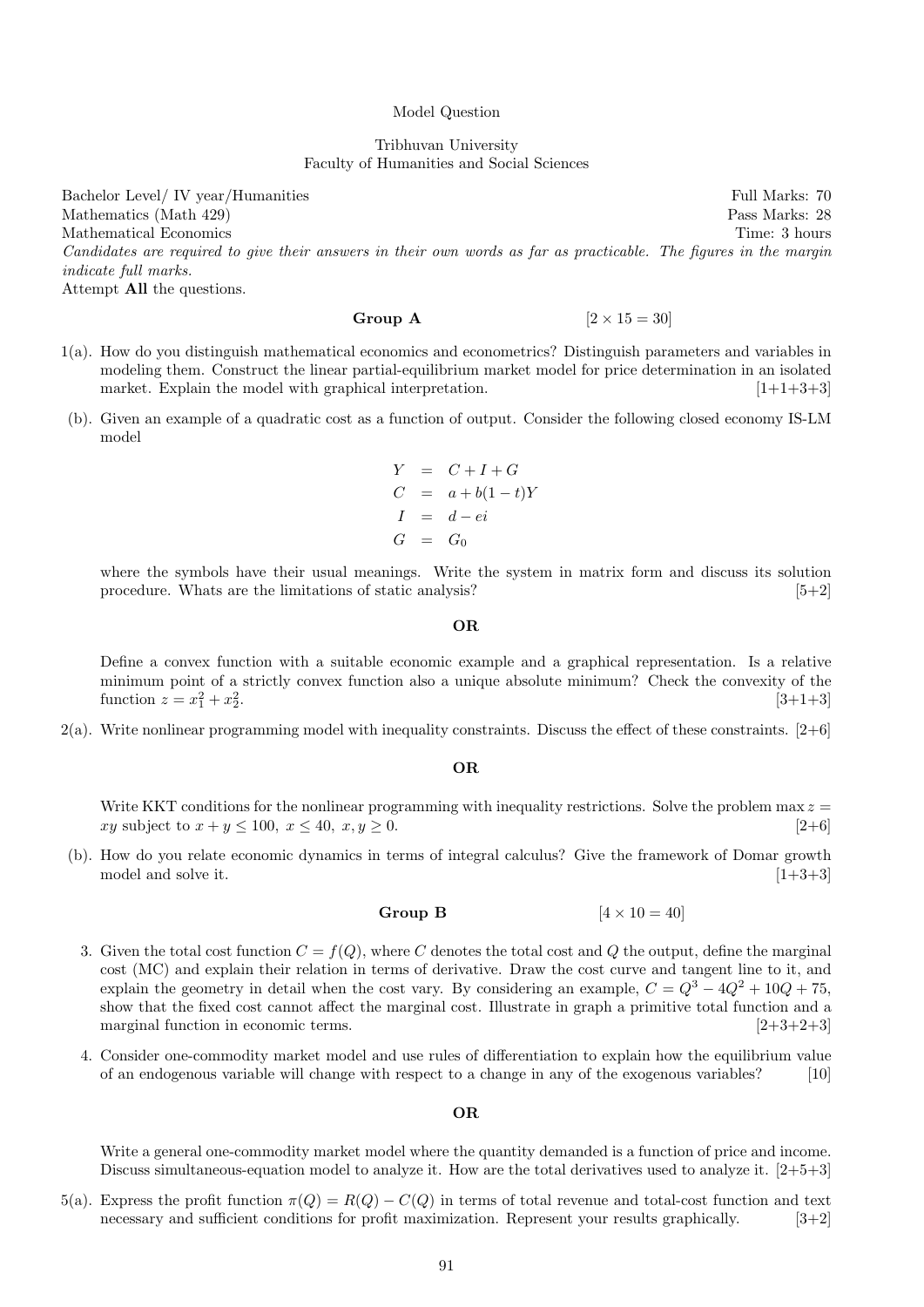Model Question

Tribhuvan University
Faculty of Humanities and Social Sciences

Bachelor Level/ IV year/Humanities — Full Marks: 70
Mathematics (Math 429) — Pass Marks: 28
Mathematical Economics — Time: 3 hours

*Candidates are required to give their answers in their own words as far as practicable. The figures in the margin indicate full marks.*

Attempt **All** the questions.

**Group A** $[2 \times 15 = 30]$

1(a). How do you distinguish mathematical economics and econometrics? Distinguish parameters and variables in modeling them. Construct the linear partial-equilibrium market model for price determination in an isolated market. Explain the model with graphical interpretation. [1+1+3+3]

(b). Given an example of a quadratic cost as a function of output. Consider the following closed economy IS-LM model

$$
\begin{aligned}
Y &= C + I + G \\
C &= a + b(1-t)Y \\
I &= d - ei \\
G &= G_0
\end{aligned}
$$

where the symbols have their usual meanings. Write the system in matrix form and discuss its solution procedure. Whats are the limitations of static analysis? [5+2]

**OR**

Define a convex function with a suitable economic example and a graphical representation. Is a relative minimum point of a strictly convex function also a unique absolute minimum? Check the convexity of the function $z = x_1^2 + x_2^2$. [3+1+3]

2(a). Write nonlinear programming model with inequality constraints. Discuss the effect of these constraints. [2+6]

**OR**

Write KKT conditions for the nonlinear programming with inequality restrictions. Solve the problem $\max z = xy$ subject to $x + y \leq 100,\ x \leq 40,\ x, y \geq 0$. [2+6]

(b). How do you relate economic dynamics in terms of integral calculus? Give the framework of Domar growth model and solve it. [1+3+3]

**Group B** $[4 \times 10 = 40]$

3. Given the total cost function $C = f(Q)$, where $C$ denotes the total cost and $Q$ the output, define the marginal cost (MC) and explain their relation in terms of derivative. Draw the cost curve and tangent line to it, and explain the geometry in detail when the cost vary. By considering an example, $C = Q^3 - 4Q^2 + 10Q + 75$, show that the fixed cost cannot affect the marginal cost. Illustrate in graph a primitive total function and a marginal function in economic terms. [2+3+2+3]

4. Consider one-commodity market model and use rules of differentiation to explain how the equilibrium value of an endogenous variable will change with respect to a change in any of the exogenous variables? [10]

**OR**

Write a general one-commodity market model where the quantity demanded is a function of price and income. Discuss simultaneous-equation model to analyze it. How are the total derivatives used to analyze it. [2+5+3]

5(a). Express the profit function $\pi(Q) = R(Q) - C(Q)$ in terms of total revenue and total-cost function and text necessary and sufficient conditions for profit maximization. Represent your results graphically. [3+2]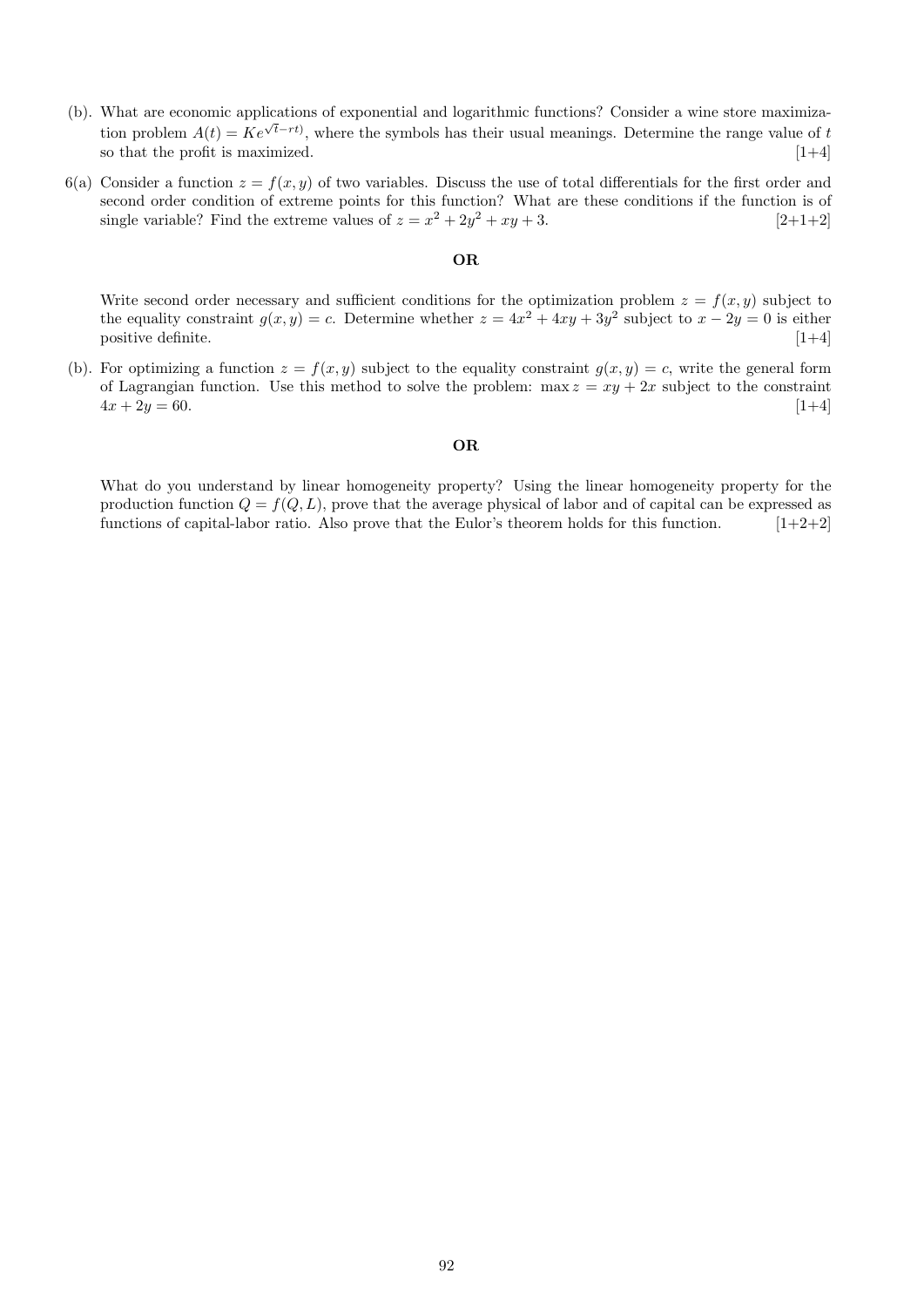(b). What are economic applications of exponential and logarithmic functions? Consider a wine store maximization problem $A(t) = Ke^{\sqrt{t}-rt)}$, where the symbols has their usual meanings. Determine the range value of $t$ so that the profit is maximized. [1+4]

6(a) Consider a function $z = f(x, y)$ of two variables. Discuss the use of total differentials for the first order and second order condition of extreme points for this function? What are these conditions if the function is of single variable? Find the extreme values of $z = x^2 + 2y^2 + xy + 3$. [2+1+2]

**OR**

Write second order necessary and sufficient conditions for the optimization problem $z = f(x, y)$ subject to the equality constraint $g(x, y) = c$. Determine whether $z = 4x^2 + 4xy + 3y^2$ subject to $x - 2y = 0$ is either positive definite. [1+4]

(b). For optimizing a function $z = f(x, y)$ subject to the equality constraint $g(x, y) = c$, write the general form of Lagrangian function. Use this method to solve the problem: $\max z = xy + 2x$ subject to the constraint $4x + 2y = 60$. [1+4]

**OR**

What do you understand by linear homogeneity property? Using the linear homogeneity property for the production function $Q = f(Q, L)$, prove that the average physical of labor and of capital can be expressed as functions of capital-labor ratio. Also prove that the Eulor's theorem holds for this function. [1+2+2]